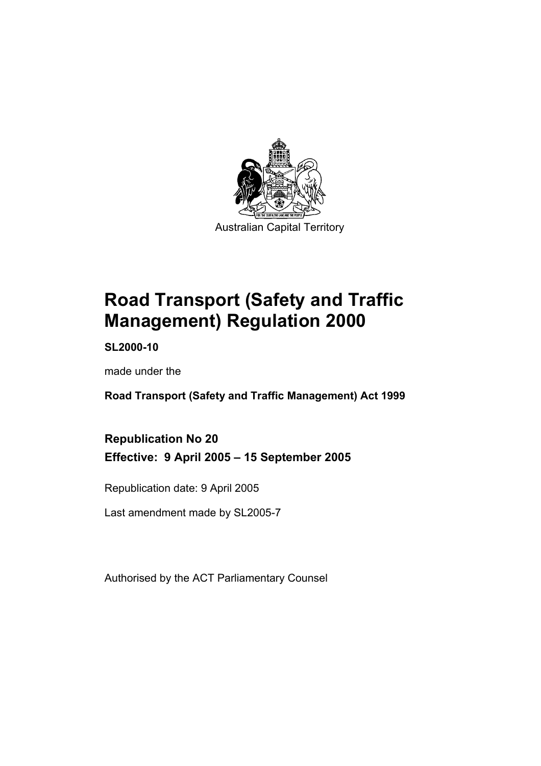Australian Capital Territory

# Road Transport (Safety and Traffic Management) Regulation 2000

**SL2000-10**

made under the

**Road Transport (Safety and Traffic Management) Act 1999**

## Republication No 20

## Effective: 9 April 2005 – 15 September 2005

Republication date: 9 April 2005

Last amendment made by SL2005-7

Authorised by the ACT Parliamentary Counsel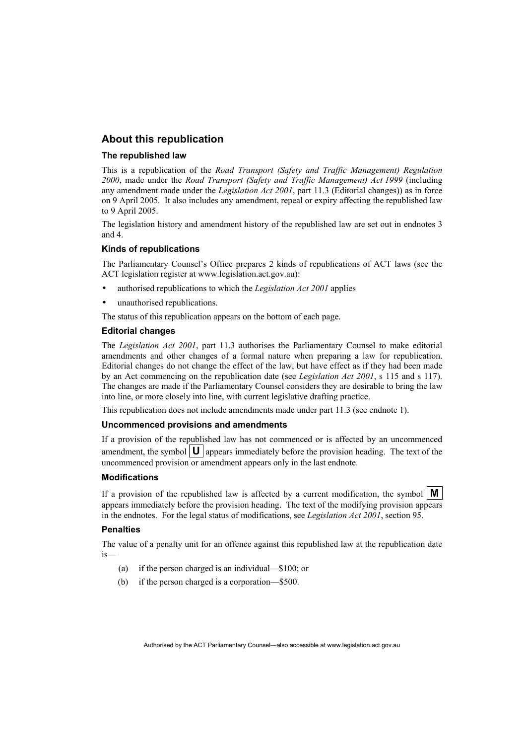## About this republication

### The republished law

This is a republication of the *Road Transport (Safety and Traffic Management) Regulation 2000*, made under the *Road Transport (Safety and Traffic Management) Act 1999* (including any amendment made under the *Legislation Act 2001*, part 11.3 (Editorial changes)) as in force on 9 April 2005. It also includes any amendment, repeal or expiry affecting the republished law to 9 April 2005.

The legislation history and amendment history of the republished law are set out in endnotes 3 and 4.

### Kinds of republications

The Parliamentary Counsel's Office prepares 2 kinds of republications of ACT laws (see the ACT legislation register at www.legislation.act.gov.au):

- authorised republications to which the *Legislation Act 2001* applies
- unauthorised republications.

The status of this republication appears on the bottom of each page.

### Editorial changes

The *Legislation Act 2001*, part 11.3 authorises the Parliamentary Counsel to make editorial amendments and other changes of a formal nature when preparing a law for republication. Editorial changes do not change the effect of the law, but have effect as if they had been made by an Act commencing on the republication date (see *Legislation Act 2001*, s 115 and s 117). The changes are made if the Parliamentary Counsel considers they are desirable to bring the law into line, or more closely into line, with current legislative drafting practice.

This republication does not include amendments made under part 11.3 (see endnote 1).

### Uncommenced provisions and amendments

If a provision of the republished law has not commenced or is affected by an uncommenced amendment, the symbol **U** appears immediately before the provision heading. The text of the uncommenced provision or amendment appears only in the last endnote.

### Modifications

If a provision of the republished law is affected by a current modification, the symbol **M** appears immediately before the provision heading. The text of the modifying provision appears in the endnotes. For the legal status of modifications, see *Legislation Act 2001*, section 95.

### Penalties

The value of a penalty unit for an offence against this republished law at the republication date is—

(a) if the person charged is an individual—$100; or

(b) if the person charged is a corporation—$500.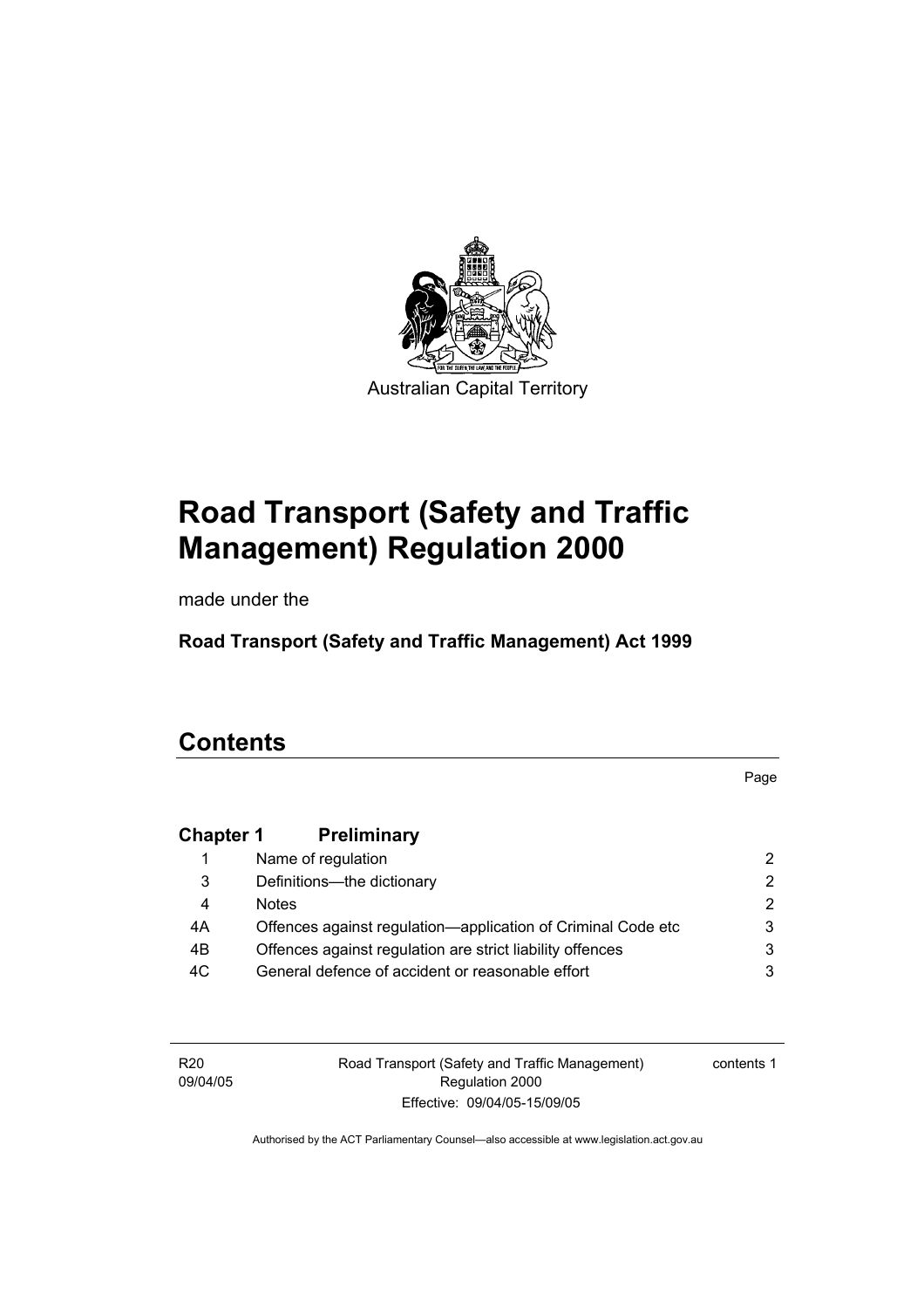Australian Capital Territory

# Road Transport (Safety and Traffic Management) Regulation 2000

made under the

**Road Transport (Safety and Traffic Management) Act 1999**

# Contents

| | | Page |
|---|---|---|
| **Chapter 1** | **Preliminary** | |
| 1 | Name of regulation | 2 |
| 3 | Definitions—the dictionary | 2 |
| 4 | Notes | 2 |
| 4A | Offences against regulation—application of Criminal Code etc | 3 |
| 4B | Offences against regulation are strict liability offences | 3 |
| 4C | General defence of accident or reasonable effort | 3 |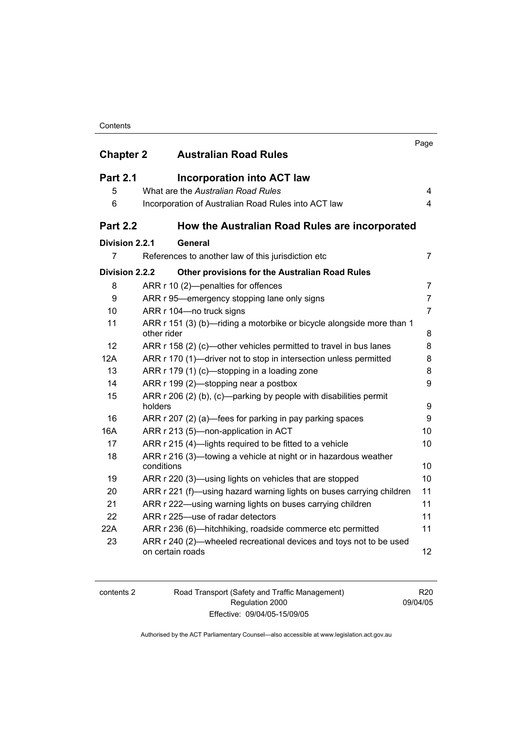| | | Page |
|---|---|---|
| **Chapter 2** | **Australian Road Rules** | |
| **Part 2.1** | **Incorporation into ACT law** | |
| 5 | What are the *Australian Road Rules* | 4 |
| 6 | Incorporation of Australian Road Rules into ACT law | 4 |
| **Part 2.2** | **How the Australian Road Rules are incorporated** | |
| **Division 2.2.1** | **General** | |
| 7 | References to another law of this jurisdiction etc | 7 |
| **Division 2.2.2** | **Other provisions for the Australian Road Rules** | |
| 8 | ARR r 10 (2)—penalties for offences | 7 |
| 9 | ARR r 95—emergency stopping lane only signs | 7 |
| 10 | ARR r 104—no truck signs | 7 |
| 11 | ARR r 151 (3) (b)—riding a motorbike or bicycle alongside more than 1 other rider | 8 |
| 12 | ARR r 158 (2) (c)—other vehicles permitted to travel in bus lanes | 8 |
| 12A | ARR r 170 (1)—driver not to stop in intersection unless permitted | 8 |
| 13 | ARR r 179 (1) (c)—stopping in a loading zone | 8 |
| 14 | ARR r 199 (2)—stopping near a postbox | 9 |
| 15 | ARR r 206 (2) (b), (c)—parking by people with disabilities permit holders | 9 |
| 16 | ARR r 207 (2) (a)—fees for parking in pay parking spaces | 9 |
| 16A | ARR r 213 (5)—non-application in ACT | 10 |
| 17 | ARR r 215 (4)—lights required to be fitted to a vehicle | 10 |
| 18 | ARR r 216 (3)—towing a vehicle at night or in hazardous weather conditions | 10 |
| 19 | ARR r 220 (3)—using lights on vehicles that are stopped | 10 |
| 20 | ARR r 221 (f)—using hazard warning lights on buses carrying children | 11 |
| 21 | ARR r 222—using warning lights on buses carrying children | 11 |
| 22 | ARR r 225—use of radar detectors | 11 |
| 22A | ARR r 236 (6)—hitchhiking, roadside commerce etc permitted | 11 |
| 23 | ARR r 240 (2)—wheeled recreational devices and toys not to be used on certain roads | 12 |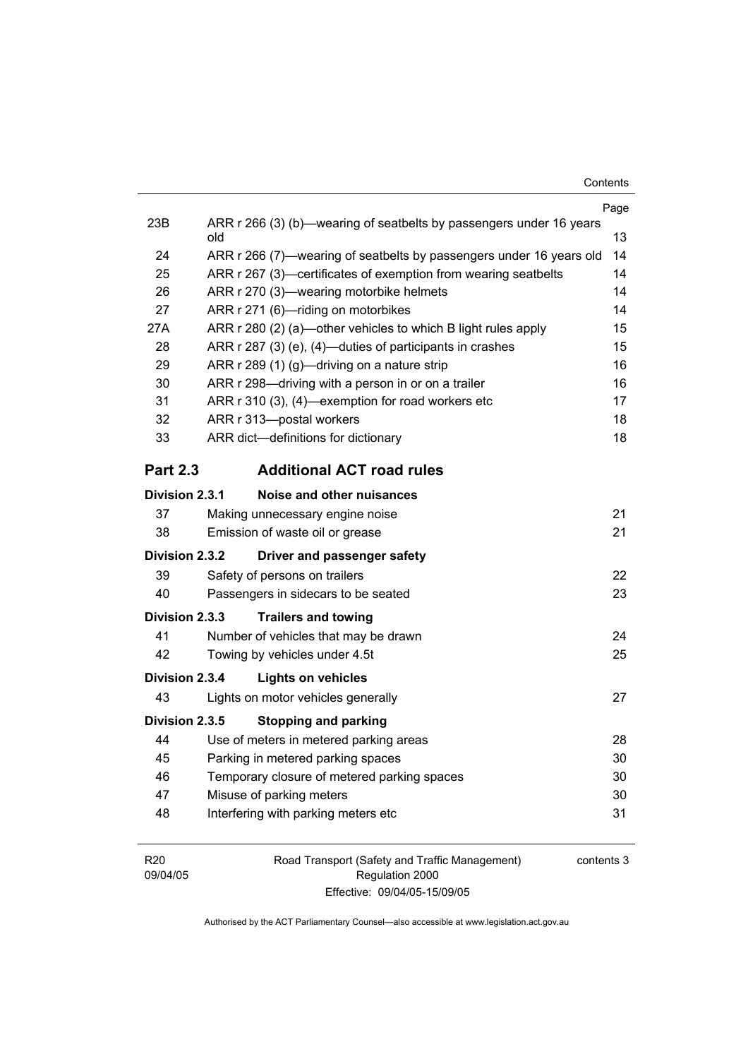| | | Page |
|---|---|---|
| 23B | ARR r 266 (3) (b)—wearing of seatbelts by passengers under 16 years old | 13 |
| 24 | ARR r 266 (7)—wearing of seatbelts by passengers under 16 years old | 14 |
| 25 | ARR r 267 (3)—certificates of exemption from wearing seatbelts | 14 |
| 26 | ARR r 270 (3)—wearing motorbike helmets | 14 |
| 27 | ARR r 271 (6)—riding on motorbikes | 14 |
| 27A | ARR r 280 (2) (a)—other vehicles to which B light rules apply | 15 |
| 28 | ARR r 287 (3) (e), (4)—duties of participants in crashes | 15 |
| 29 | ARR r 289 (1) (g)—driving on a nature strip | 16 |
| 30 | ARR r 298—driving with a person in or on a trailer | 16 |
| 31 | ARR r 310 (3), (4)—exemption for road workers etc | 17 |
| 32 | ARR r 313—postal workers | 18 |
| 33 | ARR dict—definitions for dictionary | 18 |

## Part 2.3 Additional ACT road rules

### Division 2.3.1 Noise and other nuisances

| | | |
|---|---|---|
| 37 | Making unnecessary engine noise | 21 |
| 38 | Emission of waste oil or grease | 21 |

### Division 2.3.2 Driver and passenger safety

| | | |
|---|---|---|
| 39 | Safety of persons on trailers | 22 |
| 40 | Passengers in sidecars to be seated | 23 |

### Division 2.3.3 Trailers and towing

| | | |
|---|---|---|
| 41 | Number of vehicles that may be drawn | 24 |
| 42 | Towing by vehicles under 4.5t | 25 |

### Division 2.3.4 Lights on vehicles

| | | |
|---|---|---|
| 43 | Lights on motor vehicles generally | 27 |

### Division 2.3.5 Stopping and parking

| | | |
|---|---|---|
| 44 | Use of meters in metered parking areas | 28 |
| 45 | Parking in metered parking spaces | 30 |
| 46 | Temporary closure of metered parking spaces | 30 |
| 47 | Misuse of parking meters | 30 |
| 48 | Interfering with parking meters etc | 31 |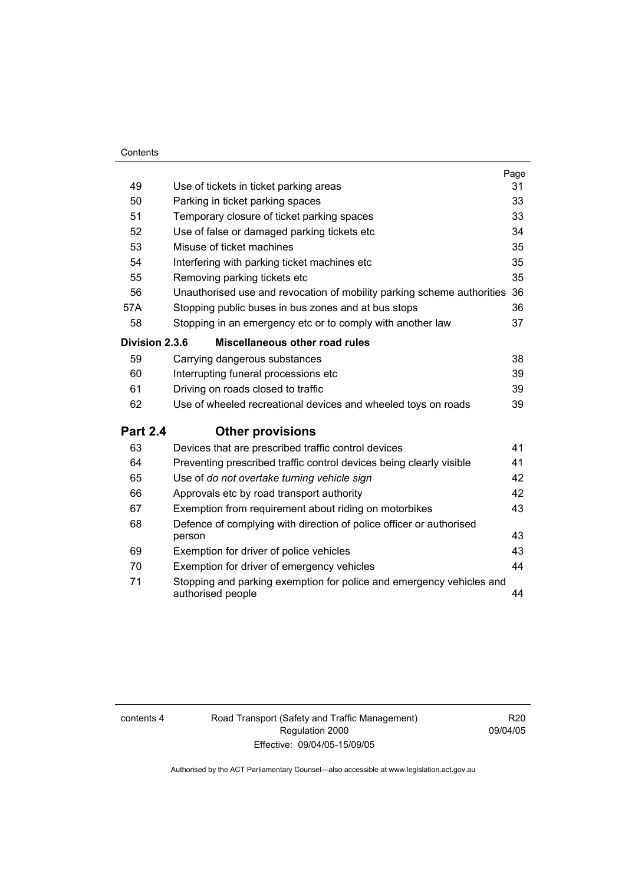| | | Page |
|---|---|---|
| 49 | Use of tickets in ticket parking areas | 31 |
| 50 | Parking in ticket parking spaces | 33 |
| 51 | Temporary closure of ticket parking spaces | 33 |
| 52 | Use of false or damaged parking tickets etc | 34 |
| 53 | Misuse of ticket machines | 35 |
| 54 | Interfering with parking ticket machines etc | 35 |
| 55 | Removing parking tickets etc | 35 |
| 56 | Unauthorised use and revocation of mobility parking scheme authorities | 36 |
| 57A | Stopping public buses in bus zones and at bus stops | 36 |
| 58 | Stopping in an emergency etc or to comply with another law | 37 |
| **Division 2.3.6** | **Miscellaneous other road rules** | |
| 59 | Carrying dangerous substances | 38 |
| 60 | Interrupting funeral processions etc | 39 |
| 61 | Driving on roads closed to traffic | 39 |
| 62 | Use of wheeled recreational devices and wheeled toys on roads | 39 |
| **Part 2.4** | **Other provisions** | |
| 63 | Devices that are prescribed traffic control devices | 41 |
| 64 | Preventing prescribed traffic control devices being clearly visible | 41 |
| 65 | Use of *do not overtake turning vehicle sign* | 42 |
| 66 | Approvals etc by road transport authority | 42 |
| 67 | Exemption from requirement about riding on motorbikes | 43 |
| 68 | Defence of complying with direction of police officer or authorised person | 43 |
| 69 | Exemption for driver of police vehicles | 43 |
| 70 | Exemption for driver of emergency vehicles | 44 |
| 71 | Stopping and parking exemption for police and emergency vehicles and authorised people | 44 |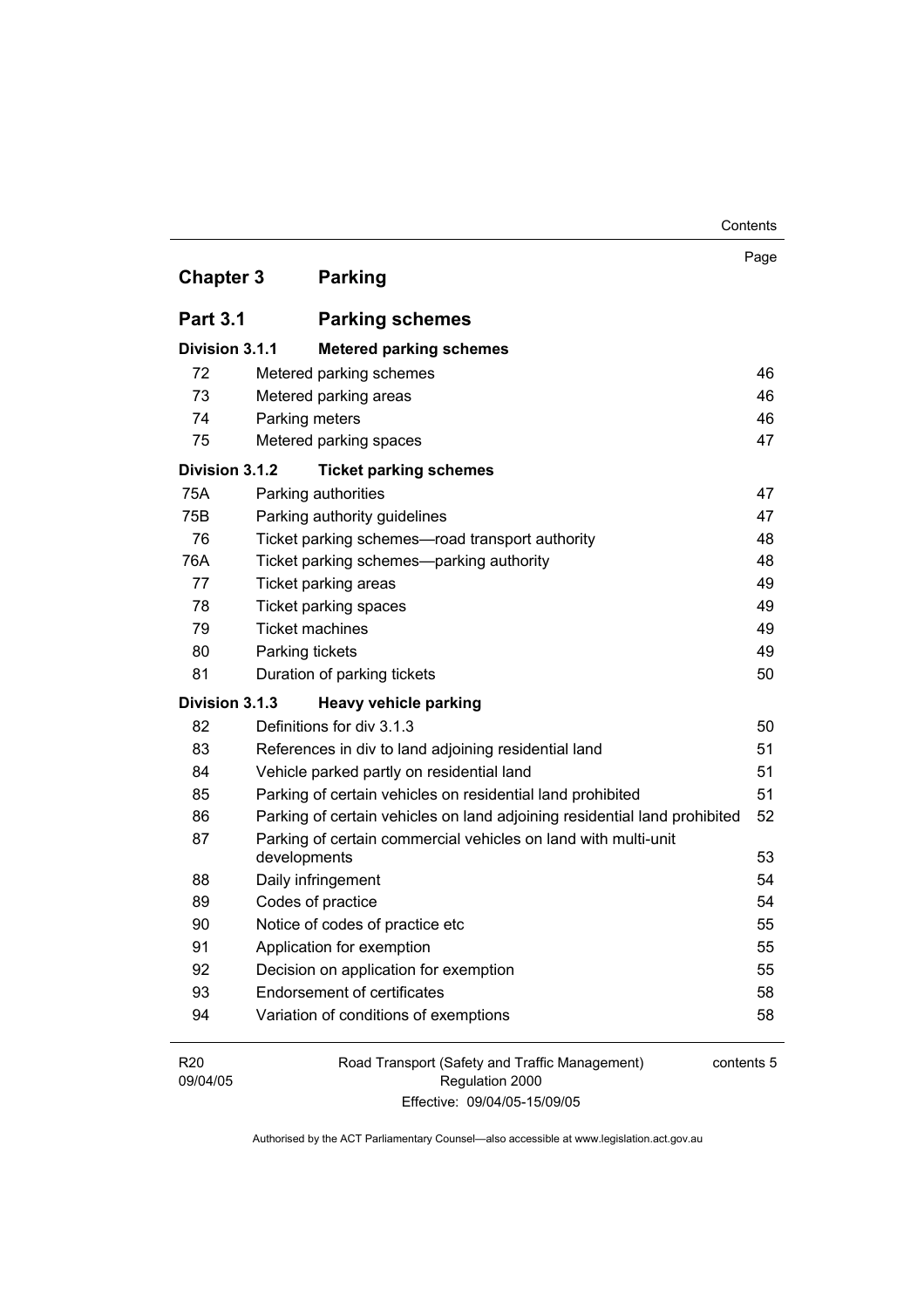## Chapter 3 Parking

### Part 3.1 Parking schemes

| | | Page |
|---|---|---|
| **Division 3.1.1** | **Metered parking schemes** | |
| 72 | Metered parking schemes | 46 |
| 73 | Metered parking areas | 46 |
| 74 | Parking meters | 46 |
| 75 | Metered parking spaces | 47 |
| **Division 3.1.2** | **Ticket parking schemes** | |
| 75A | Parking authorities | 47 |
| 75B | Parking authority guidelines | 47 |
| 76 | Ticket parking schemes—road transport authority | 48 |
| 76A | Ticket parking schemes—parking authority | 48 |
| 77 | Ticket parking areas | 49 |
| 78 | Ticket parking spaces | 49 |
| 79 | Ticket machines | 49 |
| 80 | Parking tickets | 49 |
| 81 | Duration of parking tickets | 50 |
| **Division 3.1.3** | **Heavy vehicle parking** | |
| 82 | Definitions for div 3.1.3 | 50 |
| 83 | References in div to land adjoining residential land | 51 |
| 84 | Vehicle parked partly on residential land | 51 |
| 85 | Parking of certain vehicles on residential land prohibited | 51 |
| 86 | Parking of certain vehicles on land adjoining residential land prohibited | 52 |
| 87 | Parking of certain commercial vehicles on land with multi-unit developments | 53 |
| 88 | Daily infringement | 54 |
| 89 | Codes of practice | 54 |
| 90 | Notice of codes of practice etc | 55 |
| 91 | Application for exemption | 55 |
| 92 | Decision on application for exemption | 55 |
| 93 | Endorsement of certificates | 58 |
| 94 | Variation of conditions of exemptions | 58 |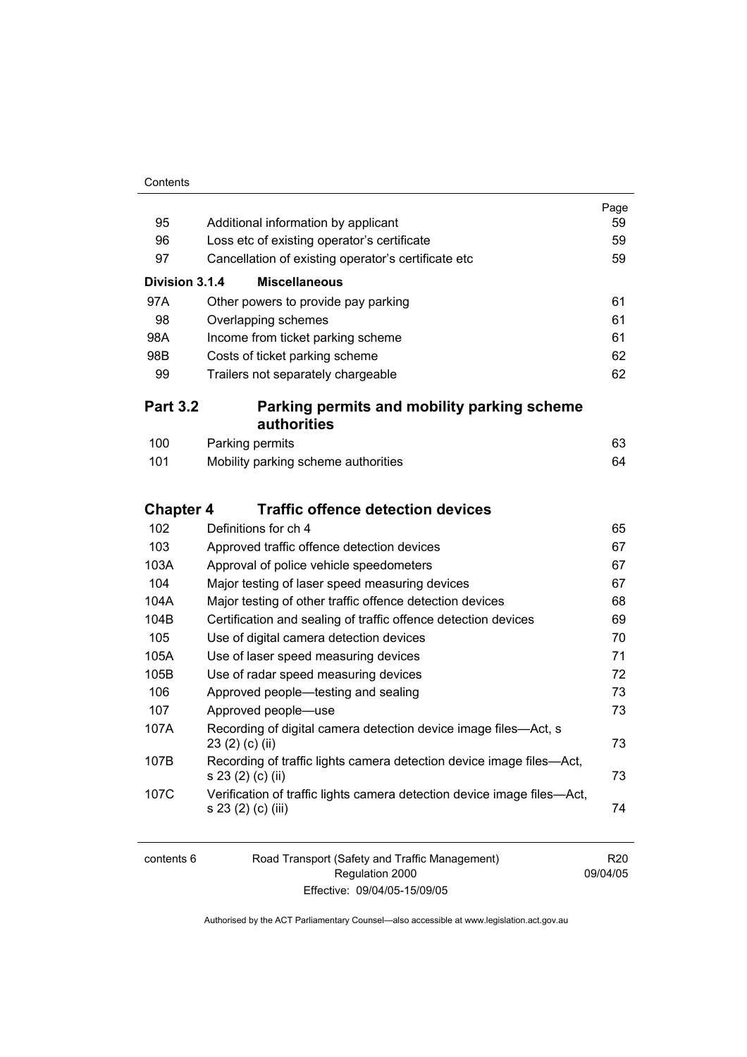| | | Page |
|---|---|---|
| 95 | Additional information by applicant | 59 |
| 96 | Loss etc of existing operator's certificate | 59 |
| 97 | Cancellation of existing operator's certificate etc | 59 |
| **Division 3.1.4** | **Miscellaneous** | |
| 97A | Other powers to provide pay parking | 61 |
| 98 | Overlapping schemes | 61 |
| 98A | Income from ticket parking scheme | 61 |
| 98B | Costs of ticket parking scheme | 62 |
| 99 | Trailers not separately chargeable | 62 |

## Part 3.2 Parking permits and mobility parking scheme authorities

| | | |
|---|---|---|
| 100 | Parking permits | 63 |
| 101 | Mobility parking scheme authorities | 64 |

## Chapter 4 Traffic offence detection devices

| | | |
|---|---|---|
| 102 | Definitions for ch 4 | 65 |
| 103 | Approved traffic offence detection devices | 67 |
| 103A | Approval of police vehicle speedometers | 67 |
| 104 | Major testing of laser speed measuring devices | 67 |
| 104A | Major testing of other traffic offence detection devices | 68 |
| 104B | Certification and sealing of traffic offence detection devices | 69 |
| 105 | Use of digital camera detection devices | 70 |
| 105A | Use of laser speed measuring devices | 71 |
| 105B | Use of radar speed measuring devices | 72 |
| 106 | Approved people—testing and sealing | 73 |
| 107 | Approved people—use | 73 |
| 107A | Recording of digital camera detection device image files—Act, s 23 (2) (c) (ii) | 73 |
| 107B | Recording of traffic lights camera detection device image files—Act, s 23 (2) (c) (ii) | 73 |
| 107C | Verification of traffic lights camera detection device image files—Act, s 23 (2) (c) (iii) | 74 |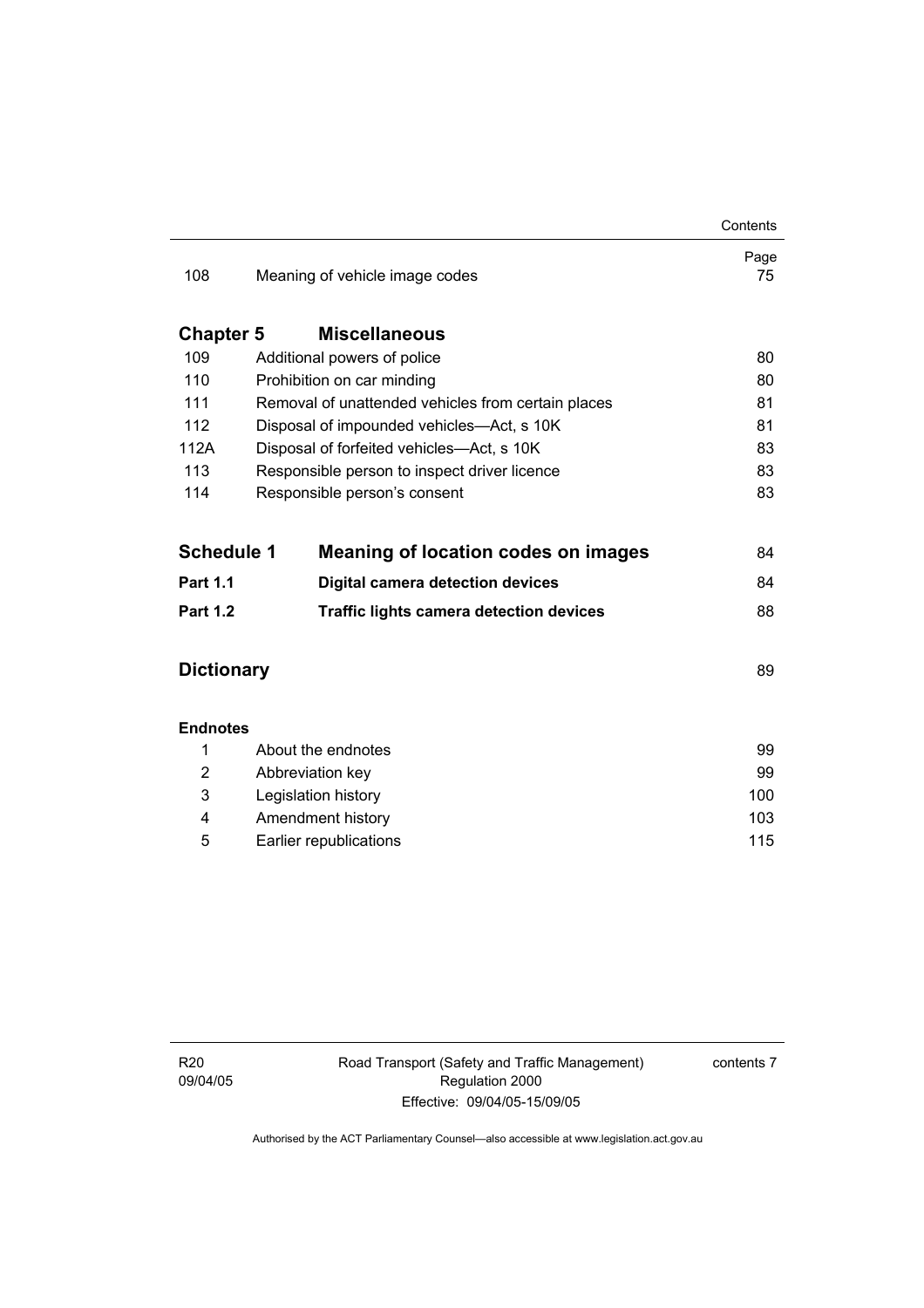| | | Page |
|---|---|---|
| 108 | Meaning of vehicle image codes | 75 |
| **Chapter 5** | **Miscellaneous** | |
| 109 | Additional powers of police | 80 |
| 110 | Prohibition on car minding | 80 |
| 111 | Removal of unattended vehicles from certain places | 81 |
| 112 | Disposal of impounded vehicles—Act, s 10K | 81 |
| 112A | Disposal of forfeited vehicles—Act, s 10K | 83 |
| 113 | Responsible person to inspect driver licence | 83 |
| 114 | Responsible person's consent | 83 |
| **Schedule 1** | **Meaning of location codes on images** | 84 |
| **Part 1.1** | **Digital camera detection devices** | 84 |
| **Part 1.2** | **Traffic lights camera detection devices** | 88 |
| **Dictionary** | | 89 |
| **Endnotes** | | |
| 1 | About the endnotes | 99 |
| 2 | Abbreviation key | 99 |
| 3 | Legislation history | 100 |
| 4 | Amendment history | 103 |
| 5 | Earlier republications | 115 |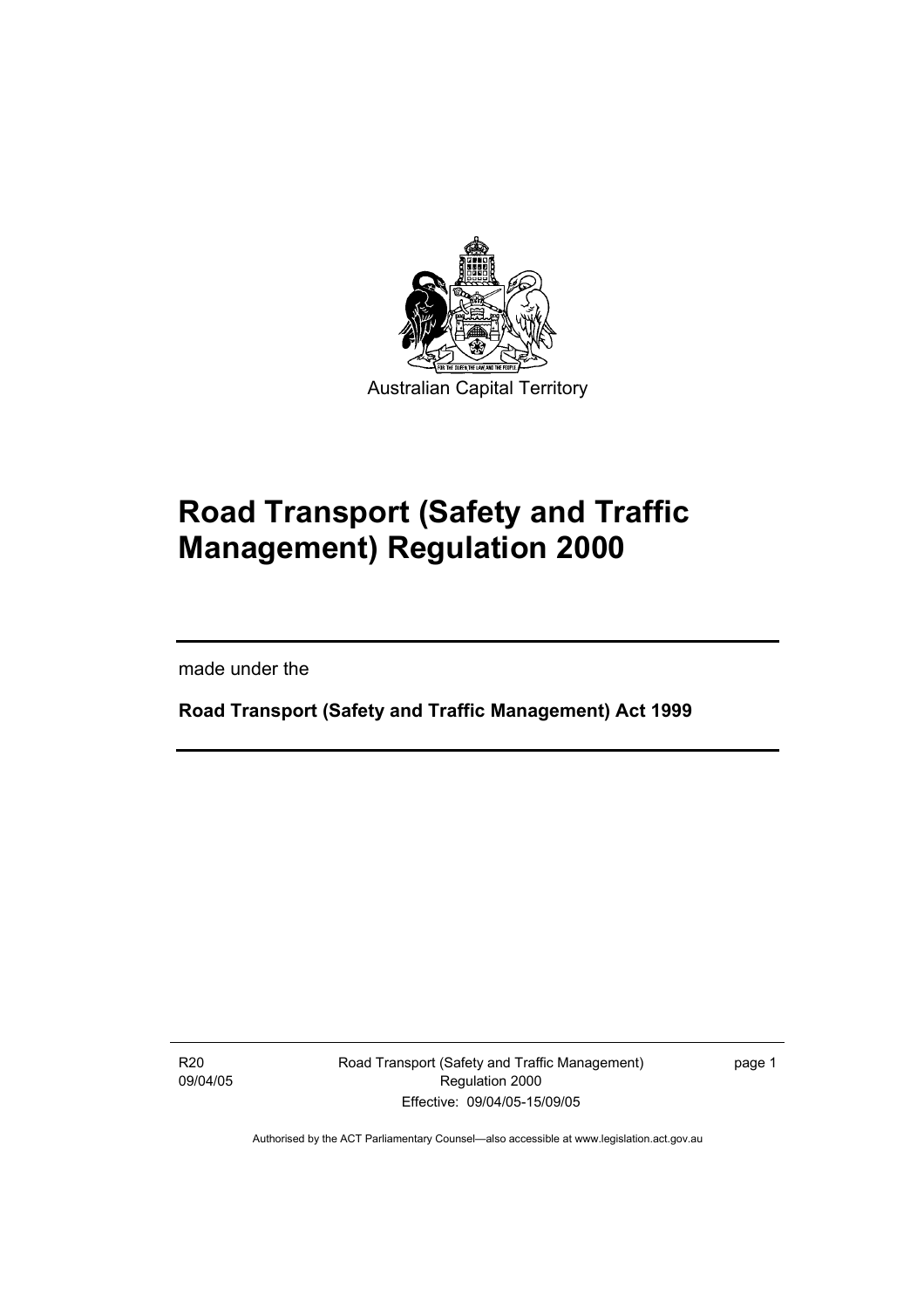Australian Capital Territory

# Road Transport (Safety and Traffic Management) Regulation 2000

made under the

**Road Transport (Safety and Traffic Management) Act 1999**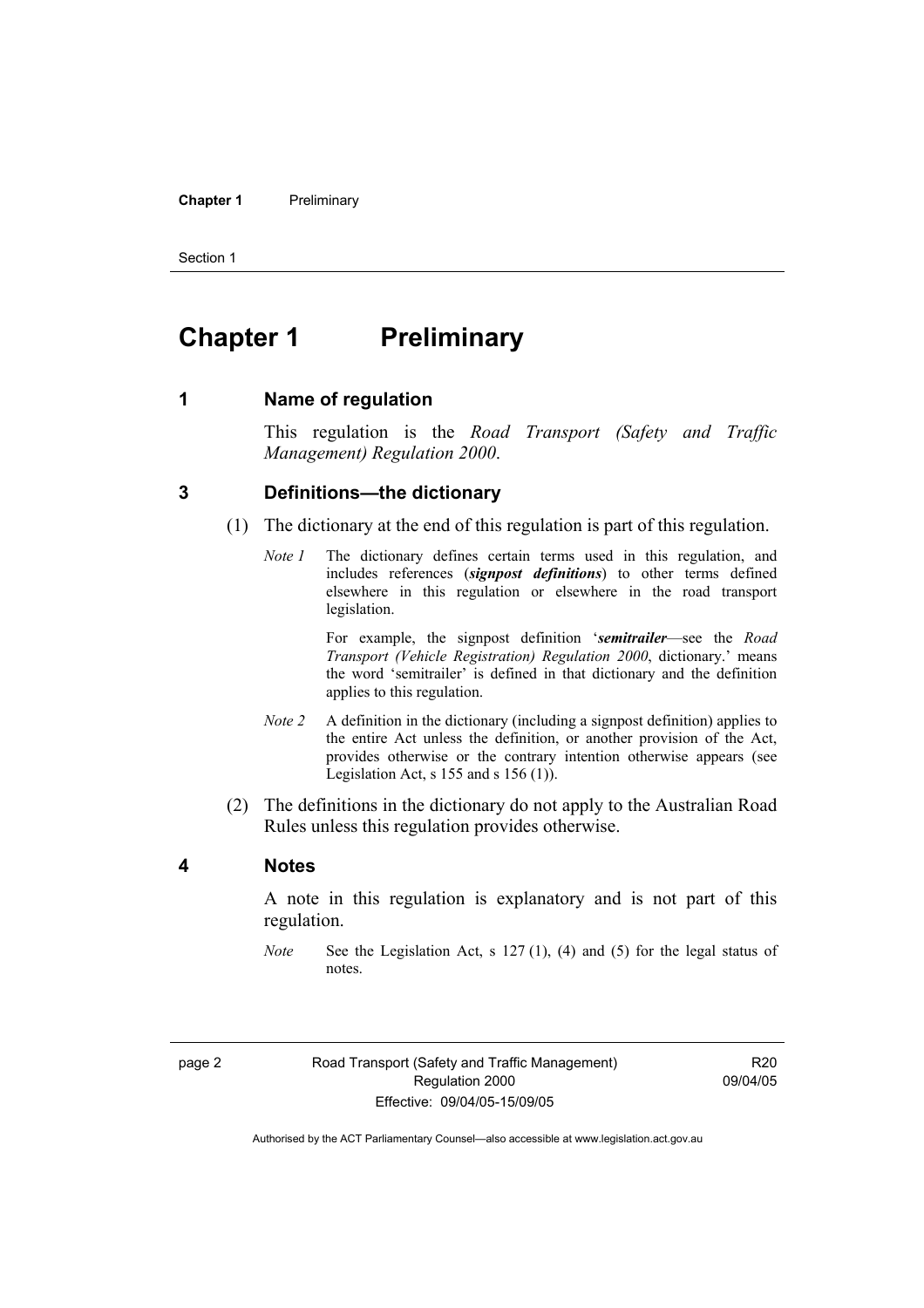# Chapter 1 Preliminary

## 1 Name of regulation

This regulation is the *Road Transport (Safety and Traffic Management) Regulation 2000*.

## 3 Definitions—the dictionary

(1) The dictionary at the end of this regulation is part of this regulation.

*Note 1* The dictionary defines certain terms used in this regulation, and includes references (***signpost definitions***) to other terms defined elsewhere in this regulation or elsewhere in the road transport legislation.

For example, the signpost definition '***semitrailer***—see the *Road Transport (Vehicle Registration) Regulation 2000*, dictionary.' means the word 'semitrailer' is defined in that dictionary and the definition applies to this regulation.

*Note 2* A definition in the dictionary (including a signpost definition) applies to the entire Act unless the definition, or another provision of the Act, provides otherwise or the contrary intention otherwise appears (see Legislation Act, s 155 and s 156 (1)).

(2) The definitions in the dictionary do not apply to the Australian Road Rules unless this regulation provides otherwise.

## 4 Notes

A note in this regulation is explanatory and is not part of this regulation.

*Note* See the Legislation Act, s 127 (1), (4) and (5) for the legal status of notes.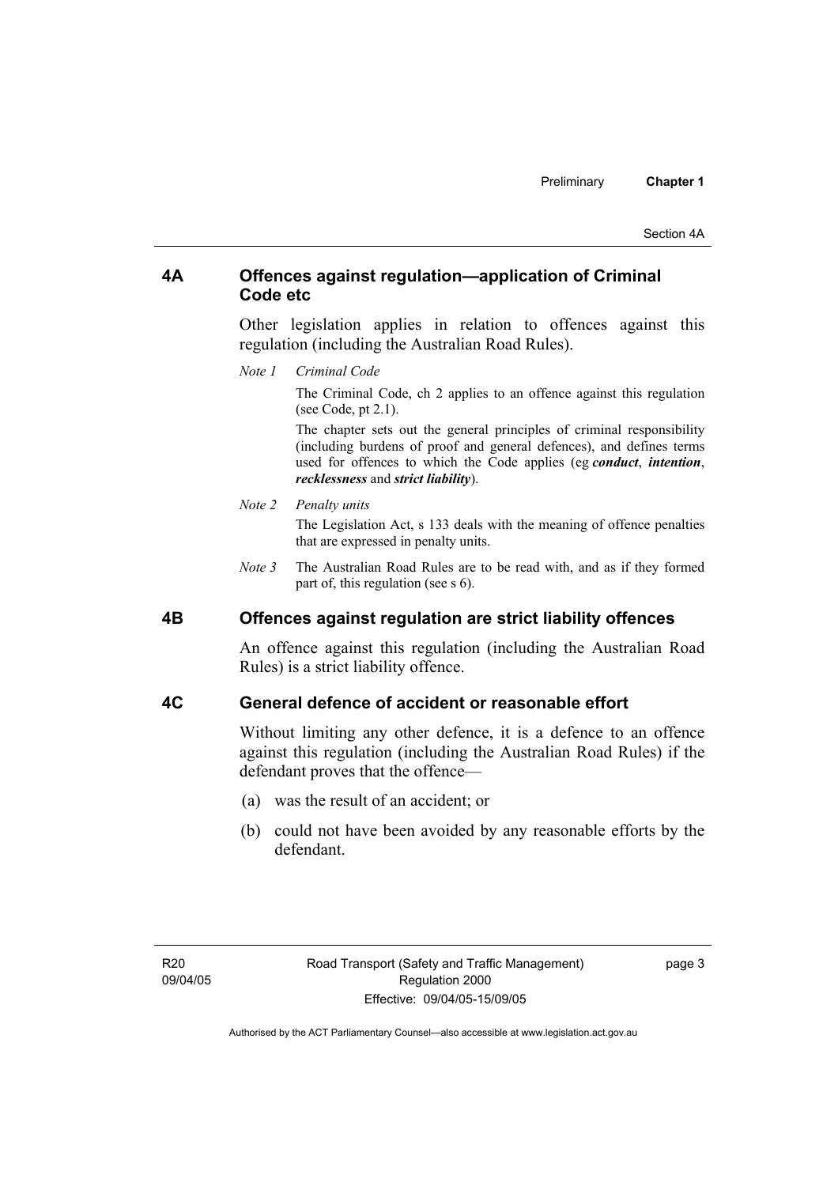## 4A Offences against regulation—application of Criminal Code etc

Other legislation applies in relation to offences against this regulation (including the Australian Road Rules).

*Note 1 Criminal Code*

The Criminal Code, ch 2 applies to an offence against this regulation (see Code, pt 2.1).

The chapter sets out the general principles of criminal responsibility (including burdens of proof and general defences), and defines terms used for offences to which the Code applies (eg ***conduct***, ***intention***, ***recklessness*** and ***strict liability***).

*Note 2 Penalty units*

The Legislation Act, s 133 deals with the meaning of offence penalties that are expressed in penalty units.

*Note 3* The Australian Road Rules are to be read with, and as if they formed part of, this regulation (see s 6).

## 4B Offences against regulation are strict liability offences

An offence against this regulation (including the Australian Road Rules) is a strict liability offence.

## 4C General defence of accident or reasonable effort

Without limiting any other defence, it is a defence to an offence against this regulation (including the Australian Road Rules) if the defendant proves that the offence—

(a) was the result of an accident; or

(b) could not have been avoided by any reasonable efforts by the defendant.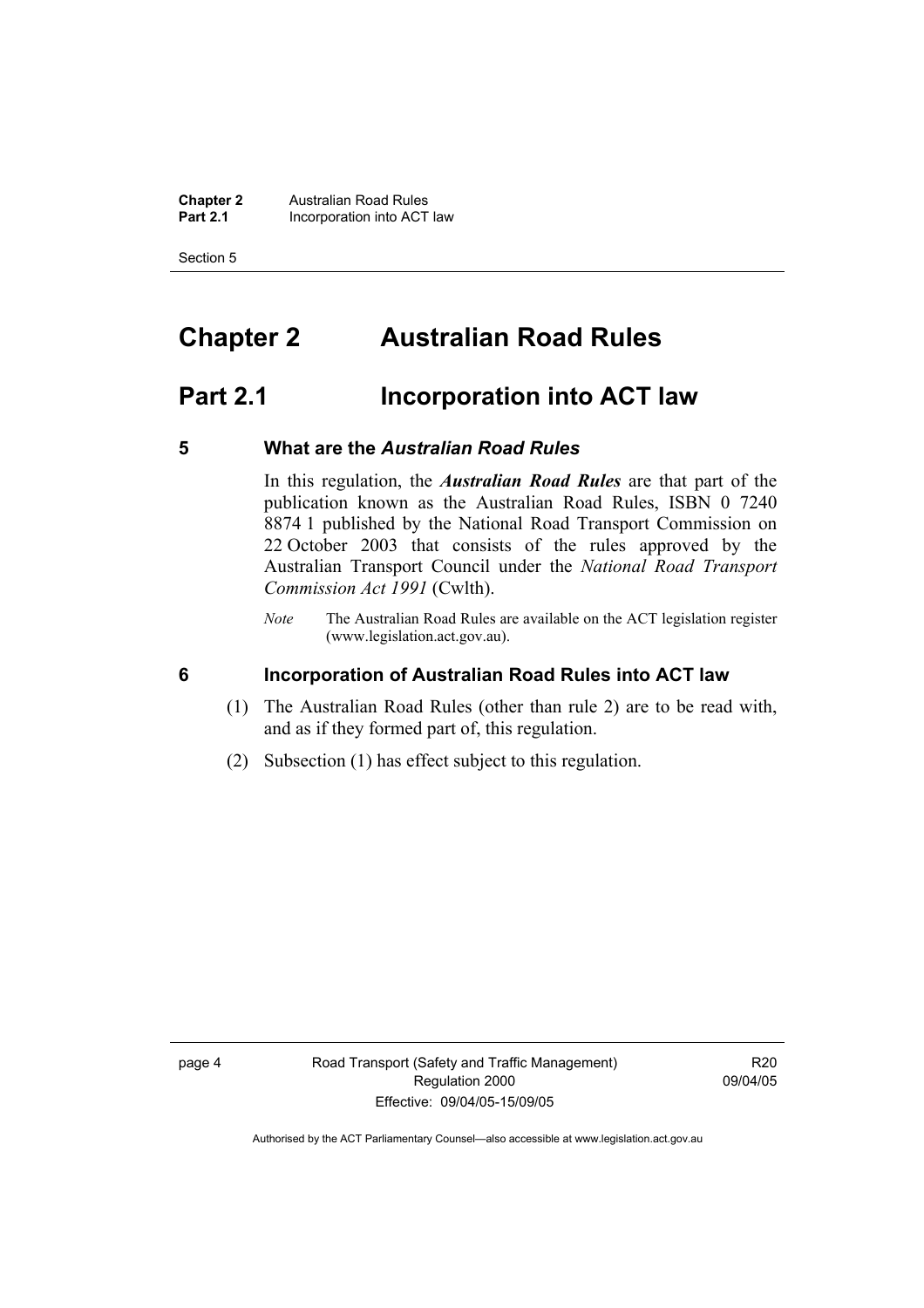# Chapter 2 Australian Road Rules

## Part 2.1 Incorporation into ACT law

### 5 What are the *Australian Road Rules*

In this regulation, the ***Australian Road Rules*** are that part of the publication known as the Australian Road Rules, ISBN 0 7240 8874 1 published by the National Road Transport Commission on 22 October 2003 that consists of the rules approved by the Australian Transport Council under the *National Road Transport Commission Act 1991* (Cwlth).

*Note* The Australian Road Rules are available on the ACT legislation register (www.legislation.act.gov.au).

### 6 Incorporation of Australian Road Rules into ACT law

(1) The Australian Road Rules (other than rule 2) are to be read with, and as if they formed part of, this regulation.

(2) Subsection (1) has effect subject to this regulation.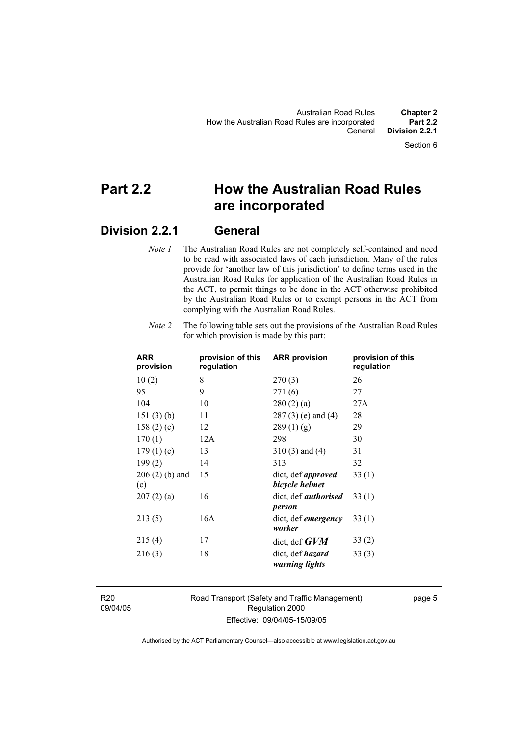# Part 2.2 How the Australian Road Rules are incorporated

## Division 2.2.1 General

*Note 1* The Australian Road Rules are not completely self-contained and need to be read with associated laws of each jurisdiction. Many of the rules provide for 'another law of this jurisdiction' to define terms used in the Australian Road Rules for application of the Australian Road Rules in the ACT, to permit things to be done in the ACT otherwise prohibited by the Australian Road Rules or to exempt persons in the ACT from complying with the Australian Road Rules.

*Note 2* The following table sets out the provisions of the Australian Road Rules for which provision is made by this part:

| ARR provision | provision of this regulation | ARR provision | provision of this regulation |
|---|---|---|---|
| 10 (2) | 8 | 270 (3) | 26 |
| 95 | 9 | 271 (6) | 27 |
| 104 | 10 | 280 (2) (a) | 27A |
| 151 (3) (b) | 11 | 287 (3) (e) and (4) | 28 |
| 158 (2) (c) | 12 | 289 (1) (g) | 29 |
| 170 (1) | 12A | 298 | 30 |
| 179 (1) (c) | 13 | 310 (3) and (4) | 31 |
| 199 (2) | 14 | 313 | 32 |
| 206 (2) (b) and (c) | 15 | dict, def ***approved bicycle helmet*** | 33 (1) |
| 207 (2) (a) | 16 | dict, def ***authorised person*** | 33 (1) |
| 213 (5) | 16A | dict, def ***emergency worker*** | 33 (1) |
| 215 (4) | 17 | dict, def ***GVM*** | 33 (2) |
| 216 (3) | 18 | dict, def ***hazard warning lights*** | 33 (3) |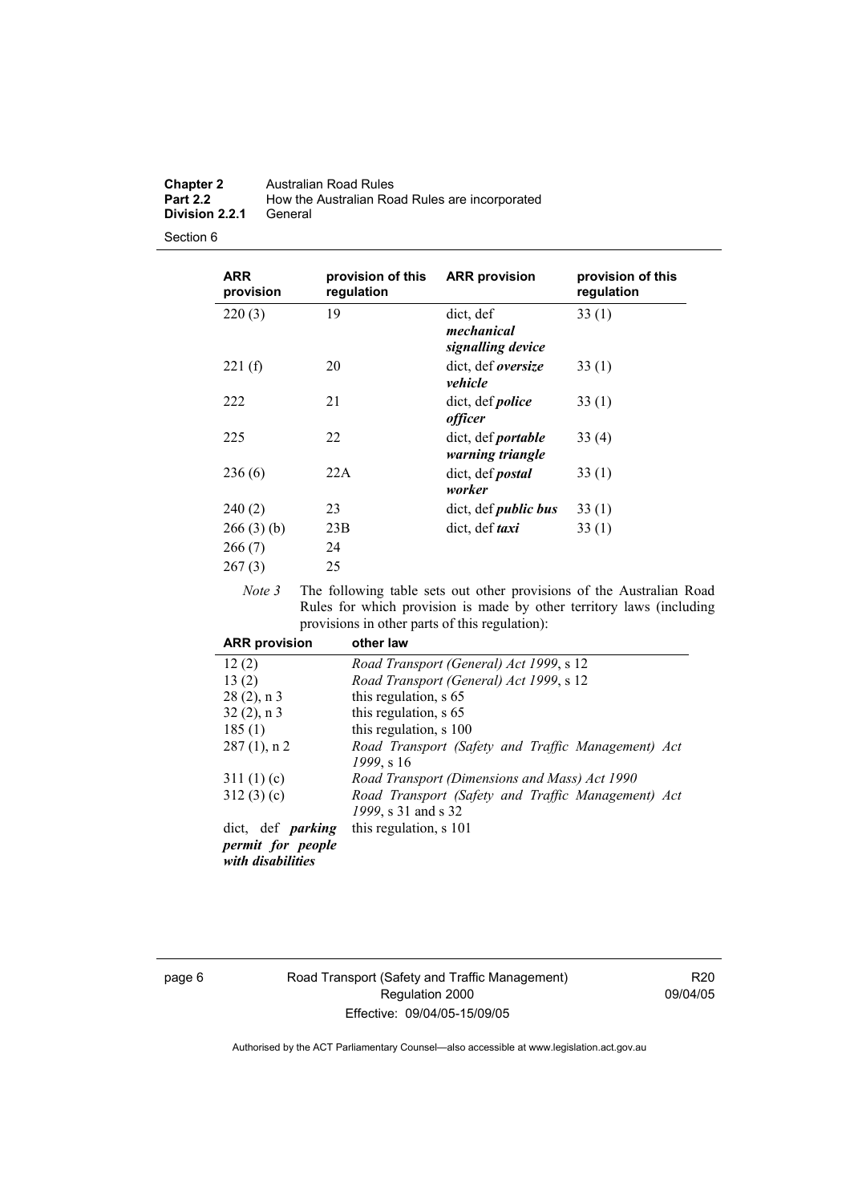| ARR provision | provision of this regulation | ARR provision | provision of this regulation |
|---|---|---|---|
| 220 (3) | 19 | dict, def ***mechanical signalling device*** | 33 (1) |
| 221 (f) | 20 | dict, def ***oversize vehicle*** | 33 (1) |
| 222 | 21 | dict, def ***police officer*** | 33 (1) |
| 225 | 22 | dict, def ***portable warning triangle*** | 33 (4) |
| 236 (6) | 22A | dict, def ***postal worker*** | 33 (1) |
| 240 (2) | 23 | dict, def ***public bus*** | 33 (1) |
| 266 (3) (b) | 23B | dict, def ***taxi*** | 33 (1) |
| 266 (7) | 24 | | |
| 267 (3) | 25 | | |

*Note 3* The following table sets out other provisions of the Australian Road Rules for which provision is made by other territory laws (including provisions in other parts of this regulation):

| ARR provision | other law |
|---|---|
| 12 (2) | *Road Transport (General) Act 1999*, s 12 |
| 13 (2) | *Road Transport (General) Act 1999*, s 12 |
| 28 (2), n 3 | this regulation, s 65 |
| 32 (2), n 3 | this regulation, s 65 |
| 185 (1) | this regulation, s 100 |
| 287 (1), n 2 | *Road Transport (Safety and Traffic Management) Act 1999*, s 16 |
| 311 (1) (c) | *Road Transport (Dimensions and Mass) Act 1990* |
| 312 (3) (c) | *Road Transport (Safety and Traffic Management) Act 1999*, s 31 and s 32 |
| dict, def ***parking permit for people with disabilities*** | this regulation, s 101 |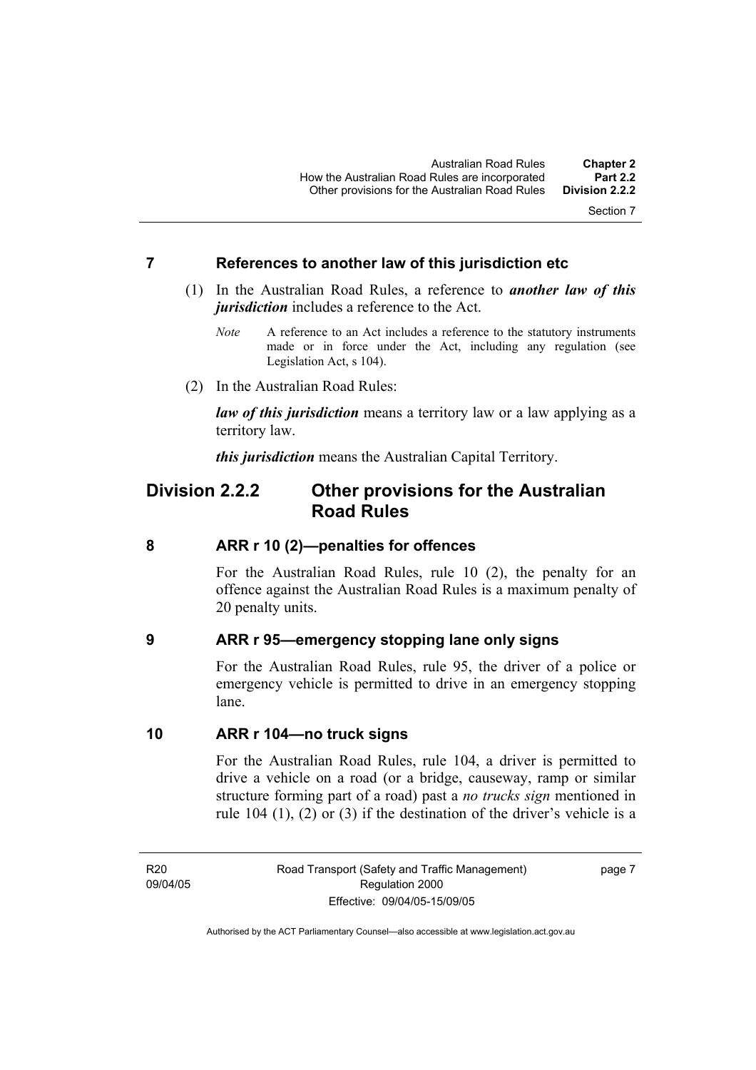## 7 References to another law of this jurisdiction etc

(1) In the Australian Road Rules, a reference to ***another law of this jurisdiction*** includes a reference to the Act.

*Note* A reference to an Act includes a reference to the statutory instruments made or in force under the Act, including any regulation (see Legislation Act, s 104).

(2) In the Australian Road Rules:

***law of this jurisdiction*** means a territory law or a law applying as a territory law.

***this jurisdiction*** means the Australian Capital Territory.

# Division 2.2.2 Other provisions for the Australian Road Rules

## 8 ARR r 10 (2)—penalties for offences

For the Australian Road Rules, rule 10 (2), the penalty for an offence against the Australian Road Rules is a maximum penalty of 20 penalty units.

## 9 ARR r 95—emergency stopping lane only signs

For the Australian Road Rules, rule 95, the driver of a police or emergency vehicle is permitted to drive in an emergency stopping lane.

## 10 ARR r 104—no truck signs

For the Australian Road Rules, rule 104, a driver is permitted to drive a vehicle on a road (or a bridge, causeway, ramp or similar structure forming part of a road) past a *no trucks sign* mentioned in rule 104 (1), (2) or (3) if the destination of the driver's vehicle is a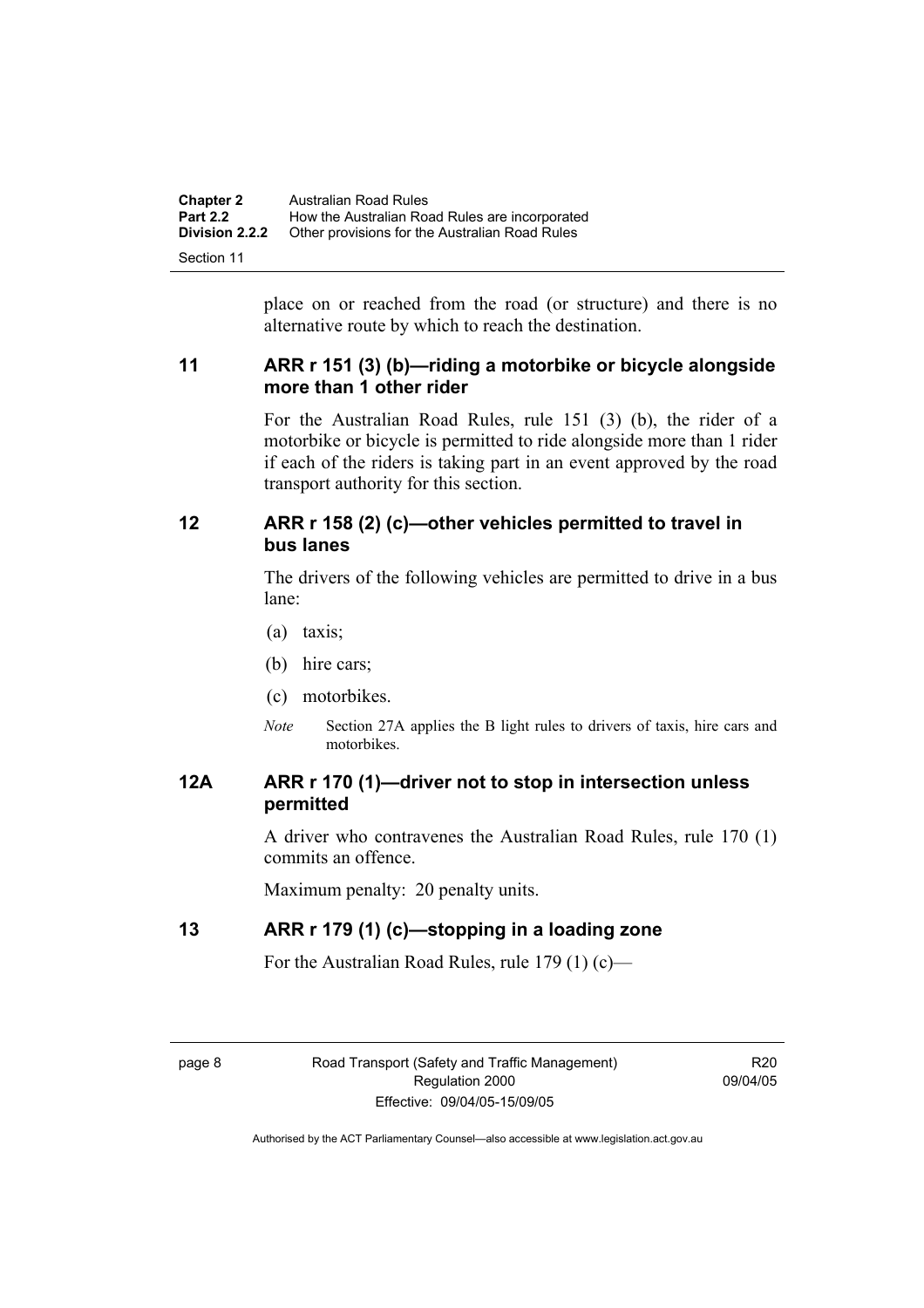place on or reached from the road (or structure) and there is no alternative route by which to reach the destination.

## 11 ARR r 151 (3) (b)—riding a motorbike or bicycle alongside more than 1 other rider

For the Australian Road Rules, rule 151 (3) (b), the rider of a motorbike or bicycle is permitted to ride alongside more than 1 rider if each of the riders is taking part in an event approved by the road transport authority for this section.

## 12 ARR r 158 (2) (c)—other vehicles permitted to travel in bus lanes

The drivers of the following vehicles are permitted to drive in a bus lane:

(a) taxis;

(b) hire cars;

(c) motorbikes.

*Note* Section 27A applies the B light rules to drivers of taxis, hire cars and motorbikes.

## 12A ARR r 170 (1)—driver not to stop in intersection unless permitted

A driver who contravenes the Australian Road Rules, rule 170 (1) commits an offence.

Maximum penalty: 20 penalty units.

## 13 ARR r 179 (1) (c)—stopping in a loading zone

For the Australian Road Rules, rule 179 (1) (c)—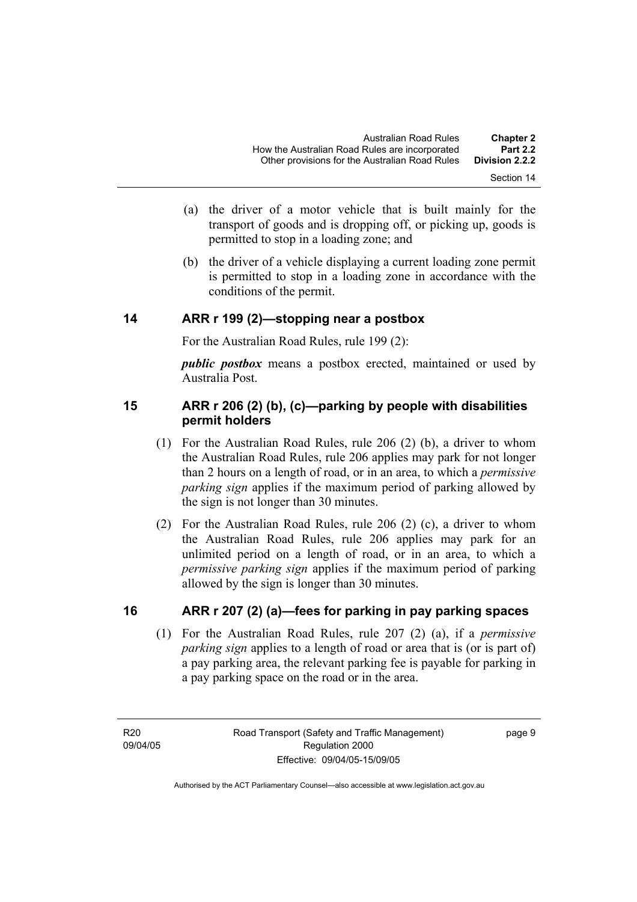(a) the driver of a motor vehicle that is built mainly for the transport of goods and is dropping off, or picking up, goods is permitted to stop in a loading zone; and

(b) the driver of a vehicle displaying a current loading zone permit is permitted to stop in a loading zone in accordance with the conditions of the permit.

## 14 ARR r 199 (2)—stopping near a postbox

For the Australian Road Rules, rule 199 (2):

***public postbox*** means a postbox erected, maintained or used by Australia Post.

## 15 ARR r 206 (2) (b), (c)—parking by people with disabilities permit holders

(1) For the Australian Road Rules, rule 206 (2) (b), a driver to whom the Australian Road Rules, rule 206 applies may park for not longer than 2 hours on a length of road, or in an area, to which a *permissive parking sign* applies if the maximum period of parking allowed by the sign is not longer than 30 minutes.

(2) For the Australian Road Rules, rule 206 (2) (c), a driver to whom the Australian Road Rules, rule 206 applies may park for an unlimited period on a length of road, or in an area, to which a *permissive parking sign* applies if the maximum period of parking allowed by the sign is longer than 30 minutes.

## 16 ARR r 207 (2) (a)—fees for parking in pay parking spaces

(1) For the Australian Road Rules, rule 207 (2) (a), if a *permissive parking sign* applies to a length of road or area that is (or is part of) a pay parking area, the relevant parking fee is payable for parking in a pay parking space on the road or in the area.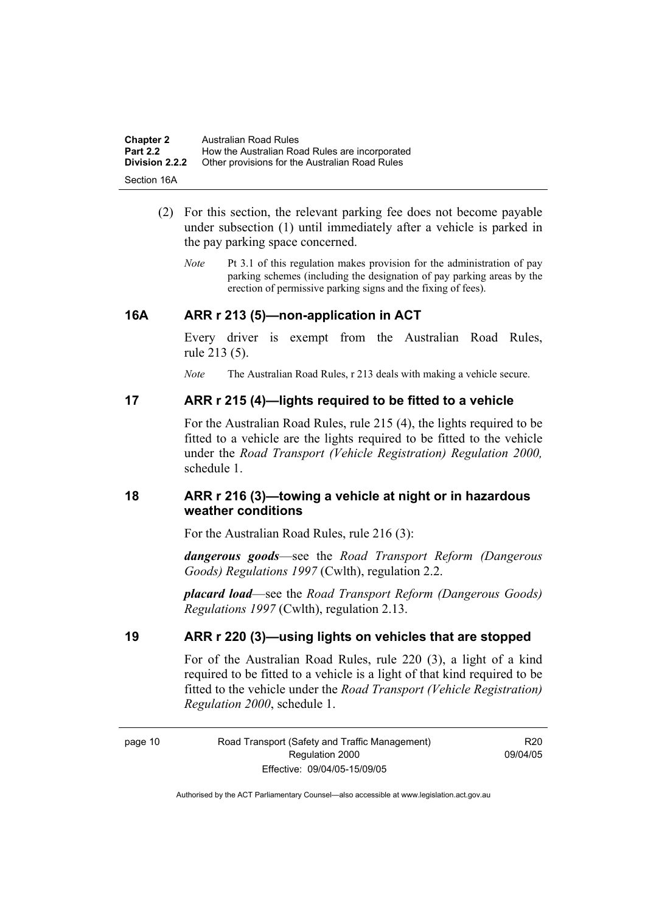(2) For this section, the relevant parking fee does not become payable under subsection (1) until immediately after a vehicle is parked in the pay parking space concerned.

*Note* Pt 3.1 of this regulation makes provision for the administration of pay parking schemes (including the designation of pay parking areas by the erection of permissive parking signs and the fixing of fees).

## 16A ARR r 213 (5)—non-application in ACT

Every driver is exempt from the Australian Road Rules, rule 213 (5).

*Note* The Australian Road Rules, r 213 deals with making a vehicle secure.

## 17 ARR r 215 (4)—lights required to be fitted to a vehicle

For the Australian Road Rules, rule 215 (4), the lights required to be fitted to a vehicle are the lights required to be fitted to the vehicle under the *Road Transport (Vehicle Registration) Regulation 2000,* schedule 1.

## 18 ARR r 216 (3)—towing a vehicle at night or in hazardous weather conditions

For the Australian Road Rules, rule 216 (3):

***dangerous goods***—see the *Road Transport Reform (Dangerous Goods) Regulations 1997* (Cwlth), regulation 2.2.

***placard load***—see the *Road Transport Reform (Dangerous Goods) Regulations 1997* (Cwlth), regulation 2.13.

## 19 ARR r 220 (3)—using lights on vehicles that are stopped

For of the Australian Road Rules, rule 220 (3), a light of a kind required to be fitted to a vehicle is a light of that kind required to be fitted to the vehicle under the *Road Transport (Vehicle Registration) Regulation 2000*, schedule 1.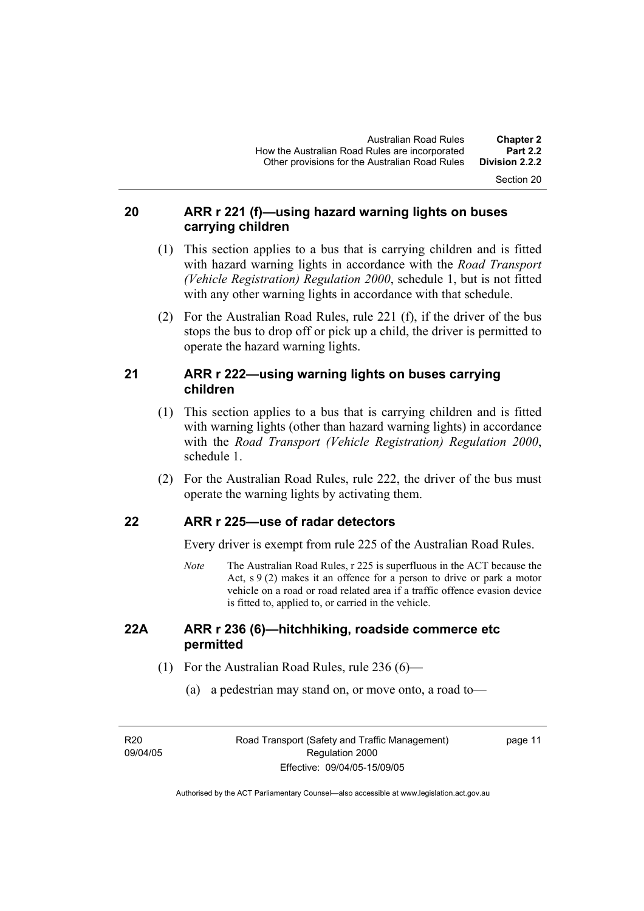## 20 ARR r 221 (f)—using hazard warning lights on buses carrying children

(1) This section applies to a bus that is carrying children and is fitted with hazard warning lights in accordance with the *Road Transport (Vehicle Registration) Regulation 2000*, schedule 1, but is not fitted with any other warning lights in accordance with that schedule.

(2) For the Australian Road Rules, rule 221 (f), if the driver of the bus stops the bus to drop off or pick up a child, the driver is permitted to operate the hazard warning lights.

## 21 ARR r 222—using warning lights on buses carrying children

(1) This section applies to a bus that is carrying children and is fitted with warning lights (other than hazard warning lights) in accordance with the *Road Transport (Vehicle Registration) Regulation 2000*, schedule 1.

(2) For the Australian Road Rules, rule 222, the driver of the bus must operate the warning lights by activating them.

## 22 ARR r 225—use of radar detectors

Every driver is exempt from rule 225 of the Australian Road Rules.

*Note* The Australian Road Rules, r 225 is superfluous in the ACT because the Act, s 9 (2) makes it an offence for a person to drive or park a motor vehicle on a road or road related area if a traffic offence evasion device is fitted to, applied to, or carried in the vehicle.

## 22A ARR r 236 (6)—hitchhiking, roadside commerce etc permitted

(1) For the Australian Road Rules, rule 236 (6)—

(a) a pedestrian may stand on, or move onto, a road to—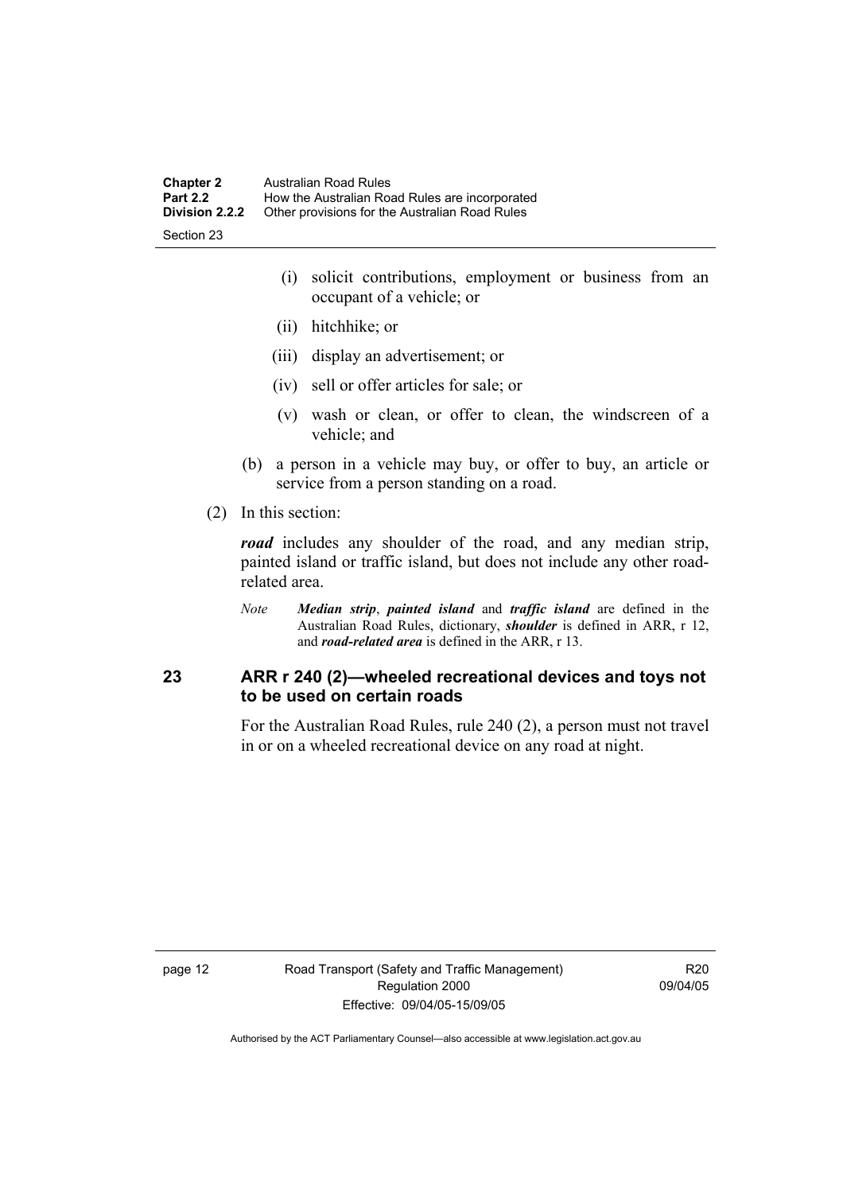(i) solicit contributions, employment or business from an occupant of a vehicle; or

(ii) hitchhike; or

(iii) display an advertisement; or

(iv) sell or offer articles for sale; or

(v) wash or clean, or offer to clean, the windscreen of a vehicle; and

(b) a person in a vehicle may buy, or offer to buy, an article or service from a person standing on a road.

(2) In this section:

***road*** includes any shoulder of the road, and any median strip, painted island or traffic island, but does not include any other road-related area.

*Note* ***Median strip***, ***painted island*** and ***traffic island*** are defined in the Australian Road Rules, dictionary, ***shoulder*** is defined in ARR, r 12, and ***road-related area*** is defined in the ARR, r 13.

## 23 ARR r 240 (2)—wheeled recreational devices and toys not to be used on certain roads

For the Australian Road Rules, rule 240 (2), a person must not travel in or on a wheeled recreational device on any road at night.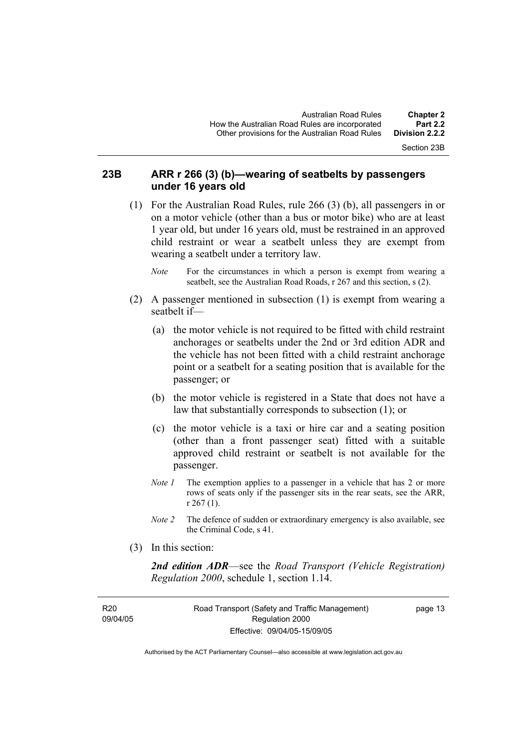### 23B ARR r 266 (3) (b)—wearing of seatbelts by passengers under 16 years old

(1) For the Australian Road Rules, rule 266 (3) (b), all passengers in or on a motor vehicle (other than a bus or motor bike) who are at least 1 year old, but under 16 years old, must be restrained in an approved child restraint or wear a seatbelt unless they are exempt from wearing a seatbelt under a territory law.

*Note* For the circumstances in which a person is exempt from wearing a seatbelt, see the Australian Road Roads, r 267 and this section, s (2).

(2) A passenger mentioned in subsection (1) is exempt from wearing a seatbelt if—

(a) the motor vehicle is not required to be fitted with child restraint anchorages or seatbelts under the 2nd or 3rd edition ADR and the vehicle has not been fitted with a child restraint anchorage point or a seatbelt for a seating position that is available for the passenger; or

(b) the motor vehicle is registered in a State that does not have a law that substantially corresponds to subsection (1); or

(c) the motor vehicle is a taxi or hire car and a seating position (other than a front passenger seat) fitted with a suitable approved child restraint or seatbelt is not available for the passenger.

*Note 1* The exemption applies to a passenger in a vehicle that has 2 or more rows of seats only if the passenger sits in the rear seats, see the ARR, r 267 (1).

*Note 2* The defence of sudden or extraordinary emergency is also available, see the Criminal Code, s 41.

(3) In this section:

***2nd edition ADR***—see the *Road Transport (Vehicle Registration) Regulation 2000*, schedule 1, section 1.14.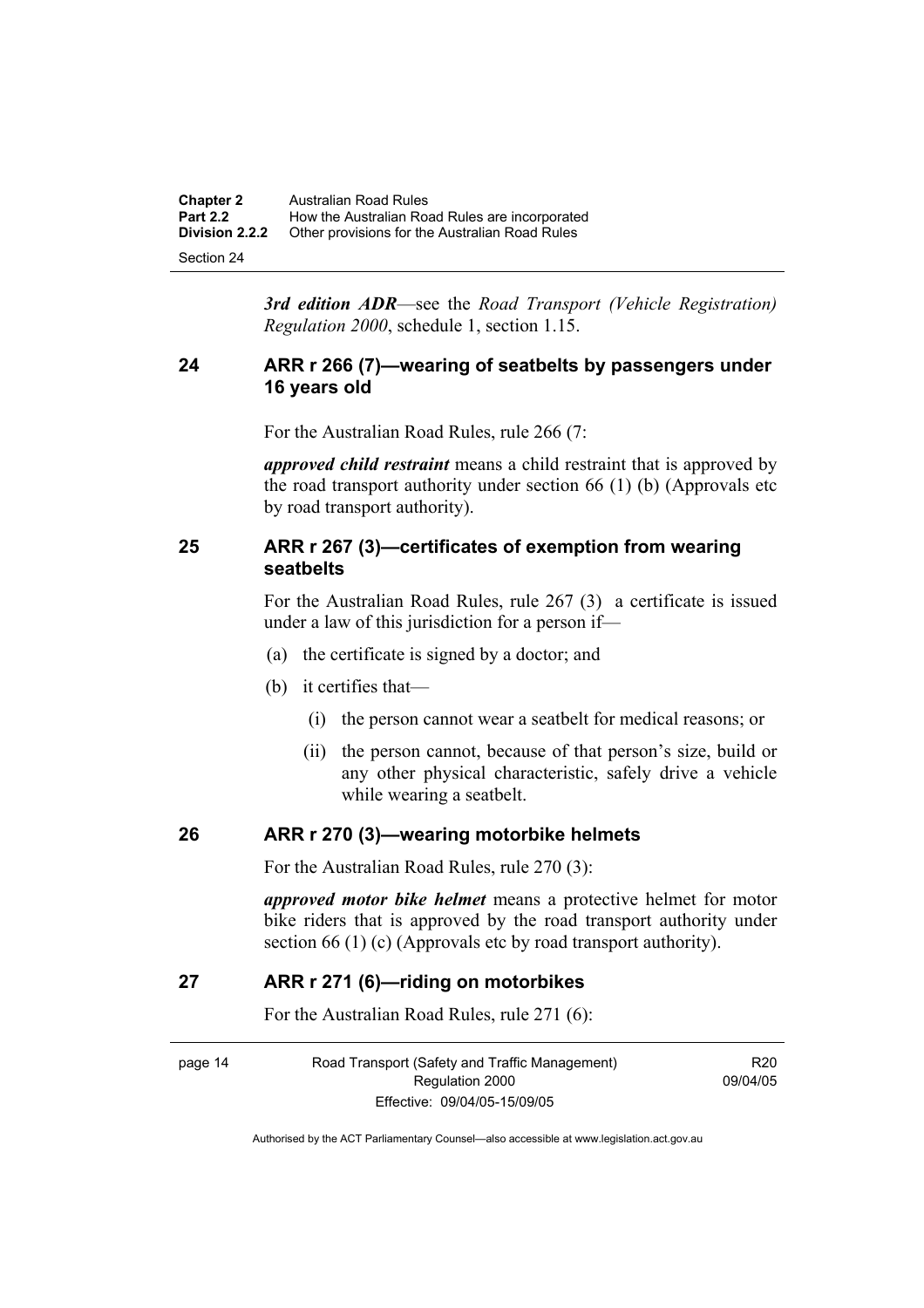***3rd edition ADR***—see the *Road Transport (Vehicle Registration) Regulation 2000*, schedule 1, section 1.15.

## 24 ARR r 266 (7)—wearing of seatbelts by passengers under 16 years old

For the Australian Road Rules, rule 266 (7:

***approved child restraint*** means a child restraint that is approved by the road transport authority under section 66 (1) (b) (Approvals etc by road transport authority).

## 25 ARR r 267 (3)—certificates of exemption from wearing seatbelts

For the Australian Road Rules, rule 267 (3) a certificate is issued under a law of this jurisdiction for a person if—

(a) the certificate is signed by a doctor; and

(b) it certifies that—

(i) the person cannot wear a seatbelt for medical reasons; or

(ii) the person cannot, because of that person's size, build or any other physical characteristic, safely drive a vehicle while wearing a seatbelt.

## 26 ARR r 270 (3)—wearing motorbike helmets

For the Australian Road Rules, rule 270 (3):

***approved motor bike helmet*** means a protective helmet for motor bike riders that is approved by the road transport authority under section 66 (1) (c) (Approvals etc by road transport authority).

## 27 ARR r 271 (6)—riding on motorbikes

For the Australian Road Rules, rule 271 (6):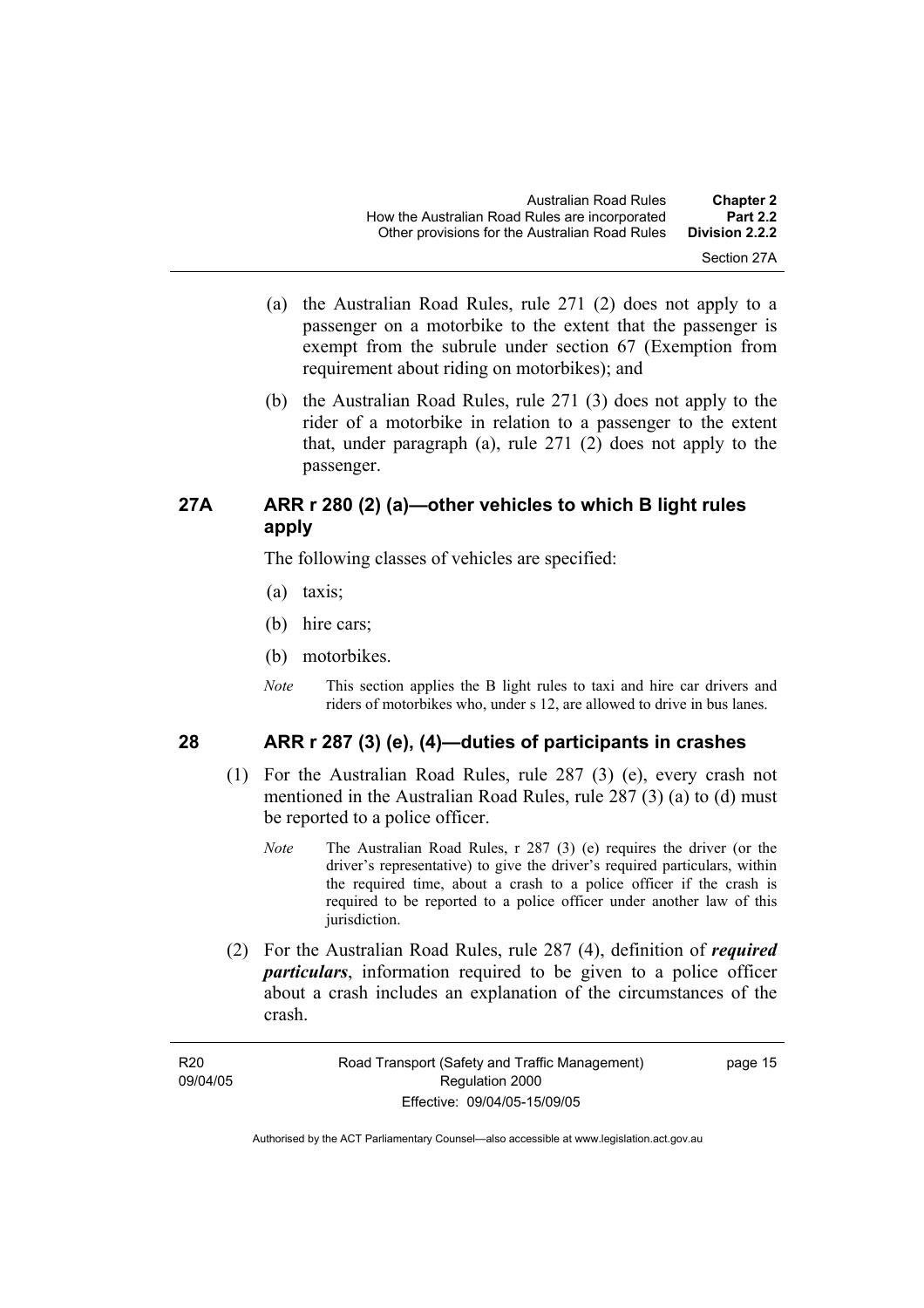(a) the Australian Road Rules, rule 271 (2) does not apply to a passenger on a motorbike to the extent that the passenger is exempt from the subrule under section 67 (Exemption from requirement about riding on motorbikes); and

(b) the Australian Road Rules, rule 271 (3) does not apply to the rider of a motorbike in relation to a passenger to the extent that, under paragraph (a), rule 271 (2) does not apply to the passenger.

## 27A ARR r 280 (2) (a)—other vehicles to which B light rules apply

The following classes of vehicles are specified:

(a) taxis;

(b) hire cars;

(b) motorbikes.

*Note* This section applies the B light rules to taxi and hire car drivers and riders of motorbikes who, under s 12, are allowed to drive in bus lanes.

## 28 ARR r 287 (3) (e), (4)—duties of participants in crashes

(1) For the Australian Road Rules, rule 287 (3) (e), every crash not mentioned in the Australian Road Rules, rule 287 (3) (a) to (d) must be reported to a police officer.

*Note* The Australian Road Rules, r 287 (3) (e) requires the driver (or the driver's representative) to give the driver's required particulars, within the required time, about a crash to a police officer if the crash is required to be reported to a police officer under another law of this jurisdiction.

(2) For the Australian Road Rules, rule 287 (4), definition of ***required particulars***, information required to be given to a police officer about a crash includes an explanation of the circumstances of the crash.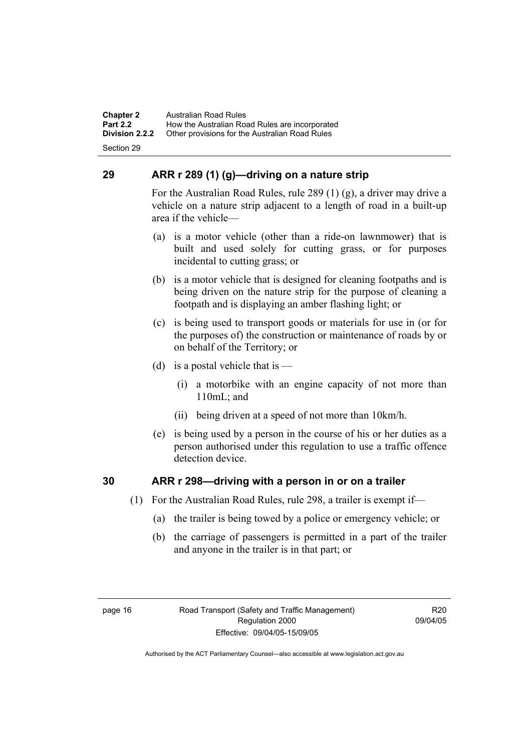## 29 ARR r 289 (1) (g)—driving on a nature strip

For the Australian Road Rules, rule 289 (1) (g), a driver may drive a vehicle on a nature strip adjacent to a length of road in a built-up area if the vehicle—

(a) is a motor vehicle (other than a ride-on lawnmower) that is built and used solely for cutting grass, or for purposes incidental to cutting grass; or

(b) is a motor vehicle that is designed for cleaning footpaths and is being driven on the nature strip for the purpose of cleaning a footpath and is displaying an amber flashing light; or

(c) is being used to transport goods or materials for use in (or for the purposes of) the construction or maintenance of roads by or on behalf of the Territory; or

(d) is a postal vehicle that is —

(i) a motorbike with an engine capacity of not more than 110mL; and

(ii) being driven at a speed of not more than 10km/h.

(e) is being used by a person in the course of his or her duties as a person authorised under this regulation to use a traffic offence detection device.

## 30 ARR r 298—driving with a person in or on a trailer

(1) For the Australian Road Rules, rule 298, a trailer is exempt if—

(a) the trailer is being towed by a police or emergency vehicle; or

(b) the carriage of passengers is permitted in a part of the trailer and anyone in the trailer is in that part; or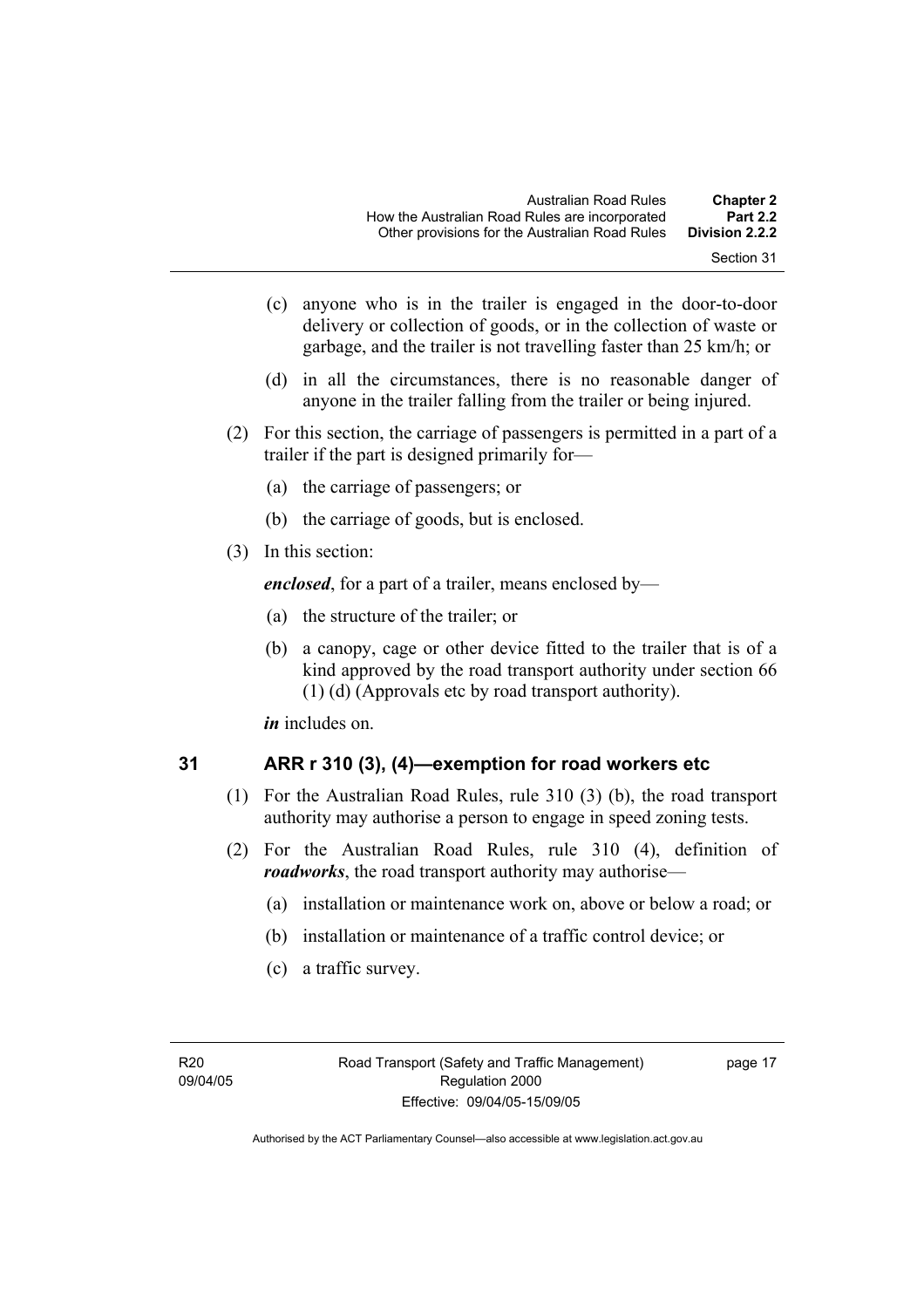(c) anyone who is in the trailer is engaged in the door-to-door delivery or collection of goods, or in the collection of waste or garbage, and the trailer is not travelling faster than 25 km/h; or

(d) in all the circumstances, there is no reasonable danger of anyone in the trailer falling from the trailer or being injured.

(2) For this section, the carriage of passengers is permitted in a part of a trailer if the part is designed primarily for—

(a) the carriage of passengers; or

(b) the carriage of goods, but is enclosed.

(3) In this section:

***enclosed***, for a part of a trailer, means enclosed by—

(a) the structure of the trailer; or

(b) a canopy, cage or other device fitted to the trailer that is of a kind approved by the road transport authority under section 66 (1) (d) (Approvals etc by road transport authority).

***in*** includes on.

## 31 ARR r 310 (3), (4)—exemption for road workers etc

(1) For the Australian Road Rules, rule 310 (3) (b), the road transport authority may authorise a person to engage in speed zoning tests.

(2) For the Australian Road Rules, rule 310 (4), definition of ***roadworks***, the road transport authority may authorise—

(a) installation or maintenance work on, above or below a road; or

(b) installation or maintenance of a traffic control device; or

(c) a traffic survey.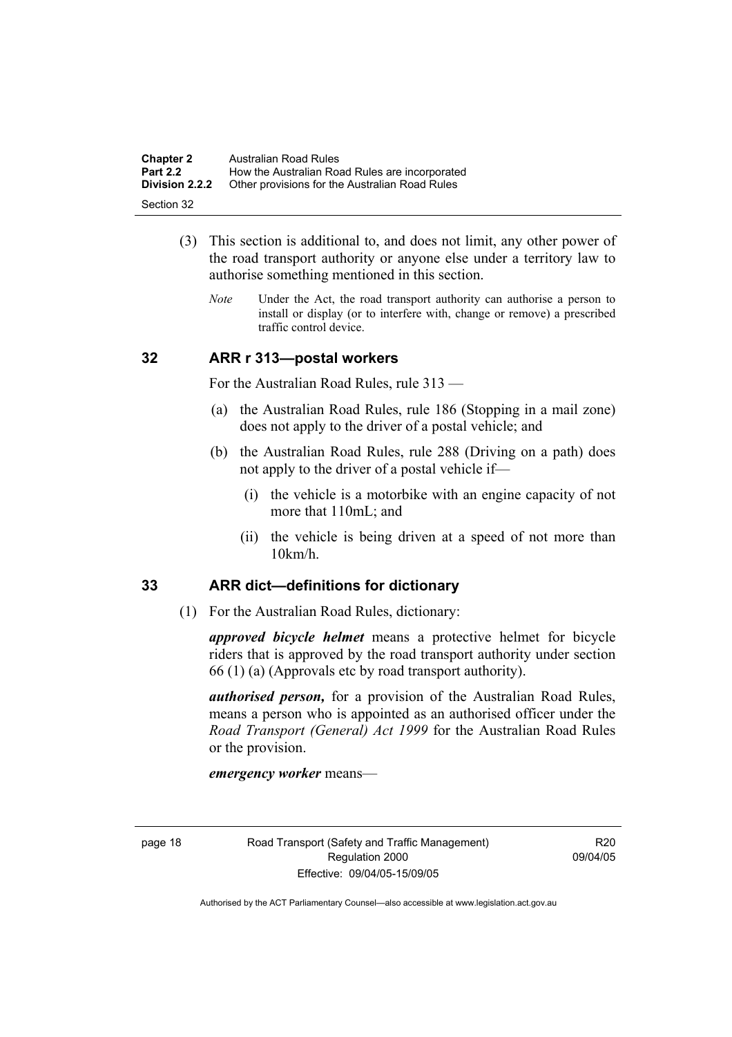(3) This section is additional to, and does not limit, any other power of the road transport authority or anyone else under a territory law to authorise something mentioned in this section.

*Note* Under the Act, the road transport authority can authorise a person to install or display (or to interfere with, change or remove) a prescribed traffic control device.

## 32 ARR r 313—postal workers

For the Australian Road Rules, rule 313 —

(a) the Australian Road Rules, rule 186 (Stopping in a mail zone) does not apply to the driver of a postal vehicle; and

(b) the Australian Road Rules, rule 288 (Driving on a path) does not apply to the driver of a postal vehicle if—

(i) the vehicle is a motorbike with an engine capacity of not more that 110mL; and

(ii) the vehicle is being driven at a speed of not more than 10km/h.

## 33 ARR dict—definitions for dictionary

(1) For the Australian Road Rules, dictionary:

***approved bicycle helmet*** means a protective helmet for bicycle riders that is approved by the road transport authority under section 66 (1) (a) (Approvals etc by road transport authority).

***authorised person,*** for a provision of the Australian Road Rules, means a person who is appointed as an authorised officer under the *Road Transport (General) Act 1999* for the Australian Road Rules or the provision.

***emergency worker*** means—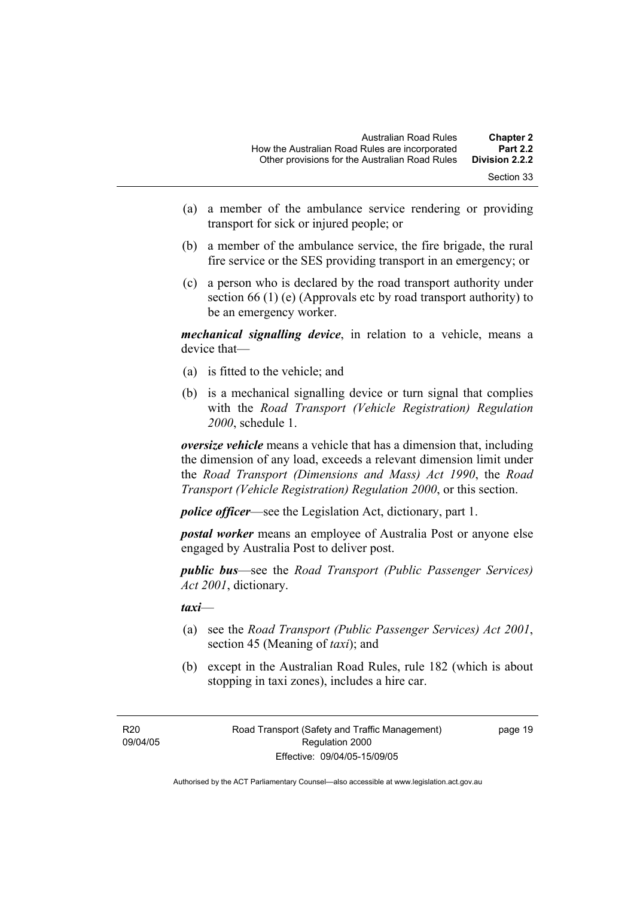(a) a member of the ambulance service rendering or providing transport for sick or injured people; or

(b) a member of the ambulance service, the fire brigade, the rural fire service or the SES providing transport in an emergency; or

(c) a person who is declared by the road transport authority under section 66 (1) (e) (Approvals etc by road transport authority) to be an emergency worker.

***mechanical signalling device***, in relation to a vehicle, means a device that—

(a) is fitted to the vehicle; and

(b) is a mechanical signalling device or turn signal that complies with the *Road Transport (Vehicle Registration) Regulation 2000*, schedule 1.

***oversize vehicle*** means a vehicle that has a dimension that, including the dimension of any load, exceeds a relevant dimension limit under the *Road Transport (Dimensions and Mass) Act 1990*, the *Road Transport (Vehicle Registration) Regulation 2000*, or this section.

***police officer***—see the Legislation Act, dictionary, part 1.

***postal worker*** means an employee of Australia Post or anyone else engaged by Australia Post to deliver post.

***public bus***—see the *Road Transport (Public Passenger Services) Act 2001*, dictionary.

***taxi***—

(a) see the *Road Transport (Public Passenger Services) Act 2001*, section 45 (Meaning of *taxi*); and

(b) except in the Australian Road Rules, rule 182 (which is about stopping in taxi zones), includes a hire car.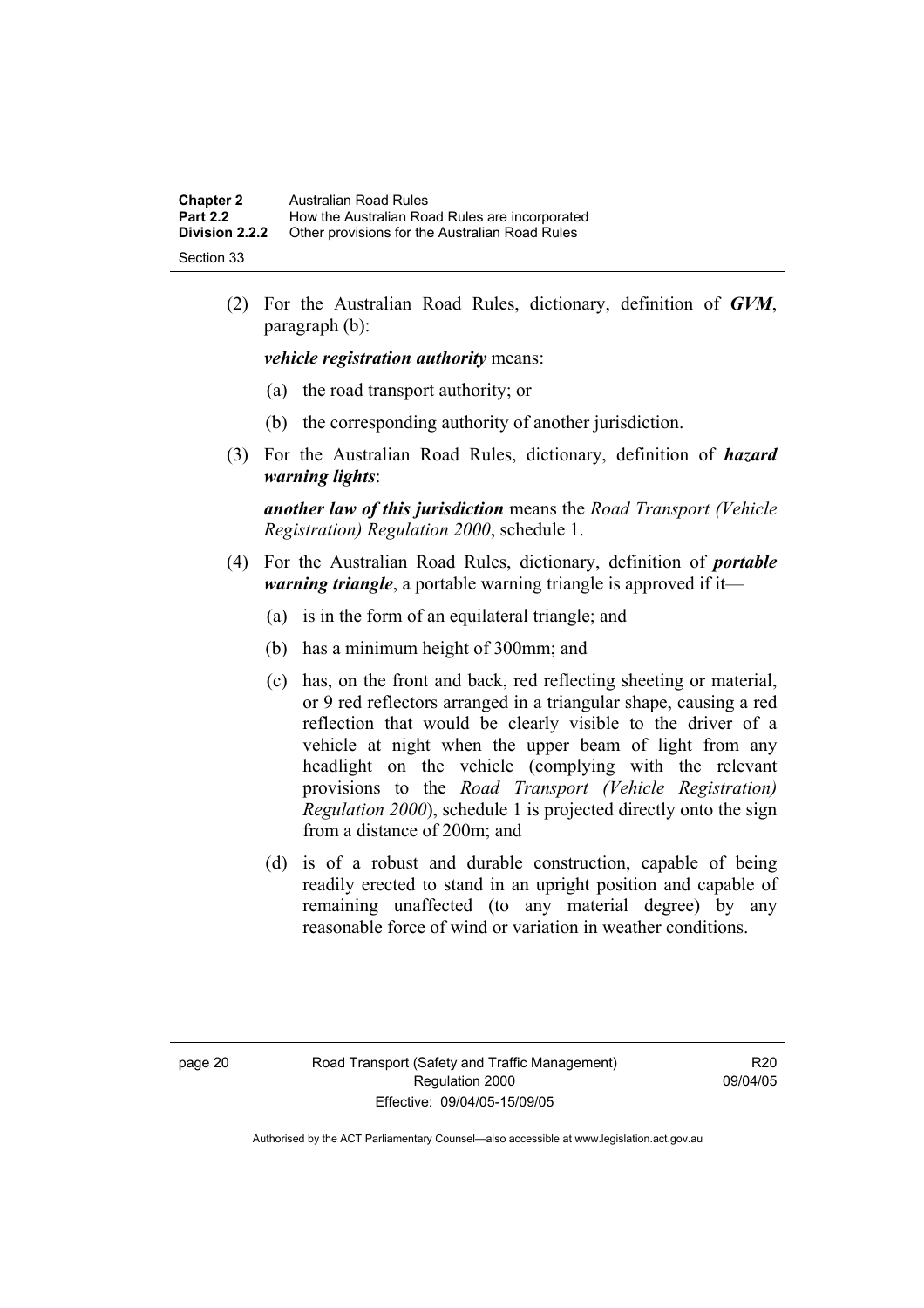(2) For the Australian Road Rules, dictionary, definition of ***GVM***, paragraph (b):

***vehicle registration authority*** means:

(a) the road transport authority; or

(b) the corresponding authority of another jurisdiction.

(3) For the Australian Road Rules, dictionary, definition of ***hazard warning lights***:

***another law of this jurisdiction*** means the *Road Transport (Vehicle Registration) Regulation 2000*, schedule 1.

(4) For the Australian Road Rules, dictionary, definition of ***portable warning triangle***, a portable warning triangle is approved if it—

(a) is in the form of an equilateral triangle; and

(b) has a minimum height of 300mm; and

(c) has, on the front and back, red reflecting sheeting or material, or 9 red reflectors arranged in a triangular shape, causing a red reflection that would be clearly visible to the driver of a vehicle at night when the upper beam of light from any headlight on the vehicle (complying with the relevant provisions to the *Road Transport (Vehicle Registration) Regulation 2000*), schedule 1 is projected directly onto the sign from a distance of 200m; and

(d) is of a robust and durable construction, capable of being readily erected to stand in an upright position and capable of remaining unaffected (to any material degree) by any reasonable force of wind or variation in weather conditions.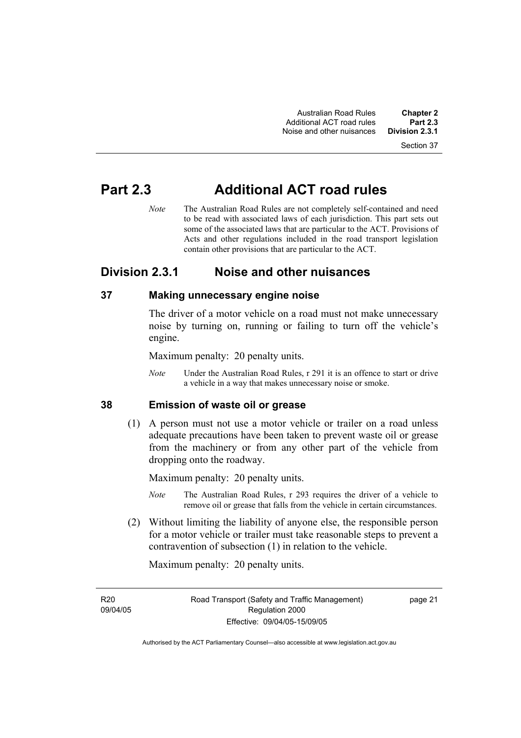# Part 2.3 Additional ACT road rules

*Note* The Australian Road Rules are not completely self-contained and need to be read with associated laws of each jurisdiction. This part sets out some of the associated laws that are particular to the ACT. Provisions of Acts and other regulations included in the road transport legislation contain other provisions that are particular to the ACT.

## Division 2.3.1 Noise and other nuisances

### 37 Making unnecessary engine noise

The driver of a motor vehicle on a road must not make unnecessary noise by turning on, running or failing to turn off the vehicle's engine.

Maximum penalty: 20 penalty units.

*Note* Under the Australian Road Rules, r 291 it is an offence to start or drive a vehicle in a way that makes unnecessary noise or smoke.

### 38 Emission of waste oil or grease

(1) A person must not use a motor vehicle or trailer on a road unless adequate precautions have been taken to prevent waste oil or grease from the machinery or from any other part of the vehicle from dropping onto the roadway.

Maximum penalty: 20 penalty units.

*Note* The Australian Road Rules, r 293 requires the driver of a vehicle to remove oil or grease that falls from the vehicle in certain circumstances.

(2) Without limiting the liability of anyone else, the responsible person for a motor vehicle or trailer must take reasonable steps to prevent a contravention of subsection (1) in relation to the vehicle.

Maximum penalty: 20 penalty units.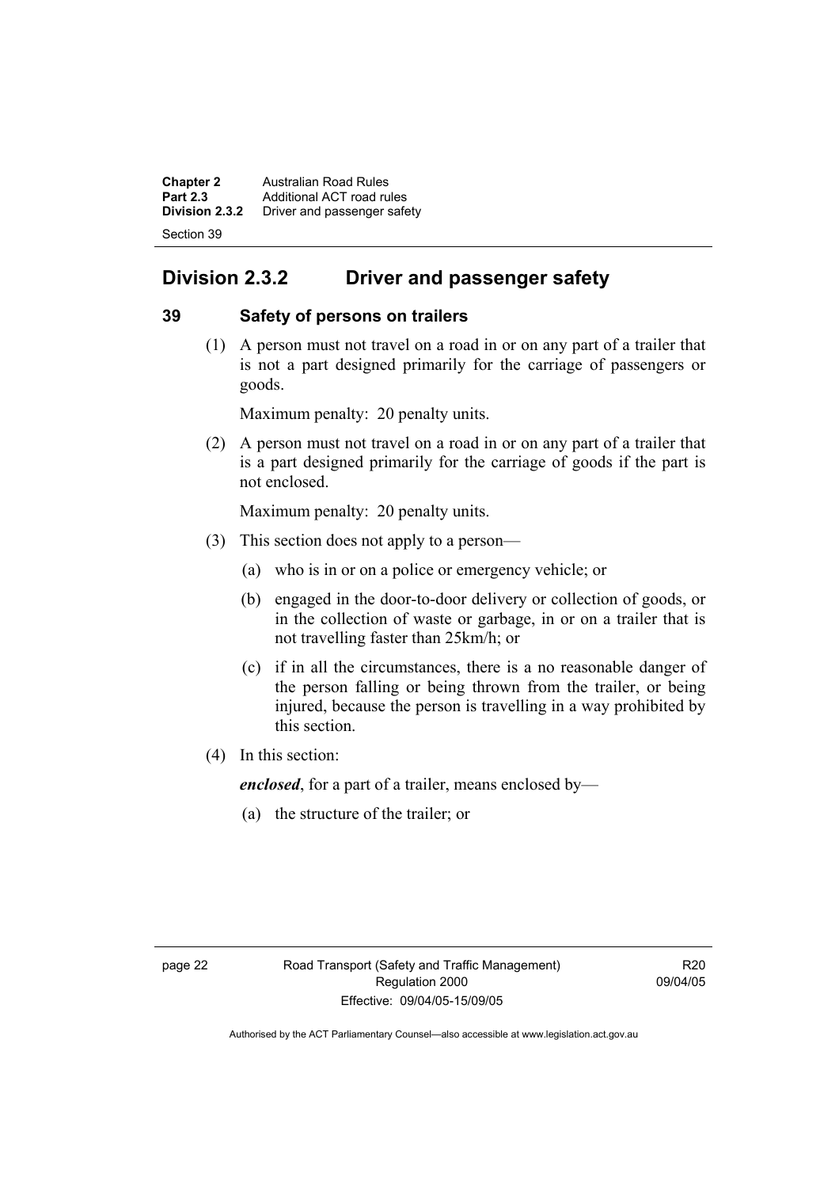## Division 2.3.2 Driver and passenger safety

### 39 Safety of persons on trailers

(1) A person must not travel on a road in or on any part of a trailer that is not a part designed primarily for the carriage of passengers or goods.

Maximum penalty: 20 penalty units.

(2) A person must not travel on a road in or on any part of a trailer that is a part designed primarily for the carriage of goods if the part is not enclosed.

Maximum penalty: 20 penalty units.

(3) This section does not apply to a person—

(a) who is in or on a police or emergency vehicle; or

(b) engaged in the door-to-door delivery or collection of goods, or in the collection of waste or garbage, in or on a trailer that is not travelling faster than 25km/h; or

(c) if in all the circumstances, there is a no reasonable danger of the person falling or being thrown from the trailer, or being injured, because the person is travelling in a way prohibited by this section.

(4) In this section:

***enclosed***, for a part of a trailer, means enclosed by—

(a) the structure of the trailer; or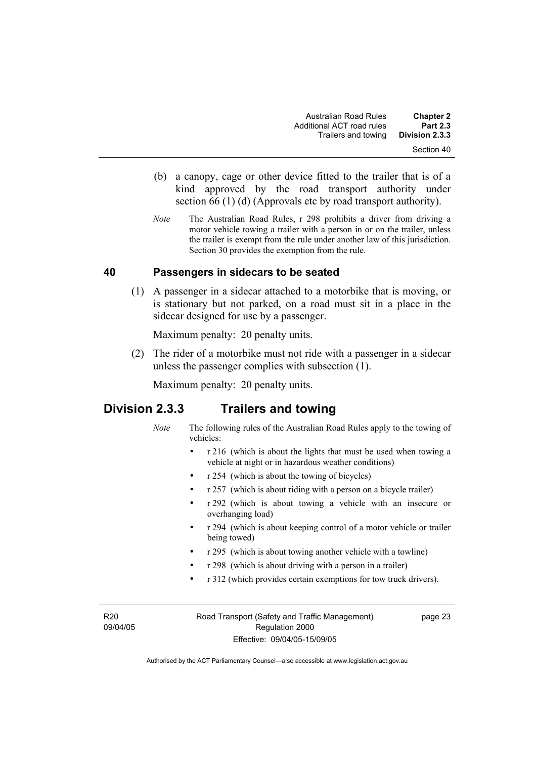(b) a canopy, cage or other device fitted to the trailer that is of a kind approved by the road transport authority under section 66 (1) (d) (Approvals etc by road transport authority).

*Note* The Australian Road Rules, r 298 prohibits a driver from driving a motor vehicle towing a trailer with a person in or on the trailer, unless the trailer is exempt from the rule under another law of this jurisdiction. Section 30 provides the exemption from the rule.

### 40 Passengers in sidecars to be seated

(1) A passenger in a sidecar attached to a motorbike that is moving, or is stationary but not parked, on a road must sit in a place in the sidecar designed for use by a passenger.

Maximum penalty: 20 penalty units.

(2) The rider of a motorbike must not ride with a passenger in a sidecar unless the passenger complies with subsection (1).

Maximum penalty: 20 penalty units.

## Division 2.3.3 Trailers and towing

*Note* The following rules of the Australian Road Rules apply to the towing of vehicles:

- r 216 (which is about the lights that must be used when towing a vehicle at night or in hazardous weather conditions)
- r 254 (which is about the towing of bicycles)
- r 257 (which is about riding with a person on a bicycle trailer)
- r 292 (which is about towing a vehicle with an insecure or overhanging load)
- r 294 (which is about keeping control of a motor vehicle or trailer being towed)
- r 295 (which is about towing another vehicle with a towline)
- r 298 (which is about driving with a person in a trailer)
- r 312 (which provides certain exemptions for tow truck drivers).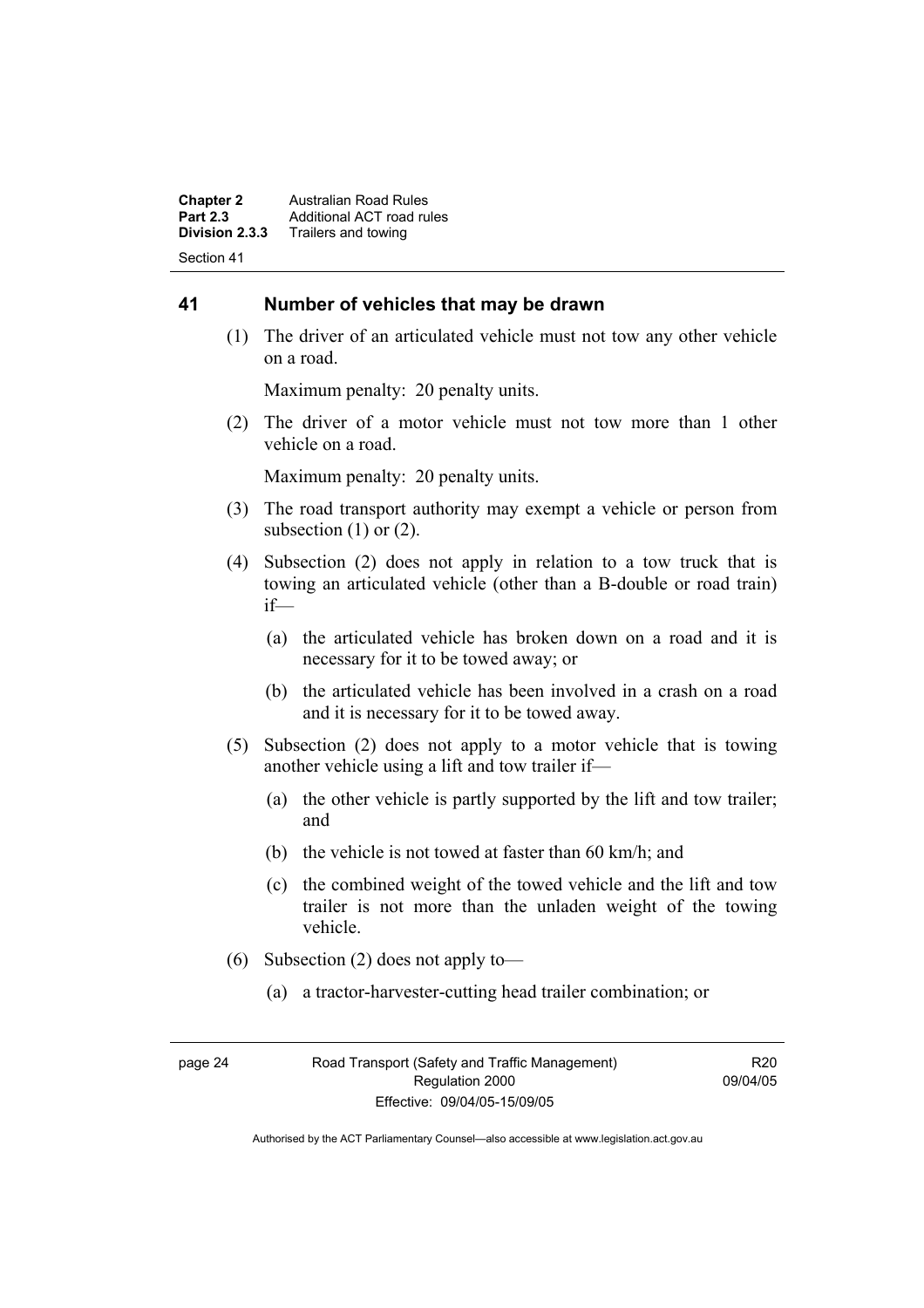## 41 Number of vehicles that may be drawn

(1) The driver of an articulated vehicle must not tow any other vehicle on a road.

Maximum penalty: 20 penalty units.

(2) The driver of a motor vehicle must not tow more than 1 other vehicle on a road.

Maximum penalty: 20 penalty units.

(3) The road transport authority may exempt a vehicle or person from subsection (1) or (2).

(4) Subsection (2) does not apply in relation to a tow truck that is towing an articulated vehicle (other than a B-double or road train) if—

(a) the articulated vehicle has broken down on a road and it is necessary for it to be towed away; or

(b) the articulated vehicle has been involved in a crash on a road and it is necessary for it to be towed away.

(5) Subsection (2) does not apply to a motor vehicle that is towing another vehicle using a lift and tow trailer if—

(a) the other vehicle is partly supported by the lift and tow trailer; and

(b) the vehicle is not towed at faster than 60 km/h; and

(c) the combined weight of the towed vehicle and the lift and tow trailer is not more than the unladen weight of the towing vehicle.

(6) Subsection (2) does not apply to—

(a) a tractor-harvester-cutting head trailer combination; or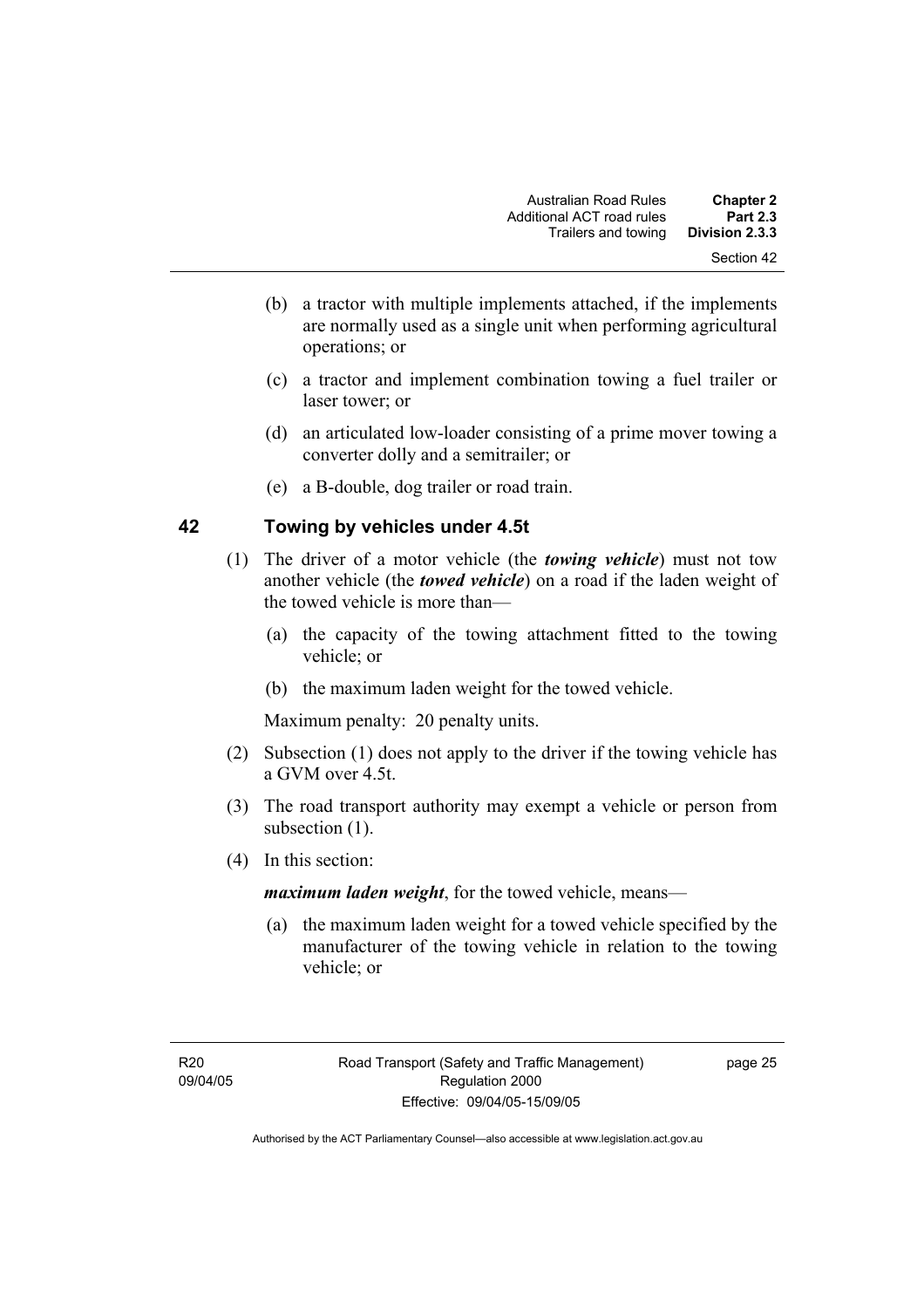(b) a tractor with multiple implements attached, if the implements are normally used as a single unit when performing agricultural operations; or

(c) a tractor and implement combination towing a fuel trailer or laser tower; or

(d) an articulated low-loader consisting of a prime mover towing a converter dolly and a semitrailer; or

(e) a B-double, dog trailer or road train.

## 42 Towing by vehicles under 4.5t

(1) The driver of a motor vehicle (the ***towing vehicle***) must not tow another vehicle (the ***towed vehicle***) on a road if the laden weight of the towed vehicle is more than—

(a) the capacity of the towing attachment fitted to the towing vehicle; or

(b) the maximum laden weight for the towed vehicle.

Maximum penalty: 20 penalty units.

(2) Subsection (1) does not apply to the driver if the towing vehicle has a GVM over 4.5t.

(3) The road transport authority may exempt a vehicle or person from subsection (1).

(4) In this section:

***maximum laden weight***, for the towed vehicle, means—

(a) the maximum laden weight for a towed vehicle specified by the manufacturer of the towing vehicle in relation to the towing vehicle; or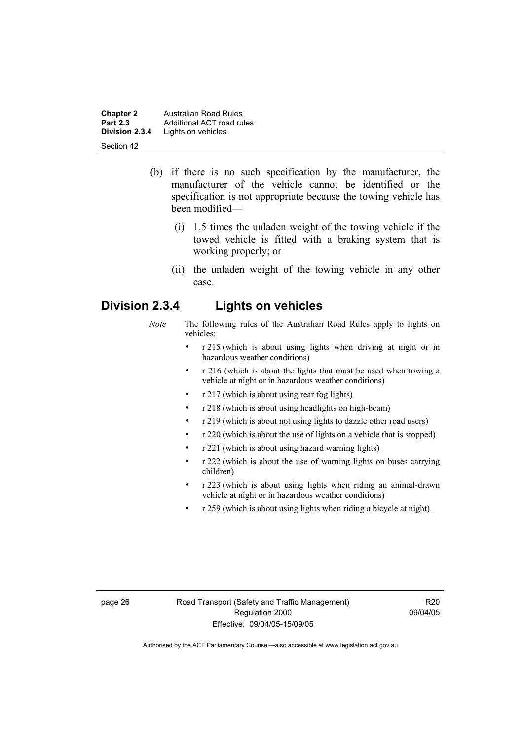(b) if there is no such specification by the manufacturer, the manufacturer of the vehicle cannot be identified or the specification is not appropriate because the towing vehicle has been modified—

(i) 1.5 times the unladen weight of the towing vehicle if the towed vehicle is fitted with a braking system that is working properly; or

(ii) the unladen weight of the towing vehicle in any other case.

## Division 2.3.4 Lights on vehicles

*Note* The following rules of the Australian Road Rules apply to lights on vehicles:

- r 215 (which is about using lights when driving at night or in hazardous weather conditions)
- r 216 (which is about the lights that must be used when towing a vehicle at night or in hazardous weather conditions)
- r 217 (which is about using rear fog lights)
- r 218 (which is about using headlights on high-beam)
- r 219 (which is about not using lights to dazzle other road users)
- r 220 (which is about the use of lights on a vehicle that is stopped)
- r 221 (which is about using hazard warning lights)
- r 222 (which is about the use of warning lights on buses carrying children)
- r 223 (which is about using lights when riding an animal-drawn vehicle at night or in hazardous weather conditions)
- r 259 (which is about using lights when riding a bicycle at night).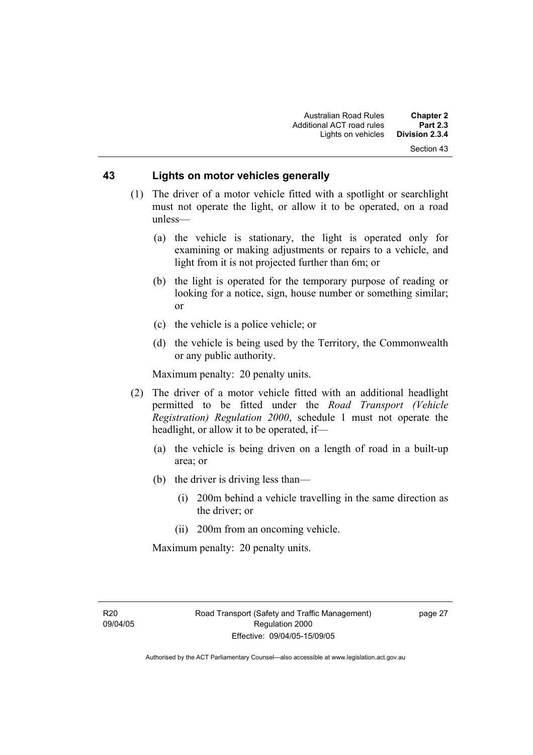## 43 Lights on motor vehicles generally

(1) The driver of a motor vehicle fitted with a spotlight or searchlight must not operate the light, or allow it to be operated, on a road unless—

(a) the vehicle is stationary, the light is operated only for examining or making adjustments or repairs to a vehicle, and light from it is not projected further than 6m; or

(b) the light is operated for the temporary purpose of reading or looking for a notice, sign, house number or something similar; or

(c) the vehicle is a police vehicle; or

(d) the vehicle is being used by the Territory, the Commonwealth or any public authority.

Maximum penalty: 20 penalty units.

(2) The driver of a motor vehicle fitted with an additional headlight permitted to be fitted under the *Road Transport (Vehicle Registration) Regulation 2000*, schedule 1 must not operate the headlight, or allow it to be operated, if—

(a) the vehicle is being driven on a length of road in a built-up area; or

(b) the driver is driving less than—

(i) 200m behind a vehicle travelling in the same direction as the driver; or

(ii) 200m from an oncoming vehicle.

Maximum penalty: 20 penalty units.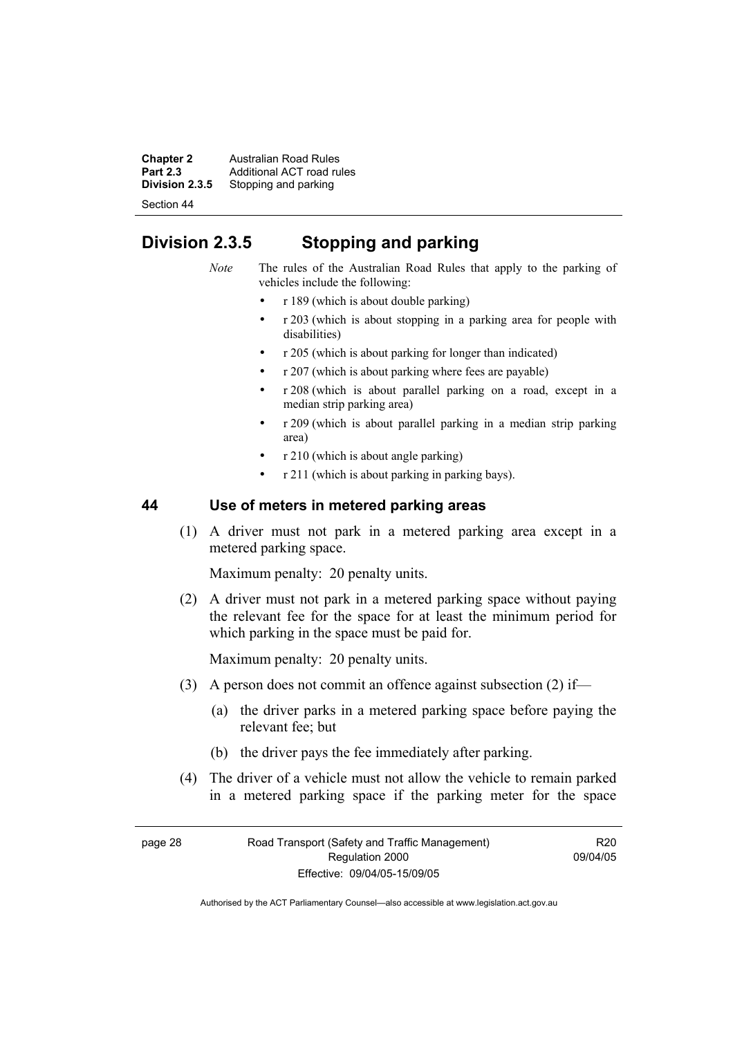## Division 2.3.5 Stopping and parking

*Note* The rules of the Australian Road Rules that apply to the parking of vehicles include the following:

- r 189 (which is about double parking)
- r 203 (which is about stopping in a parking area for people with disabilities)
- r 205 (which is about parking for longer than indicated)
- r 207 (which is about parking where fees are payable)
- r 208 (which is about parallel parking on a road, except in a median strip parking area)
- r 209 (which is about parallel parking in a median strip parking area)
- r 210 (which is about angle parking)
- r 211 (which is about parking in parking bays).

### 44 Use of meters in metered parking areas

(1) A driver must not park in a metered parking area except in a metered parking space.

Maximum penalty: 20 penalty units.

(2) A driver must not park in a metered parking space without paying the relevant fee for the space for at least the minimum period for which parking in the space must be paid for.

Maximum penalty: 20 penalty units.

(3) A person does not commit an offence against subsection (2) if—

(a) the driver parks in a metered parking space before paying the relevant fee; but

(b) the driver pays the fee immediately after parking.

(4) The driver of a vehicle must not allow the vehicle to remain parked in a metered parking space if the parking meter for the space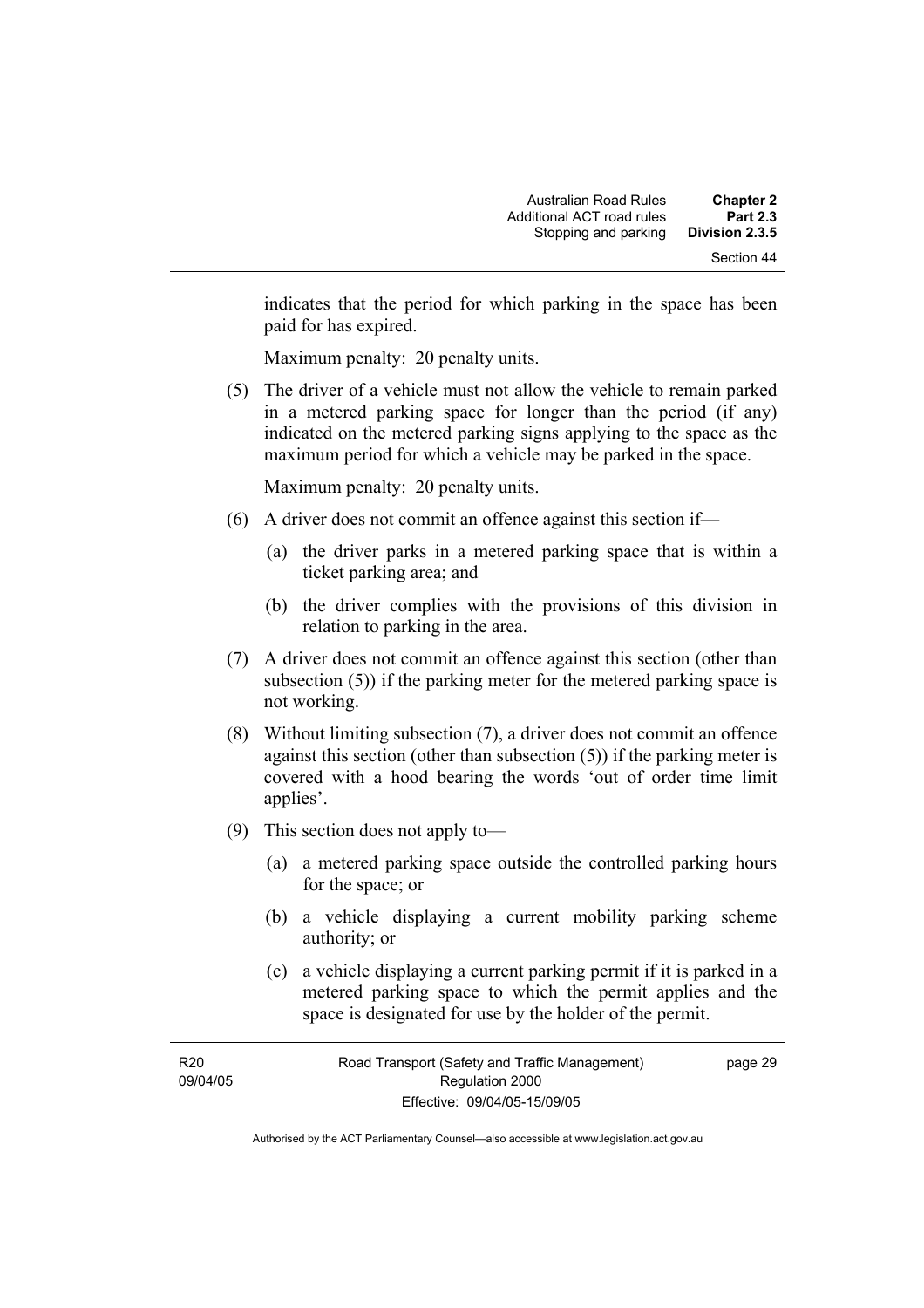indicates that the period for which parking in the space has been paid for has expired.

Maximum penalty: 20 penalty units.

(5) The driver of a vehicle must not allow the vehicle to remain parked in a metered parking space for longer than the period (if any) indicated on the metered parking signs applying to the space as the maximum period for which a vehicle may be parked in the space.

Maximum penalty: 20 penalty units.

(6) A driver does not commit an offence against this section if—

(a) the driver parks in a metered parking space that is within a ticket parking area; and

(b) the driver complies with the provisions of this division in relation to parking in the area.

(7) A driver does not commit an offence against this section (other than subsection (5)) if the parking meter for the metered parking space is not working.

(8) Without limiting subsection (7), a driver does not commit an offence against this section (other than subsection (5)) if the parking meter is covered with a hood bearing the words 'out of order time limit applies'.

(9) This section does not apply to—

(a) a metered parking space outside the controlled parking hours for the space; or

(b) a vehicle displaying a current mobility parking scheme authority; or

(c) a vehicle displaying a current parking permit if it is parked in a metered parking space to which the permit applies and the space is designated for use by the holder of the permit.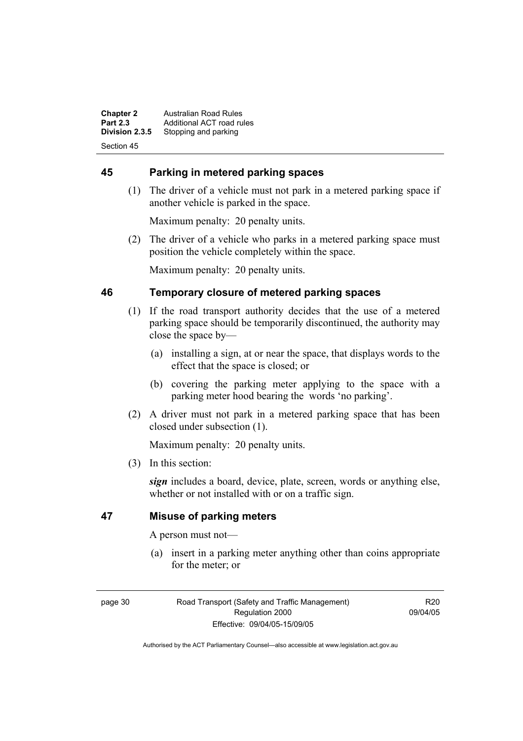## 45 Parking in metered parking spaces

(1) The driver of a vehicle must not park in a metered parking space if another vehicle is parked in the space.

Maximum penalty: 20 penalty units.

(2) The driver of a vehicle who parks in a metered parking space must position the vehicle completely within the space.

Maximum penalty: 20 penalty units.

## 46 Temporary closure of metered parking spaces

(1) If the road transport authority decides that the use of a metered parking space should be temporarily discontinued, the authority may close the space by—

(a) installing a sign, at or near the space, that displays words to the effect that the space is closed; or

(b) covering the parking meter applying to the space with a parking meter hood bearing the words 'no parking'.

(2) A driver must not park in a metered parking space that has been closed under subsection (1).

Maximum penalty: 20 penalty units.

(3) In this section:

***sign*** includes a board, device, plate, screen, words or anything else, whether or not installed with or on a traffic sign.

## 47 Misuse of parking meters

A person must not—

(a) insert in a parking meter anything other than coins appropriate for the meter; or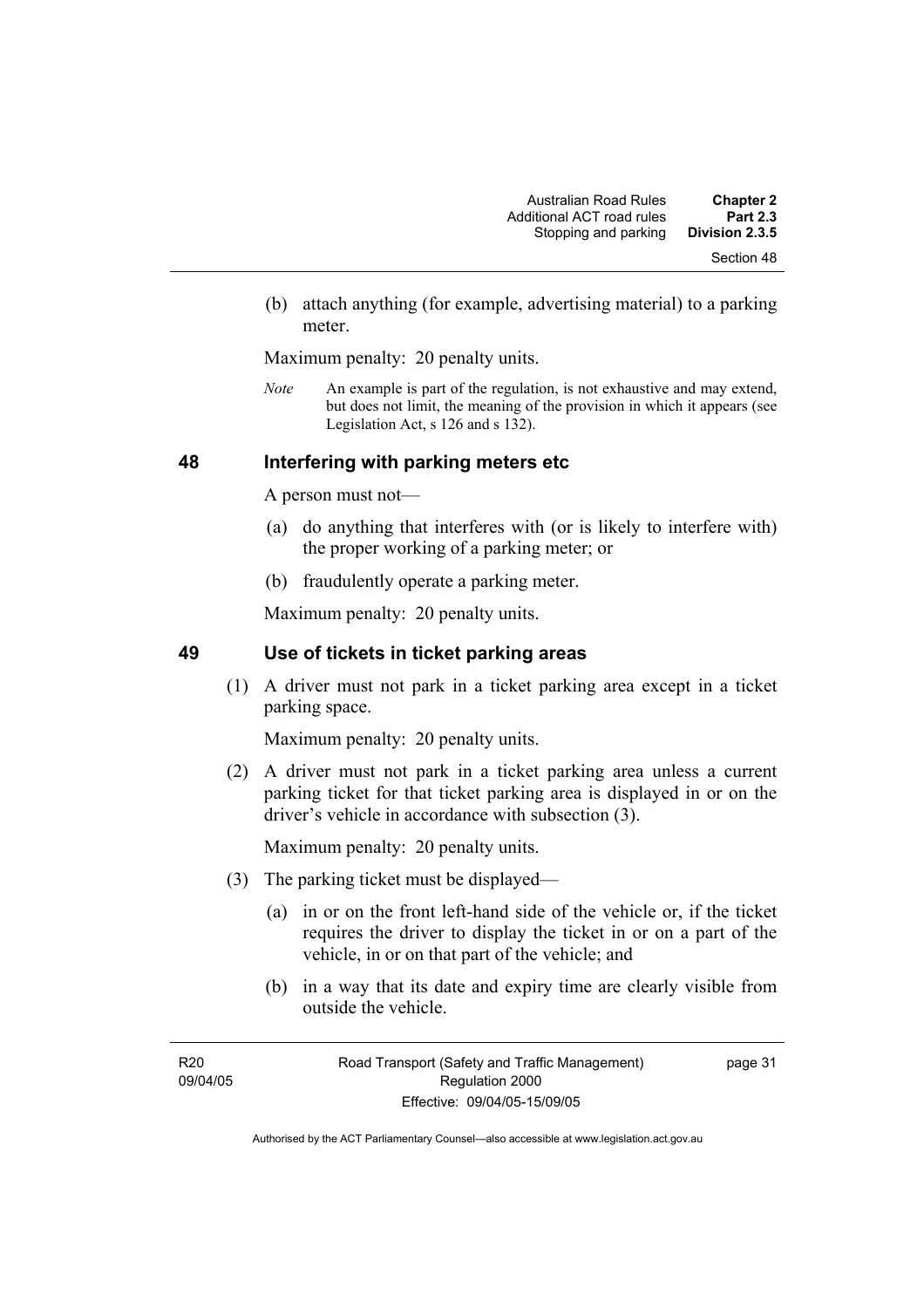(b) attach anything (for example, advertising material) to a parking meter.

Maximum penalty: 20 penalty units.

*Note* An example is part of the regulation, is not exhaustive and may extend, but does not limit, the meaning of the provision in which it appears (see Legislation Act, s 126 and s 132).

## 48 Interfering with parking meters etc

A person must not—

(a) do anything that interferes with (or is likely to interfere with) the proper working of a parking meter; or

(b) fraudulently operate a parking meter.

Maximum penalty: 20 penalty units.

## 49 Use of tickets in ticket parking areas

(1) A driver must not park in a ticket parking area except in a ticket parking space.

Maximum penalty: 20 penalty units.

(2) A driver must not park in a ticket parking area unless a current parking ticket for that ticket parking area is displayed in or on the driver's vehicle in accordance with subsection (3).

Maximum penalty: 20 penalty units.

(3) The parking ticket must be displayed—

(a) in or on the front left-hand side of the vehicle or, if the ticket requires the driver to display the ticket in or on a part of the vehicle, in or on that part of the vehicle; and

(b) in a way that its date and expiry time are clearly visible from outside the vehicle.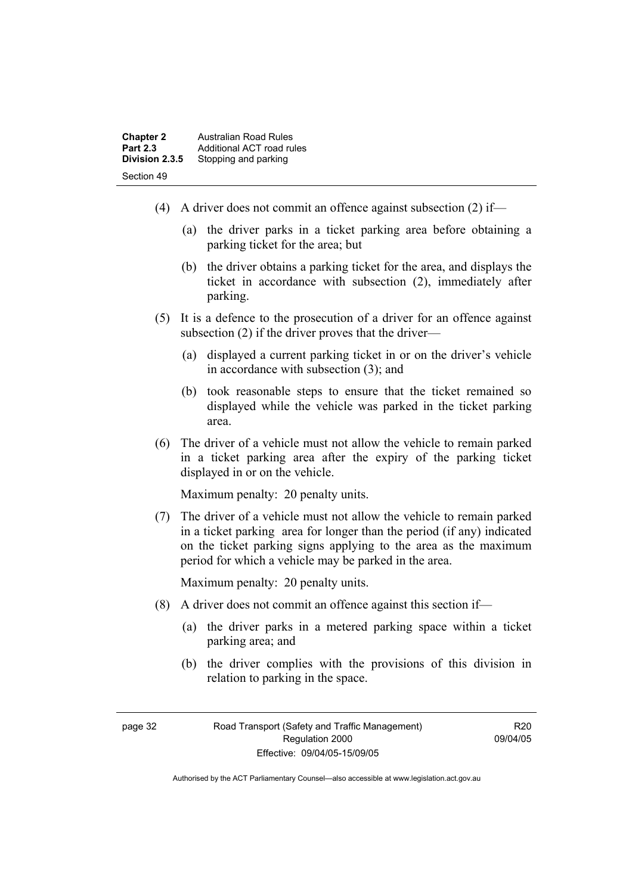(4) A driver does not commit an offence against subsection (2) if—

(a) the driver parks in a ticket parking area before obtaining a parking ticket for the area; but

(b) the driver obtains a parking ticket for the area, and displays the ticket in accordance with subsection (2), immediately after parking.

(5) It is a defence to the prosecution of a driver for an offence against subsection (2) if the driver proves that the driver—

(a) displayed a current parking ticket in or on the driver's vehicle in accordance with subsection (3); and

(b) took reasonable steps to ensure that the ticket remained so displayed while the vehicle was parked in the ticket parking area.

(6) The driver of a vehicle must not allow the vehicle to remain parked in a ticket parking area after the expiry of the parking ticket displayed in or on the vehicle.

Maximum penalty: 20 penalty units.

(7) The driver of a vehicle must not allow the vehicle to remain parked in a ticket parking area for longer than the period (if any) indicated on the ticket parking signs applying to the area as the maximum period for which a vehicle may be parked in the area.

Maximum penalty: 20 penalty units.

(8) A driver does not commit an offence against this section if—

(a) the driver parks in a metered parking space within a ticket parking area; and

(b) the driver complies with the provisions of this division in relation to parking in the space.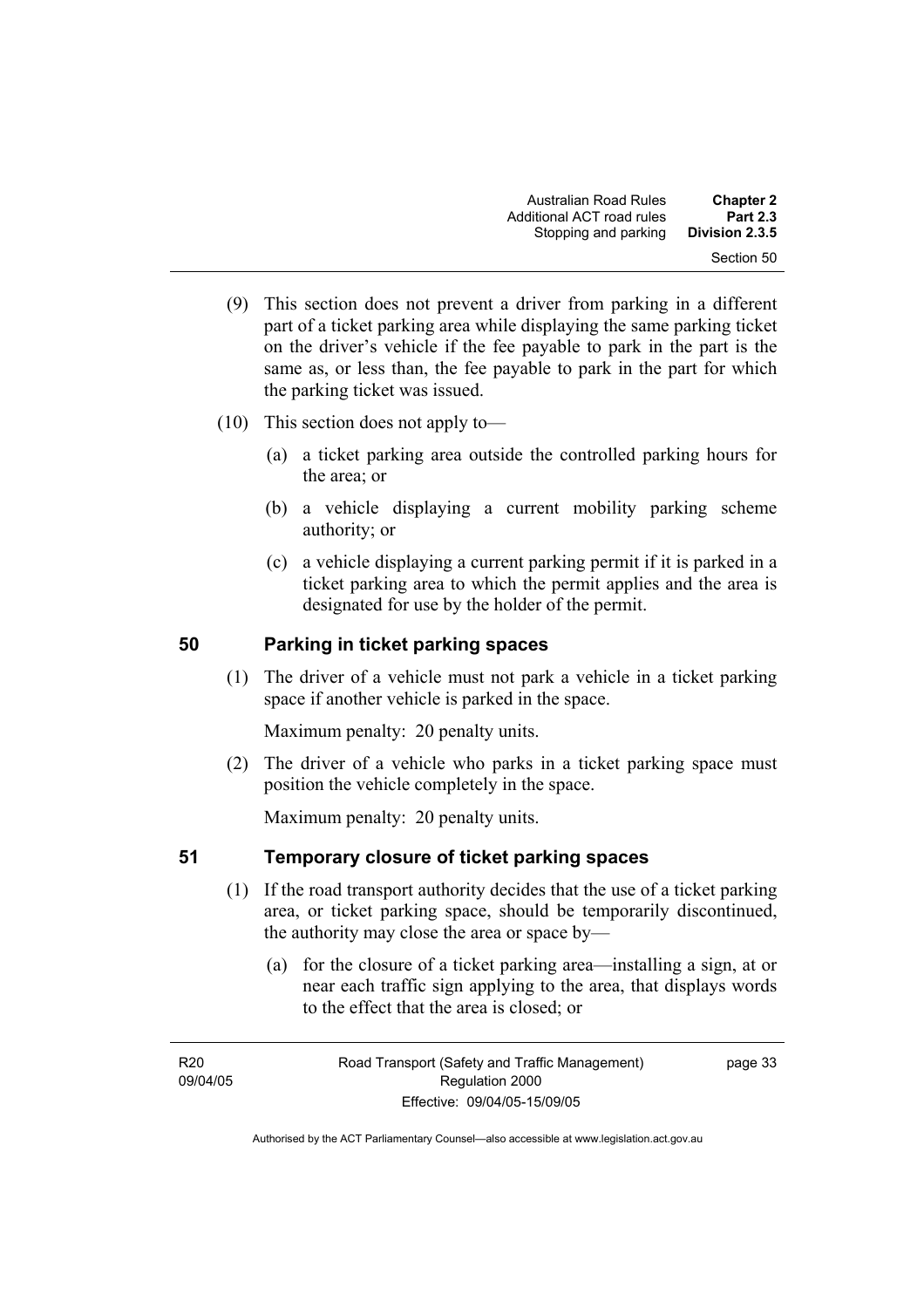(9) This section does not prevent a driver from parking in a different part of a ticket parking area while displaying the same parking ticket on the driver's vehicle if the fee payable to park in the part is the same as, or less than, the fee payable to park in the part for which the parking ticket was issued.

(10) This section does not apply to—

(a) a ticket parking area outside the controlled parking hours for the area; or

(b) a vehicle displaying a current mobility parking scheme authority; or

(c) a vehicle displaying a current parking permit if it is parked in a ticket parking area to which the permit applies and the area is designated for use by the holder of the permit.

## 50 Parking in ticket parking spaces

(1) The driver of a vehicle must not park a vehicle in a ticket parking space if another vehicle is parked in the space.

Maximum penalty: 20 penalty units.

(2) The driver of a vehicle who parks in a ticket parking space must position the vehicle completely in the space.

Maximum penalty: 20 penalty units.

## 51 Temporary closure of ticket parking spaces

(1) If the road transport authority decides that the use of a ticket parking area, or ticket parking space, should be temporarily discontinued, the authority may close the area or space by—

(a) for the closure of a ticket parking area—installing a sign, at or near each traffic sign applying to the area, that displays words to the effect that the area is closed; or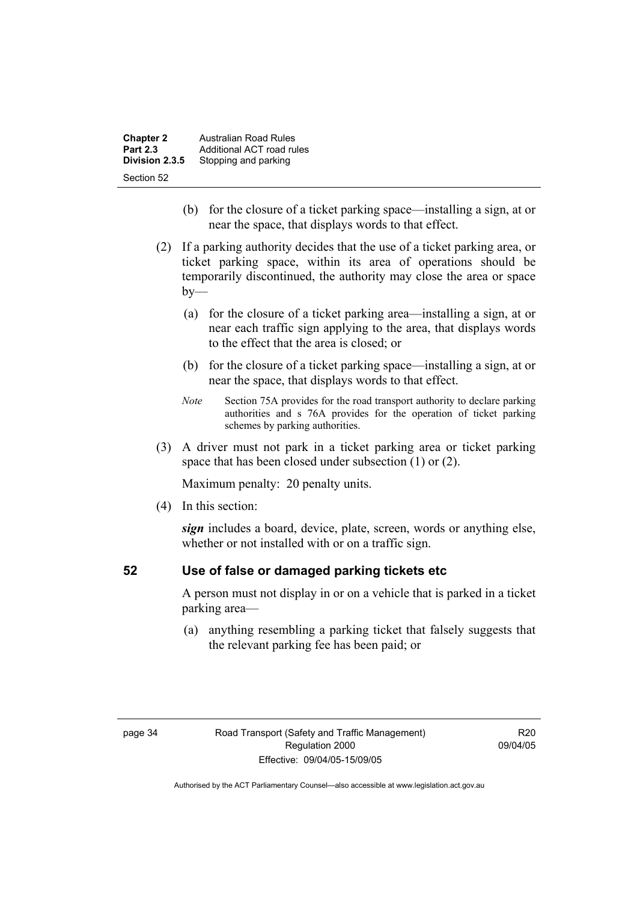(b) for the closure of a ticket parking space—installing a sign, at or near the space, that displays words to that effect.

(2) If a parking authority decides that the use of a ticket parking area, or ticket parking space, within its area of operations should be temporarily discontinued, the authority may close the area or space by—

(a) for the closure of a ticket parking area—installing a sign, at or near each traffic sign applying to the area, that displays words to the effect that the area is closed; or

(b) for the closure of a ticket parking space—installing a sign, at or near the space, that displays words to that effect.

*Note* Section 75A provides for the road transport authority to declare parking authorities and s 76A provides for the operation of ticket parking schemes by parking authorities.

(3) A driver must not park in a ticket parking area or ticket parking space that has been closed under subsection (1) or (2).

Maximum penalty: 20 penalty units.

(4) In this section:

***sign*** includes a board, device, plate, screen, words or anything else, whether or not installed with or on a traffic sign.

## 52 Use of false or damaged parking tickets etc

A person must not display in or on a vehicle that is parked in a ticket parking area—

(a) anything resembling a parking ticket that falsely suggests that the relevant parking fee has been paid; or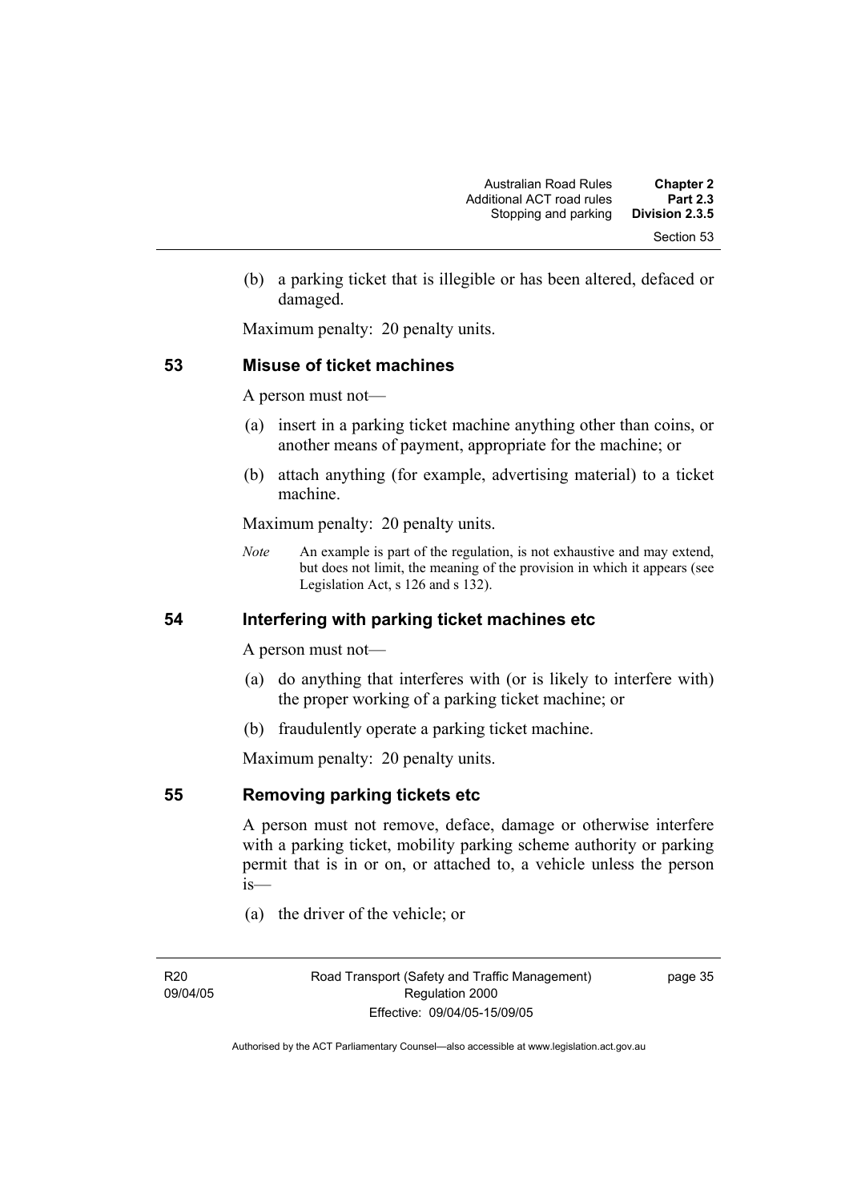(b) a parking ticket that is illegible or has been altered, defaced or damaged.

Maximum penalty: 20 penalty units.

## 53 Misuse of ticket machines

A person must not—

(a) insert in a parking ticket machine anything other than coins, or another means of payment, appropriate for the machine; or

(b) attach anything (for example, advertising material) to a ticket machine.

Maximum penalty: 20 penalty units.

*Note* An example is part of the regulation, is not exhaustive and may extend, but does not limit, the meaning of the provision in which it appears (see Legislation Act, s 126 and s 132).

## 54 Interfering with parking ticket machines etc

A person must not—

(a) do anything that interferes with (or is likely to interfere with) the proper working of a parking ticket machine; or

(b) fraudulently operate a parking ticket machine.

Maximum penalty: 20 penalty units.

## 55 Removing parking tickets etc

A person must not remove, deface, damage or otherwise interfere with a parking ticket, mobility parking scheme authority or parking permit that is in or on, or attached to, a vehicle unless the person is—

(a) the driver of the vehicle; or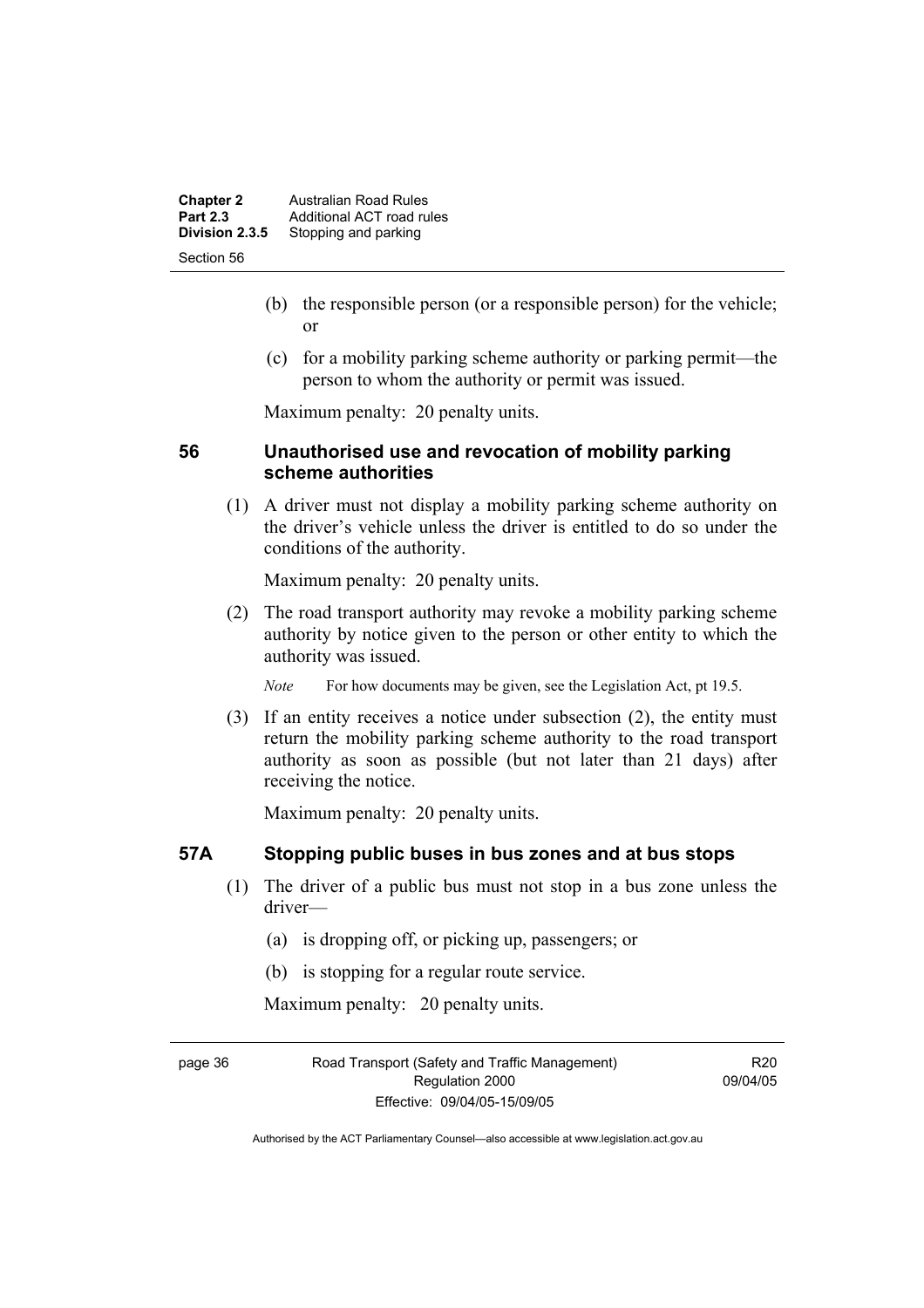(b) the responsible person (or a responsible person) for the vehicle; or

(c) for a mobility parking scheme authority or parking permit—the person to whom the authority or permit was issued.

Maximum penalty: 20 penalty units.

## 56 Unauthorised use and revocation of mobility parking scheme authorities

(1) A driver must not display a mobility parking scheme authority on the driver's vehicle unless the driver is entitled to do so under the conditions of the authority.

Maximum penalty: 20 penalty units.

(2) The road transport authority may revoke a mobility parking scheme authority by notice given to the person or other entity to which the authority was issued.

*Note* For how documents may be given, see the Legislation Act, pt 19.5.

(3) If an entity receives a notice under subsection (2), the entity must return the mobility parking scheme authority to the road transport authority as soon as possible (but not later than 21 days) after receiving the notice.

Maximum penalty: 20 penalty units.

## 57A Stopping public buses in bus zones and at bus stops

(1) The driver of a public bus must not stop in a bus zone unless the driver—

(a) is dropping off, or picking up, passengers; or

(b) is stopping for a regular route service.

Maximum penalty: 20 penalty units.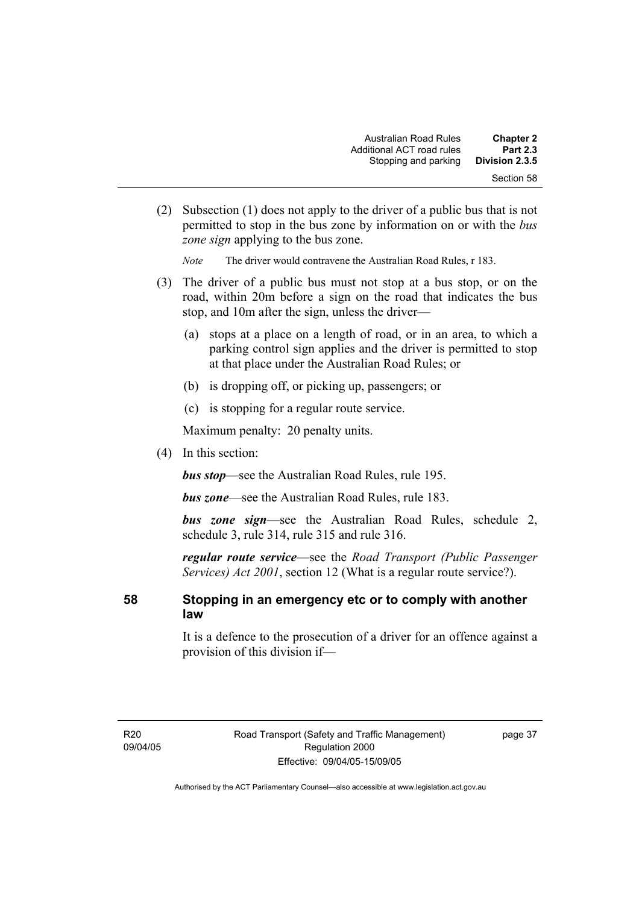(2) Subsection (1) does not apply to the driver of a public bus that is not permitted to stop in the bus zone by information on or with the *bus zone sign* applying to the bus zone.

*Note* The driver would contravene the Australian Road Rules, r 183.

(3) The driver of a public bus must not stop at a bus stop, or on the road, within 20m before a sign on the road that indicates the bus stop, and 10m after the sign, unless the driver—

(a) stops at a place on a length of road, or in an area, to which a parking control sign applies and the driver is permitted to stop at that place under the Australian Road Rules; or

(b) is dropping off, or picking up, passengers; or

(c) is stopping for a regular route service.

Maximum penalty: 20 penalty units.

(4) In this section:

***bus stop***—see the Australian Road Rules, rule 195.

***bus zone***—see the Australian Road Rules, rule 183.

***bus zone sign***—see the Australian Road Rules, schedule 2, schedule 3, rule 314, rule 315 and rule 316.

***regular route service***—see the *Road Transport (Public Passenger Services) Act 2001*, section 12 (What is a regular route service?).

## 58 Stopping in an emergency etc or to comply with another law

It is a defence to the prosecution of a driver for an offence against a provision of this division if—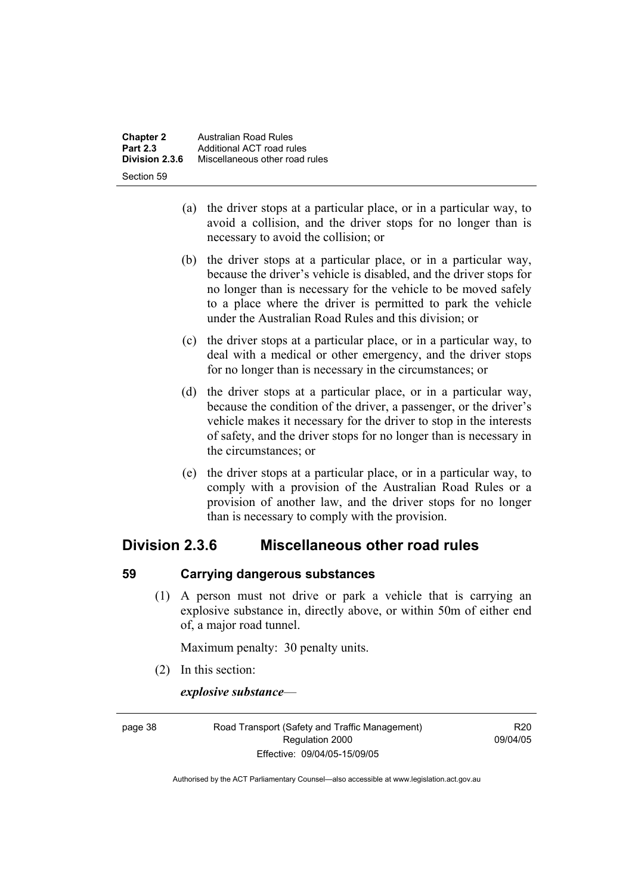(a) the driver stops at a particular place, or in a particular way, to avoid a collision, and the driver stops for no longer than is necessary to avoid the collision; or

(b) the driver stops at a particular place, or in a particular way, because the driver's vehicle is disabled, and the driver stops for no longer than is necessary for the vehicle to be moved safely to a place where the driver is permitted to park the vehicle under the Australian Road Rules and this division; or

(c) the driver stops at a particular place, or in a particular way, to deal with a medical or other emergency, and the driver stops for no longer than is necessary in the circumstances; or

(d) the driver stops at a particular place, or in a particular way, because the condition of the driver, a passenger, or the driver's vehicle makes it necessary for the driver to stop in the interests of safety, and the driver stops for no longer than is necessary in the circumstances; or

(e) the driver stops at a particular place, or in a particular way, to comply with a provision of the Australian Road Rules or a provision of another law, and the driver stops for no longer than is necessary to comply with the provision.

## Division 2.3.6 Miscellaneous other road rules

### 59 Carrying dangerous substances

(1) A person must not drive or park a vehicle that is carrying an explosive substance in, directly above, or within 50m of either end of, a major road tunnel.

Maximum penalty: 30 penalty units.

(2) In this section:

***explosive substance***—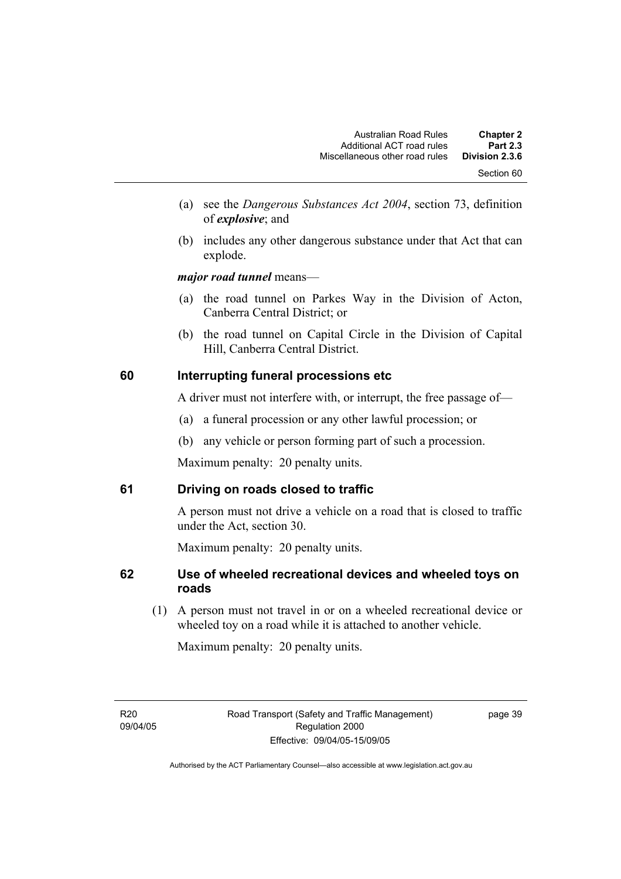(a) see the *Dangerous Substances Act 2004*, section 73, definition of ***explosive***; and

(b) includes any other dangerous substance under that Act that can explode.

***major road tunnel*** means—

(a) the road tunnel on Parkes Way in the Division of Acton, Canberra Central District; or

(b) the road tunnel on Capital Circle in the Division of Capital Hill, Canberra Central District.

## 60 Interrupting funeral processions etc

A driver must not interfere with, or interrupt, the free passage of—

(a) a funeral procession or any other lawful procession; or

(b) any vehicle or person forming part of such a procession.

Maximum penalty: 20 penalty units.

## 61 Driving on roads closed to traffic

A person must not drive a vehicle on a road that is closed to traffic under the Act, section 30.

Maximum penalty: 20 penalty units.

## 62 Use of wheeled recreational devices and wheeled toys on roads

(1) A person must not travel in or on a wheeled recreational device or wheeled toy on a road while it is attached to another vehicle.

Maximum penalty: 20 penalty units.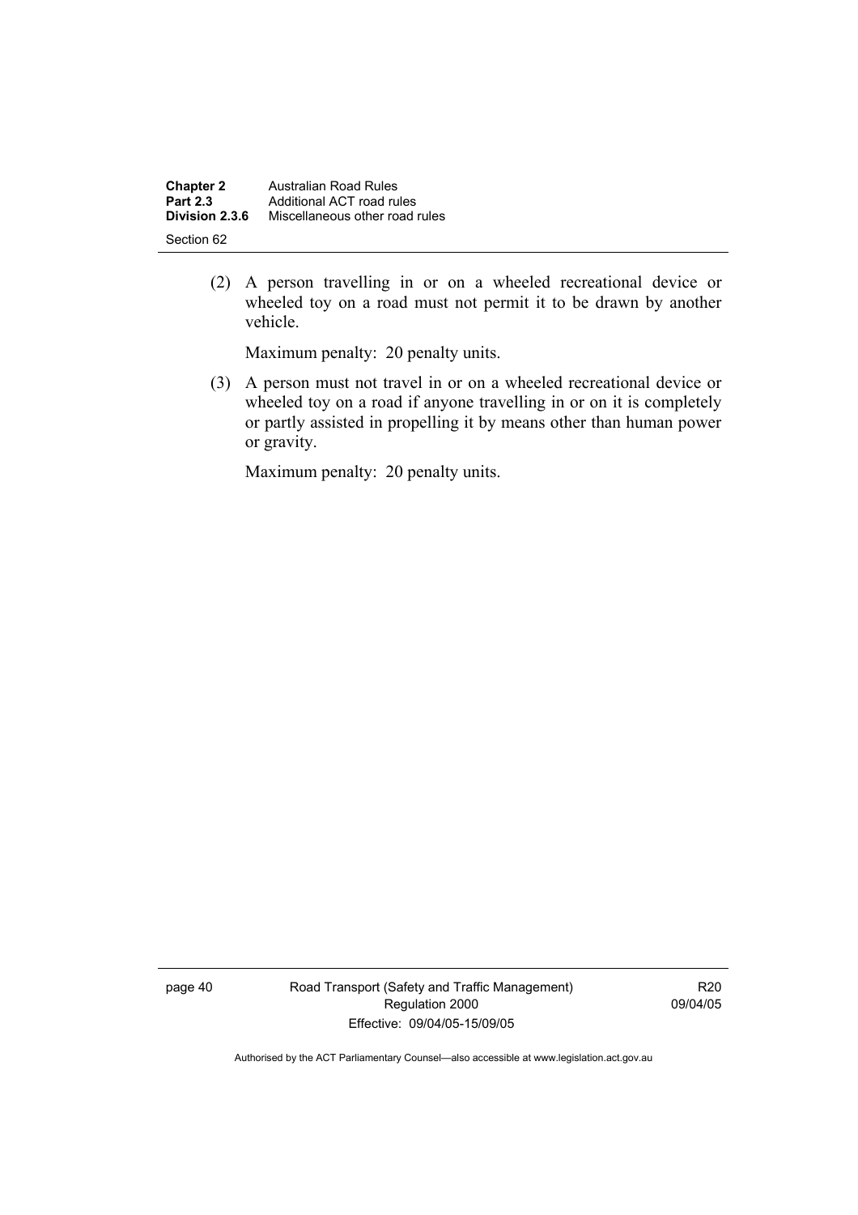(2) A person travelling in or on a wheeled recreational device or wheeled toy on a road must not permit it to be drawn by another vehicle.

Maximum penalty: 20 penalty units.

(3) A person must not travel in or on a wheeled recreational device or wheeled toy on a road if anyone travelling in or on it is completely or partly assisted in propelling it by means other than human power or gravity.

Maximum penalty: 20 penalty units.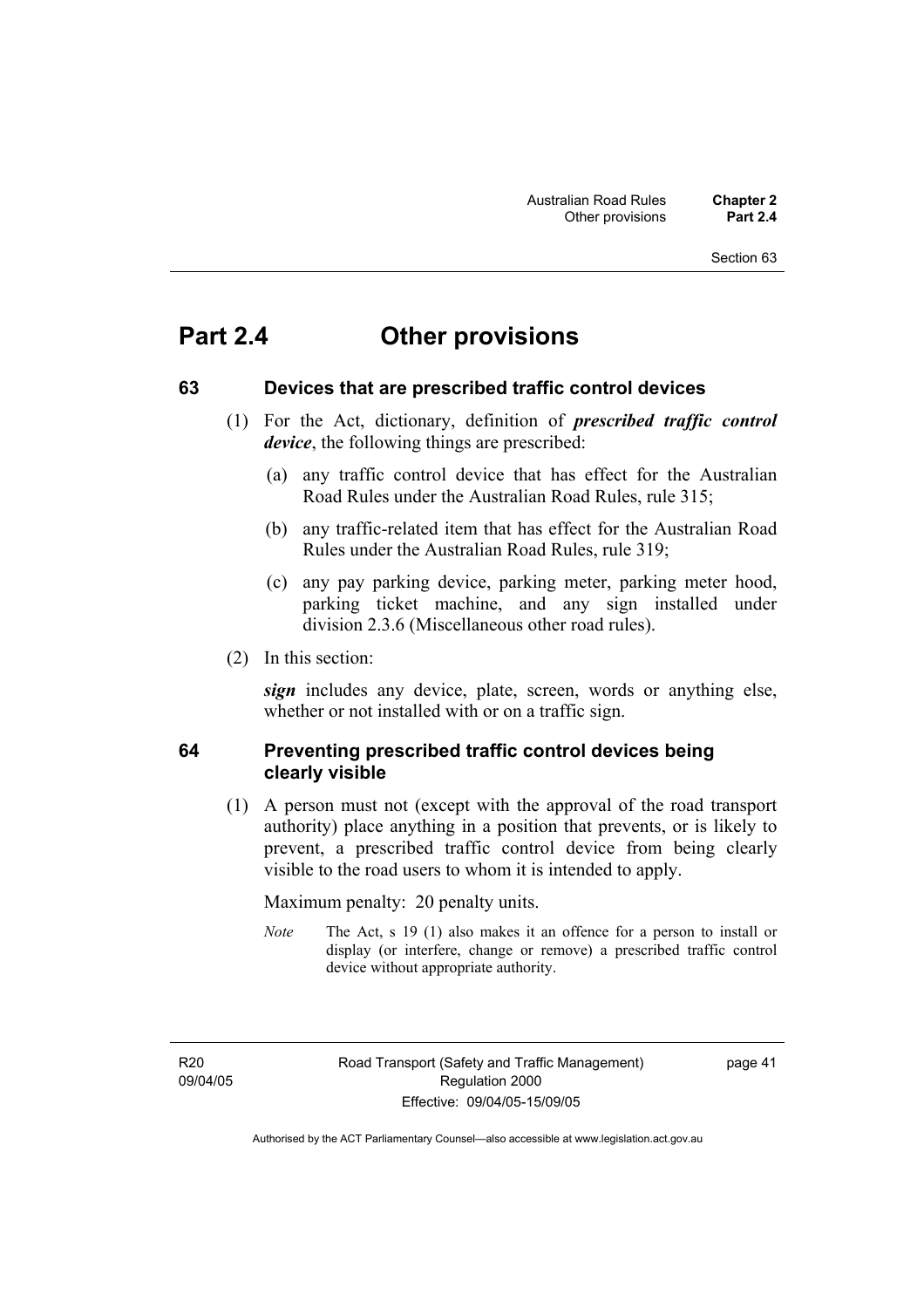# Part 2.4 Other provisions

### 63 Devices that are prescribed traffic control devices

(1) For the Act, dictionary, definition of ***prescribed traffic control device***, the following things are prescribed:

(a) any traffic control device that has effect for the Australian Road Rules under the Australian Road Rules, rule 315;

(b) any traffic-related item that has effect for the Australian Road Rules under the Australian Road Rules, rule 319;

(c) any pay parking device, parking meter, parking meter hood, parking ticket machine, and any sign installed under division 2.3.6 (Miscellaneous other road rules).

(2) In this section:

***sign*** includes any device, plate, screen, words or anything else, whether or not installed with or on a traffic sign.

### 64 Preventing prescribed traffic control devices being clearly visible

(1) A person must not (except with the approval of the road transport authority) place anything in a position that prevents, or is likely to prevent, a prescribed traffic control device from being clearly visible to the road users to whom it is intended to apply.

Maximum penalty: 20 penalty units.

*Note* The Act, s 19 (1) also makes it an offence for a person to install or display (or interfere, change or remove) a prescribed traffic control device without appropriate authority.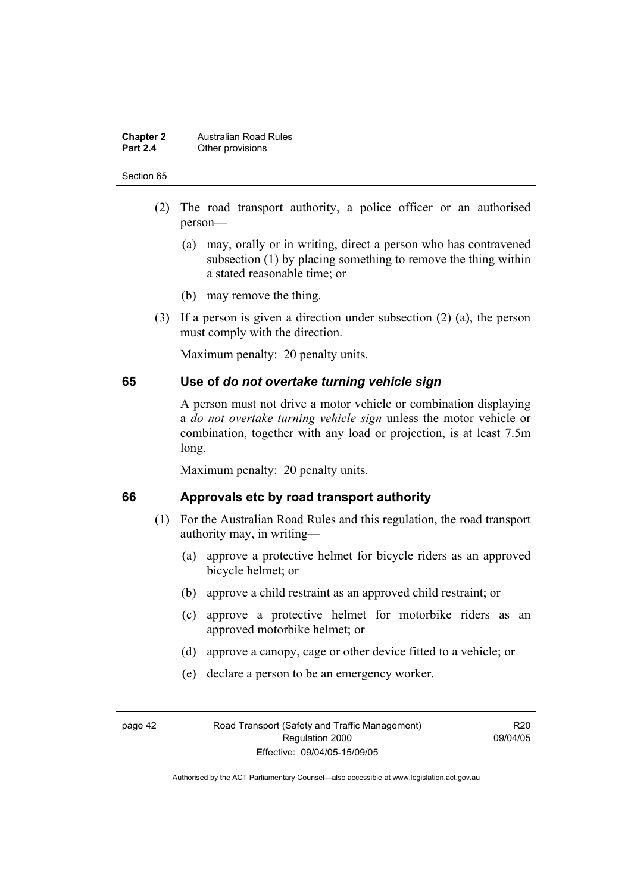(2) The road transport authority, a police officer or an authorised person—

(a) may, orally or in writing, direct a person who has contravened subsection (1) by placing something to remove the thing within a stated reasonable time; or

(b) may remove the thing.

(3) If a person is given a direction under subsection (2) (a), the person must comply with the direction.

Maximum penalty: 20 penalty units.

## 65 Use of *do not overtake turning vehicle sign*

A person must not drive a motor vehicle or combination displaying a *do not overtake turning vehicle sign* unless the motor vehicle or combination, together with any load or projection, is at least 7.5m long.

Maximum penalty: 20 penalty units.

## 66 Approvals etc by road transport authority

(1) For the Australian Road Rules and this regulation, the road transport authority may, in writing—

(a) approve a protective helmet for bicycle riders as an approved bicycle helmet; or

(b) approve a child restraint as an approved child restraint; or

(c) approve a protective helmet for motorbike riders as an approved motorbike helmet; or

(d) approve a canopy, cage or other device fitted to a vehicle; or

(e) declare a person to be an emergency worker.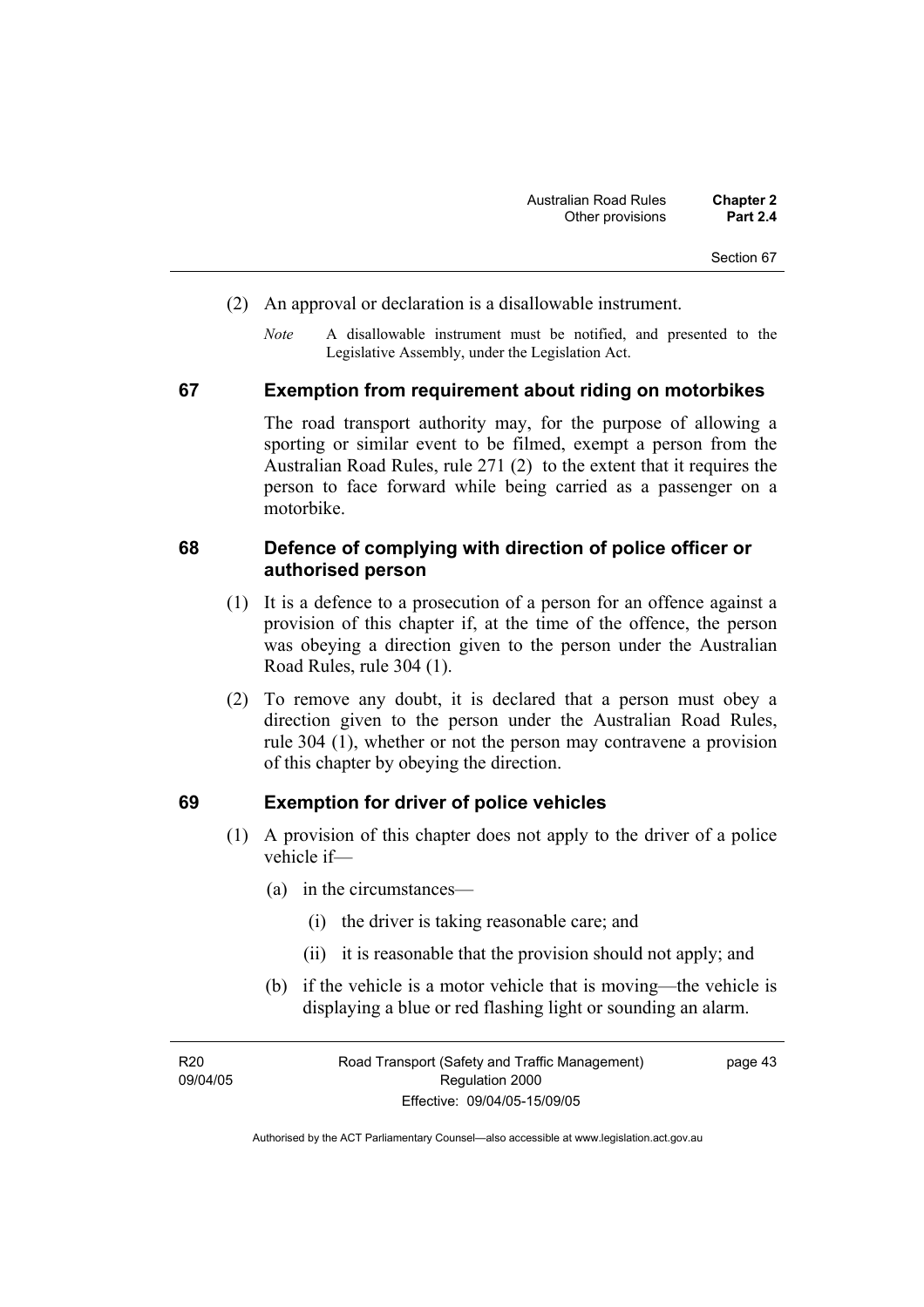(2) An approval or declaration is a disallowable instrument.

*Note* A disallowable instrument must be notified, and presented to the Legislative Assembly, under the Legislation Act.

### 67 Exemption from requirement about riding on motorbikes

The road transport authority may, for the purpose of allowing a sporting or similar event to be filmed, exempt a person from the Australian Road Rules, rule 271 (2) to the extent that it requires the person to face forward while being carried as a passenger on a motorbike.

### 68 Defence of complying with direction of police officer or authorised person

(1) It is a defence to a prosecution of a person for an offence against a provision of this chapter if, at the time of the offence, the person was obeying a direction given to the person under the Australian Road Rules, rule 304 (1).

(2) To remove any doubt, it is declared that a person must obey a direction given to the person under the Australian Road Rules, rule 304 (1), whether or not the person may contravene a provision of this chapter by obeying the direction.

### 69 Exemption for driver of police vehicles

(1) A provision of this chapter does not apply to the driver of a police vehicle if—

(a) in the circumstances—

(i) the driver is taking reasonable care; and

(ii) it is reasonable that the provision should not apply; and

(b) if the vehicle is a motor vehicle that is moving—the vehicle is displaying a blue or red flashing light or sounding an alarm.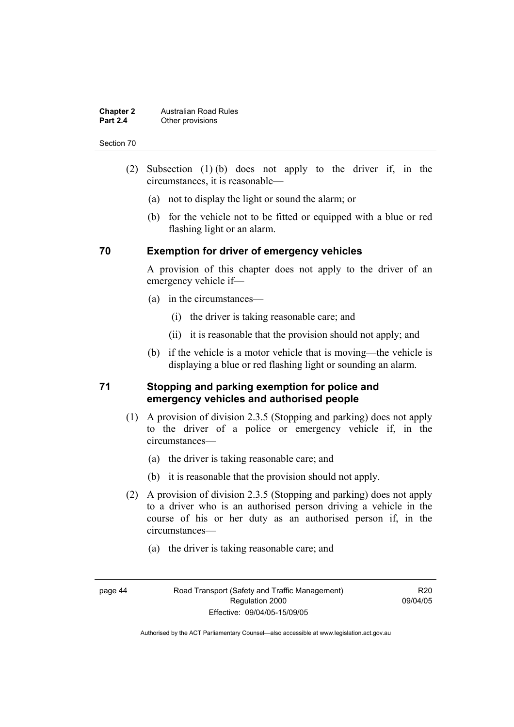(2) Subsection (1) (b) does not apply to the driver if, in the circumstances, it is reasonable—

(a) not to display the light or sound the alarm; or

(b) for the vehicle not to be fitted or equipped with a blue or red flashing light or an alarm.

## 70 Exemption for driver of emergency vehicles

A provision of this chapter does not apply to the driver of an emergency vehicle if—

(a) in the circumstances—

(i) the driver is taking reasonable care; and

(ii) it is reasonable that the provision should not apply; and

(b) if the vehicle is a motor vehicle that is moving—the vehicle is displaying a blue or red flashing light or sounding an alarm.

## 71 Stopping and parking exemption for police and emergency vehicles and authorised people

(1) A provision of division 2.3.5 (Stopping and parking) does not apply to the driver of a police or emergency vehicle if, in the circumstances—

(a) the driver is taking reasonable care; and

(b) it is reasonable that the provision should not apply.

(2) A provision of division 2.3.5 (Stopping and parking) does not apply to a driver who is an authorised person driving a vehicle in the course of his or her duty as an authorised person if, in the circumstances—

(a) the driver is taking reasonable care; and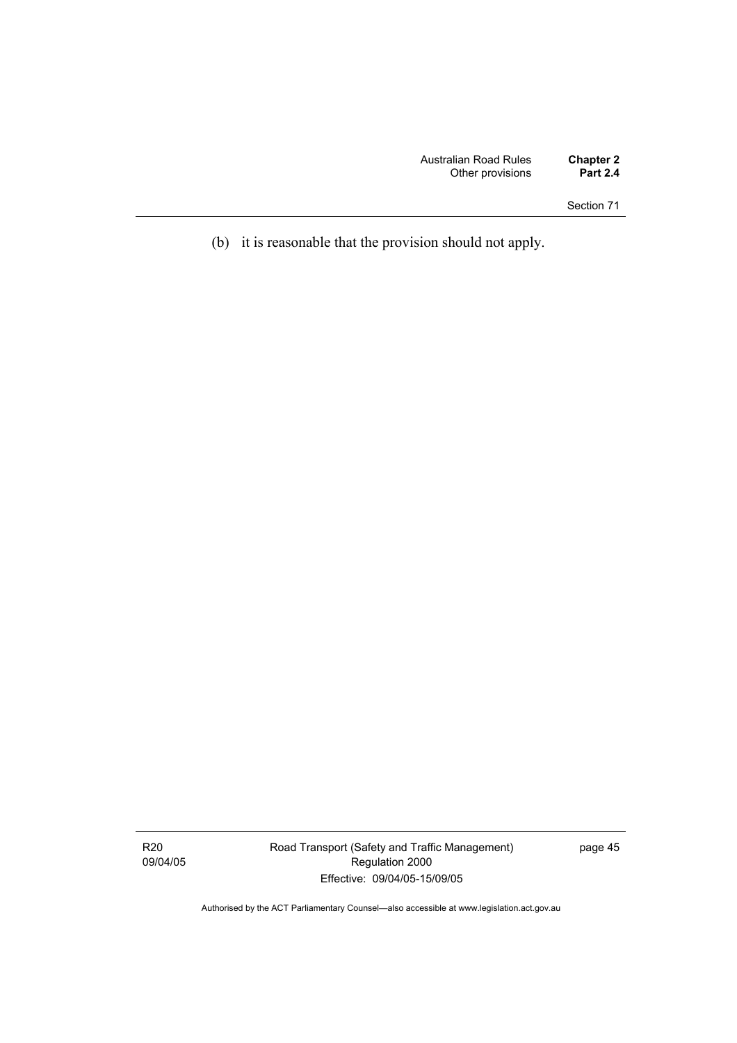(b) it is reasonable that the provision should not apply.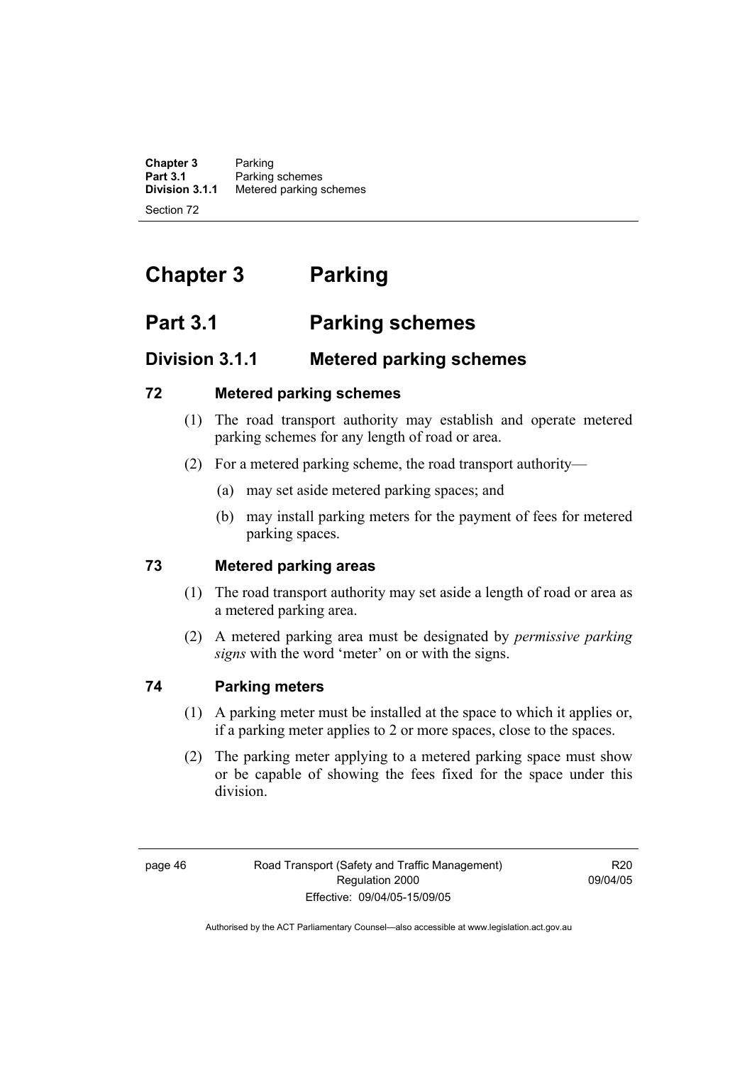# Chapter 3 Parking

## Part 3.1 Parking schemes

### Division 3.1.1 Metered parking schemes

**72 Metered parking schemes**

(1) The road transport authority may establish and operate metered parking schemes for any length of road or area.

(2) For a metered parking scheme, the road transport authority—

(a) may set aside metered parking spaces; and

(b) may install parking meters for the payment of fees for metered parking spaces.

**73 Metered parking areas**

(1) The road transport authority may set aside a length of road or area as a metered parking area.

(2) A metered parking area must be designated by ***permissive parking signs*** with the word 'meter' on or with the signs.

**74 Parking meters**

(1) A parking meter must be installed at the space to which it applies or, if a parking meter applies to 2 or more spaces, close to the spaces.

(2) The parking meter applying to a metered parking space must show or be capable of showing the fees fixed for the space under this division.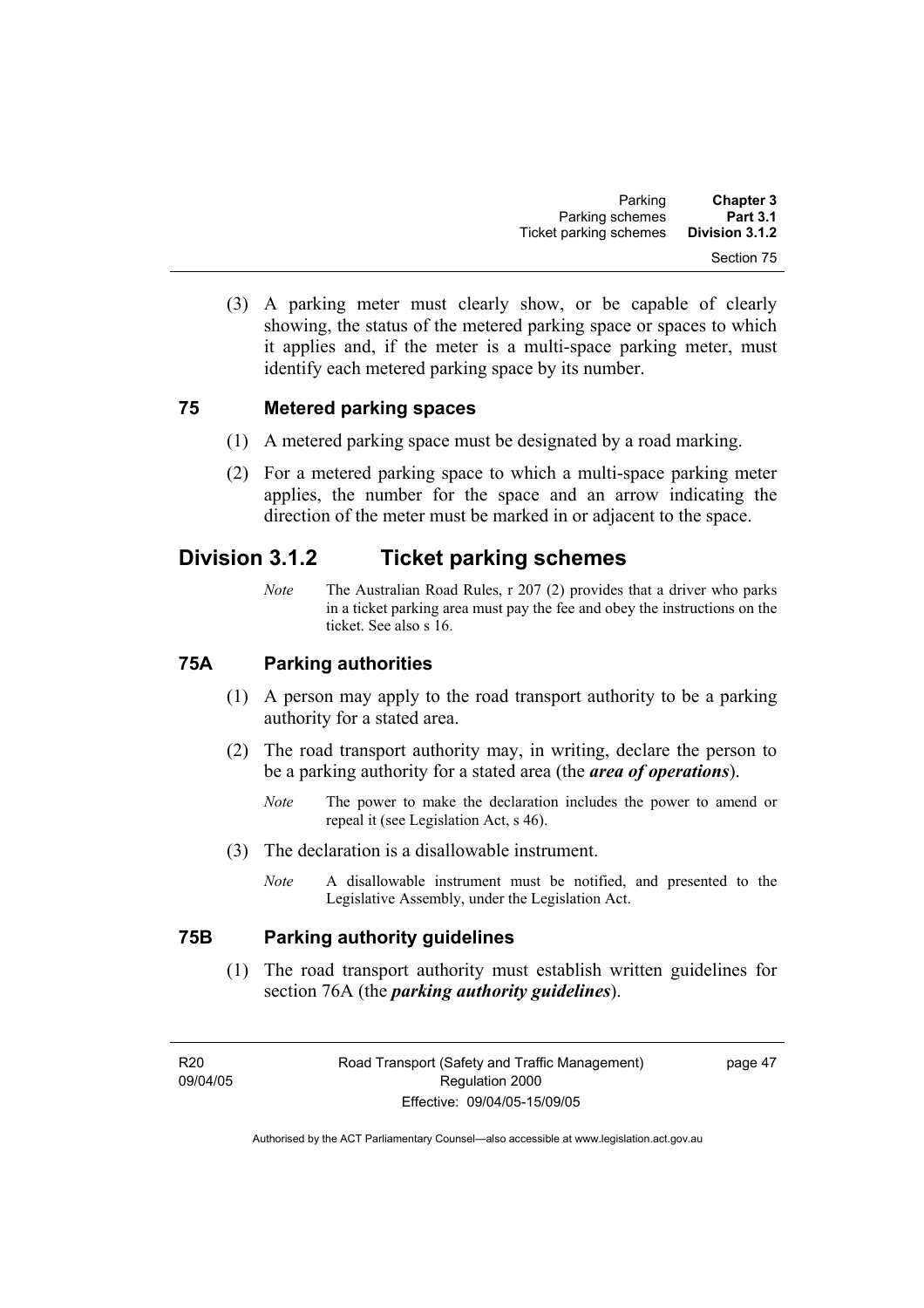(3) A parking meter must clearly show, or be capable of clearly showing, the status of the metered parking space or spaces to which it applies and, if the meter is a multi-space parking meter, must identify each metered parking space by its number.

### 75 Metered parking spaces

(1) A metered parking space must be designated by a road marking.

(2) For a metered parking space to which a multi-space parking meter applies, the number for the space and an arrow indicating the direction of the meter must be marked in or adjacent to the space.

## Division 3.1.2 Ticket parking schemes

*Note* The Australian Road Rules, r 207 (2) provides that a driver who parks in a ticket parking area must pay the fee and obey the instructions on the ticket. See also s 16.

### 75A Parking authorities

(1) A person may apply to the road transport authority to be a parking authority for a stated area.

(2) The road transport authority may, in writing, declare the person to be a parking authority for a stated area (the ***area of operations***).

*Note* The power to make the declaration includes the power to amend or repeal it (see Legislation Act, s 46).

(3) The declaration is a disallowable instrument.

*Note* A disallowable instrument must be notified, and presented to the Legislative Assembly, under the Legislation Act.

### 75B Parking authority guidelines

(1) The road transport authority must establish written guidelines for section 76A (the ***parking authority guidelines***).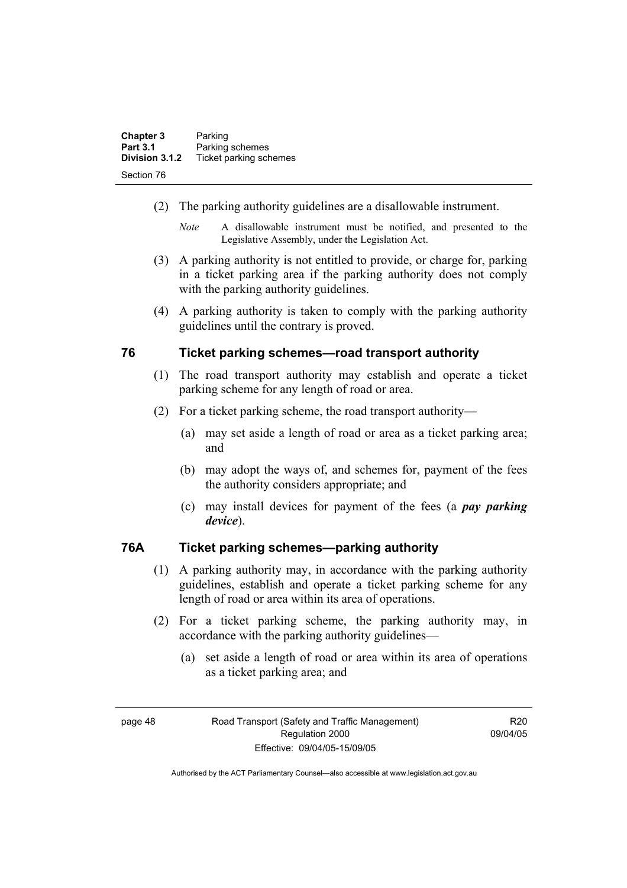(2) The parking authority guidelines are a disallowable instrument.

*Note* A disallowable instrument must be notified, and presented to the Legislative Assembly, under the Legislation Act.

(3) A parking authority is not entitled to provide, or charge for, parking in a ticket parking area if the parking authority does not comply with the parking authority guidelines.

(4) A parking authority is taken to comply with the parking authority guidelines until the contrary is proved.

## 76 Ticket parking schemes—road transport authority

(1) The road transport authority may establish and operate a ticket parking scheme for any length of road or area.

(2) For a ticket parking scheme, the road transport authority—

(a) may set aside a length of road or area as a ticket parking area; and

(b) may adopt the ways of, and schemes for, payment of the fees the authority considers appropriate; and

(c) may install devices for payment of the fees (a ***pay parking device***).

## 76A Ticket parking schemes—parking authority

(1) A parking authority may, in accordance with the parking authority guidelines, establish and operate a ticket parking scheme for any length of road or area within its area of operations.

(2) For a ticket parking scheme, the parking authority may, in accordance with the parking authority guidelines—

(a) set aside a length of road or area within its area of operations as a ticket parking area; and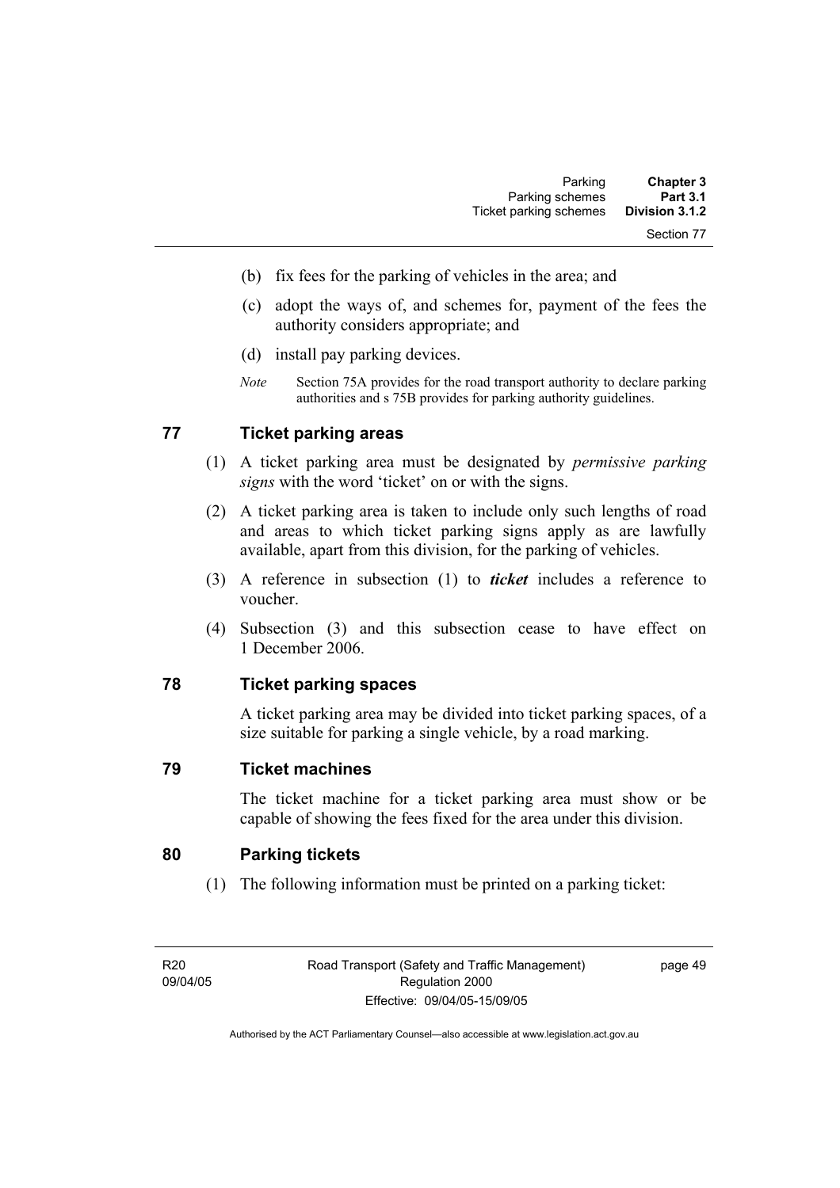(b) fix fees for the parking of vehicles in the area; and

(c) adopt the ways of, and schemes for, payment of the fees the authority considers appropriate; and

(d) install pay parking devices.

*Note* Section 75A provides for the road transport authority to declare parking authorities and s 75B provides for parking authority guidelines.

## 77 Ticket parking areas

(1) A ticket parking area must be designated by *permissive parking signs* with the word 'ticket' on or with the signs.

(2) A ticket parking area is taken to include only such lengths of road and areas to which ticket parking signs apply as are lawfully available, apart from this division, for the parking of vehicles.

(3) A reference in subsection (1) to ***ticket*** includes a reference to voucher.

(4) Subsection (3) and this subsection cease to have effect on 1 December 2006.

## 78 Ticket parking spaces

A ticket parking area may be divided into ticket parking spaces, of a size suitable for parking a single vehicle, by a road marking.

## 79 Ticket machines

The ticket machine for a ticket parking area must show or be capable of showing the fees fixed for the area under this division.

## 80 Parking tickets

(1) The following information must be printed on a parking ticket: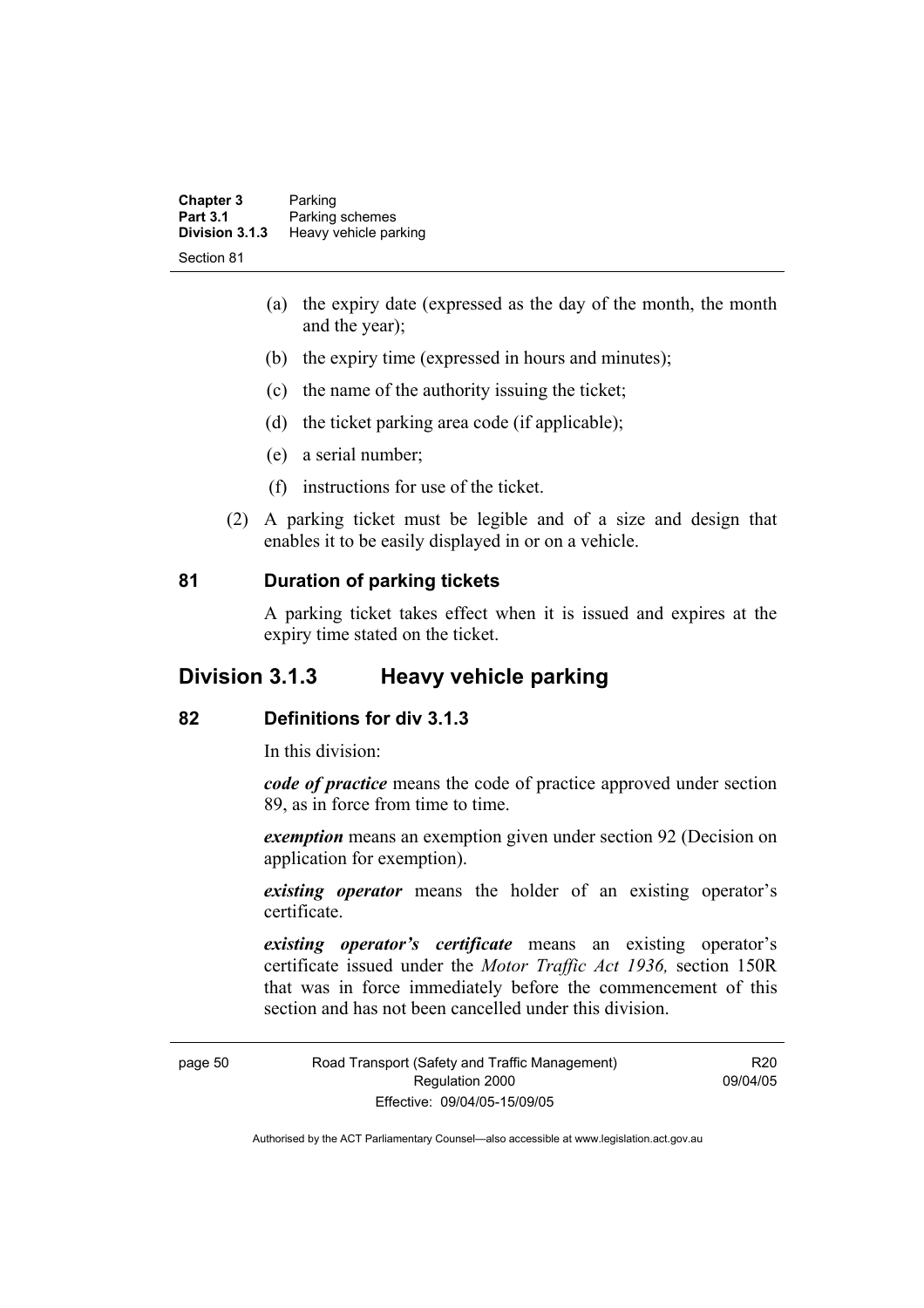(a) the expiry date (expressed as the day of the month, the month and the year);

(b) the expiry time (expressed in hours and minutes);

(c) the name of the authority issuing the ticket;

(d) the ticket parking area code (if applicable);

(e) a serial number;

(f) instructions for use of the ticket.

(2) A parking ticket must be legible and of a size and design that enables it to be easily displayed in or on a vehicle.

### 81 Duration of parking tickets

A parking ticket takes effect when it is issued and expires at the expiry time stated on the ticket.

## Division 3.1.3 Heavy vehicle parking

### 82 Definitions for div 3.1.3

In this division:

***code of practice*** means the code of practice approved under section 89, as in force from time to time.

***exemption*** means an exemption given under section 92 (Decision on application for exemption).

***existing operator*** means the holder of an existing operator's certificate.

***existing operator's certificate*** means an existing operator's certificate issued under the *Motor Traffic Act 1936,* section 150R that was in force immediately before the commencement of this section and has not been cancelled under this division.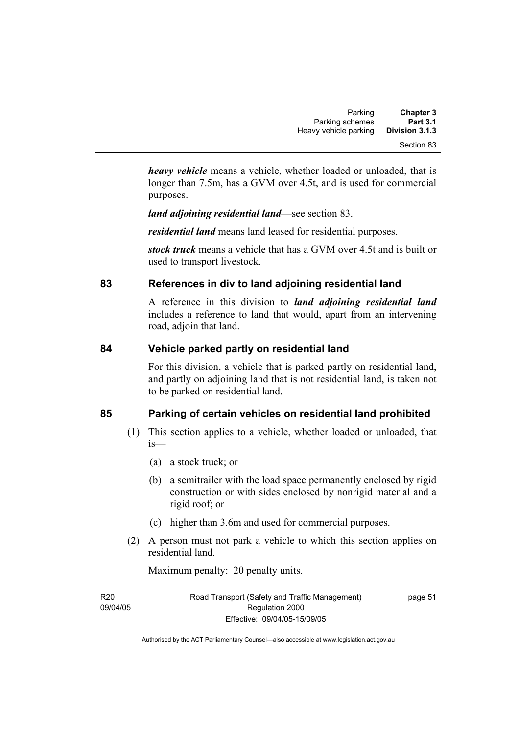***heavy vehicle*** means a vehicle, whether loaded or unloaded, that is longer than 7.5m, has a GVM over 4.5t, and is used for commercial purposes.

***land adjoining residential land***—see section 83.

***residential land*** means land leased for residential purposes.

***stock truck*** means a vehicle that has a GVM over 4.5t and is built or used to transport livestock.

### 83 References in div to land adjoining residential land

A reference in this division to ***land adjoining residential land*** includes a reference to land that would, apart from an intervening road, adjoin that land.

### 84 Vehicle parked partly on residential land

For this division, a vehicle that is parked partly on residential land, and partly on adjoining land that is not residential land, is taken not to be parked on residential land.

### 85 Parking of certain vehicles on residential land prohibited

(1) This section applies to a vehicle, whether loaded or unloaded, that is—

(a) a stock truck; or

(b) a semitrailer with the load space permanently enclosed by rigid construction or with sides enclosed by nonrigid material and a rigid roof; or

(c) higher than 3.6m and used for commercial purposes.

(2) A person must not park a vehicle to which this section applies on residential land.

Maximum penalty: 20 penalty units.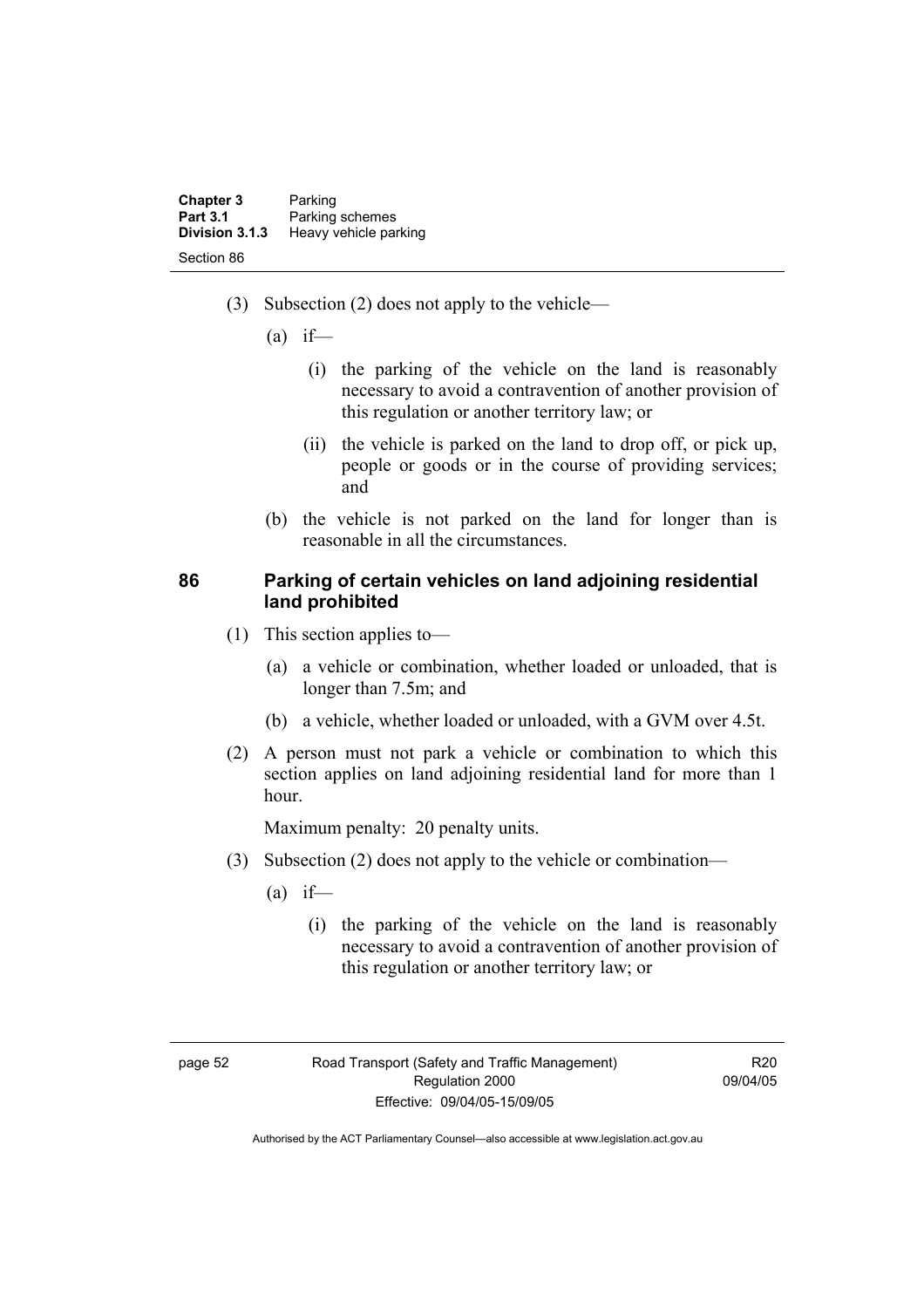(3) Subsection (2) does not apply to the vehicle—

(a) if—

(i) the parking of the vehicle on the land is reasonably necessary to avoid a contravention of another provision of this regulation or another territory law; or

(ii) the vehicle is parked on the land to drop off, or pick up, people or goods or in the course of providing services; and

(b) the vehicle is not parked on the land for longer than is reasonable in all the circumstances.

### 86 Parking of certain vehicles on land adjoining residential land prohibited

(1) This section applies to—

(a) a vehicle or combination, whether loaded or unloaded, that is longer than 7.5m; and

(b) a vehicle, whether loaded or unloaded, with a GVM over 4.5t.

(2) A person must not park a vehicle or combination to which this section applies on land adjoining residential land for more than 1 hour.

Maximum penalty: 20 penalty units.

(3) Subsection (2) does not apply to the vehicle or combination—

(a) if—

(i) the parking of the vehicle on the land is reasonably necessary to avoid a contravention of another provision of this regulation or another territory law; or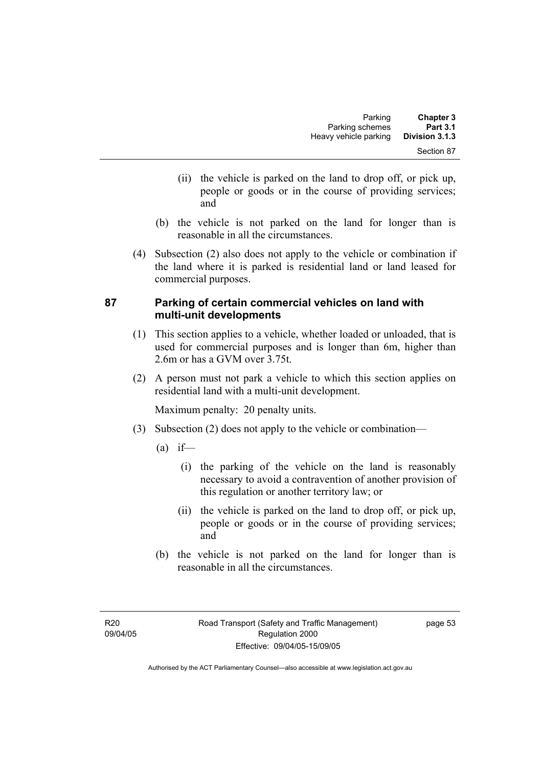(ii) the vehicle is parked on the land to drop off, or pick up, people or goods or in the course of providing services; and

(b) the vehicle is not parked on the land for longer than is reasonable in all the circumstances.

(4) Subsection (2) also does not apply to the vehicle or combination if the land where it is parked is residential land or land leased for commercial purposes.

## 87 Parking of certain commercial vehicles on land with multi-unit developments

(1) This section applies to a vehicle, whether loaded or unloaded, that is used for commercial purposes and is longer than 6m, higher than 2.6m or has a GVM over 3.75t.

(2) A person must not park a vehicle to which this section applies on residential land with a multi-unit development.

Maximum penalty: 20 penalty units.

(3) Subsection (2) does not apply to the vehicle or combination—

(a) if—

(i) the parking of the vehicle on the land is reasonably necessary to avoid a contravention of another provision of this regulation or another territory law; or

(ii) the vehicle is parked on the land to drop off, or pick up, people or goods or in the course of providing services; and

(b) the vehicle is not parked on the land for longer than is reasonable in all the circumstances.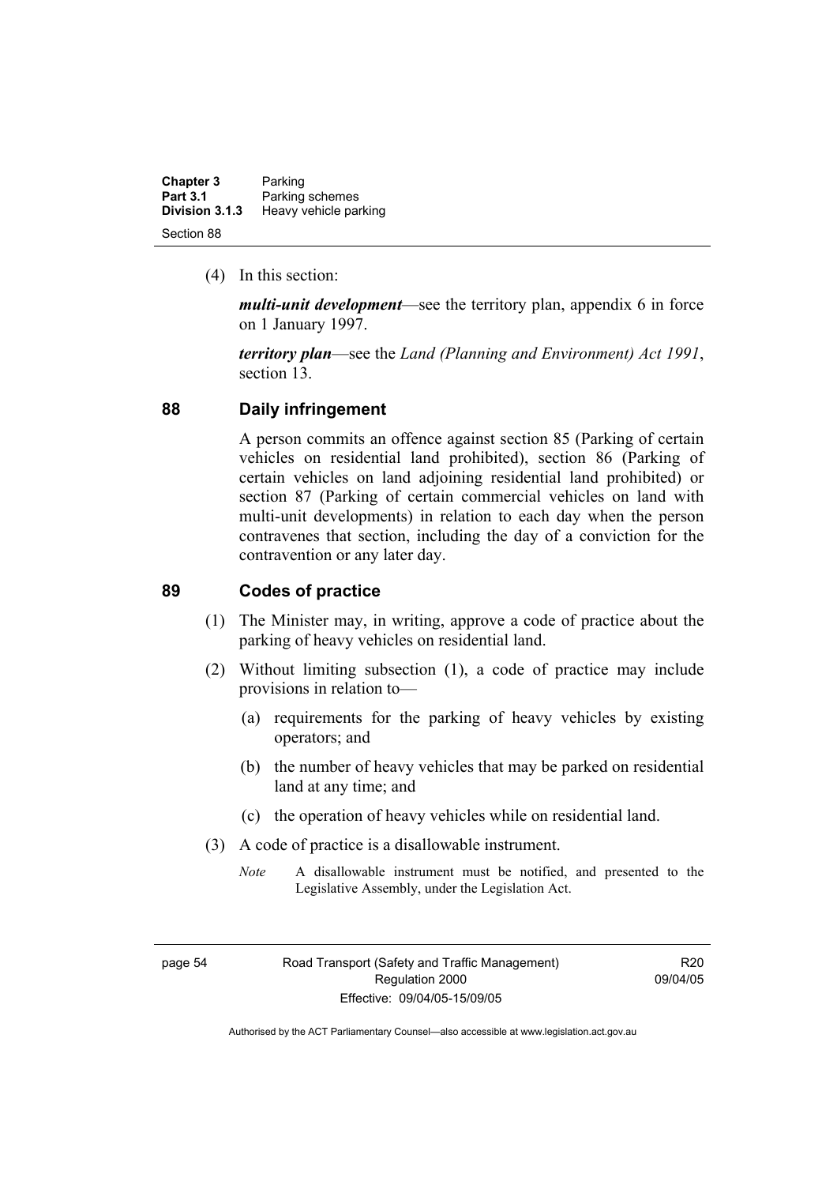(4) In this section:

***multi-unit development***—see the territory plan, appendix 6 in force on 1 January 1997.

***territory plan***—see the *Land (Planning and Environment) Act 1991*, section 13.

## 88 Daily infringement

A person commits an offence against section 85 (Parking of certain vehicles on residential land prohibited), section 86 (Parking of certain vehicles on land adjoining residential land prohibited) or section 87 (Parking of certain commercial vehicles on land with multi-unit developments) in relation to each day when the person contravenes that section, including the day of a conviction for the contravention or any later day.

## 89 Codes of practice

(1) The Minister may, in writing, approve a code of practice about the parking of heavy vehicles on residential land.

(2) Without limiting subsection (1), a code of practice may include provisions in relation to—

(a) requirements for the parking of heavy vehicles by existing operators; and

(b) the number of heavy vehicles that may be parked on residential land at any time; and

(c) the operation of heavy vehicles while on residential land.

(3) A code of practice is a disallowable instrument.

*Note* A disallowable instrument must be notified, and presented to the Legislative Assembly, under the Legislation Act.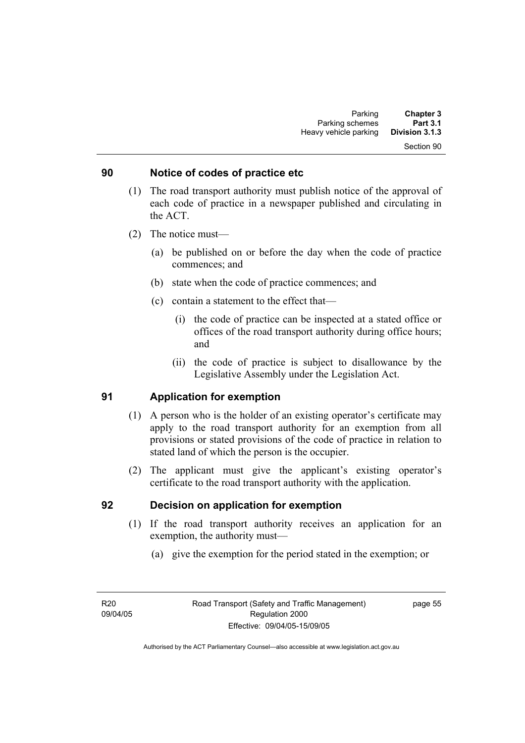## 90 Notice of codes of practice etc

(1) The road transport authority must publish notice of the approval of each code of practice in a newspaper published and circulating in the ACT.

(2) The notice must—

(a) be published on or before the day when the code of practice commences; and

(b) state when the code of practice commences; and

(c) contain a statement to the effect that—

(i) the code of practice can be inspected at a stated office or offices of the road transport authority during office hours; and

(ii) the code of practice is subject to disallowance by the Legislative Assembly under the Legislation Act.

## 91 Application for exemption

(1) A person who is the holder of an existing operator's certificate may apply to the road transport authority for an exemption from all provisions or stated provisions of the code of practice in relation to stated land of which the person is the occupier.

(2) The applicant must give the applicant's existing operator's certificate to the road transport authority with the application.

## 92 Decision on application for exemption

(1) If the road transport authority receives an application for an exemption, the authority must—

(a) give the exemption for the period stated in the exemption; or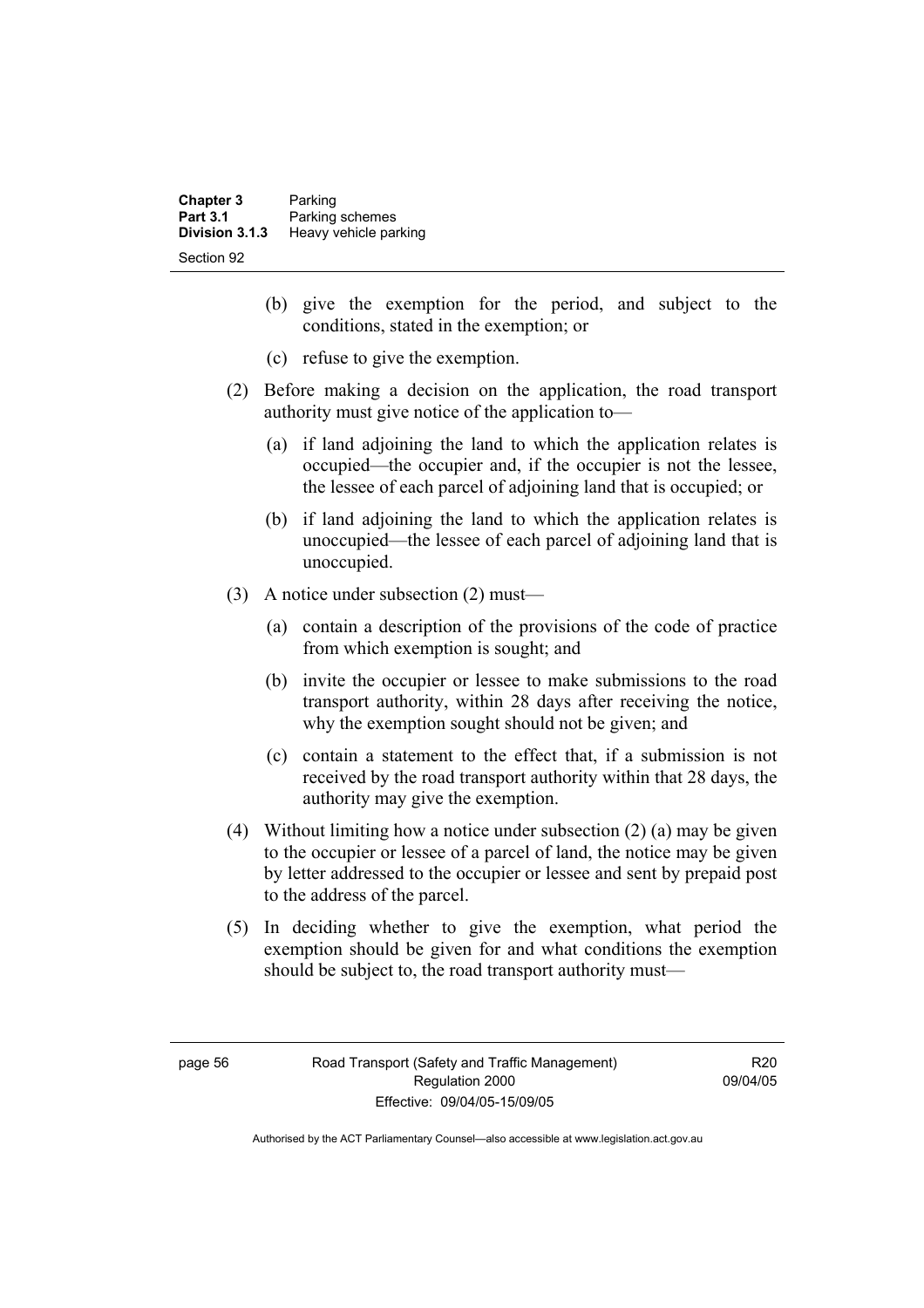(b) give the exemption for the period, and subject to the conditions, stated in the exemption; or

(c) refuse to give the exemption.

(2) Before making a decision on the application, the road transport authority must give notice of the application to—

(a) if land adjoining the land to which the application relates is occupied—the occupier and, if the occupier is not the lessee, the lessee of each parcel of adjoining land that is occupied; or

(b) if land adjoining the land to which the application relates is unoccupied—the lessee of each parcel of adjoining land that is unoccupied.

(3) A notice under subsection (2) must—

(a) contain a description of the provisions of the code of practice from which exemption is sought; and

(b) invite the occupier or lessee to make submissions to the road transport authority, within 28 days after receiving the notice, why the exemption sought should not be given; and

(c) contain a statement to the effect that, if a submission is not received by the road transport authority within that 28 days, the authority may give the exemption.

(4) Without limiting how a notice under subsection (2) (a) may be given to the occupier or lessee of a parcel of land, the notice may be given by letter addressed to the occupier or lessee and sent by prepaid post to the address of the parcel.

(5) In deciding whether to give the exemption, what period the exemption should be given for and what conditions the exemption should be subject to, the road transport authority must—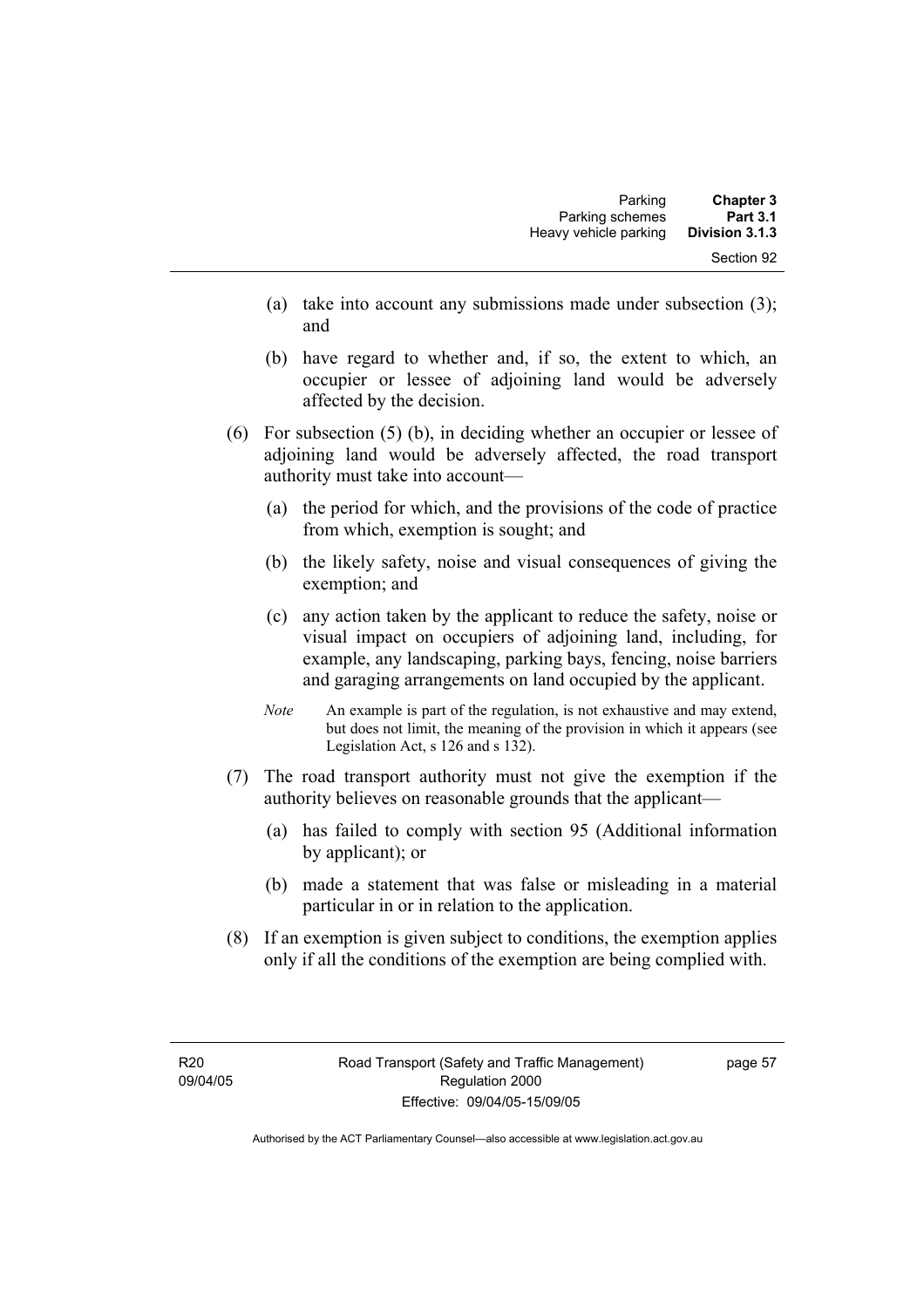(a) take into account any submissions made under subsection (3); and

(b) have regard to whether and, if so, the extent to which, an occupier or lessee of adjoining land would be adversely affected by the decision.

(6) For subsection (5) (b), in deciding whether an occupier or lessee of adjoining land would be adversely affected, the road transport authority must take into account—

(a) the period for which, and the provisions of the code of practice from which, exemption is sought; and

(b) the likely safety, noise and visual consequences of giving the exemption; and

(c) any action taken by the applicant to reduce the safety, noise or visual impact on occupiers of adjoining land, including, for example, any landscaping, parking bays, fencing, noise barriers and garaging arrangements on land occupied by the applicant.

*Note* An example is part of the regulation, is not exhaustive and may extend, but does not limit, the meaning of the provision in which it appears (see Legislation Act, s 126 and s 132).

(7) The road transport authority must not give the exemption if the authority believes on reasonable grounds that the applicant—

(a) has failed to comply with section 95 (Additional information by applicant); or

(b) made a statement that was false or misleading in a material particular in or in relation to the application.

(8) If an exemption is given subject to conditions, the exemption applies only if all the conditions of the exemption are being complied with.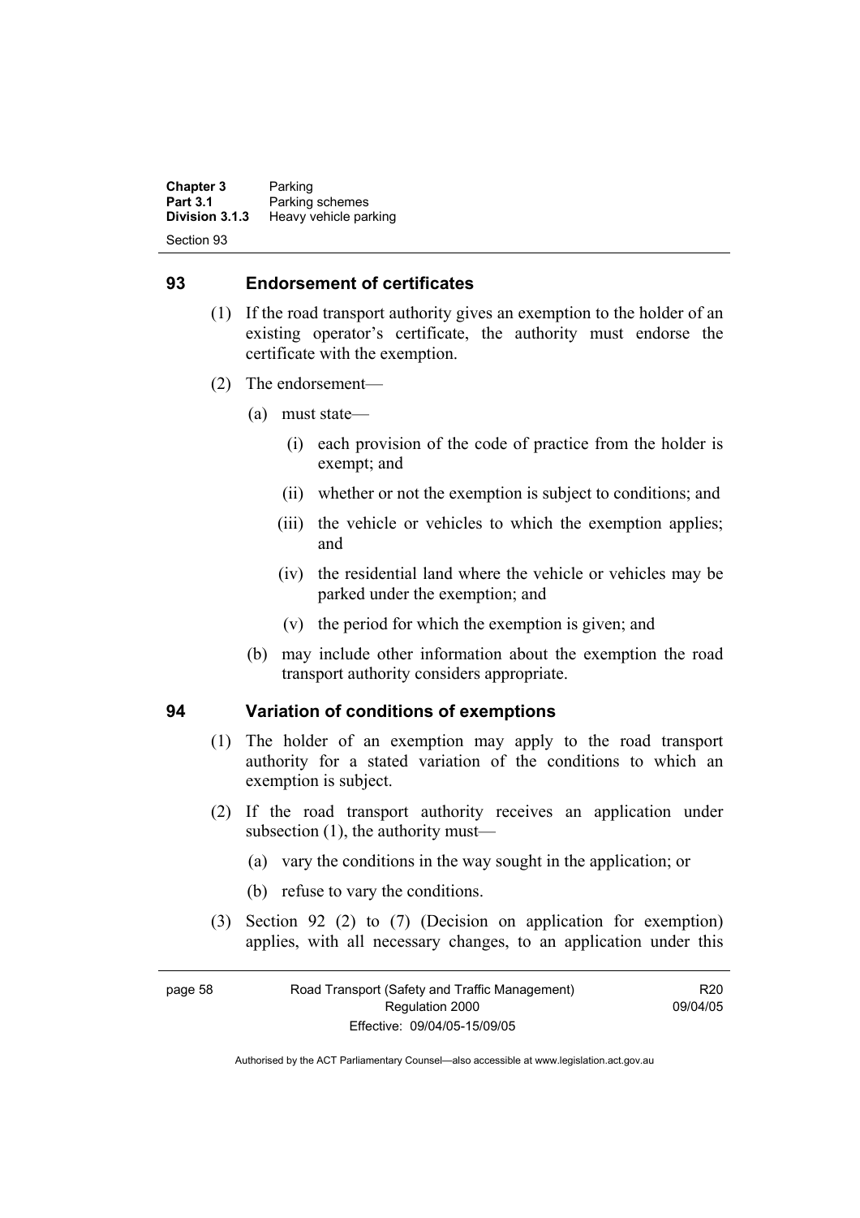## 93 Endorsement of certificates

(1) If the road transport authority gives an exemption to the holder of an existing operator's certificate, the authority must endorse the certificate with the exemption.

(2) The endorsement—

(a) must state—

(i) each provision of the code of practice from the holder is exempt; and

(ii) whether or not the exemption is subject to conditions; and

(iii) the vehicle or vehicles to which the exemption applies; and

(iv) the residential land where the vehicle or vehicles may be parked under the exemption; and

(v) the period for which the exemption is given; and

(b) may include other information about the exemption the road transport authority considers appropriate.

## 94 Variation of conditions of exemptions

(1) The holder of an exemption may apply to the road transport authority for a stated variation of the conditions to which an exemption is subject.

(2) If the road transport authority receives an application under subsection (1), the authority must—

(a) vary the conditions in the way sought in the application; or

(b) refuse to vary the conditions.

(3) Section 92 (2) to (7) (Decision on application for exemption) applies, with all necessary changes, to an application under this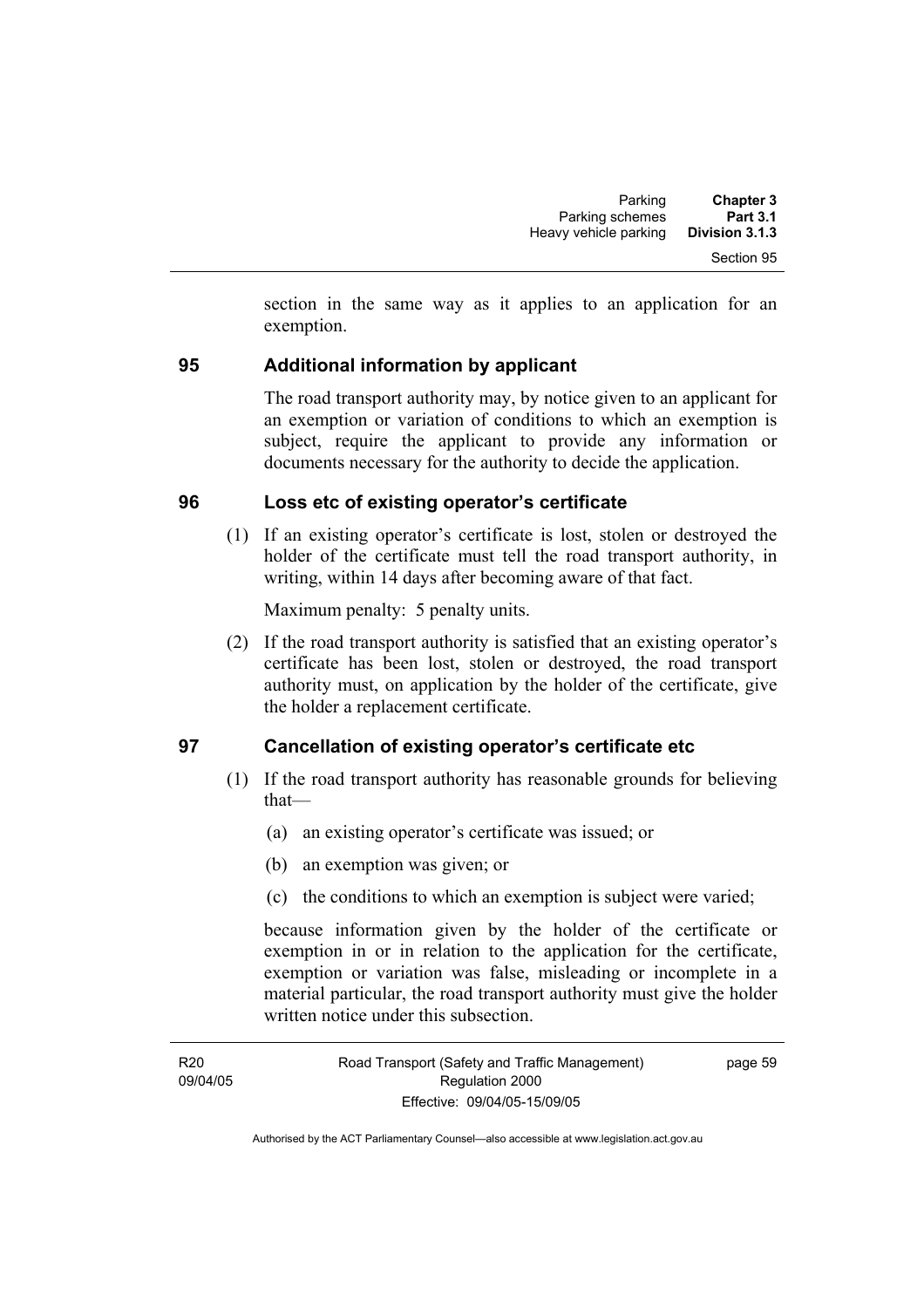section in the same way as it applies to an application for an exemption.

## 95 Additional information by applicant

The road transport authority may, by notice given to an applicant for an exemption or variation of conditions to which an exemption is subject, require the applicant to provide any information or documents necessary for the authority to decide the application.

## 96 Loss etc of existing operator's certificate

(1) If an existing operator's certificate is lost, stolen or destroyed the holder of the certificate must tell the road transport authority, in writing, within 14 days after becoming aware of that fact.

Maximum penalty: 5 penalty units.

(2) If the road transport authority is satisfied that an existing operator's certificate has been lost, stolen or destroyed, the road transport authority must, on application by the holder of the certificate, give the holder a replacement certificate.

## 97 Cancellation of existing operator's certificate etc

(1) If the road transport authority has reasonable grounds for believing that—

(a) an existing operator's certificate was issued; or

(b) an exemption was given; or

(c) the conditions to which an exemption is subject were varied;

because information given by the holder of the certificate or exemption in or in relation to the application for the certificate, exemption or variation was false, misleading or incomplete in a material particular, the road transport authority must give the holder written notice under this subsection.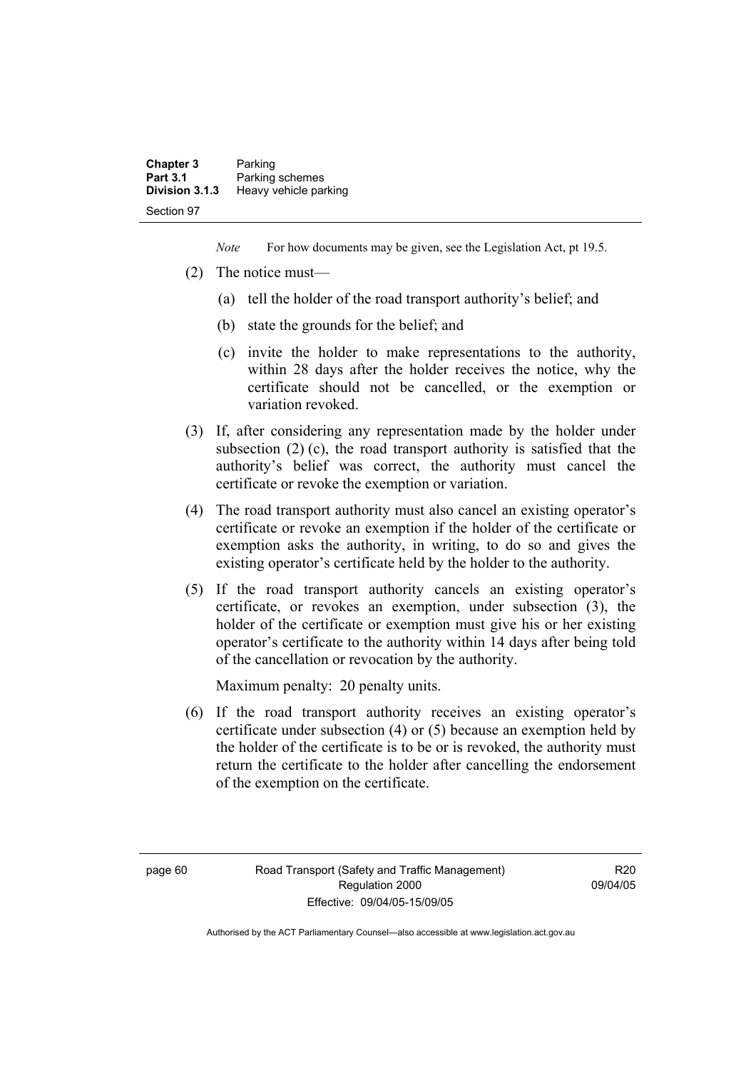*Note* For how documents may be given, see the Legislation Act, pt 19.5.

(2) The notice must—

(a) tell the holder of the road transport authority's belief; and

(b) state the grounds for the belief; and

(c) invite the holder to make representations to the authority, within 28 days after the holder receives the notice, why the certificate should not be cancelled, or the exemption or variation revoked.

(3) If, after considering any representation made by the holder under subsection (2) (c), the road transport authority is satisfied that the authority's belief was correct, the authority must cancel the certificate or revoke the exemption or variation.

(4) The road transport authority must also cancel an existing operator's certificate or revoke an exemption if the holder of the certificate or exemption asks the authority, in writing, to do so and gives the existing operator's certificate held by the holder to the authority.

(5) If the road transport authority cancels an existing operator's certificate, or revokes an exemption, under subsection (3), the holder of the certificate or exemption must give his or her existing operator's certificate to the authority within 14 days after being told of the cancellation or revocation by the authority.

Maximum penalty: 20 penalty units.

(6) If the road transport authority receives an existing operator's certificate under subsection (4) or (5) because an exemption held by the holder of the certificate is to be or is revoked, the authority must return the certificate to the holder after cancelling the endorsement of the exemption on the certificate.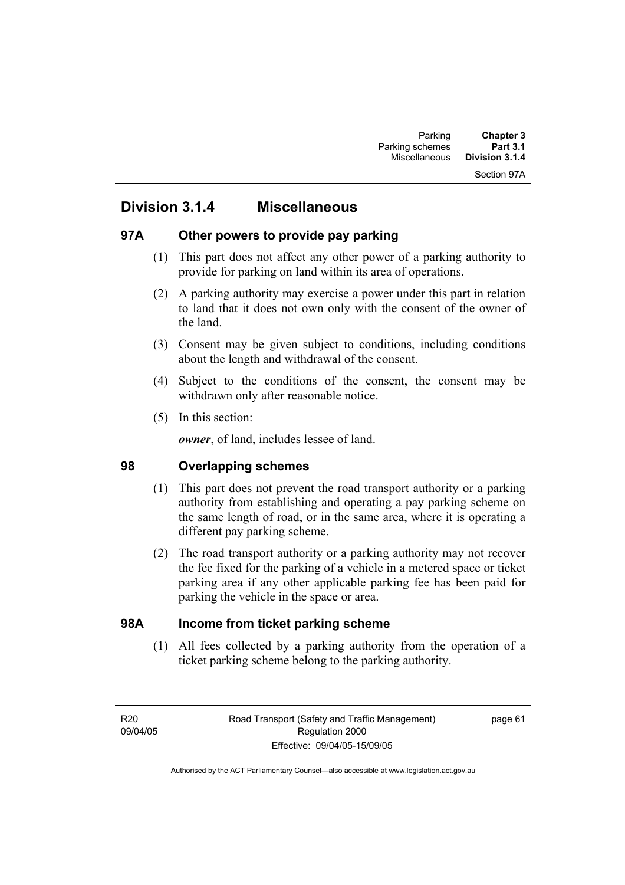## Division 3.1.4 Miscellaneous

### 97A Other powers to provide pay parking

(1) This part does not affect any other power of a parking authority to provide for parking on land within its area of operations.

(2) A parking authority may exercise a power under this part in relation to land that it does not own only with the consent of the owner of the land.

(3) Consent may be given subject to conditions, including conditions about the length and withdrawal of the consent.

(4) Subject to the conditions of the consent, the consent may be withdrawn only after reasonable notice.

(5) In this section:

***owner***, of land, includes lessee of land.

### 98 Overlapping schemes

(1) This part does not prevent the road transport authority or a parking authority from establishing and operating a pay parking scheme on the same length of road, or in the same area, where it is operating a different pay parking scheme.

(2) The road transport authority or a parking authority may not recover the fee fixed for the parking of a vehicle in a metered space or ticket parking area if any other applicable parking fee has been paid for parking the vehicle in the space or area.

### 98A Income from ticket parking scheme

(1) All fees collected by a parking authority from the operation of a ticket parking scheme belong to the parking authority.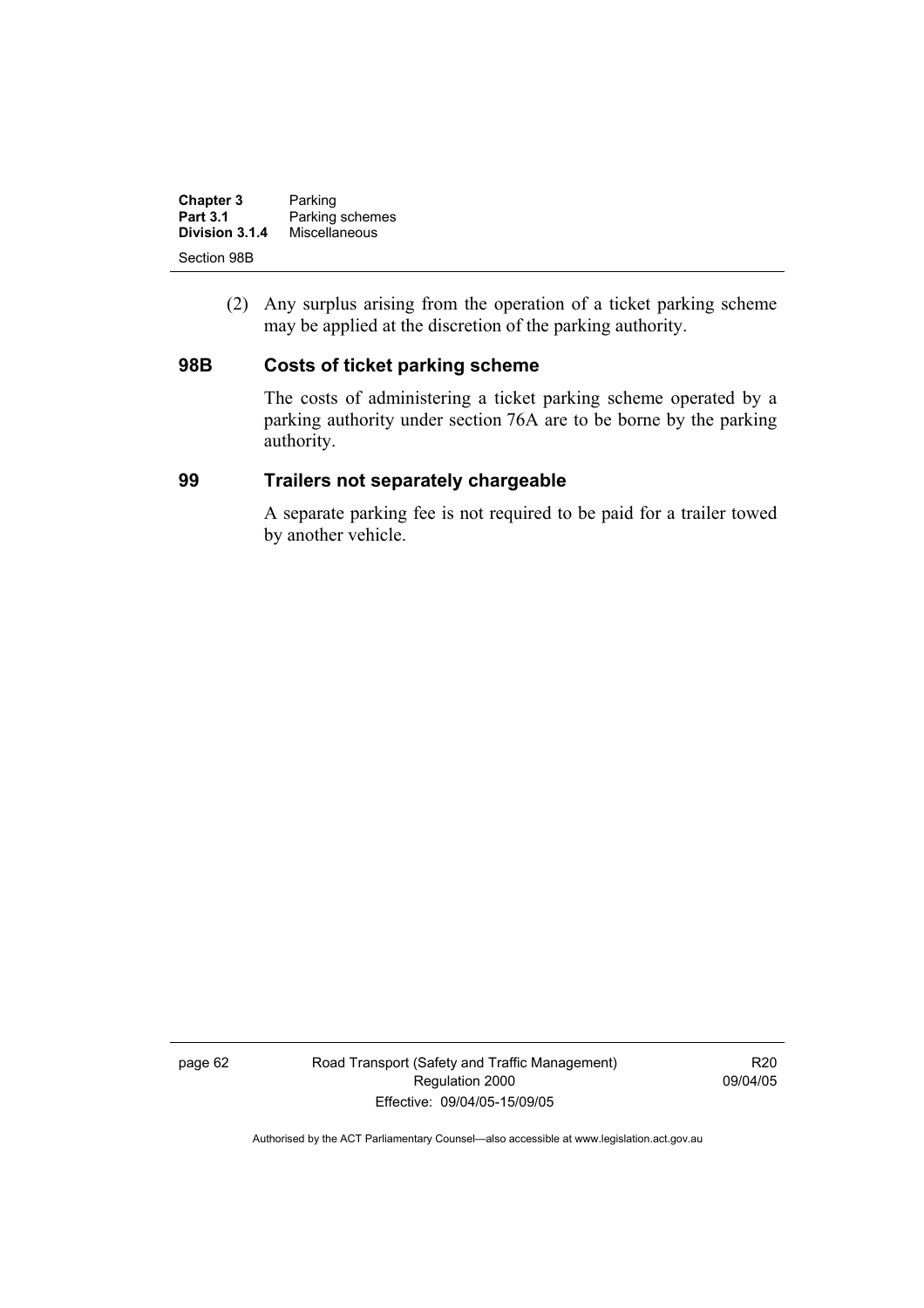(2) Any surplus arising from the operation of a ticket parking scheme may be applied at the discretion of the parking authority.

### 98B Costs of ticket parking scheme

The costs of administering a ticket parking scheme operated by a parking authority under section 76A are to be borne by the parking authority.

### 99 Trailers not separately chargeable

A separate parking fee is not required to be paid for a trailer towed by another vehicle.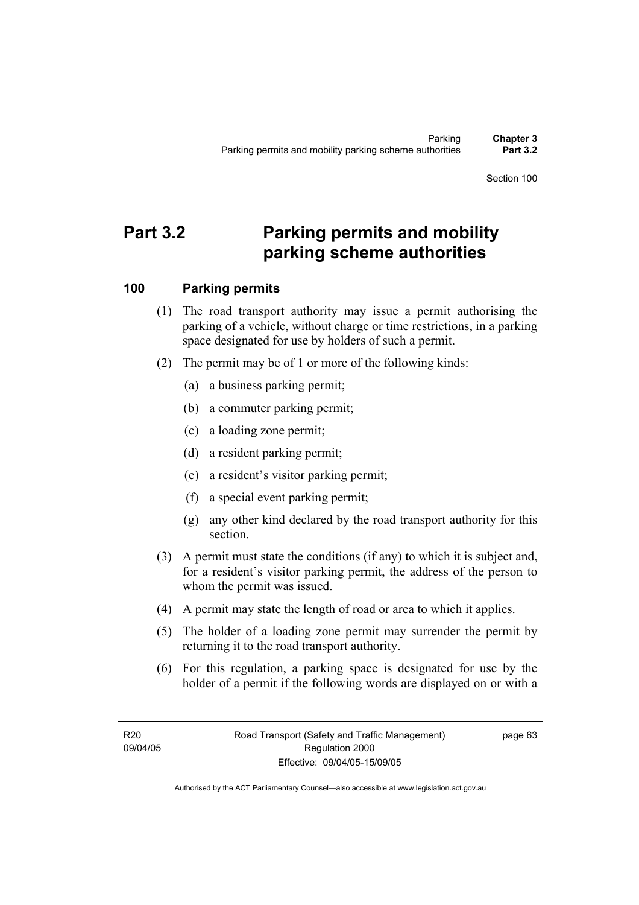# Part 3.2 Parking permits and mobility parking scheme authorities

## 100 Parking permits

(1) The road transport authority may issue a permit authorising the parking of a vehicle, without charge or time restrictions, in a parking space designated for use by holders of such a permit.

(2) The permit may be of 1 or more of the following kinds:

(a) a business parking permit;

(b) a commuter parking permit;

(c) a loading zone permit;

(d) a resident parking permit;

(e) a resident's visitor parking permit;

(f) a special event parking permit;

(g) any other kind declared by the road transport authority for this section.

(3) A permit must state the conditions (if any) to which it is subject and, for a resident's visitor parking permit, the address of the person to whom the permit was issued.

(4) A permit may state the length of road or area to which it applies.

(5) The holder of a loading zone permit may surrender the permit by returning it to the road transport authority.

(6) For this regulation, a parking space is designated for use by the holder of a permit if the following words are displayed on or with a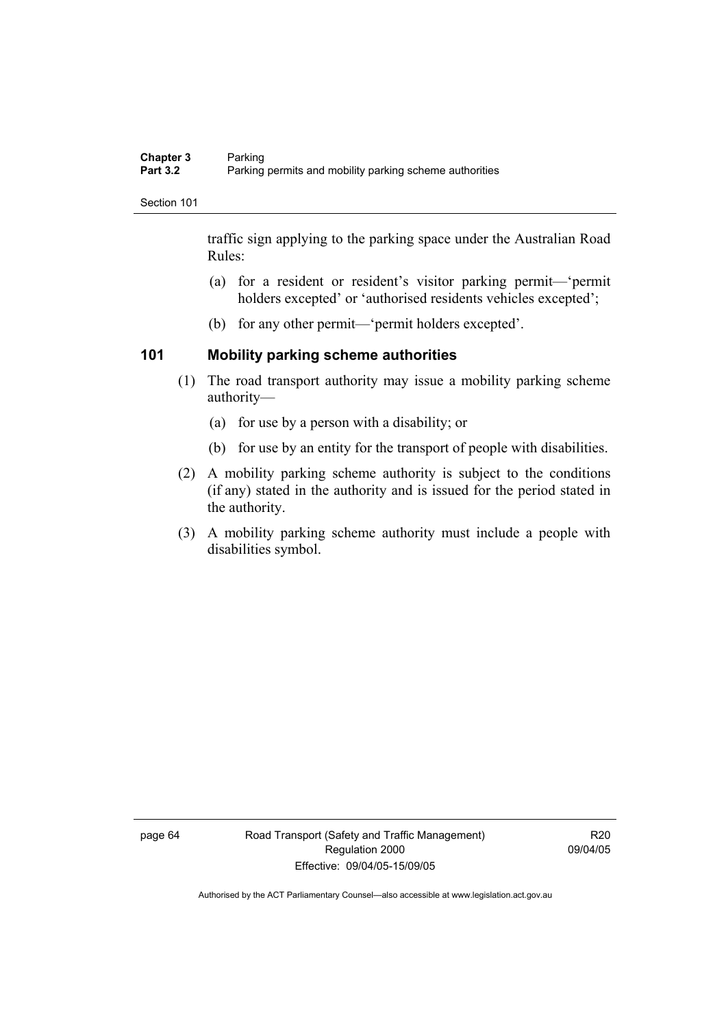traffic sign applying to the parking space under the Australian Road Rules:

(a) for a resident or resident's visitor parking permit—'permit holders excepted' or 'authorised residents vehicles excepted';

(b) for any other permit—'permit holders excepted'.

## 101 Mobility parking scheme authorities

(1) The road transport authority may issue a mobility parking scheme authority—

(a) for use by a person with a disability; or

(b) for use by an entity for the transport of people with disabilities.

(2) A mobility parking scheme authority is subject to the conditions (if any) stated in the authority and is issued for the period stated in the authority.

(3) A mobility parking scheme authority must include a people with disabilities symbol.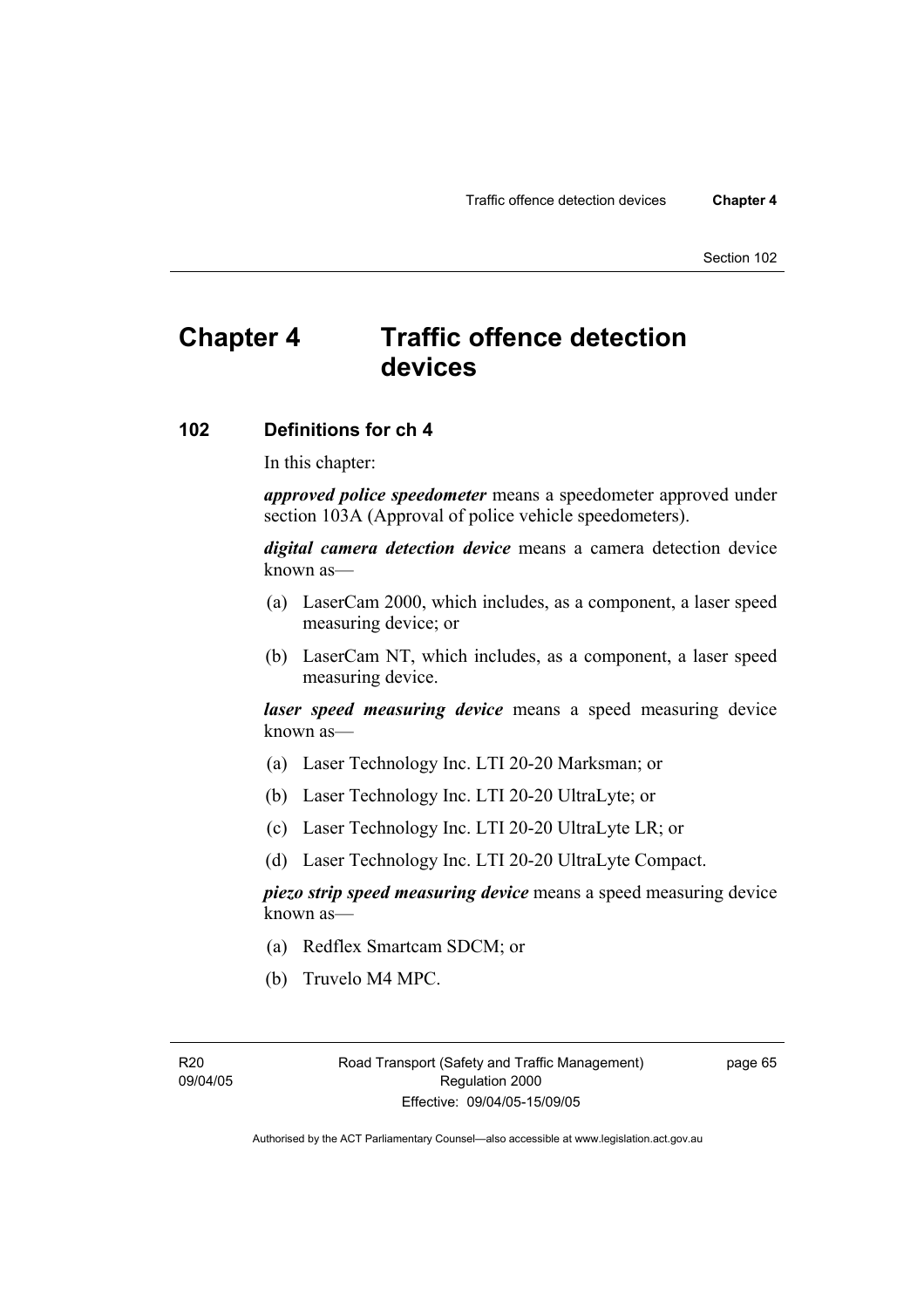# Chapter 4 Traffic offence detection devices

## 102 Definitions for ch 4

In this chapter:

***approved police speedometer*** means a speedometer approved under section 103A (Approval of police vehicle speedometers).

***digital camera detection device*** means a camera detection device known as—

(a) LaserCam 2000, which includes, as a component, a laser speed measuring device; or

(b) LaserCam NT, which includes, as a component, a laser speed measuring device.

***laser speed measuring device*** means a speed measuring device known as—

(a) Laser Technology Inc. LTI 20-20 Marksman; or

(b) Laser Technology Inc. LTI 20-20 UltraLyte; or

(c) Laser Technology Inc. LTI 20-20 UltraLyte LR; or

(d) Laser Technology Inc. LTI 20-20 UltraLyte Compact.

***piezo strip speed measuring device*** means a speed measuring device known as—

(a) Redflex Smartcam SDCM; or

(b) Truvelo M4 MPC.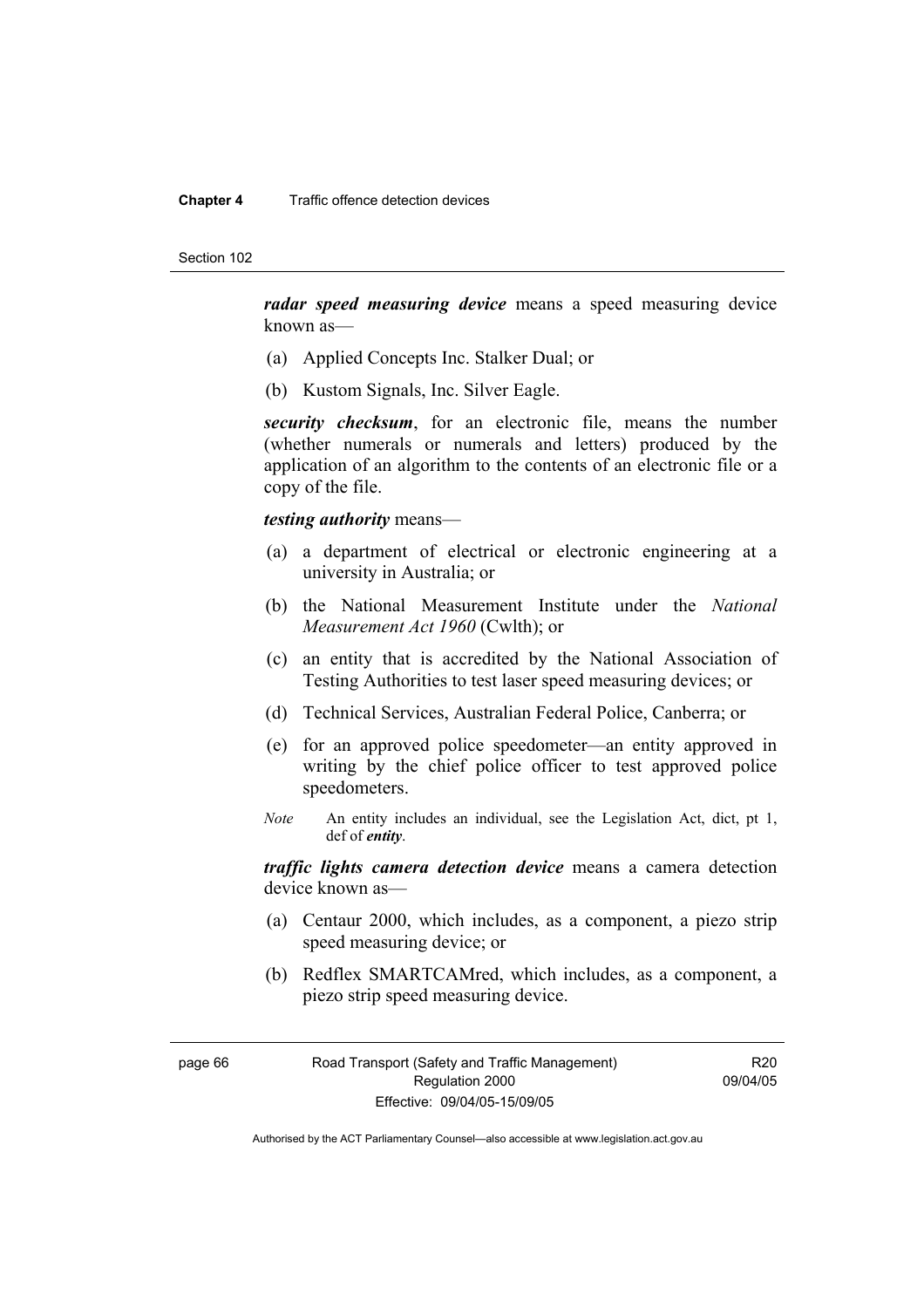***radar speed measuring device*** means a speed measuring device known as—

(a) Applied Concepts Inc. Stalker Dual; or

(b) Kustom Signals, Inc. Silver Eagle.

***security checksum***, for an electronic file, means the number (whether numerals or numerals and letters) produced by the application of an algorithm to the contents of an electronic file or a copy of the file.

***testing authority*** means—

(a) a department of electrical or electronic engineering at a university in Australia; or

(b) the National Measurement Institute under the *National Measurement Act 1960* (Cwlth); or

(c) an entity that is accredited by the National Association of Testing Authorities to test laser speed measuring devices; or

(d) Technical Services, Australian Federal Police, Canberra; or

(e) for an approved police speedometer—an entity approved in writing by the chief police officer to test approved police speedometers.

*Note* An entity includes an individual, see the Legislation Act, dict, pt 1, def of ***entity***.

***traffic lights camera detection device*** means a camera detection device known as—

(a) Centaur 2000, which includes, as a component, a piezo strip speed measuring device; or

(b) Redflex SMARTCAMred, which includes, as a component, a piezo strip speed measuring device.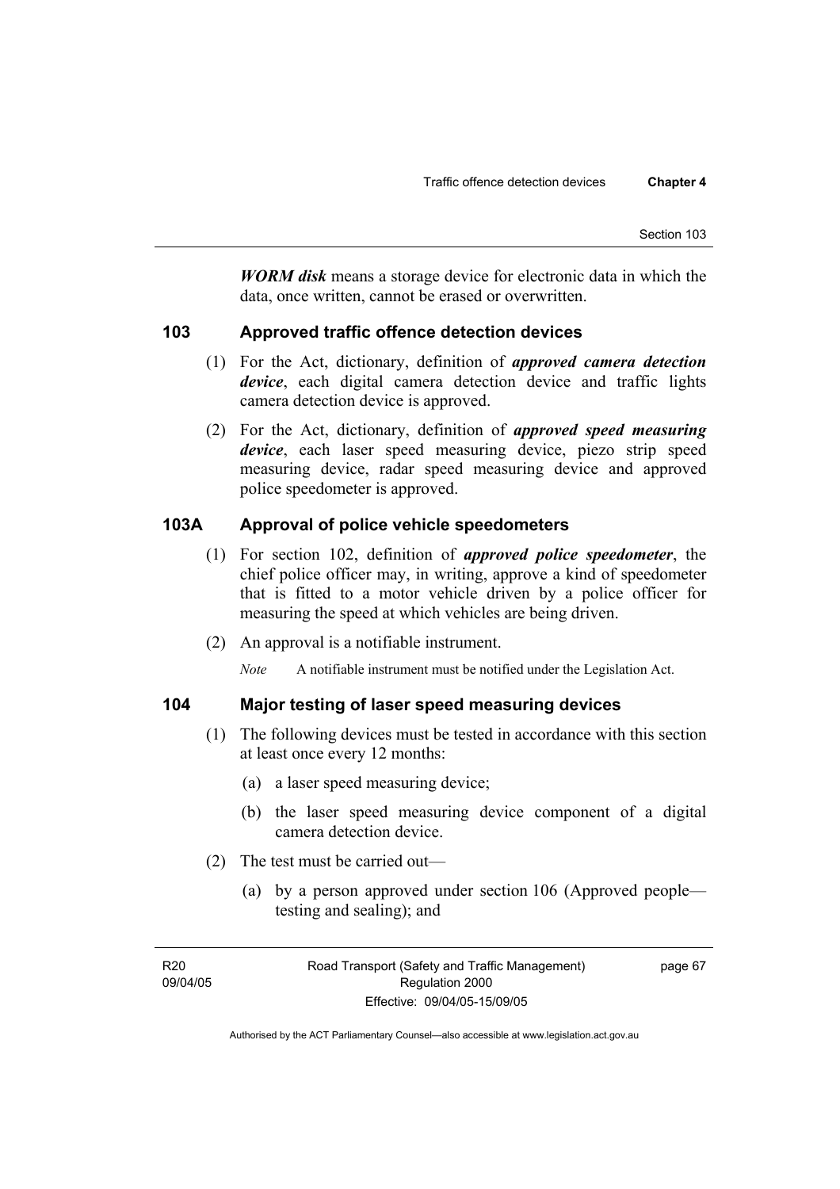***WORM disk*** means a storage device for electronic data in which the data, once written, cannot be erased or overwritten.

## 103 Approved traffic offence detection devices

(1) For the Act, dictionary, definition of ***approved camera detection device***, each digital camera detection device and traffic lights camera detection device is approved.

(2) For the Act, dictionary, definition of ***approved speed measuring device***, each laser speed measuring device, piezo strip speed measuring device, radar speed measuring device and approved police speedometer is approved.

## 103A Approval of police vehicle speedometers

(1) For section 102, definition of ***approved police speedometer***, the chief police officer may, in writing, approve a kind of speedometer that is fitted to a motor vehicle driven by a police officer for measuring the speed at which vehicles are being driven.

(2) An approval is a notifiable instrument.

*Note* A notifiable instrument must be notified under the Legislation Act.

## 104 Major testing of laser speed measuring devices

(1) The following devices must be tested in accordance with this section at least once every 12 months:

(a) a laser speed measuring device;

(b) the laser speed measuring device component of a digital camera detection device.

(2) The test must be carried out—

(a) by a person approved under section 106 (Approved people—testing and sealing); and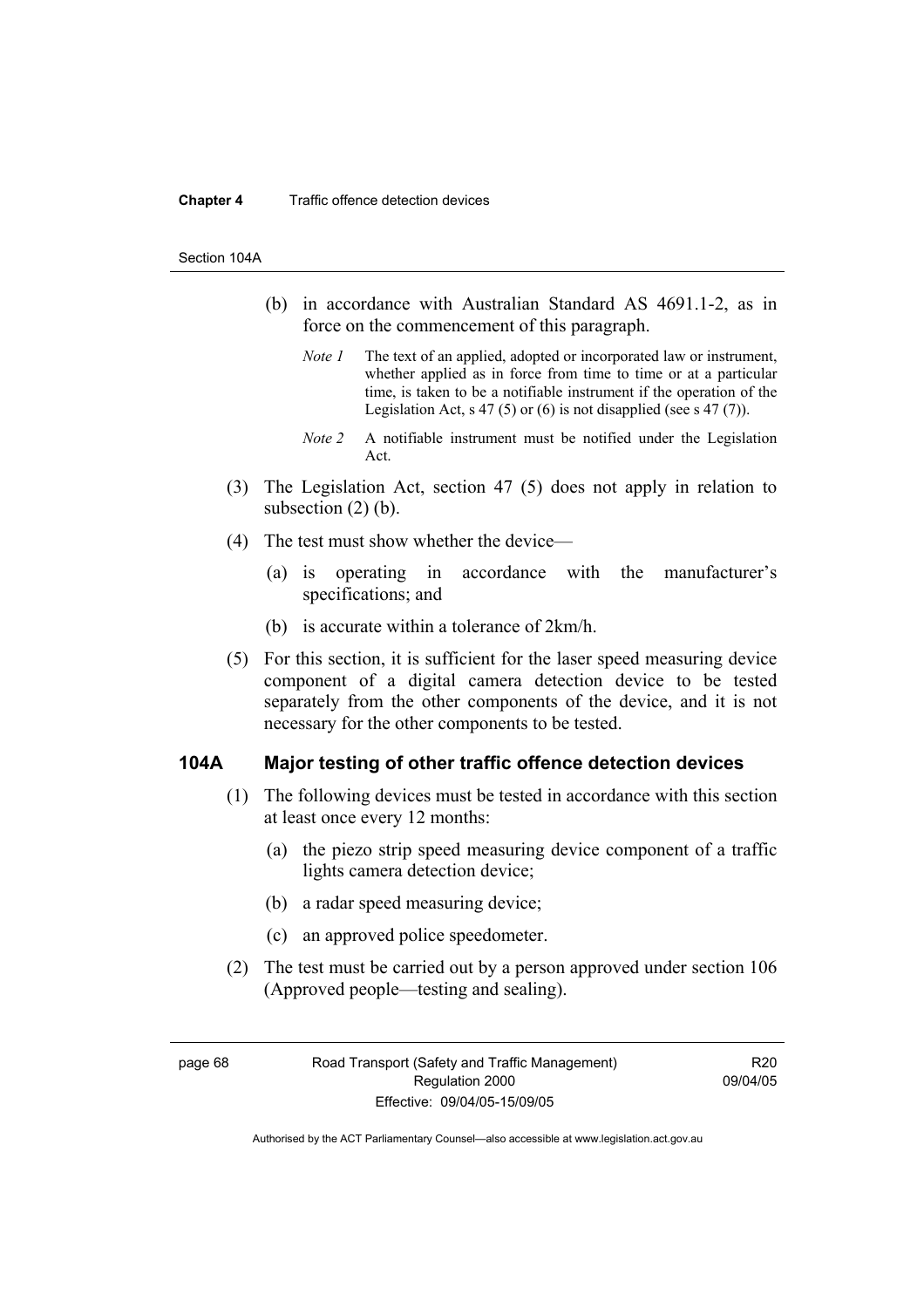(b) in accordance with Australian Standard AS 4691.1-2, as in force on the commencement of this paragraph.

*Note 1* The text of an applied, adopted or incorporated law or instrument, whether applied as in force from time to time or at a particular time, is taken to be a notifiable instrument if the operation of the Legislation Act, s 47 (5) or (6) is not disapplied (see s 47 (7)).

*Note 2* A notifiable instrument must be notified under the Legislation Act.

(3) The Legislation Act, section 47 (5) does not apply in relation to subsection (2) (b).

(4) The test must show whether the device—

(a) is operating in accordance with the manufacturer's specifications; and

(b) is accurate within a tolerance of 2km/h.

(5) For this section, it is sufficient for the laser speed measuring device component of a digital camera detection device to be tested separately from the other components of the device, and it is not necessary for the other components to be tested.

## 104A Major testing of other traffic offence detection devices

(1) The following devices must be tested in accordance with this section at least once every 12 months:

(a) the piezo strip speed measuring device component of a traffic lights camera detection device;

(b) a radar speed measuring device;

(c) an approved police speedometer.

(2) The test must be carried out by a person approved under section 106 (Approved people—testing and sealing).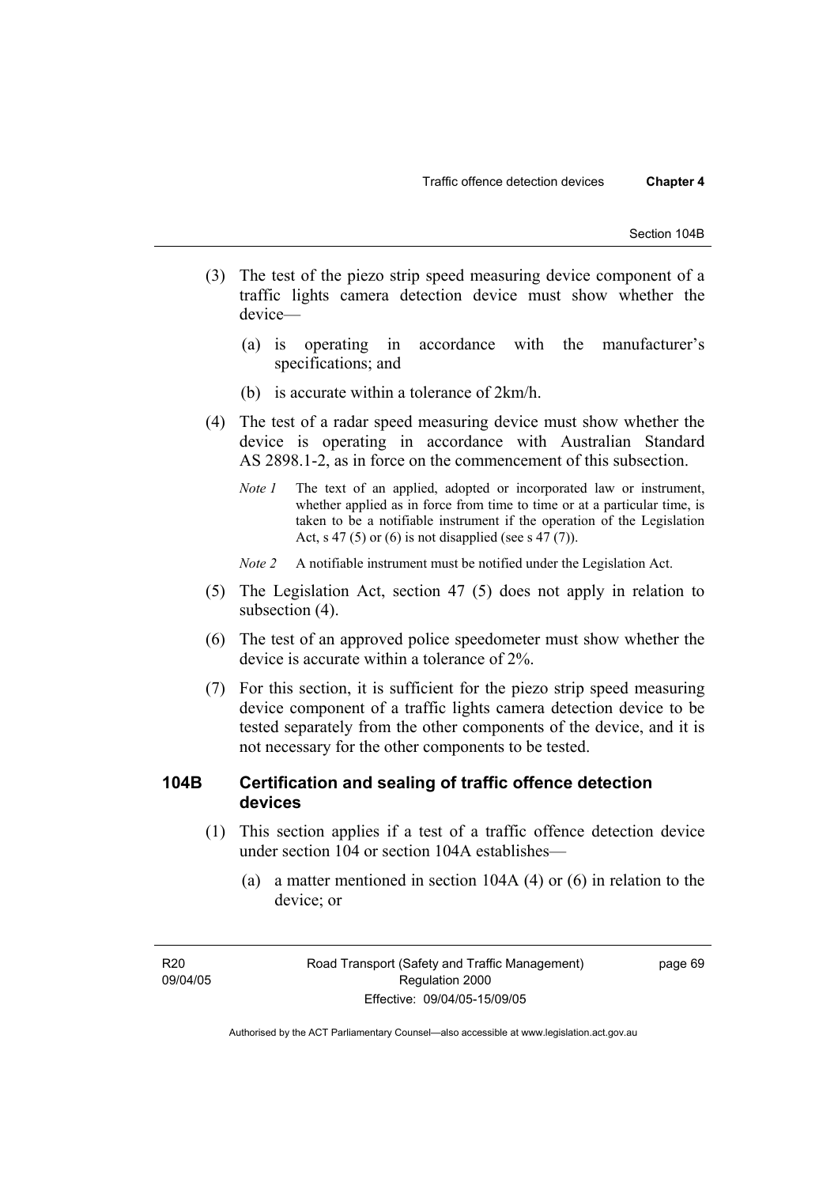(3) The test of the piezo strip speed measuring device component of a traffic lights camera detection device must show whether the device—

(a) is operating in accordance with the manufacturer's specifications; and

(b) is accurate within a tolerance of 2km/h.

(4) The test of a radar speed measuring device must show whether the device is operating in accordance with Australian Standard AS 2898.1-2, as in force on the commencement of this subsection.

*Note 1* The text of an applied, adopted or incorporated law or instrument, whether applied as in force from time to time or at a particular time, is taken to be a notifiable instrument if the operation of the Legislation Act, s 47 (5) or (6) is not disapplied (see s 47 (7)).

*Note 2* A notifiable instrument must be notified under the Legislation Act.

(5) The Legislation Act, section 47 (5) does not apply in relation to subsection (4).

(6) The test of an approved police speedometer must show whether the device is accurate within a tolerance of 2%.

(7) For this section, it is sufficient for the piezo strip speed measuring device component of a traffic lights camera detection device to be tested separately from the other components of the device, and it is not necessary for the other components to be tested.

## 104B Certification and sealing of traffic offence detection devices

(1) This section applies if a test of a traffic offence detection device under section 104 or section 104A establishes—

(a) a matter mentioned in section 104A (4) or (6) in relation to the device; or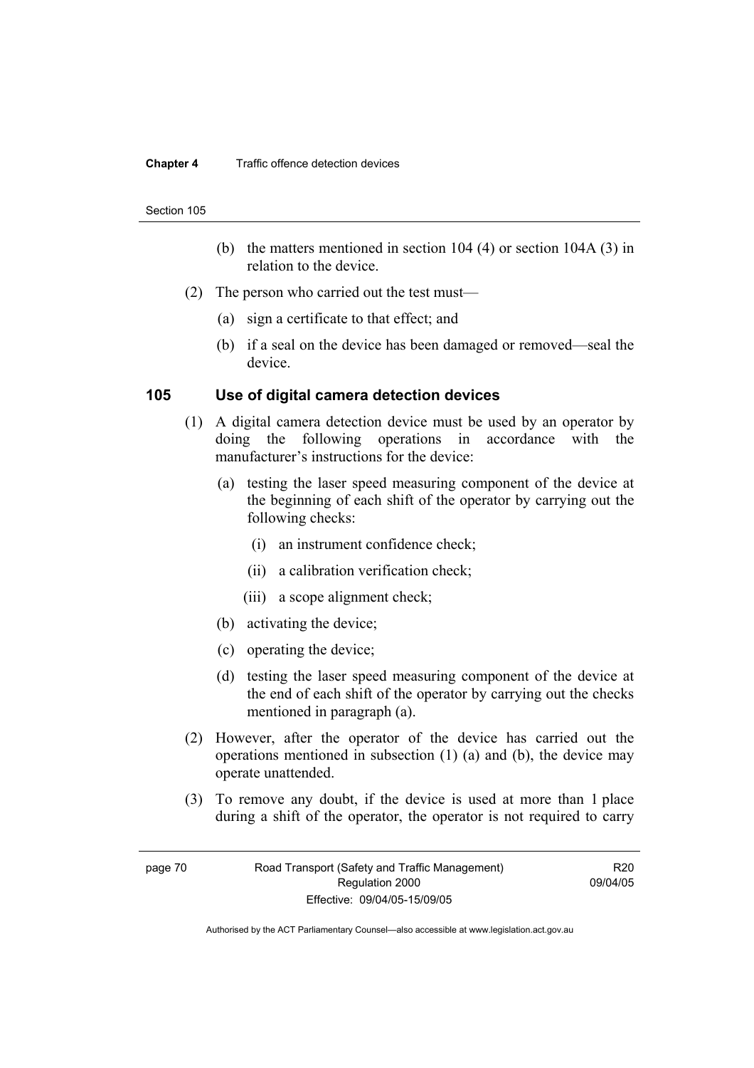(b) the matters mentioned in section 104 (4) or section 104A (3) in relation to the device.

(2) The person who carried out the test must—

(a) sign a certificate to that effect; and

(b) if a seal on the device has been damaged or removed—seal the device.

## 105 Use of digital camera detection devices

(1) A digital camera detection device must be used by an operator by doing the following operations in accordance with the manufacturer's instructions for the device:

(a) testing the laser speed measuring component of the device at the beginning of each shift of the operator by carrying out the following checks:

(i) an instrument confidence check;

(ii) a calibration verification check;

(iii) a scope alignment check;

(b) activating the device;

(c) operating the device;

(d) testing the laser speed measuring component of the device at the end of each shift of the operator by carrying out the checks mentioned in paragraph (a).

(2) However, after the operator of the device has carried out the operations mentioned in subsection (1) (a) and (b), the device may operate unattended.

(3) To remove any doubt, if the device is used at more than 1 place during a shift of the operator, the operator is not required to carry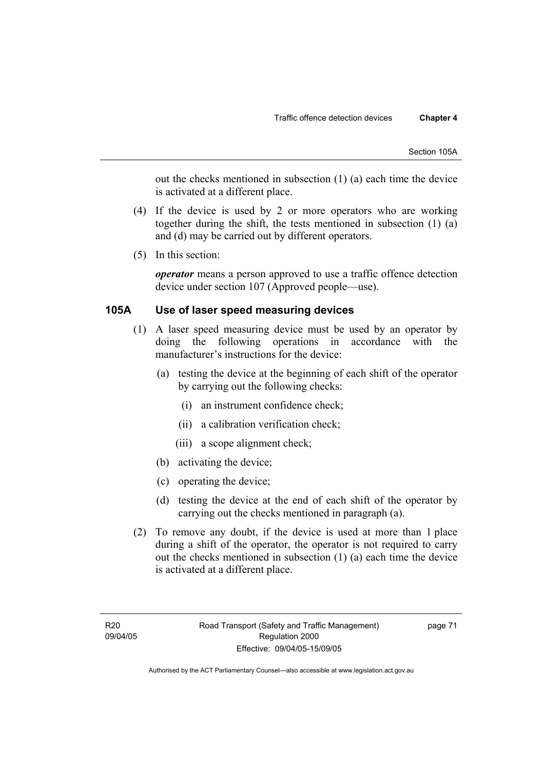out the checks mentioned in subsection (1) (a) each time the device is activated at a different place.

(4) If the device is used by 2 or more operators who are working together during the shift, the tests mentioned in subsection (1) (a) and (d) may be carried out by different operators.

(5) In this section:

***operator*** means a person approved to use a traffic offence detection device under section 107 (Approved people—use).

### 105A Use of laser speed measuring devices

(1) A laser speed measuring device must be used by an operator by doing the following operations in accordance with the manufacturer's instructions for the device:

(a) testing the device at the beginning of each shift of the operator by carrying out the following checks:

(i) an instrument confidence check;

(ii) a calibration verification check;

(iii) a scope alignment check;

(b) activating the device;

(c) operating the device;

(d) testing the device at the end of each shift of the operator by carrying out the checks mentioned in paragraph (a).

(2) To remove any doubt, if the device is used at more than 1 place during a shift of the operator, the operator is not required to carry out the checks mentioned in subsection (1) (a) each time the device is activated at a different place.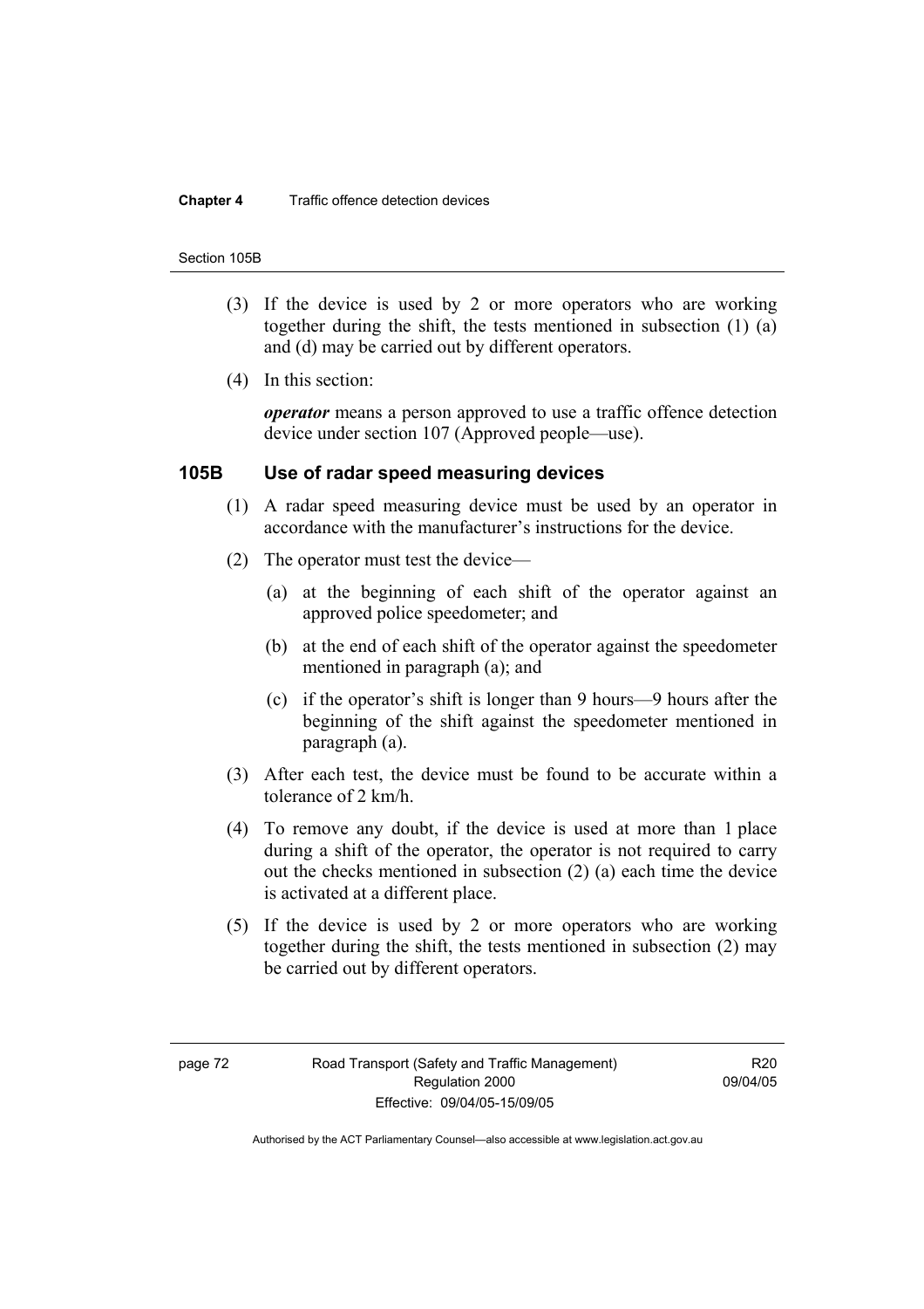(3) If the device is used by 2 or more operators who are working together during the shift, the tests mentioned in subsection (1) (a) and (d) may be carried out by different operators.

(4) In this section:

***operator*** means a person approved to use a traffic offence detection device under section 107 (Approved people—use).

### 105B Use of radar speed measuring devices

(1) A radar speed measuring device must be used by an operator in accordance with the manufacturer's instructions for the device.

(2) The operator must test the device—

(a) at the beginning of each shift of the operator against an approved police speedometer; and

(b) at the end of each shift of the operator against the speedometer mentioned in paragraph (a); and

(c) if the operator's shift is longer than 9 hours—9 hours after the beginning of the shift against the speedometer mentioned in paragraph (a).

(3) After each test, the device must be found to be accurate within a tolerance of 2 km/h.

(4) To remove any doubt, if the device is used at more than 1 place during a shift of the operator, the operator is not required to carry out the checks mentioned in subsection (2) (a) each time the device is activated at a different place.

(5) If the device is used by 2 or more operators who are working together during the shift, the tests mentioned in subsection (2) may be carried out by different operators.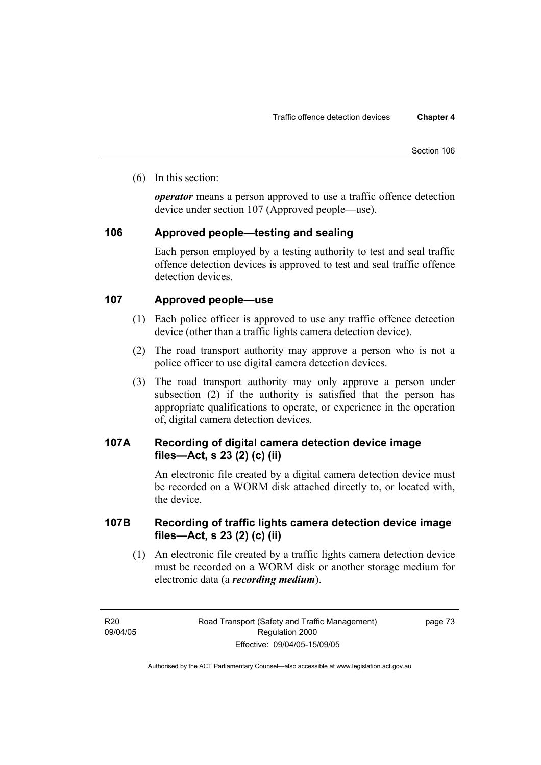(6) In this section:

***operator*** means a person approved to use a traffic offence detection device under section 107 (Approved people—use).

## 106 Approved people—testing and sealing

Each person employed by a testing authority to test and seal traffic offence detection devices is approved to test and seal traffic offence detection devices.

## 107 Approved people—use

(1) Each police officer is approved to use any traffic offence detection device (other than a traffic lights camera detection device).

(2) The road transport authority may approve a person who is not a police officer to use digital camera detection devices.

(3) The road transport authority may only approve a person under subsection (2) if the authority is satisfied that the person has appropriate qualifications to operate, or experience in the operation of, digital camera detection devices.

## 107A Recording of digital camera detection device image files—Act, s 23 (2) (c) (ii)

An electronic file created by a digital camera detection device must be recorded on a WORM disk attached directly to, or located with, the device.

## 107B Recording of traffic lights camera detection device image files—Act, s 23 (2) (c) (ii)

(1) An electronic file created by a traffic lights camera detection device must be recorded on a WORM disk or another storage medium for electronic data (a ***recording medium***).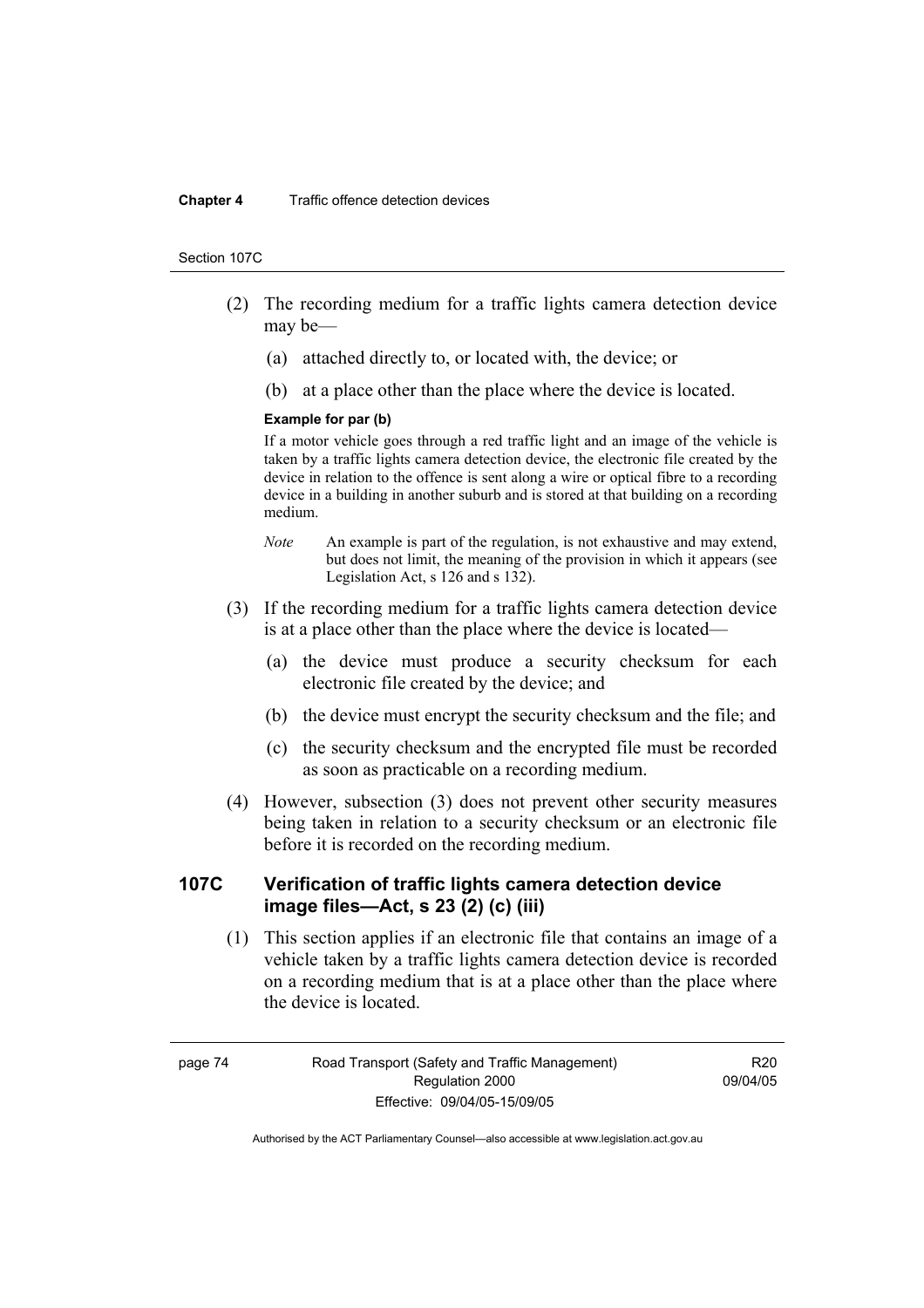(2) The recording medium for a traffic lights camera detection device may be—

(a) attached directly to, or located with, the device; or

(b) at a place other than the place where the device is located.

**Example for par (b)**

If a motor vehicle goes through a red traffic light and an image of the vehicle is taken by a traffic lights camera detection device, the electronic file created by the device in relation to the offence is sent along a wire or optical fibre to a recording device in a building in another suburb and is stored at that building on a recording medium.

*Note* An example is part of the regulation, is not exhaustive and may extend, but does not limit, the meaning of the provision in which it appears (see Legislation Act, s 126 and s 132).

(3) If the recording medium for a traffic lights camera detection device is at a place other than the place where the device is located—

(a) the device must produce a security checksum for each electronic file created by the device; and

(b) the device must encrypt the security checksum and the file; and

(c) the security checksum and the encrypted file must be recorded as soon as practicable on a recording medium.

(4) However, subsection (3) does not prevent other security measures being taken in relation to a security checksum or an electronic file before it is recorded on the recording medium.

### 107C Verification of traffic lights camera detection device image files—Act, s 23 (2) (c) (iii)

(1) This section applies if an electronic file that contains an image of a vehicle taken by a traffic lights camera detection device is recorded on a recording medium that is at a place other than the place where the device is located.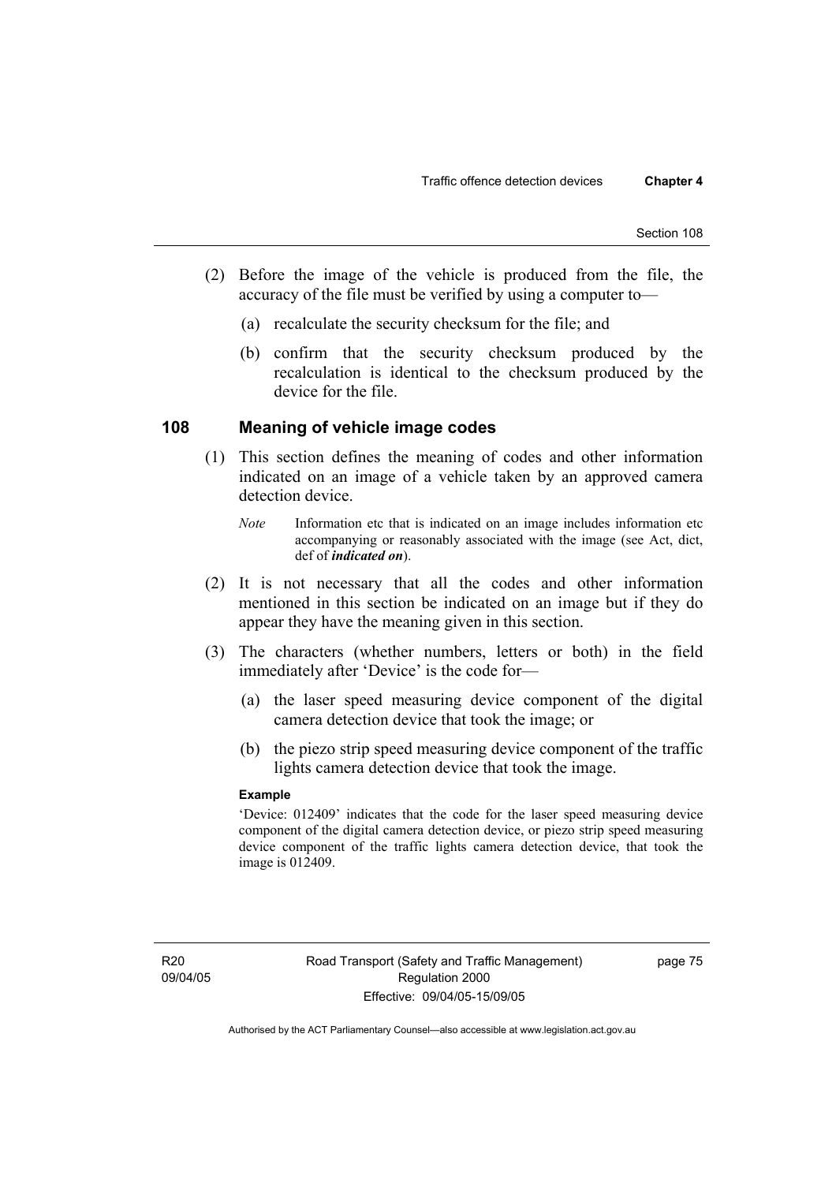(2) Before the image of the vehicle is produced from the file, the accuracy of the file must be verified by using a computer to—

(a) recalculate the security checksum for the file; and

(b) confirm that the security checksum produced by the recalculation is identical to the checksum produced by the device for the file.

## 108 Meaning of vehicle image codes

(1) This section defines the meaning of codes and other information indicated on an image of a vehicle taken by an approved camera detection device.

*Note* Information etc that is indicated on an image includes information etc accompanying or reasonably associated with the image (see Act, dict, def of ***indicated on***).

(2) It is not necessary that all the codes and other information mentioned in this section be indicated on an image but if they do appear they have the meaning given in this section.

(3) The characters (whether numbers, letters or both) in the field immediately after 'Device' is the code for—

(a) the laser speed measuring device component of the digital camera detection device that took the image; or

(b) the piezo strip speed measuring device component of the traffic lights camera detection device that took the image.

**Example**

'Device: 012409' indicates that the code for the laser speed measuring device component of the digital camera detection device, or piezo strip speed measuring device component of the traffic lights camera detection device, that took the image is 012409.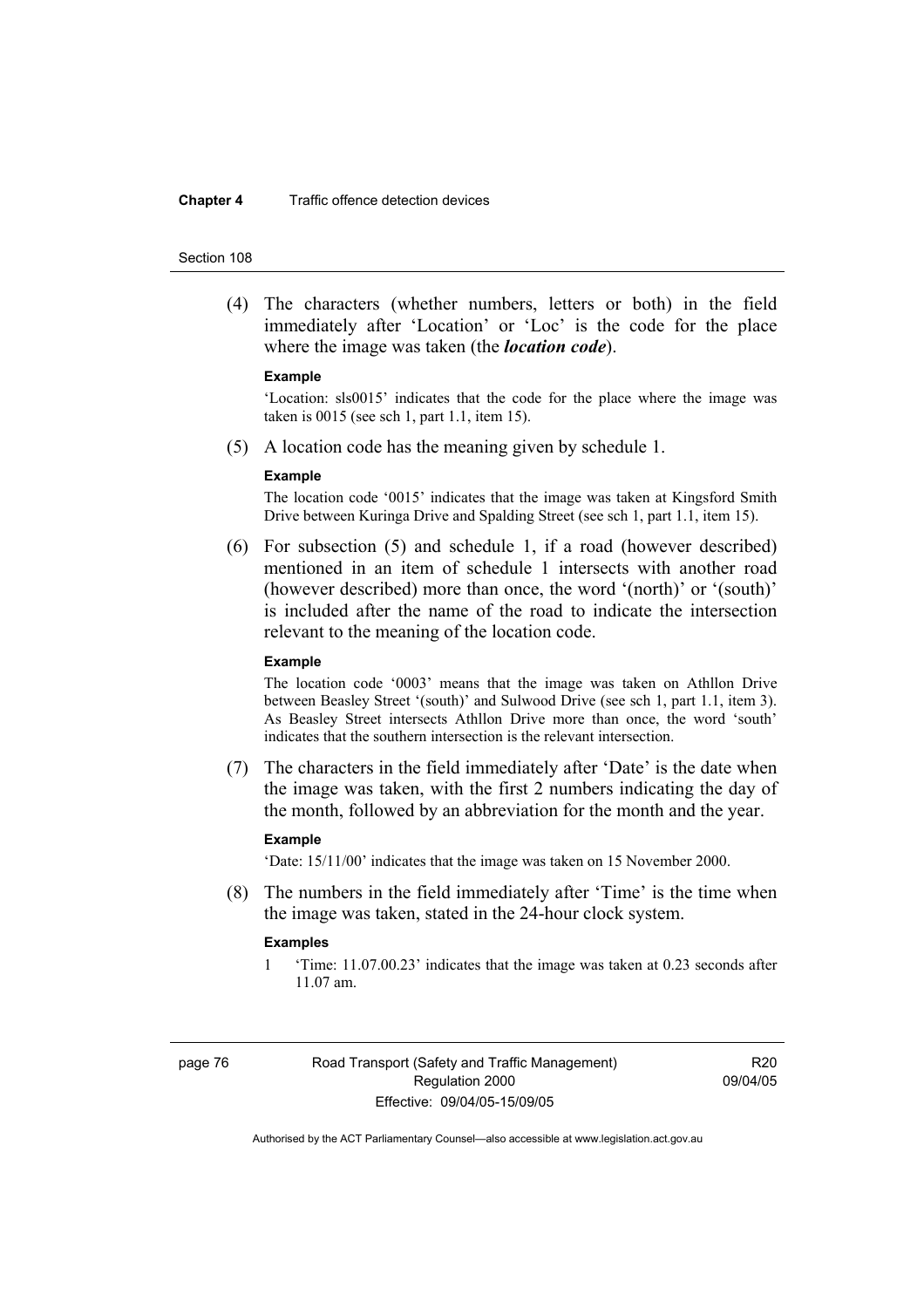(4) The characters (whether numbers, letters or both) in the field immediately after 'Location' or 'Loc' is the code for the place where the image was taken (the ***location code***).

**Example**

'Location: sls0015' indicates that the code for the place where the image was taken is 0015 (see sch 1, part 1.1, item 15).

(5) A location code has the meaning given by schedule 1.

**Example**

The location code '0015' indicates that the image was taken at Kingsford Smith Drive between Kuringa Drive and Spalding Street (see sch 1, part 1.1, item 15).

(6) For subsection (5) and schedule 1, if a road (however described) mentioned in an item of schedule 1 intersects with another road (however described) more than once, the word '(north)' or '(south)' is included after the name of the road to indicate the intersection relevant to the meaning of the location code.

**Example**

The location code '0003' means that the image was taken on Athllon Drive between Beasley Street '(south)' and Sulwood Drive (see sch 1, part 1.1, item 3). As Beasley Street intersects Athllon Drive more than once, the word 'south' indicates that the southern intersection is the relevant intersection.

(7) The characters in the field immediately after 'Date' is the date when the image was taken, with the first 2 numbers indicating the day of the month, followed by an abbreviation for the month and the year.

**Example**

'Date: 15/11/00' indicates that the image was taken on 15 November 2000.

(8) The numbers in the field immediately after 'Time' is the time when the image was taken, stated in the 24-hour clock system.

**Examples**

1 'Time: 11.07.00.23' indicates that the image was taken at 0.23 seconds after 11.07 am.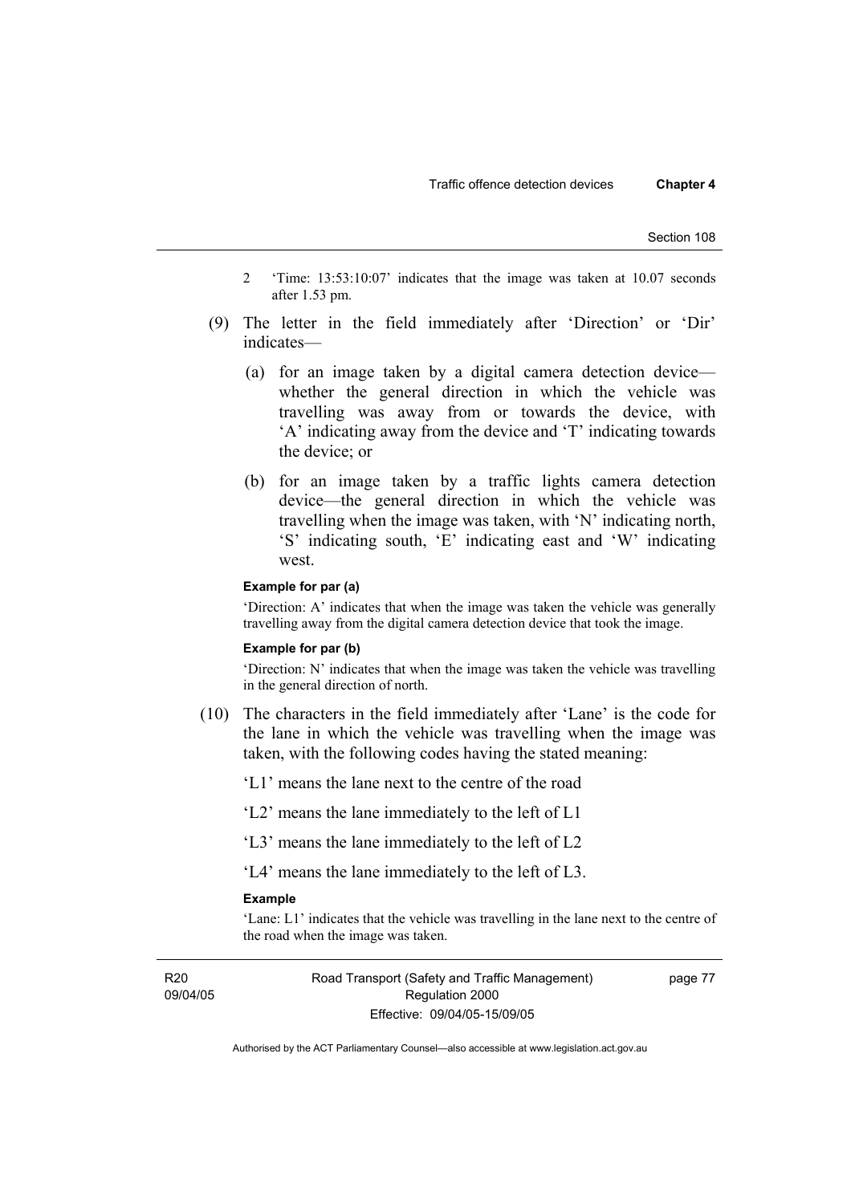2 'Time: 13:53:10:07' indicates that the image was taken at 10.07 seconds after 1.53 pm.

(9) The letter in the field immediately after 'Direction' or 'Dir' indicates—

(a) for an image taken by a digital camera detection device—whether the general direction in which the vehicle was travelling was away from or towards the device, with 'A' indicating away from the device and 'T' indicating towards the device; or

(b) for an image taken by a traffic lights camera detection device—the general direction in which the vehicle was travelling when the image was taken, with 'N' indicating north, 'S' indicating south, 'E' indicating east and 'W' indicating west.

**Example for par (a)**

'Direction: A' indicates that when the image was taken the vehicle was generally travelling away from the digital camera detection device that took the image.

**Example for par (b)**

'Direction: N' indicates that when the image was taken the vehicle was travelling in the general direction of north.

(10) The characters in the field immediately after 'Lane' is the code for the lane in which the vehicle was travelling when the image was taken, with the following codes having the stated meaning:

'L1' means the lane next to the centre of the road

'L2' means the lane immediately to the left of L1

'L3' means the lane immediately to the left of L2

'L4' means the lane immediately to the left of L3.

**Example**

'Lane: L1' indicates that the vehicle was travelling in the lane next to the centre of the road when the image was taken.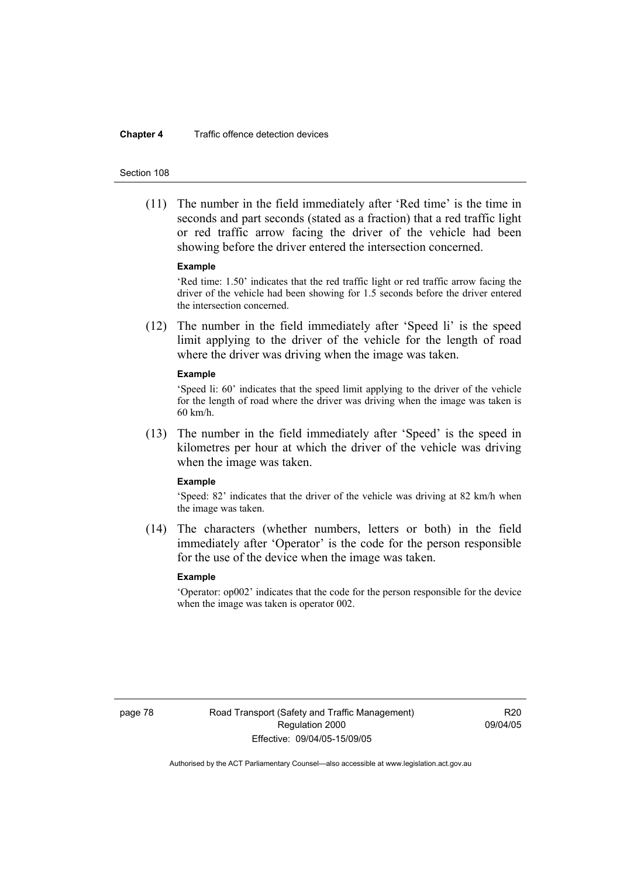(11) The number in the field immediately after 'Red time' is the time in seconds and part seconds (stated as a fraction) that a red traffic light or red traffic arrow facing the driver of the vehicle had been showing before the driver entered the intersection concerned.

**Example**

'Red time: 1.50' indicates that the red traffic light or red traffic arrow facing the driver of the vehicle had been showing for 1.5 seconds before the driver entered the intersection concerned.

(12) The number in the field immediately after 'Speed li' is the speed limit applying to the driver of the vehicle for the length of road where the driver was driving when the image was taken.

**Example**

'Speed li: 60' indicates that the speed limit applying to the driver of the vehicle for the length of road where the driver was driving when the image was taken is 60 km/h.

(13) The number in the field immediately after 'Speed' is the speed in kilometres per hour at which the driver of the vehicle was driving when the image was taken.

**Example**

'Speed: 82' indicates that the driver of the vehicle was driving at 82 km/h when the image was taken.

(14) The characters (whether numbers, letters or both) in the field immediately after 'Operator' is the code for the person responsible for the use of the device when the image was taken.

**Example**

'Operator: op002' indicates that the code for the person responsible for the device when the image was taken is operator 002.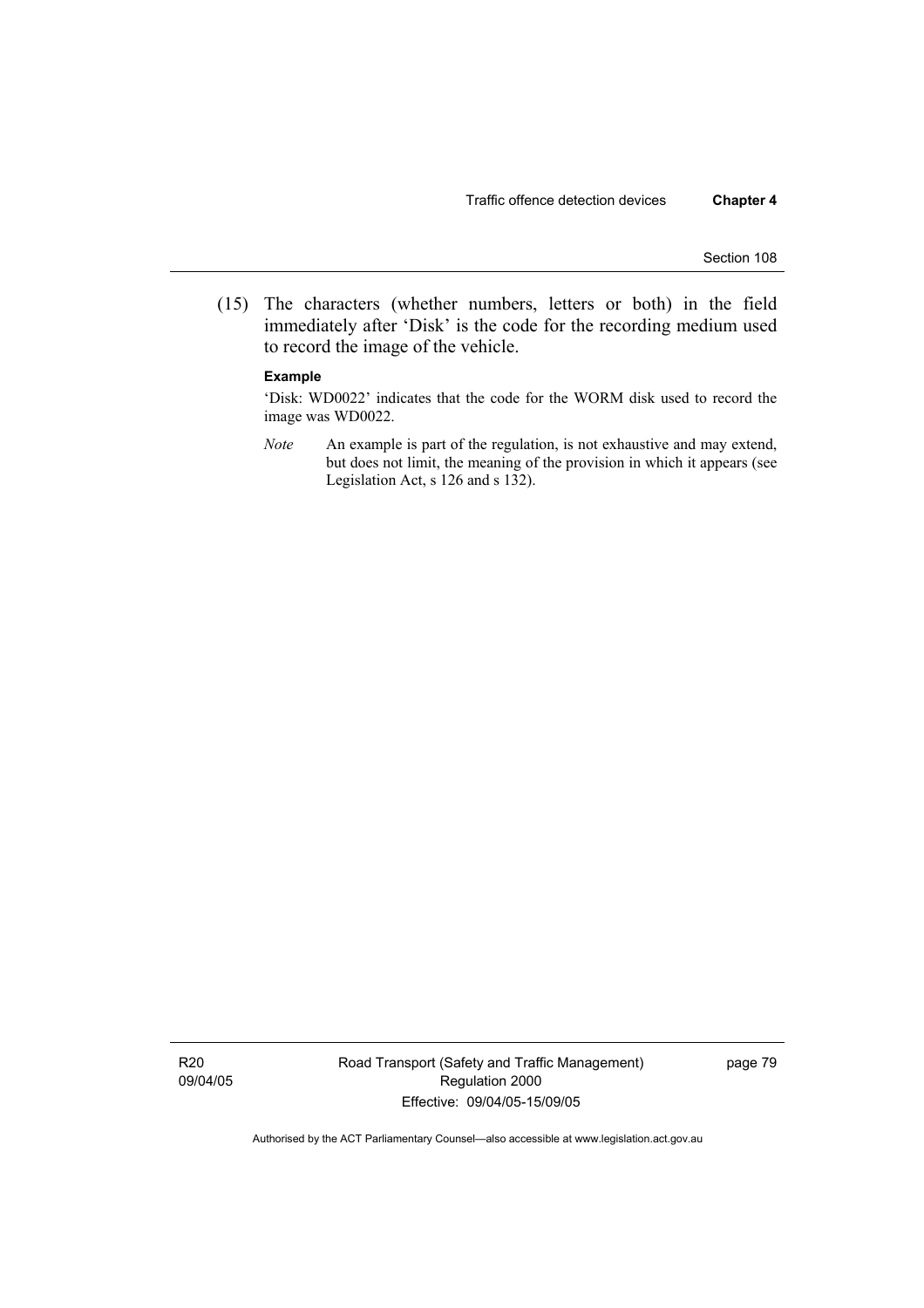(15) The characters (whether numbers, letters or both) in the field immediately after 'Disk' is the code for the recording medium used to record the image of the vehicle.

**Example**

'Disk: WD0022' indicates that the code for the WORM disk used to record the image was WD0022.

*Note* An example is part of the regulation, is not exhaustive and may extend, but does not limit, the meaning of the provision in which it appears (see Legislation Act, s 126 and s 132).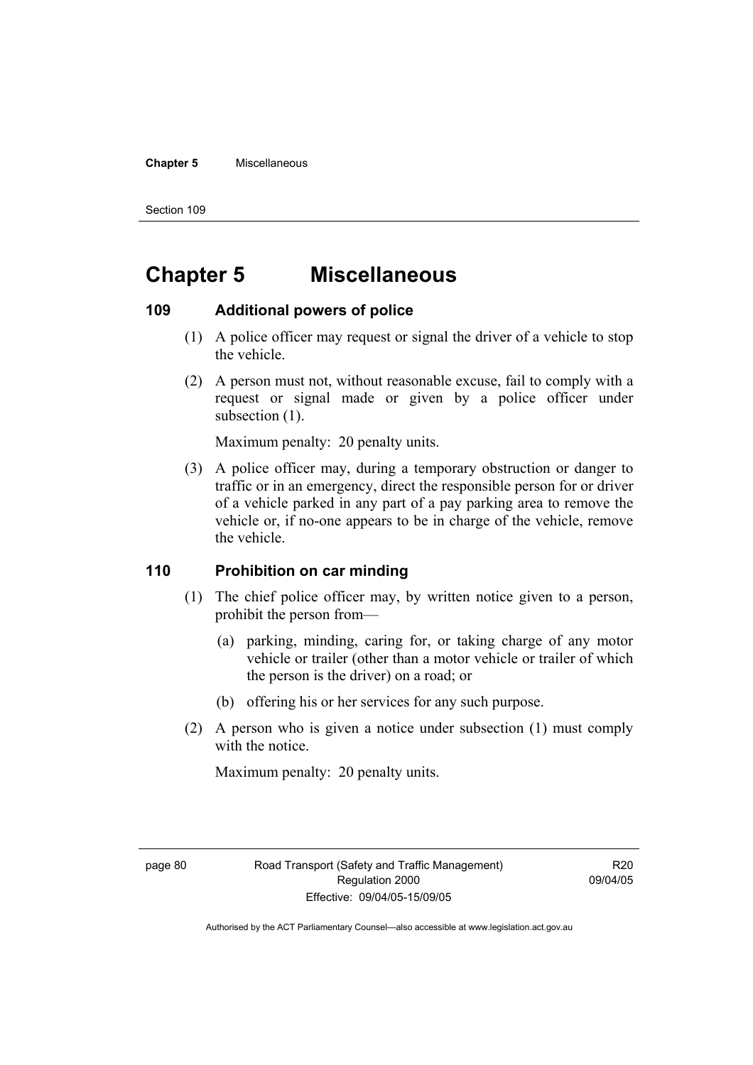# Chapter 5 Miscellaneous

## 109 Additional powers of police

(1) A police officer may request or signal the driver of a vehicle to stop the vehicle.

(2) A person must not, without reasonable excuse, fail to comply with a request or signal made or given by a police officer under subsection (1).

Maximum penalty: 20 penalty units.

(3) A police officer may, during a temporary obstruction or danger to traffic or in an emergency, direct the responsible person for or driver of a vehicle parked in any part of a pay parking area to remove the vehicle or, if no-one appears to be in charge of the vehicle, remove the vehicle.

## 110 Prohibition on car minding

(1) The chief police officer may, by written notice given to a person, prohibit the person from—

(a) parking, minding, caring for, or taking charge of any motor vehicle or trailer (other than a motor vehicle or trailer of which the person is the driver) on a road; or

(b) offering his or her services for any such purpose.

(2) A person who is given a notice under subsection (1) must comply with the notice.

Maximum penalty: 20 penalty units.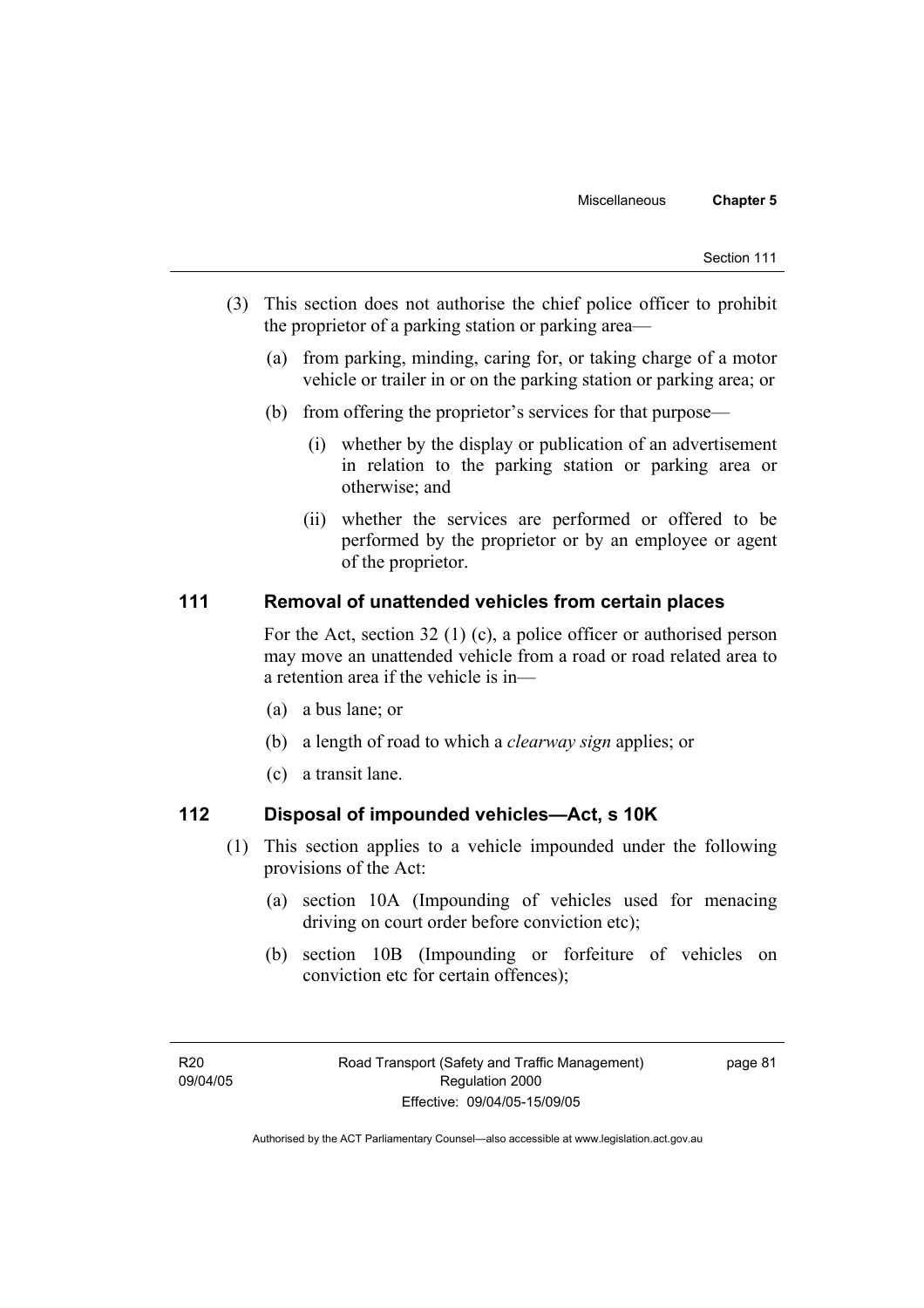(3) This section does not authorise the chief police officer to prohibit the proprietor of a parking station or parking area—

(a) from parking, minding, caring for, or taking charge of a motor vehicle or trailer in or on the parking station or parking area; or

(b) from offering the proprietor's services for that purpose—

(i) whether by the display or publication of an advertisement in relation to the parking station or parking area or otherwise; and

(ii) whether the services are performed or offered to be performed by the proprietor or by an employee or agent of the proprietor.

## 111 Removal of unattended vehicles from certain places

For the Act, section 32 (1) (c), a police officer or authorised person may move an unattended vehicle from a road or road related area to a retention area if the vehicle is in—

(a) a bus lane; or

(b) a length of road to which a *clearway sign* applies; or

(c) a transit lane.

## 112 Disposal of impounded vehicles—Act, s 10K

(1) This section applies to a vehicle impounded under the following provisions of the Act:

(a) section 10A (Impounding of vehicles used for menacing driving on court order before conviction etc);

(b) section 10B (Impounding or forfeiture of vehicles on conviction etc for certain offences);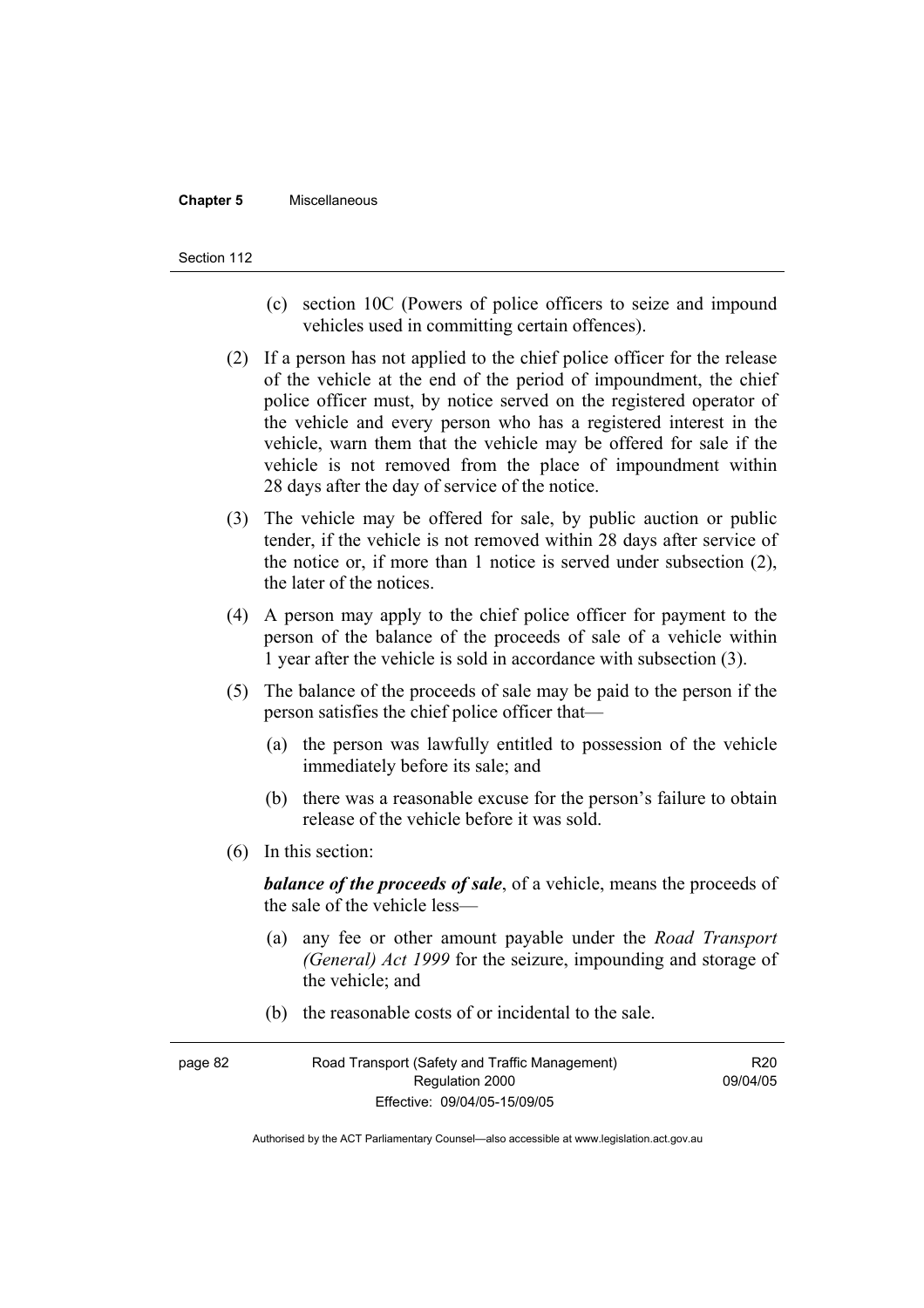(c) section 10C (Powers of police officers to seize and impound vehicles used in committing certain offences).

(2) If a person has not applied to the chief police officer for the release of the vehicle at the end of the period of impoundment, the chief police officer must, by notice served on the registered operator of the vehicle and every person who has a registered interest in the vehicle, warn them that the vehicle may be offered for sale if the vehicle is not removed from the place of impoundment within 28 days after the day of service of the notice.

(3) The vehicle may be offered for sale, by public auction or public tender, if the vehicle is not removed within 28 days after service of the notice or, if more than 1 notice is served under subsection (2), the later of the notices.

(4) A person may apply to the chief police officer for payment to the person of the balance of the proceeds of sale of a vehicle within 1 year after the vehicle is sold in accordance with subsection (3).

(5) The balance of the proceeds of sale may be paid to the person if the person satisfies the chief police officer that—

(a) the person was lawfully entitled to possession of the vehicle immediately before its sale; and

(b) there was a reasonable excuse for the person's failure to obtain release of the vehicle before it was sold.

(6) In this section:

***balance of the proceeds of sale***, of a vehicle, means the proceeds of the sale of the vehicle less—

(a) any fee or other amount payable under the *Road Transport (General) Act 1999* for the seizure, impounding and storage of the vehicle; and

(b) the reasonable costs of or incidental to the sale.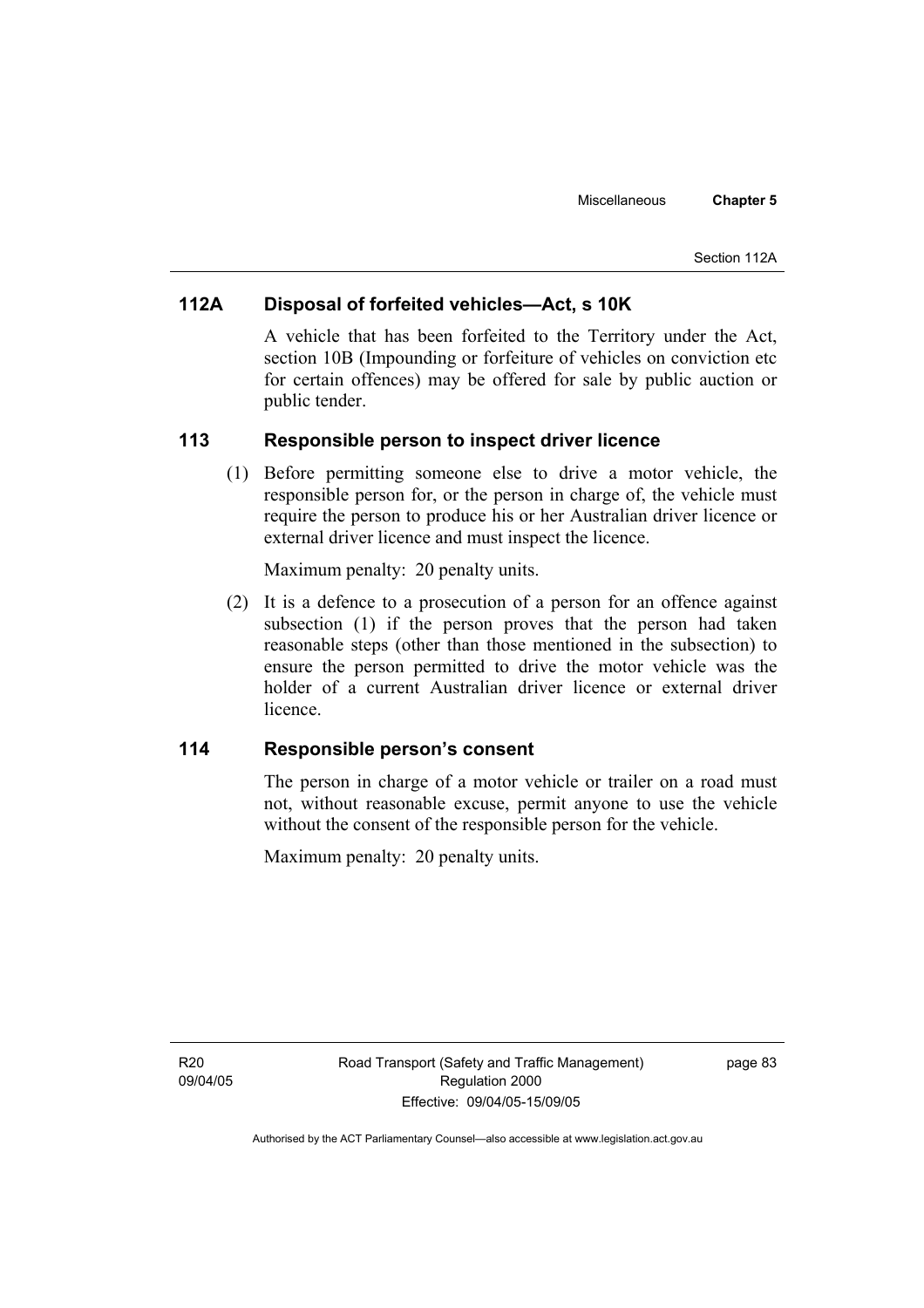## 112A Disposal of forfeited vehicles—Act, s 10K

A vehicle that has been forfeited to the Territory under the Act, section 10B (Impounding or forfeiture of vehicles on conviction etc for certain offences) may be offered for sale by public auction or public tender.

## 113 Responsible person to inspect driver licence

(1) Before permitting someone else to drive a motor vehicle, the responsible person for, or the person in charge of, the vehicle must require the person to produce his or her Australian driver licence or external driver licence and must inspect the licence.

Maximum penalty: 20 penalty units.

(2) It is a defence to a prosecution of a person for an offence against subsection (1) if the person proves that the person had taken reasonable steps (other than those mentioned in the subsection) to ensure the person permitted to drive the motor vehicle was the holder of a current Australian driver licence or external driver licence.

## 114 Responsible person's consent

The person in charge of a motor vehicle or trailer on a road must not, without reasonable excuse, permit anyone to use the vehicle without the consent of the responsible person for the vehicle.

Maximum penalty: 20 penalty units.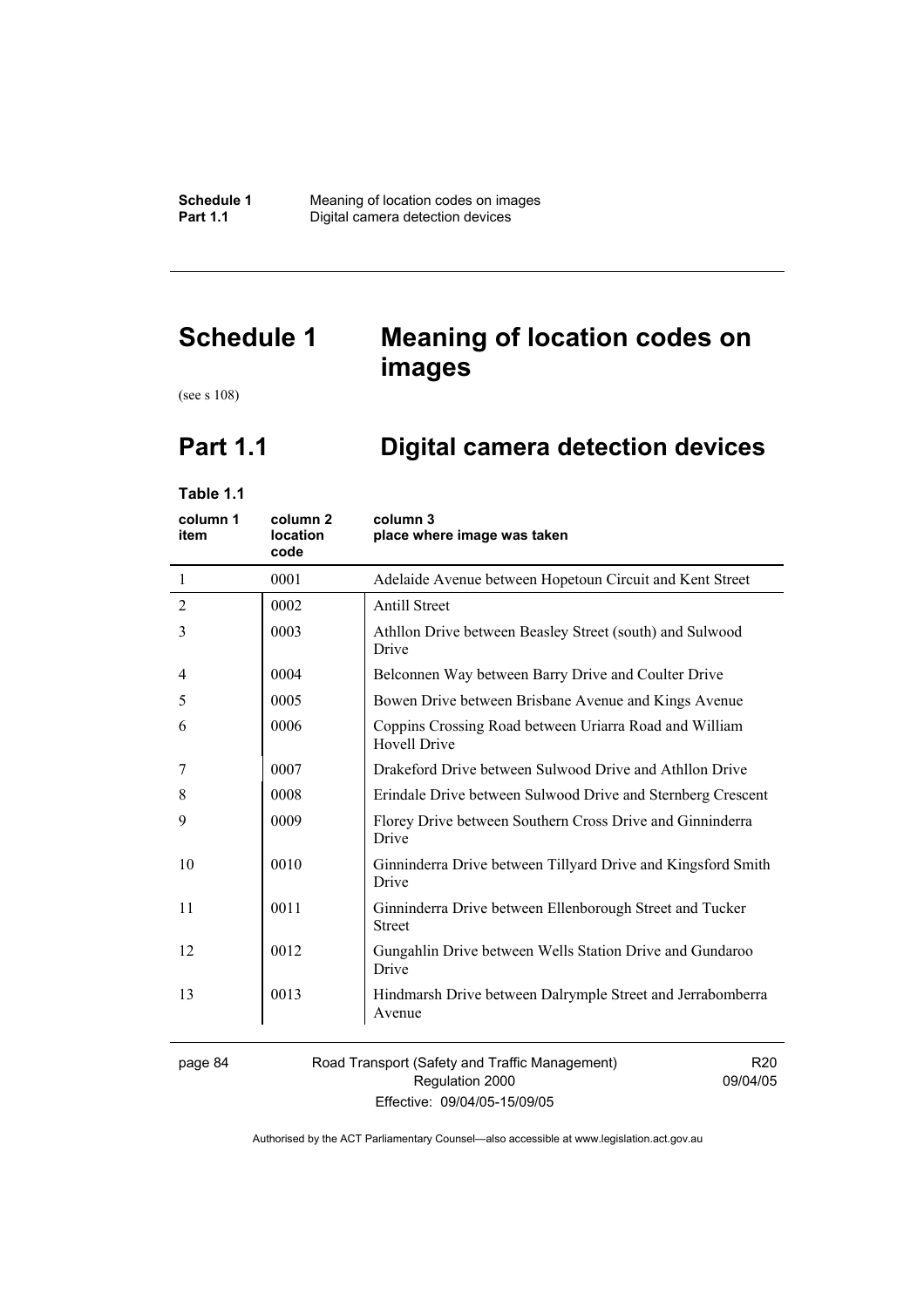# Schedule 1 Meaning of location codes on images

(see s 108)

## Part 1.1 Digital camera detection devices

**Table 1.1**

| column 1 item | column 2 location code | column 3 place where image was taken |
|---|---|---|
| 1 | 0001 | Adelaide Avenue between Hopetoun Circuit and Kent Street |
| 2 | 0002 | Antill Street |
| 3 | 0003 | Athllon Drive between Beasley Street (south) and Sulwood Drive |
| 4 | 0004 | Belconnen Way between Barry Drive and Coulter Drive |
| 5 | 0005 | Bowen Drive between Brisbane Avenue and Kings Avenue |
| 6 | 0006 | Coppins Crossing Road between Uriarra Road and William Hovell Drive |
| 7 | 0007 | Drakeford Drive between Sulwood Drive and Athllon Drive |
| 8 | 0008 | Erindale Drive between Sulwood Drive and Sternberg Crescent |
| 9 | 0009 | Florey Drive between Southern Cross Drive and Ginninderra Drive |
| 10 | 0010 | Ginninderra Drive between Tillyard Drive and Kingsford Smith Drive |
| 11 | 0011 | Ginninderra Drive between Ellenborough Street and Tucker Street |
| 12 | 0012 | Gungahlin Drive between Wells Station Drive and Gundaroo Drive |
| 13 | 0013 | Hindmarsh Drive between Dalrymple Street and Jerrabomberra Avenue |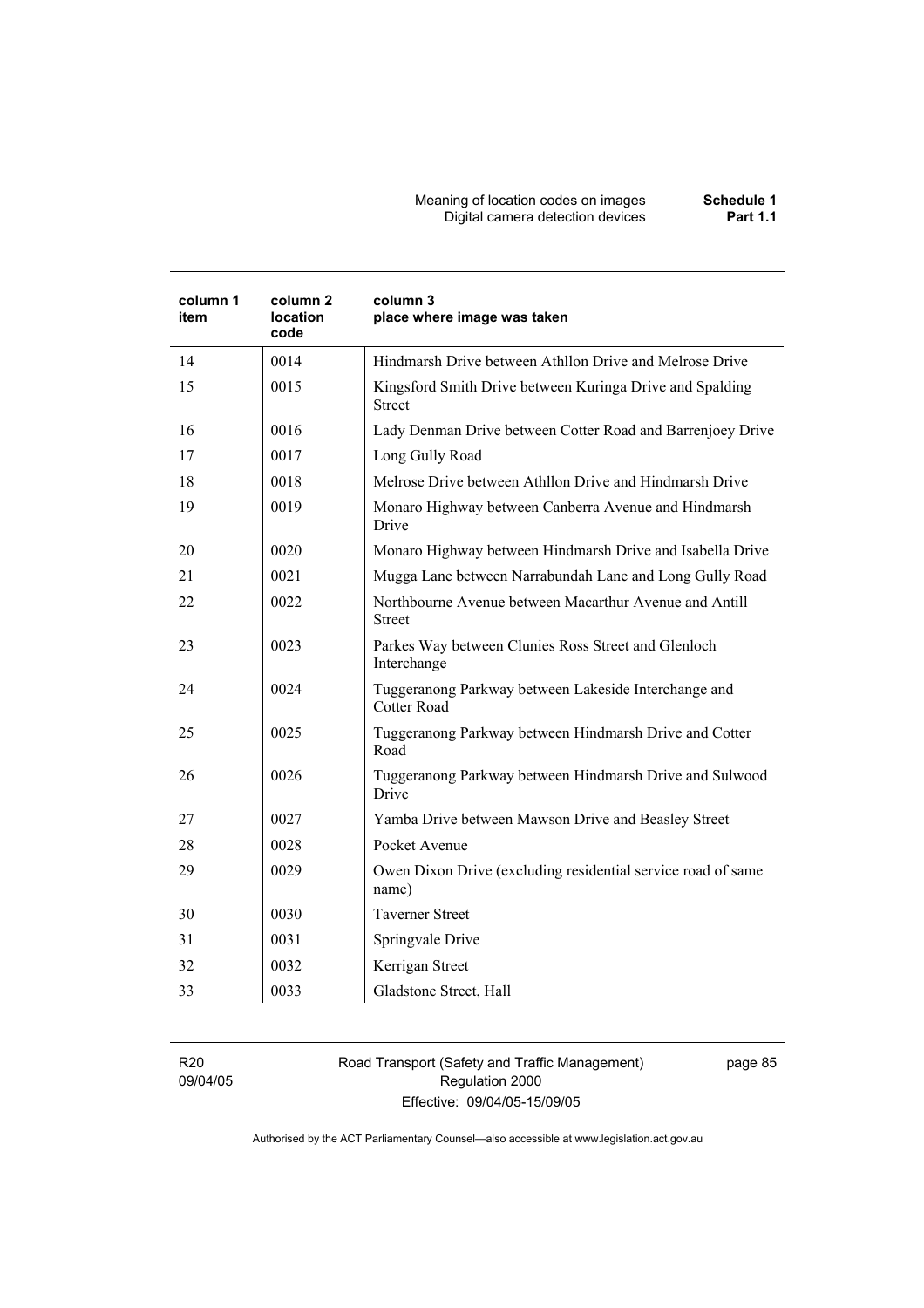| column 1 item | column 2 location code | column 3 place where image was taken |
|---|---|---|
| 14 | 0014 | Hindmarsh Drive between Athllon Drive and Melrose Drive |
| 15 | 0015 | Kingsford Smith Drive between Kuringa Drive and Spalding Street |
| 16 | 0016 | Lady Denman Drive between Cotter Road and Barrenjoey Drive |
| 17 | 0017 | Long Gully Road |
| 18 | 0018 | Melrose Drive between Athllon Drive and Hindmarsh Drive |
| 19 | 0019 | Monaro Highway between Canberra Avenue and Hindmarsh Drive |
| 20 | 0020 | Monaro Highway between Hindmarsh Drive and Isabella Drive |
| 21 | 0021 | Mugga Lane between Narrabundah Lane and Long Gully Road |
| 22 | 0022 | Northbourne Avenue between Macarthur Avenue and Antill Street |
| 23 | 0023 | Parkes Way between Clunies Ross Street and Glenloch Interchange |
| 24 | 0024 | Tuggeranong Parkway between Lakeside Interchange and Cotter Road |
| 25 | 0025 | Tuggeranong Parkway between Hindmarsh Drive and Cotter Road |
| 26 | 0026 | Tuggeranong Parkway between Hindmarsh Drive and Sulwood Drive |
| 27 | 0027 | Yamba Drive between Mawson Drive and Beasley Street |
| 28 | 0028 | Pocket Avenue |
| 29 | 0029 | Owen Dixon Drive (excluding residential service road of same name) |
| 30 | 0030 | Taverner Street |
| 31 | 0031 | Springvale Drive |
| 32 | 0032 | Kerrigan Street |
| 33 | 0033 | Gladstone Street, Hall |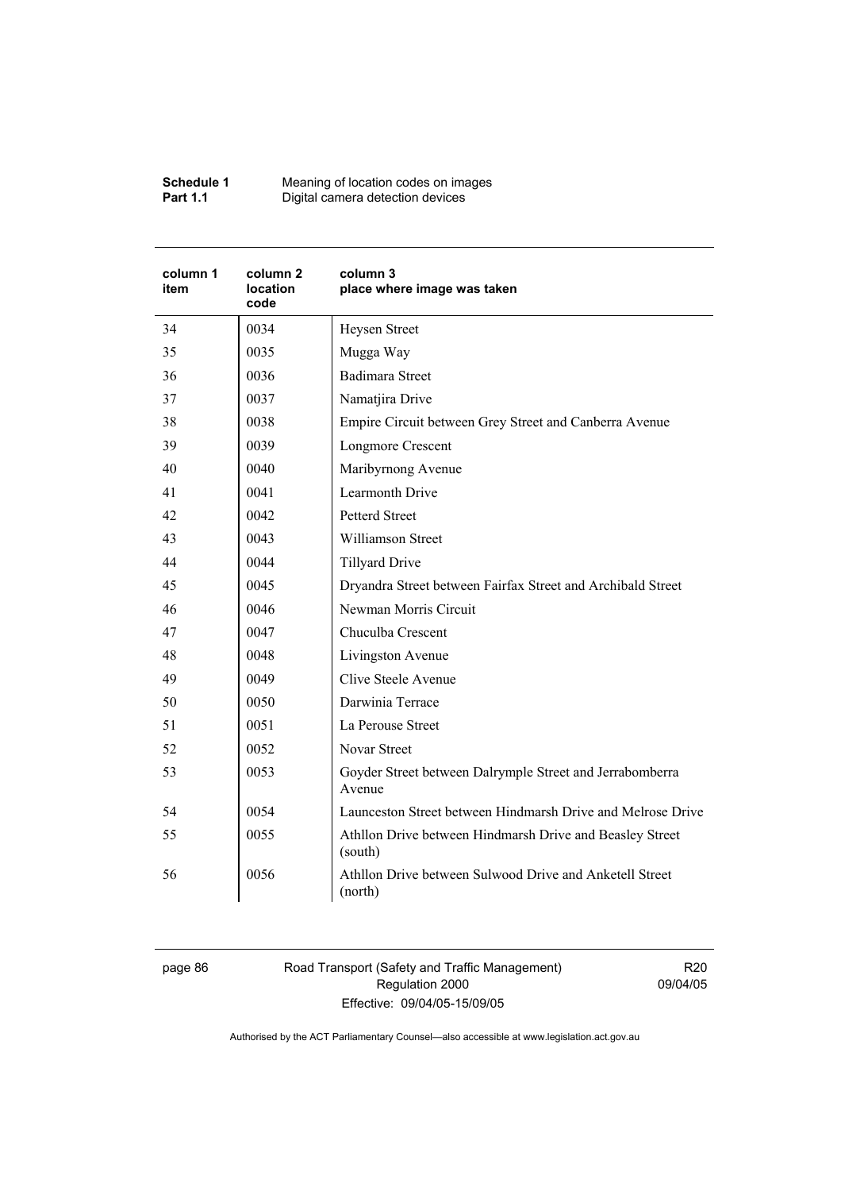| column 1 item | column 2 location code | column 3 place where image was taken |
|---|---|---|
| 34 | 0034 | Heysen Street |
| 35 | 0035 | Mugga Way |
| 36 | 0036 | Badimara Street |
| 37 | 0037 | Namatjira Drive |
| 38 | 0038 | Empire Circuit between Grey Street and Canberra Avenue |
| 39 | 0039 | Longmore Crescent |
| 40 | 0040 | Maribyrnong Avenue |
| 41 | 0041 | Learmonth Drive |
| 42 | 0042 | Petterd Street |
| 43 | 0043 | Williamson Street |
| 44 | 0044 | Tillyard Drive |
| 45 | 0045 | Dryandra Street between Fairfax Street and Archibald Street |
| 46 | 0046 | Newman Morris Circuit |
| 47 | 0047 | Chuculba Crescent |
| 48 | 0048 | Livingston Avenue |
| 49 | 0049 | Clive Steele Avenue |
| 50 | 0050 | Darwinia Terrace |
| 51 | 0051 | La Perouse Street |
| 52 | 0052 | Novar Street |
| 53 | 0053 | Goyder Street between Dalrymple Street and Jerrabomberra Avenue |
| 54 | 0054 | Launceston Street between Hindmarsh Drive and Melrose Drive |
| 55 | 0055 | Athllon Drive between Hindmarsh Drive and Beasley Street (south) |
| 56 | 0056 | Athllon Drive between Sulwood Drive and Anketell Street (north) |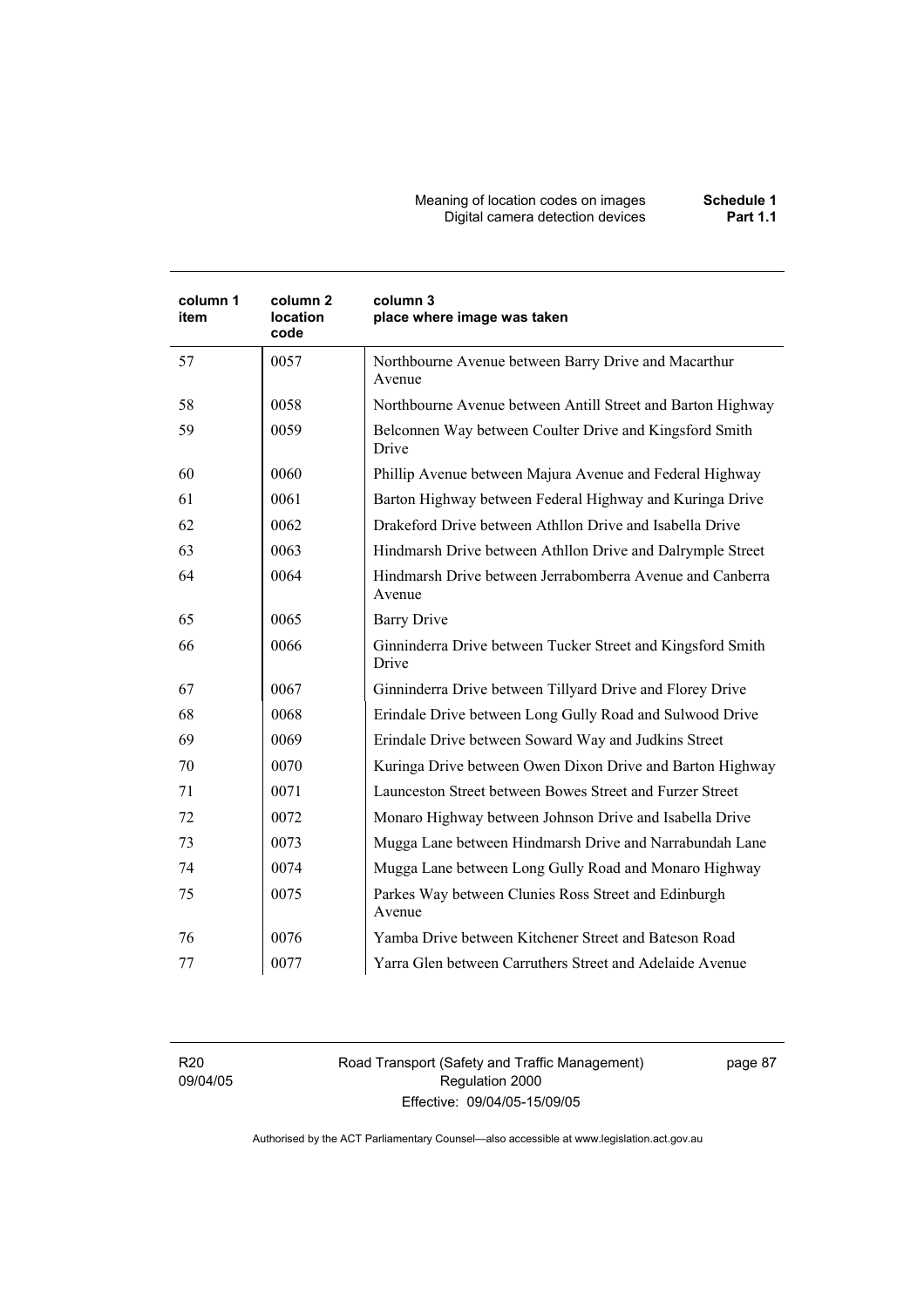| column 1 item | column 2 location code | column 3 place where image was taken |
|---|---|---|
| 57 | 0057 | Northbourne Avenue between Barry Drive and Macarthur Avenue |
| 58 | 0058 | Northbourne Avenue between Antill Street and Barton Highway |
| 59 | 0059 | Belconnen Way between Coulter Drive and Kingsford Smith Drive |
| 60 | 0060 | Phillip Avenue between Majura Avenue and Federal Highway |
| 61 | 0061 | Barton Highway between Federal Highway and Kuringa Drive |
| 62 | 0062 | Drakeford Drive between Athllon Drive and Isabella Drive |
| 63 | 0063 | Hindmarsh Drive between Athllon Drive and Dalrymple Street |
| 64 | 0064 | Hindmarsh Drive between Jerrabomberra Avenue and Canberra Avenue |
| 65 | 0065 | Barry Drive |
| 66 | 0066 | Ginninderra Drive between Tucker Street and Kingsford Smith Drive |
| 67 | 0067 | Ginninderra Drive between Tillyard Drive and Florey Drive |
| 68 | 0068 | Erindale Drive between Long Gully Road and Sulwood Drive |
| 69 | 0069 | Erindale Drive between Soward Way and Judkins Street |
| 70 | 0070 | Kuringa Drive between Owen Dixon Drive and Barton Highway |
| 71 | 0071 | Launceston Street between Bowes Street and Furzer Street |
| 72 | 0072 | Monaro Highway between Johnson Drive and Isabella Drive |
| 73 | 0073 | Mugga Lane between Hindmarsh Drive and Narrabundah Lane |
| 74 | 0074 | Mugga Lane between Long Gully Road and Monaro Highway |
| 75 | 0075 | Parkes Way between Clunies Ross Street and Edinburgh Avenue |
| 76 | 0076 | Yamba Drive between Kitchener Street and Bateson Road |
| 77 | 0077 | Yarra Glen between Carruthers Street and Adelaide Avenue |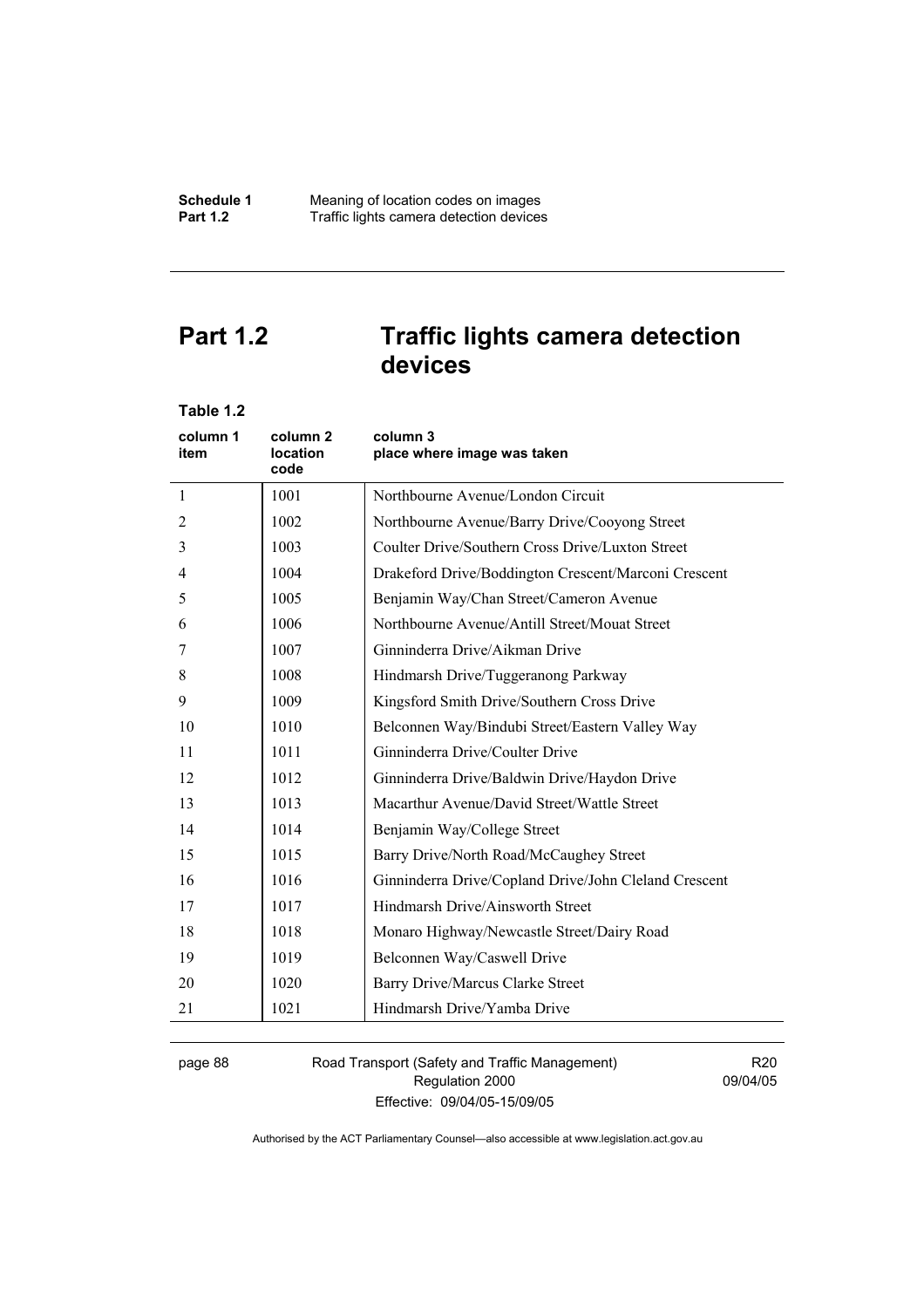# Part 1.2 Traffic lights camera detection devices

**Table 1.2**

| column 1 item | column 2 location code | column 3 place where image was taken |
|---|---|---|
| 1 | 1001 | Northbourne Avenue/London Circuit |
| 2 | 1002 | Northbourne Avenue/Barry Drive/Cooyong Street |
| 3 | 1003 | Coulter Drive/Southern Cross Drive/Luxton Street |
| 4 | 1004 | Drakeford Drive/Boddington Crescent/Marconi Crescent |
| 5 | 1005 | Benjamin Way/Chan Street/Cameron Avenue |
| 6 | 1006 | Northbourne Avenue/Antill Street/Mouat Street |
| 7 | 1007 | Ginninderra Drive/Aikman Drive |
| 8 | 1008 | Hindmarsh Drive/Tuggeranong Parkway |
| 9 | 1009 | Kingsford Smith Drive/Southern Cross Drive |
| 10 | 1010 | Belconnen Way/Bindubi Street/Eastern Valley Way |
| 11 | 1011 | Ginninderra Drive/Coulter Drive |
| 12 | 1012 | Ginninderra Drive/Baldwin Drive/Haydon Drive |
| 13 | 1013 | Macarthur Avenue/David Street/Wattle Street |
| 14 | 1014 | Benjamin Way/College Street |
| 15 | 1015 | Barry Drive/North Road/McCaughey Street |
| 16 | 1016 | Ginninderra Drive/Copland Drive/John Cleland Crescent |
| 17 | 1017 | Hindmarsh Drive/Ainsworth Street |
| 18 | 1018 | Monaro Highway/Newcastle Street/Dairy Road |
| 19 | 1019 | Belconnen Way/Caswell Drive |
| 20 | 1020 | Barry Drive/Marcus Clarke Street |
| 21 | 1021 | Hindmarsh Drive/Yamba Drive |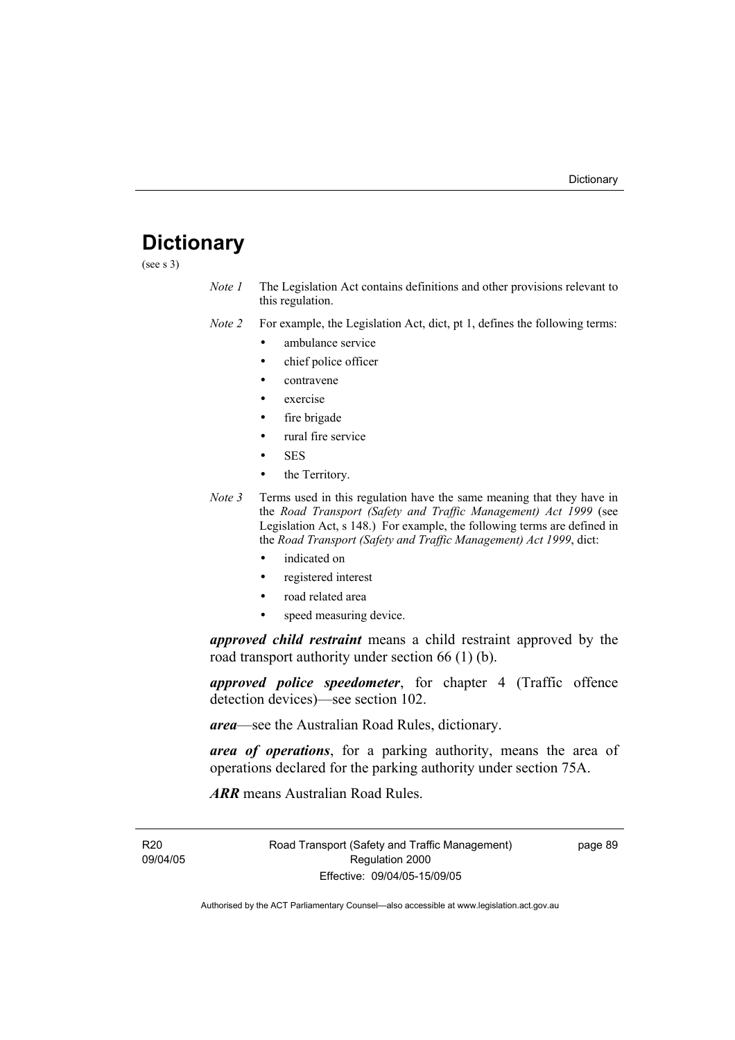# Dictionary

(see s 3)

*Note 1* The Legislation Act contains definitions and other provisions relevant to this regulation.

*Note 2* For example, the Legislation Act, dict, pt 1, defines the following terms:

- ambulance service
- chief police officer
- contravene
- exercise
- fire brigade
- rural fire service
- SES
- the Territory.

*Note 3* Terms used in this regulation have the same meaning that they have in the *Road Transport (Safety and Traffic Management) Act 1999* (see Legislation Act, s 148.) For example, the following terms are defined in the *Road Transport (Safety and Traffic Management) Act 1999*, dict:

- indicated on
- registered interest
- road related area
- speed measuring device.

***approved child restraint*** means a child restraint approved by the road transport authority under section 66 (1) (b).

***approved police speedometer***, for chapter 4 (Traffic offence detection devices)—see section 102.

***area***—see the Australian Road Rules, dictionary.

***area of operations***, for a parking authority, means the area of operations declared for the parking authority under section 75A.

***ARR*** means Australian Road Rules.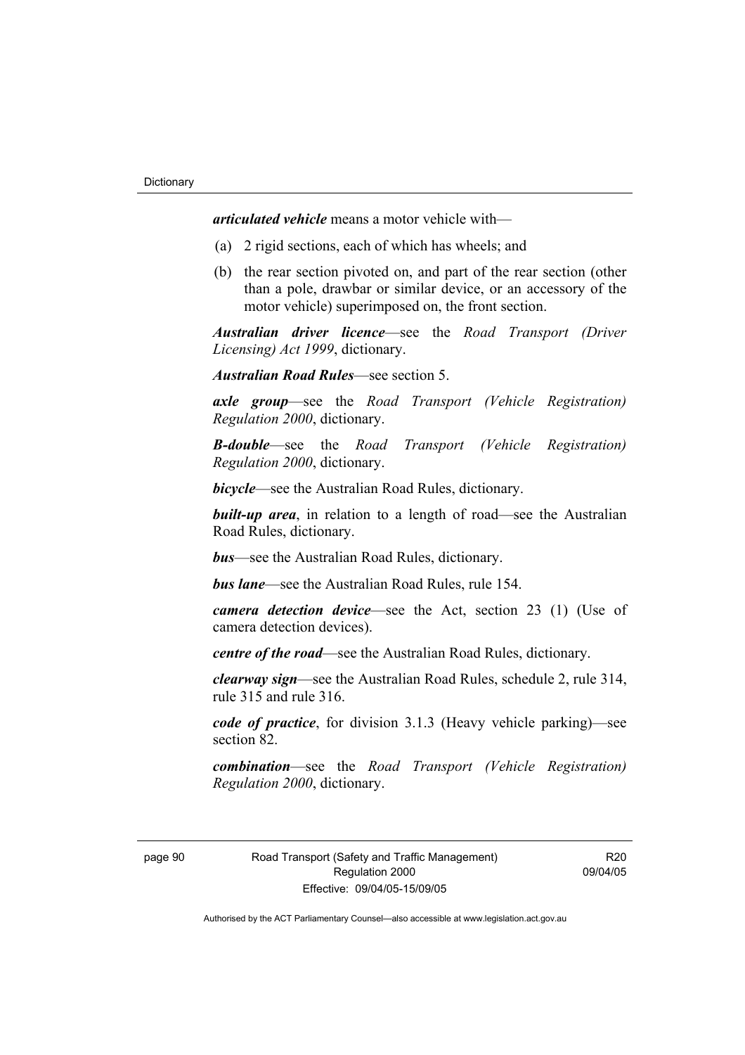***articulated vehicle*** means a motor vehicle with—

(a) 2 rigid sections, each of which has wheels; and

(b) the rear section pivoted on, and part of the rear section (other than a pole, drawbar or similar device, or an accessory of the motor vehicle) superimposed on, the front section.

***Australian driver licence***—see the *Road Transport (Driver Licensing) Act 1999*, dictionary.

***Australian Road Rules***—see section 5.

***axle group***—see the *Road Transport (Vehicle Registration) Regulation 2000*, dictionary.

***B-double***—see the *Road Transport (Vehicle Registration) Regulation 2000*, dictionary.

***bicycle***—see the Australian Road Rules, dictionary.

***built-up area***, in relation to a length of road—see the Australian Road Rules, dictionary.

***bus***—see the Australian Road Rules, dictionary.

***bus lane***—see the Australian Road Rules, rule 154.

***camera detection device***—see the Act, section 23 (1) (Use of camera detection devices).

***centre of the road***—see the Australian Road Rules, dictionary.

***clearway sign***—see the Australian Road Rules, schedule 2, rule 314, rule 315 and rule 316.

***code of practice***, for division 3.1.3 (Heavy vehicle parking)—see section 82.

***combination***—see the *Road Transport (Vehicle Registration) Regulation 2000*, dictionary.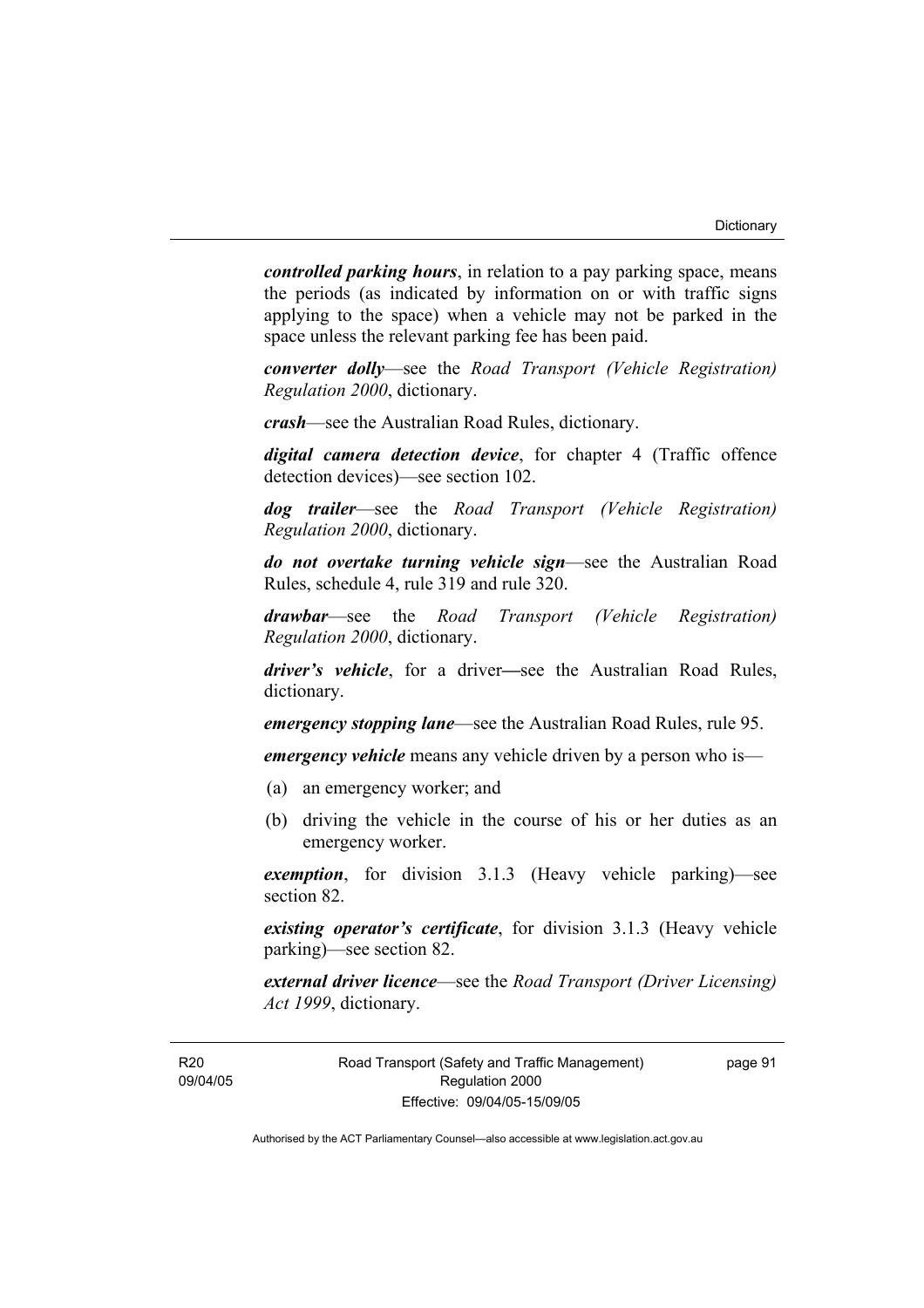***controlled parking hours***, in relation to a pay parking space, means the periods (as indicated by information on or with traffic signs applying to the space) when a vehicle may not be parked in the space unless the relevant parking fee has been paid.

***converter dolly***—see the *Road Transport (Vehicle Registration) Regulation 2000*, dictionary.

***crash***—see the Australian Road Rules, dictionary.

***digital camera detection device***, for chapter 4 (Traffic offence detection devices)—see section 102.

***dog trailer***—see the *Road Transport (Vehicle Registration) Regulation 2000*, dictionary.

***do not overtake turning vehicle sign***—see the Australian Road Rules, schedule 4, rule 319 and rule 320.

***drawbar***—see the *Road Transport (Vehicle Registration) Regulation 2000*, dictionary.

***driver's vehicle***, for a driver—see the Australian Road Rules, dictionary.

***emergency stopping lane***—see the Australian Road Rules, rule 95.

***emergency vehicle*** means any vehicle driven by a person who is—

(a) an emergency worker; and

(b) driving the vehicle in the course of his or her duties as an emergency worker.

***exemption***, for division 3.1.3 (Heavy vehicle parking)—see section 82.

***existing operator's certificate***, for division 3.1.3 (Heavy vehicle parking)—see section 82.

***external driver licence***—see the *Road Transport (Driver Licensing) Act 1999*, dictionary.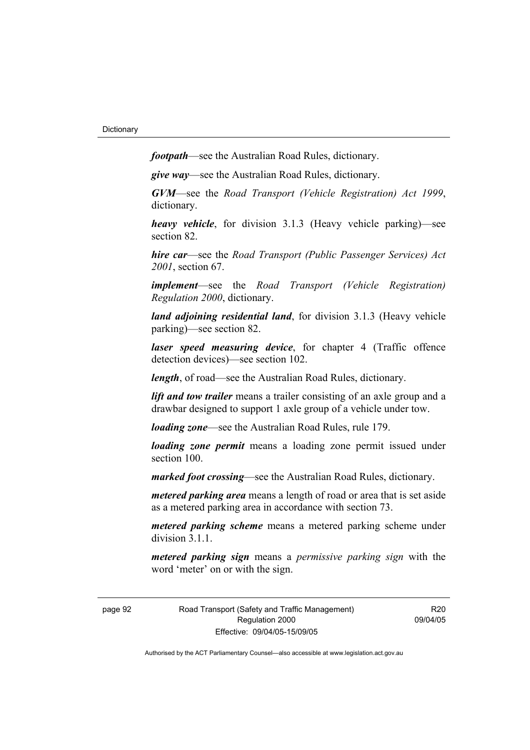***footpath***—see the Australian Road Rules, dictionary.

***give way***—see the Australian Road Rules, dictionary.

***GVM***—see the *Road Transport (Vehicle Registration) Act 1999*, dictionary.

***heavy vehicle***, for division 3.1.3 (Heavy vehicle parking)—see section 82.

***hire car***—see the *Road Transport (Public Passenger Services) Act 2001*, section 67.

***implement***—see the *Road Transport (Vehicle Registration) Regulation 2000*, dictionary.

***land adjoining residential land***, for division 3.1.3 (Heavy vehicle parking)—see section 82.

***laser speed measuring device***, for chapter 4 (Traffic offence detection devices)—see section 102.

***length***, of road—see the Australian Road Rules, dictionary.

***lift and tow trailer*** means a trailer consisting of an axle group and a drawbar designed to support 1 axle group of a vehicle under tow.

***loading zone***—see the Australian Road Rules, rule 179.

***loading zone permit*** means a loading zone permit issued under section 100.

***marked foot crossing***—see the Australian Road Rules, dictionary.

***metered parking area*** means a length of road or area that is set aside as a metered parking area in accordance with section 73.

***metered parking scheme*** means a metered parking scheme under division 3.1.1.

***metered parking sign*** means a *permissive parking sign* with the word 'meter' on or with the sign.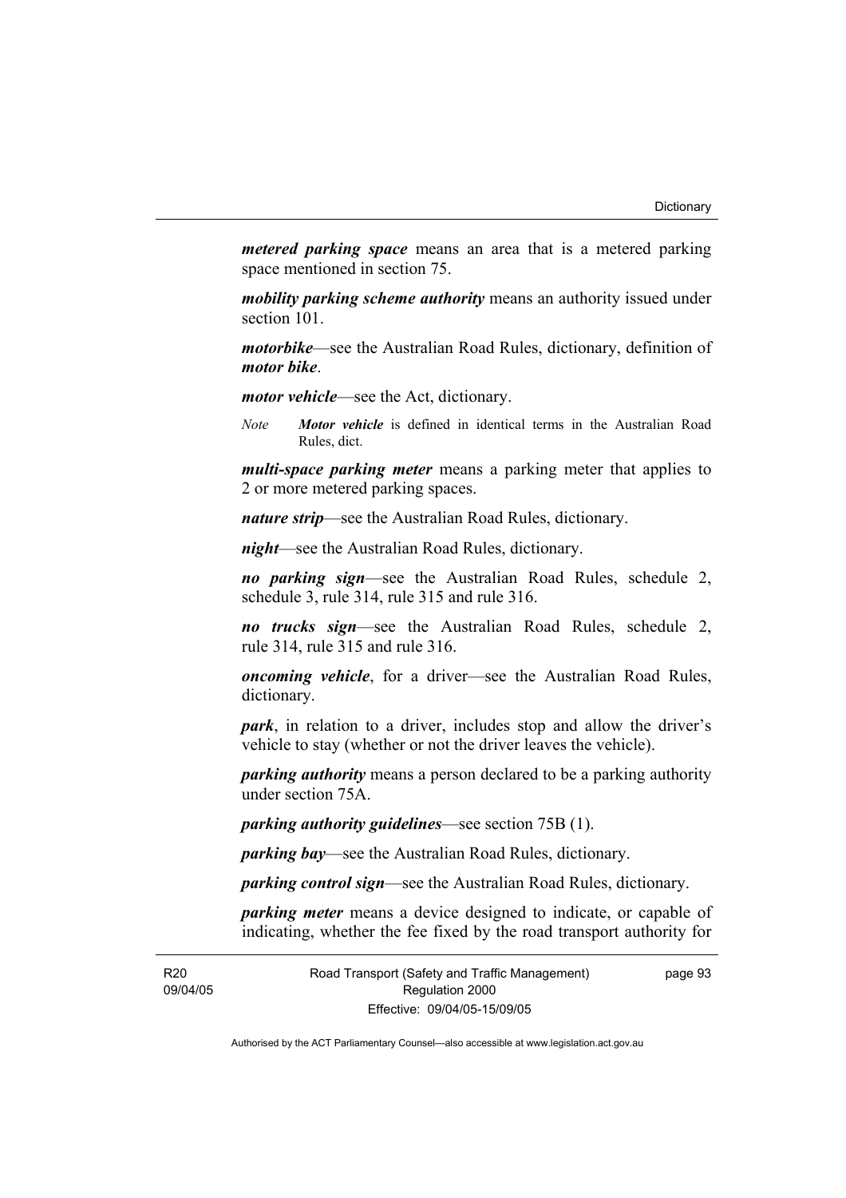***metered parking space*** means an area that is a metered parking space mentioned in section 75.

***mobility parking scheme authority*** means an authority issued under section 101.

***motorbike***—see the Australian Road Rules, dictionary, definition of ***motor bike***.

***motor vehicle***—see the Act, dictionary.

*Note* ***Motor vehicle*** is defined in identical terms in the Australian Road Rules, dict.

***multi-space parking meter*** means a parking meter that applies to 2 or more metered parking spaces.

***nature strip***—see the Australian Road Rules, dictionary.

***night***—see the Australian Road Rules, dictionary.

***no parking sign***—see the Australian Road Rules, schedule 2, schedule 3, rule 314, rule 315 and rule 316.

***no trucks sign***—see the Australian Road Rules, schedule 2, rule 314, rule 315 and rule 316.

***oncoming vehicle***, for a driver—see the Australian Road Rules, dictionary.

***park***, in relation to a driver, includes stop and allow the driver's vehicle to stay (whether or not the driver leaves the vehicle).

***parking authority*** means a person declared to be a parking authority under section 75A.

***parking authority guidelines***—see section 75B (1).

***parking bay***—see the Australian Road Rules, dictionary.

***parking control sign***—see the Australian Road Rules, dictionary.

***parking meter*** means a device designed to indicate, or capable of indicating, whether the fee fixed by the road transport authority for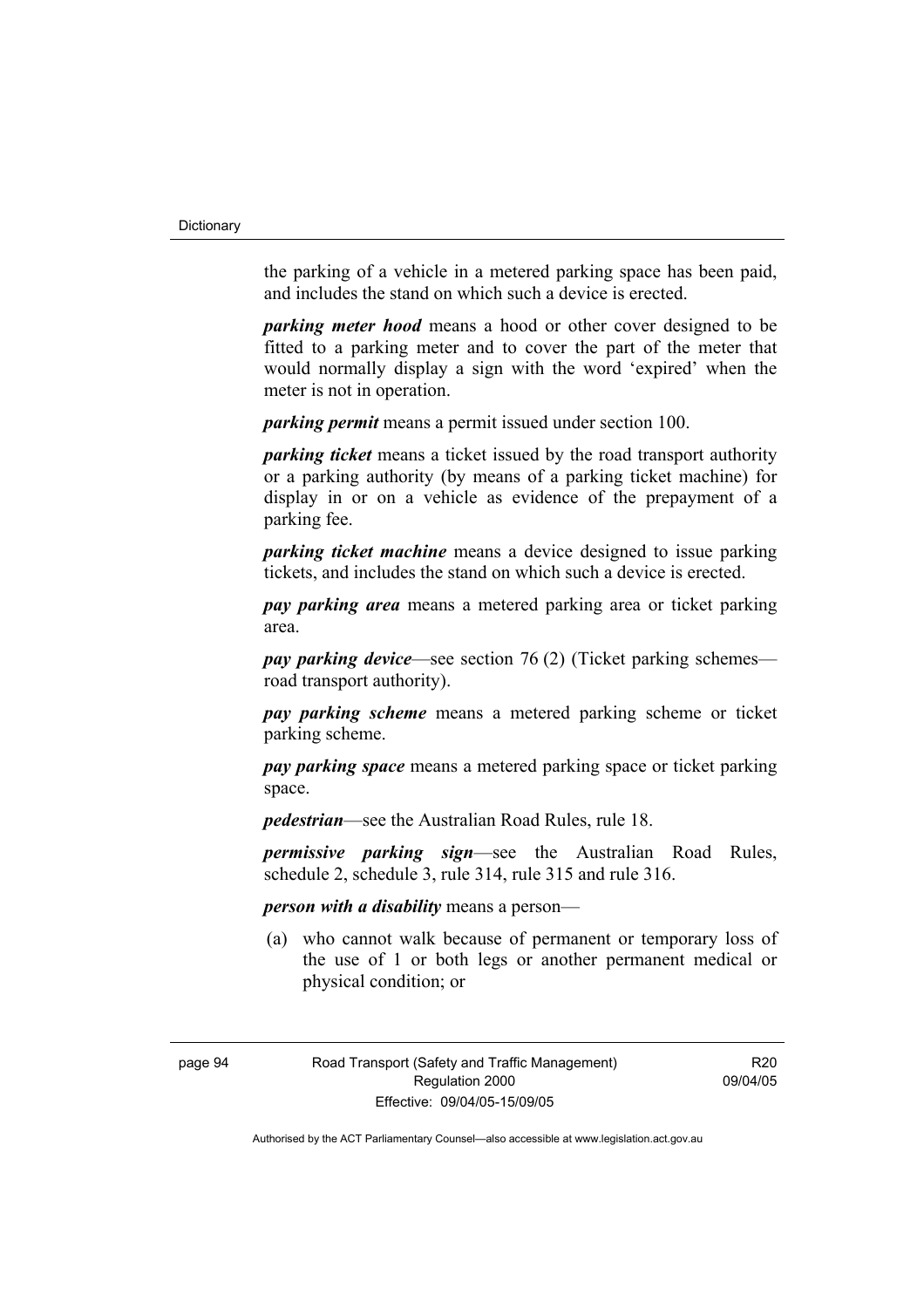the parking of a vehicle in a metered parking space has been paid, and includes the stand on which such a device is erected.

***parking meter hood*** means a hood or other cover designed to be fitted to a parking meter and to cover the part of the meter that would normally display a sign with the word 'expired' when the meter is not in operation.

***parking permit*** means a permit issued under section 100.

***parking ticket*** means a ticket issued by the road transport authority or a parking authority (by means of a parking ticket machine) for display in or on a vehicle as evidence of the prepayment of a parking fee.

***parking ticket machine*** means a device designed to issue parking tickets, and includes the stand on which such a device is erected.

***pay parking area*** means a metered parking area or ticket parking area.

***pay parking device***—see section 76 (2) (Ticket parking schemes—road transport authority).

***pay parking scheme*** means a metered parking scheme or ticket parking scheme.

***pay parking space*** means a metered parking space or ticket parking space.

***pedestrian***—see the Australian Road Rules, rule 18.

***permissive parking sign***—see the Australian Road Rules, schedule 2, schedule 3, rule 314, rule 315 and rule 316.

***person with a disability*** means a person—

(a) who cannot walk because of permanent or temporary loss of the use of 1 or both legs or another permanent medical or physical condition; or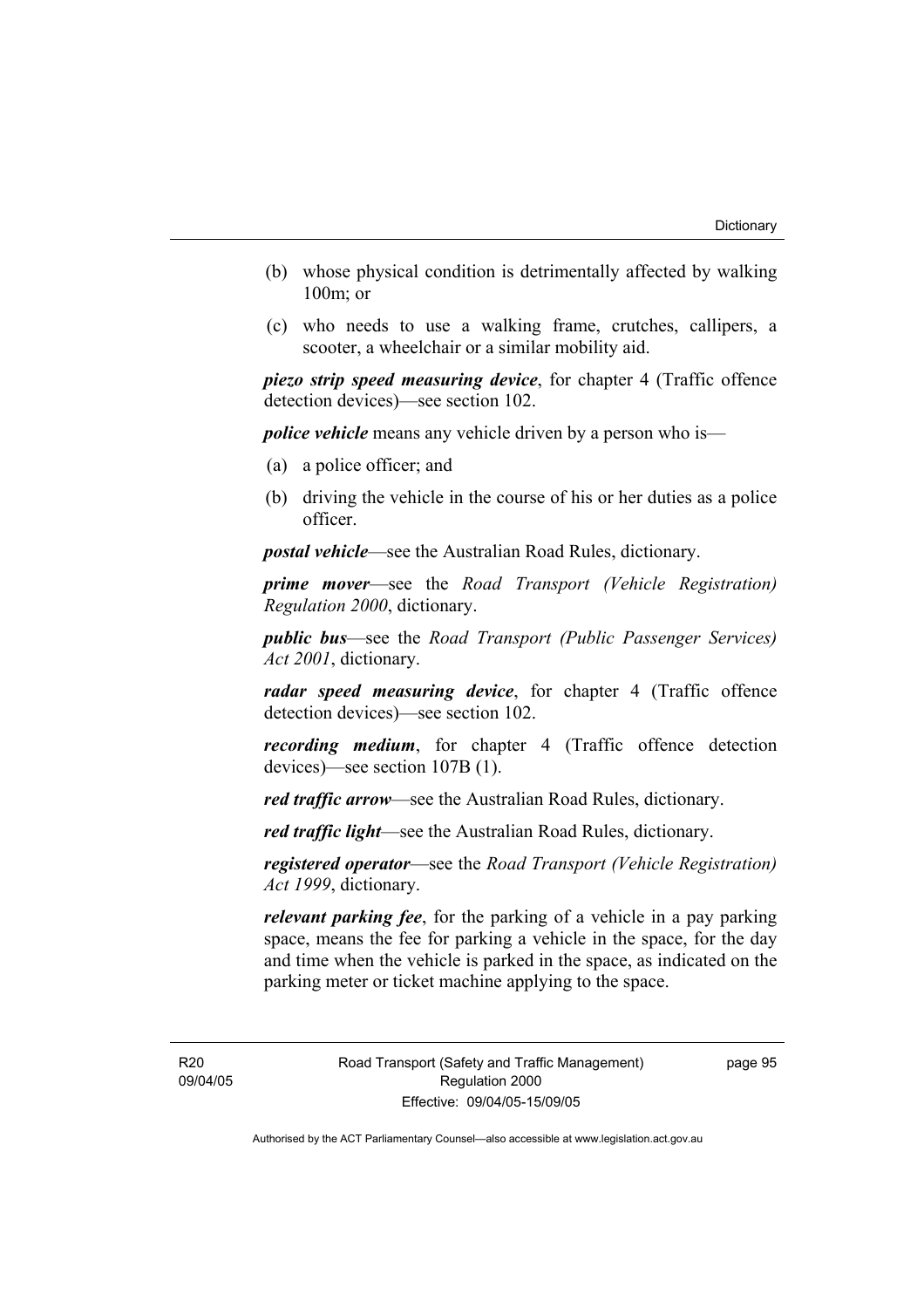(b) whose physical condition is detrimentally affected by walking 100m; or

(c) who needs to use a walking frame, crutches, callipers, a scooter, a wheelchair or a similar mobility aid.

***piezo strip speed measuring device***, for chapter 4 (Traffic offence detection devices)—see section 102.

***police vehicle*** means any vehicle driven by a person who is—

(a) a police officer; and

(b) driving the vehicle in the course of his or her duties as a police officer.

***postal vehicle***—see the Australian Road Rules, dictionary.

***prime mover***—see the *Road Transport (Vehicle Registration) Regulation 2000*, dictionary.

***public bus***—see the *Road Transport (Public Passenger Services) Act 2001*, dictionary.

***radar speed measuring device***, for chapter 4 (Traffic offence detection devices)—see section 102.

***recording medium***, for chapter 4 (Traffic offence detection devices)—see section 107B (1).

***red traffic arrow***—see the Australian Road Rules, dictionary.

***red traffic light***—see the Australian Road Rules, dictionary.

***registered operator***—see the *Road Transport (Vehicle Registration) Act 1999*, dictionary.

***relevant parking fee***, for the parking of a vehicle in a pay parking space, means the fee for parking a vehicle in the space, for the day and time when the vehicle is parked in the space, as indicated on the parking meter or ticket machine applying to the space.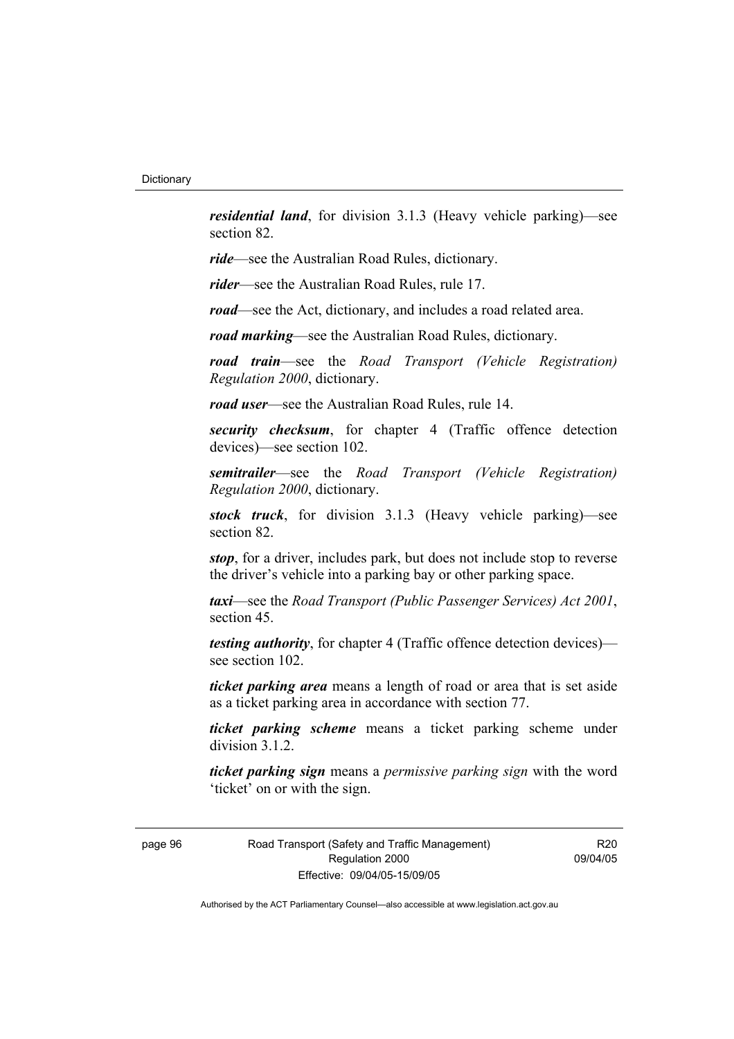***residential land***, for division 3.1.3 (Heavy vehicle parking)—see section 82.

***ride***—see the Australian Road Rules, dictionary.

***rider***—see the Australian Road Rules, rule 17.

***road***—see the Act, dictionary, and includes a road related area.

***road marking***—see the Australian Road Rules, dictionary.

***road train***—see the *Road Transport (Vehicle Registration) Regulation 2000*, dictionary.

***road user***—see the Australian Road Rules, rule 14.

***security checksum***, for chapter 4 (Traffic offence detection devices)—see section 102.

***semitrailer***—see the *Road Transport (Vehicle Registration) Regulation 2000*, dictionary.

***stock truck***, for division 3.1.3 (Heavy vehicle parking)—see section 82.

***stop***, for a driver, includes park, but does not include stop to reverse the driver's vehicle into a parking bay or other parking space.

***taxi***—see the *Road Transport (Public Passenger Services) Act 2001*, section 45.

***testing authority***, for chapter 4 (Traffic offence detection devices)—see section 102.

***ticket parking area*** means a length of road or area that is set aside as a ticket parking area in accordance with section 77.

***ticket parking scheme*** means a ticket parking scheme under division 3.1.2.

***ticket parking sign*** means a *permissive parking sign* with the word 'ticket' on or with the sign.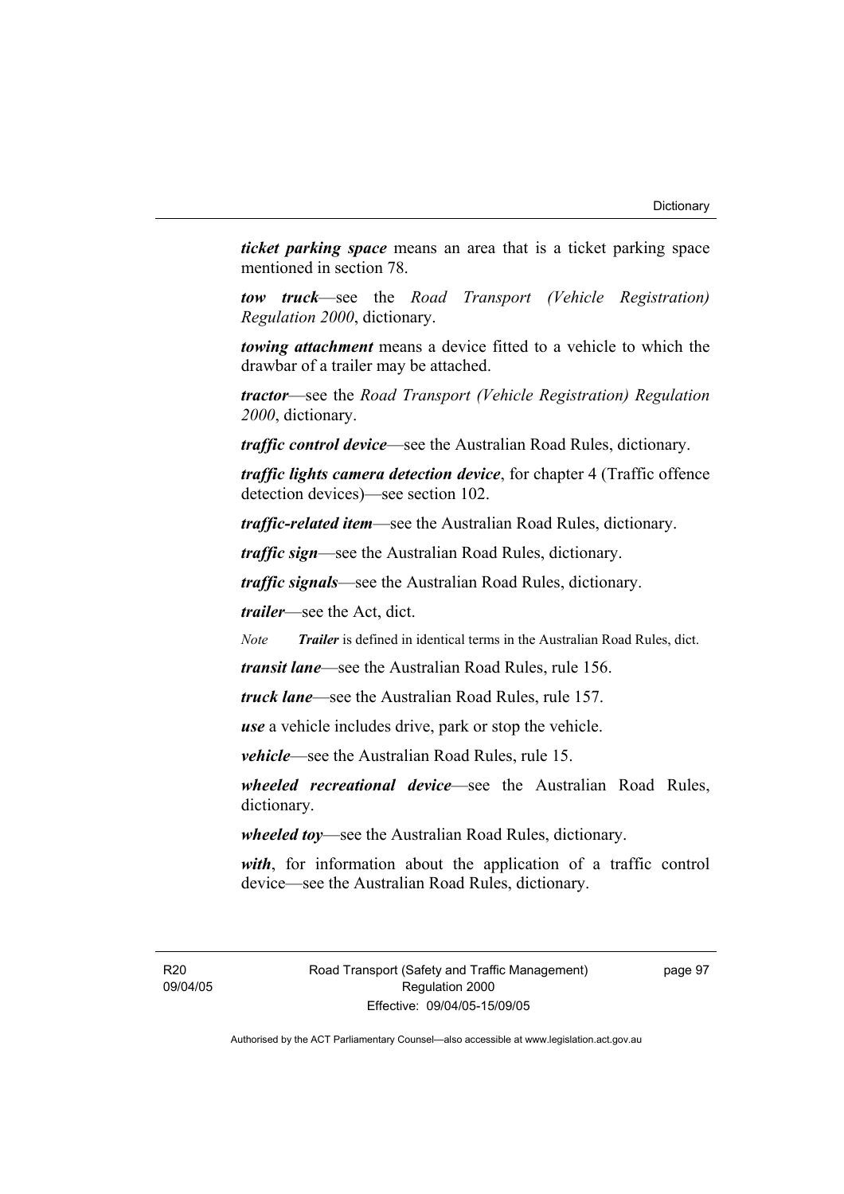***ticket parking space*** means an area that is a ticket parking space mentioned in section 78.

***tow truck***—see the *Road Transport (Vehicle Registration) Regulation 2000*, dictionary.

***towing attachment*** means a device fitted to a vehicle to which the drawbar of a trailer may be attached.

***tractor***—see the *Road Transport (Vehicle Registration) Regulation 2000*, dictionary.

***traffic control device***—see the Australian Road Rules, dictionary.

***traffic lights camera detection device***, for chapter 4 (Traffic offence detection devices)—see section 102.

***traffic-related item***—see the Australian Road Rules, dictionary.

***traffic sign***—see the Australian Road Rules, dictionary.

***traffic signals***—see the Australian Road Rules, dictionary.

***trailer***—see the Act, dict.

*Note* ***Trailer*** is defined in identical terms in the Australian Road Rules, dict.

***transit lane***—see the Australian Road Rules, rule 156.

***truck lane***—see the Australian Road Rules, rule 157.

***use*** a vehicle includes drive, park or stop the vehicle.

***vehicle***—see the Australian Road Rules, rule 15.

***wheeled recreational device***—see the Australian Road Rules, dictionary.

***wheeled toy***—see the Australian Road Rules, dictionary.

***with***, for information about the application of a traffic control device—see the Australian Road Rules, dictionary.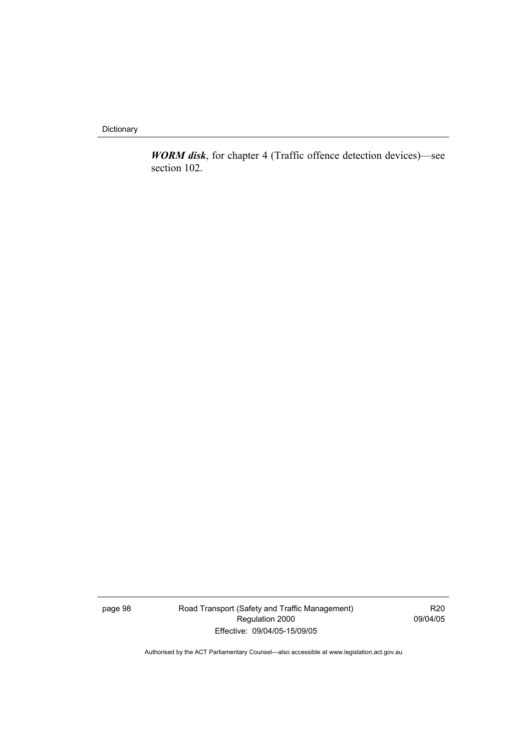***WORM disk***, for chapter 4 (Traffic offence detection devices)—see section 102.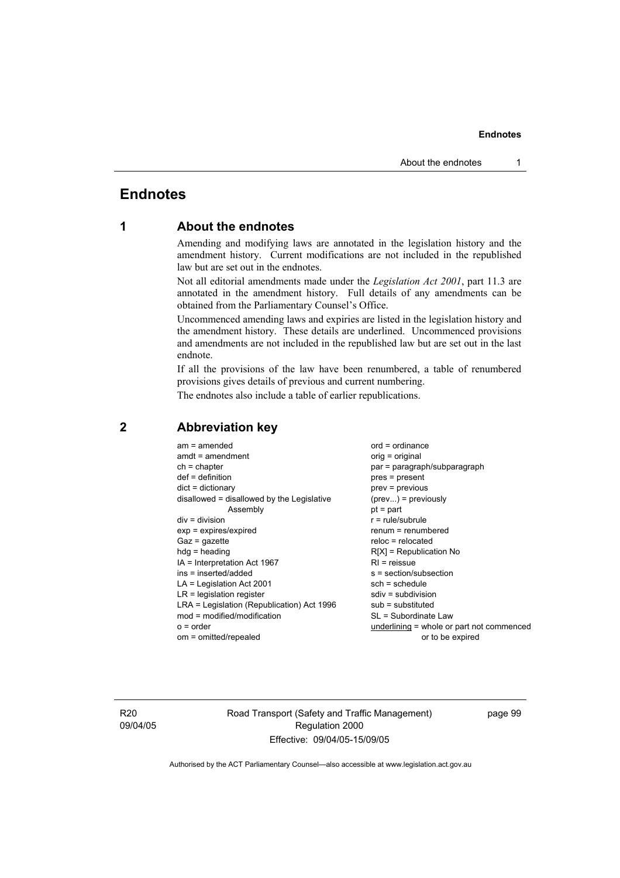# Endnotes

## 1 About the endnotes

Amending and modifying laws are annotated in the legislation history and the amendment history. Current modifications are not included in the republished law but are set out in the endnotes.

Not all editorial amendments made under the *Legislation Act 2001*, part 11.3 are annotated in the amendment history. Full details of any amendments can be obtained from the Parliamentary Counsel's Office.

Uncommenced amending laws and expiries are listed in the legislation history and the amendment history. These details are underlined. Uncommenced provisions and amendments are not included in the republished law but are set out in the last endnote.

If all the provisions of the law have been renumbered, a table of renumbered provisions gives details of previous and current numbering.

The endnotes also include a table of earlier republications.

## 2 Abbreviation key

am = amended
amdt = amendment
ch = chapter
def = definition
dict = dictionary
disallowed = disallowed by the Legislative Assembly
div = division
exp = expires/expired
Gaz = gazette
hdg = heading
IA = Interpretation Act 1967
ins = inserted/added
LA = Legislation Act 2001
LR = legislation register
LRA = Legislation (Republication) Act 1996
mod = modified/modification
o = order
om = omitted/repealed
ord = ordinance
orig = original
par = paragraph/subparagraph
pres = present
prev = previous
(prev...) = previously
pt = part
r = rule/subrule
renum = renumbered
reloc = relocated
R[X] = Republication No
RI = reissue
s = section/subsection
sch = schedule
sdiv = subdivision
sub = substituted
SL = Subordinate Law
underlining = whole or part not commenced or to be expired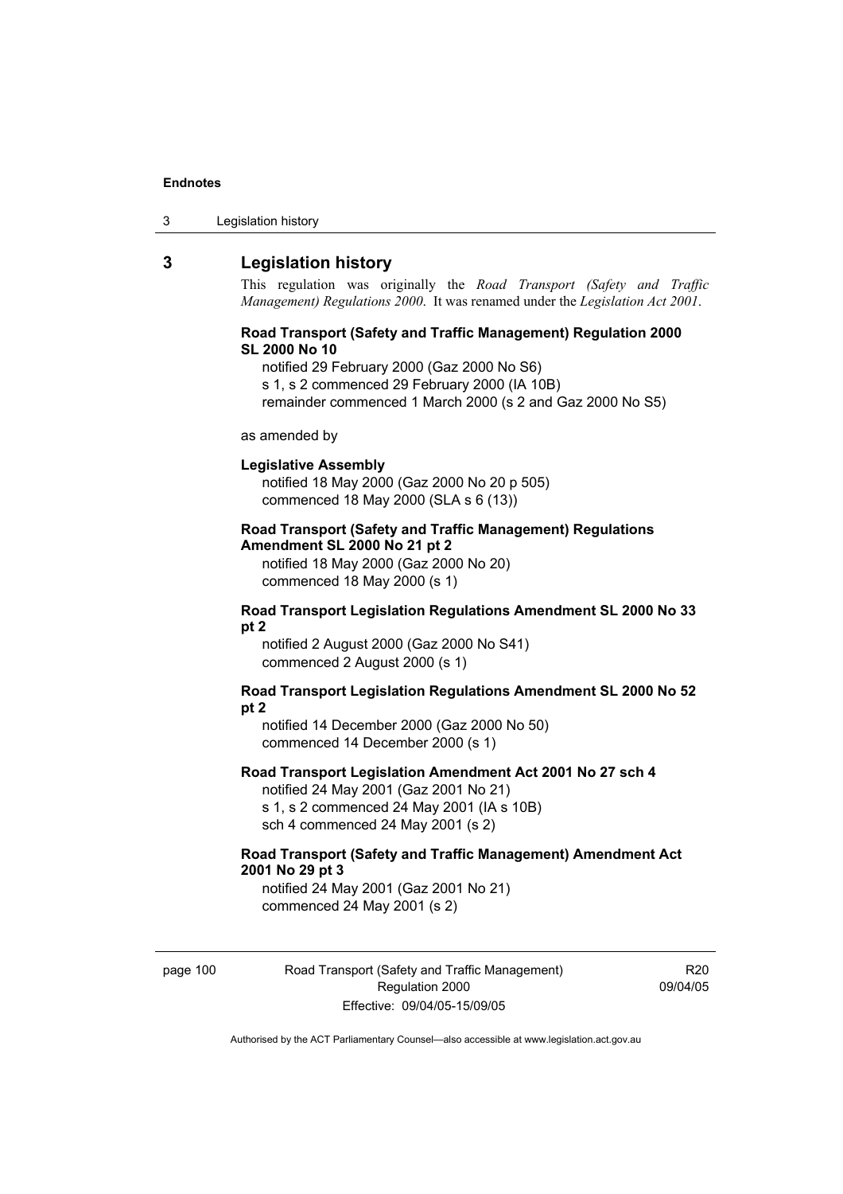# 3 Legislation history

This regulation was originally the *Road Transport (Safety and Traffic Management) Regulations 2000*. It was renamed under the *Legislation Act 2001*.

**Road Transport (Safety and Traffic Management) Regulation 2000 SL 2000 No 10**

notified 29 February 2000 (Gaz 2000 No S6)
s 1, s 2 commenced 29 February 2000 (IA 10B)
remainder commenced 1 March 2000 (s 2 and Gaz 2000 No S5)

as amended by

**Legislative Assembly**

notified 18 May 2000 (Gaz 2000 No 20 p 505)
commenced 18 May 2000 (SLA s 6 (13))

**Road Transport (Safety and Traffic Management) Regulations Amendment SL 2000 No 21 pt 2**

notified 18 May 2000 (Gaz 2000 No 20)
commenced 18 May 2000 (s 1)

**Road Transport Legislation Regulations Amendment SL 2000 No 33 pt 2**

notified 2 August 2000 (Gaz 2000 No S41)
commenced 2 August 2000 (s 1)

**Road Transport Legislation Regulations Amendment SL 2000 No 52 pt 2**

notified 14 December 2000 (Gaz 2000 No 50)
commenced 14 December 2000 (s 1)

**Road Transport Legislation Amendment Act 2001 No 27 sch 4**

notified 24 May 2001 (Gaz 2001 No 21)
s 1, s 2 commenced 24 May 2001 (IA s 10B)
sch 4 commenced 24 May 2001 (s 2)

**Road Transport (Safety and Traffic Management) Amendment Act 2001 No 29 pt 3**

notified 24 May 2001 (Gaz 2001 No 21)
commenced 24 May 2001 (s 2)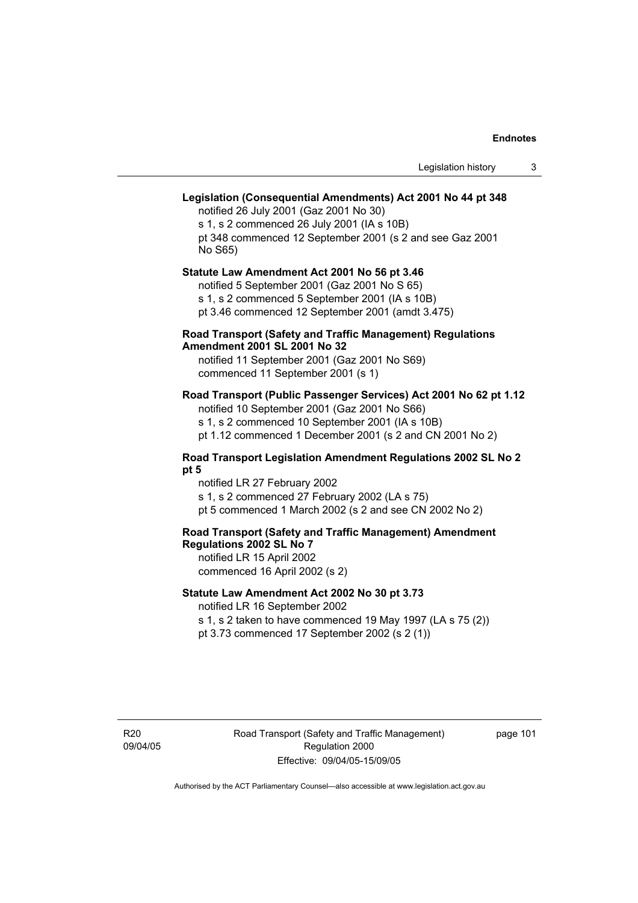**Legislation (Consequential Amendments) Act 2001 No 44 pt 348**

notified 26 July 2001 (Gaz 2001 No 30)
s 1, s 2 commenced 26 July 2001 (IA s 10B)
pt 348 commenced 12 September 2001 (s 2 and see Gaz 2001 No S65)

**Statute Law Amendment Act 2001 No 56 pt 3.46**

notified 5 September 2001 (Gaz 2001 No S 65)
s 1, s 2 commenced 5 September 2001 (IA s 10B)
pt 3.46 commenced 12 September 2001 (amdt 3.475)

**Road Transport (Safety and Traffic Management) Regulations Amendment 2001 SL 2001 No 32**

notified 11 September 2001 (Gaz 2001 No S69)
commenced 11 September 2001 (s 1)

**Road Transport (Public Passenger Services) Act 2001 No 62 pt 1.12**

notified 10 September 2001 (Gaz 2001 No S66)
s 1, s 2 commenced 10 September 2001 (IA s 10B)
pt 1.12 commenced 1 December 2001 (s 2 and CN 2001 No 2)

**Road Transport Legislation Amendment Regulations 2002 SL No 2 pt 5**

notified LR 27 February 2002
s 1, s 2 commenced 27 February 2002 (LA s 75)
pt 5 commenced 1 March 2002 (s 2 and see CN 2002 No 2)

**Road Transport (Safety and Traffic Management) Amendment Regulations 2002 SL No 7**

notified LR 15 April 2002
commenced 16 April 2002 (s 2)

**Statute Law Amendment Act 2002 No 30 pt 3.73**

notified LR 16 September 2002
s 1, s 2 taken to have commenced 19 May 1997 (LA s 75 (2))
pt 3.73 commenced 17 September 2002 (s 2 (1))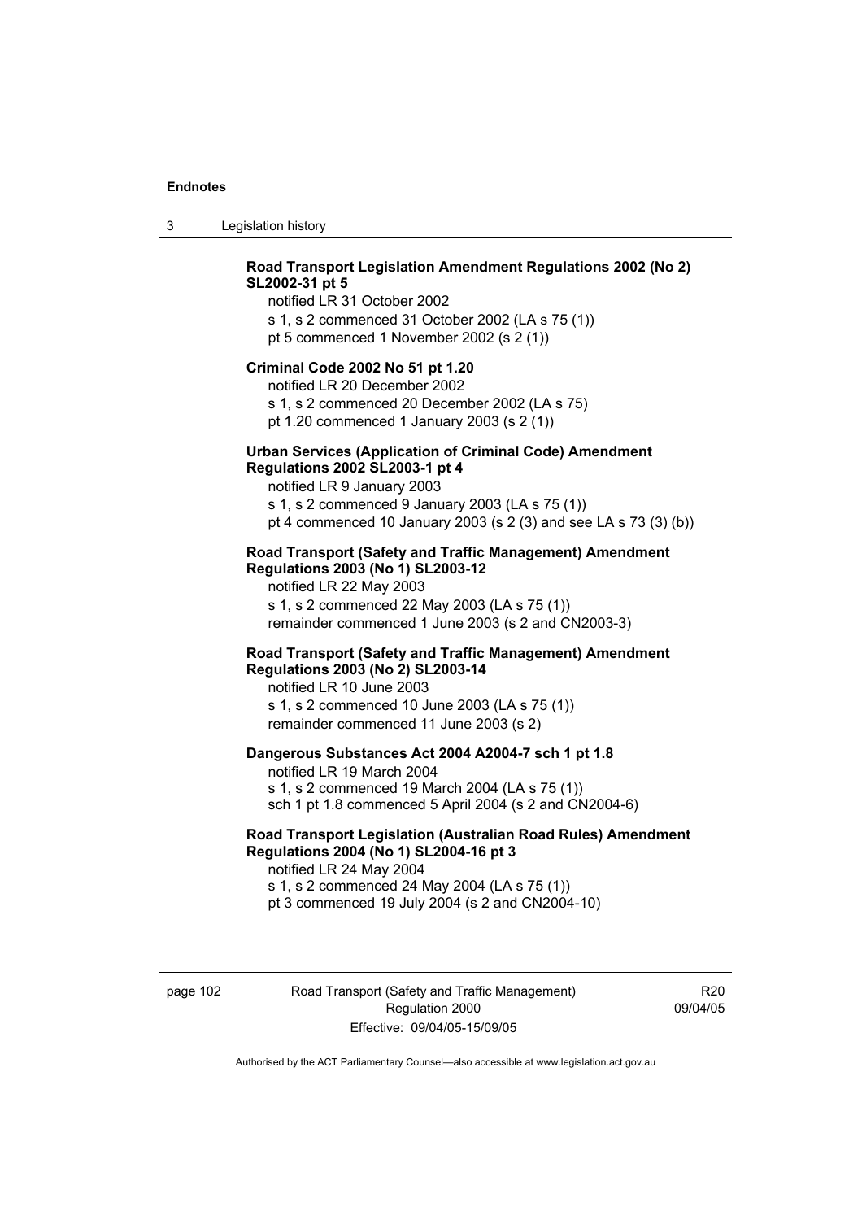**Road Transport Legislation Amendment Regulations 2002 (No 2) SL2002-31 pt 5**

notified LR 31 October 2002
s 1, s 2 commenced 31 October 2002 (LA s 75 (1))
pt 5 commenced 1 November 2002 (s 2 (1))

**Criminal Code 2002 No 51 pt 1.20**

notified LR 20 December 2002
s 1, s 2 commenced 20 December 2002 (LA s 75)
pt 1.20 commenced 1 January 2003 (s 2 (1))

**Urban Services (Application of Criminal Code) Amendment Regulations 2002 SL2003-1 pt 4**

notified LR 9 January 2003
s 1, s 2 commenced 9 January 2003 (LA s 75 (1))
pt 4 commenced 10 January 2003 (s 2 (3) and see LA s 73 (3) (b))

**Road Transport (Safety and Traffic Management) Amendment Regulations 2003 (No 1) SL2003-12**

notified LR 22 May 2003
s 1, s 2 commenced 22 May 2003 (LA s 75 (1))
remainder commenced 1 June 2003 (s 2 and CN2003-3)

**Road Transport (Safety and Traffic Management) Amendment Regulations 2003 (No 2) SL2003-14**

notified LR 10 June 2003
s 1, s 2 commenced 10 June 2003 (LA s 75 (1))
remainder commenced 11 June 2003 (s 2)

**Dangerous Substances Act 2004 A2004-7 sch 1 pt 1.8**

notified LR 19 March 2004
s 1, s 2 commenced 19 March 2004 (LA s 75 (1))
sch 1 pt 1.8 commenced 5 April 2004 (s 2 and CN2004-6)

**Road Transport Legislation (Australian Road Rules) Amendment Regulations 2004 (No 1) SL2004-16 pt 3**

notified LR 24 May 2004
s 1, s 2 commenced 24 May 2004 (LA s 75 (1))
pt 3 commenced 19 July 2004 (s 2 and CN2004-10)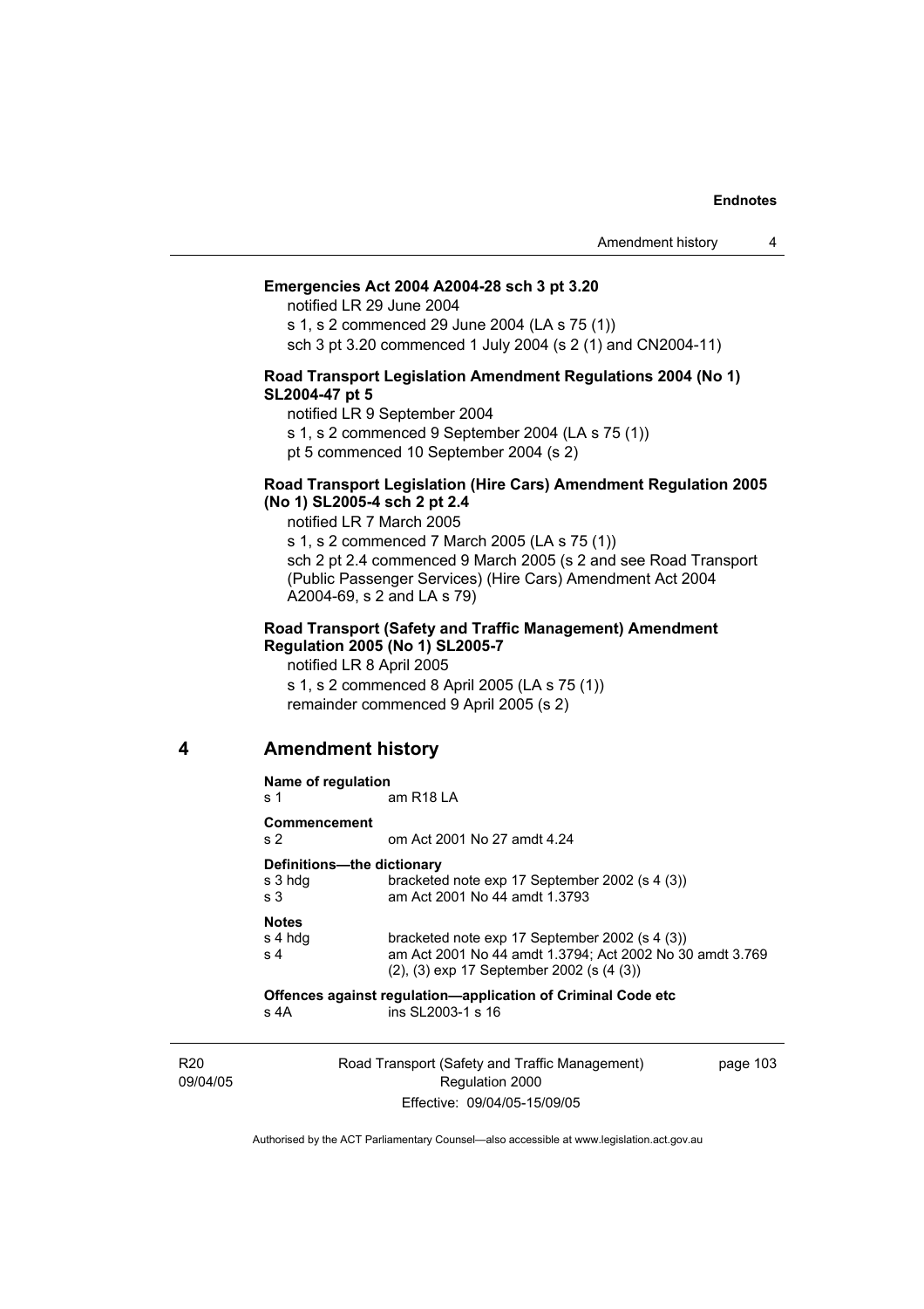**Emergencies Act 2004 A2004-28 sch 3 pt 3.20**

notified LR 29 June 2004
s 1, s 2 commenced 29 June 2004 (LA s 75 (1))
sch 3 pt 3.20 commenced 1 July 2004 (s 2 (1) and CN2004-11)

**Road Transport Legislation Amendment Regulations 2004 (No 1) SL2004-47 pt 5**

notified LR 9 September 2004
s 1, s 2 commenced 9 September 2004 (LA s 75 (1))
pt 5 commenced 10 September 2004 (s 2)

**Road Transport Legislation (Hire Cars) Amendment Regulation 2005 (No 1) SL2005-4 sch 2 pt 2.4**

notified LR 7 March 2005
s 1, s 2 commenced 7 March 2005 (LA s 75 (1))
sch 2 pt 2.4 commenced 9 March 2005 (s 2 and see Road Transport (Public Passenger Services) (Hire Cars) Amendment Act 2004 A2004-69, s 2 and LA s 79)

**Road Transport (Safety and Traffic Management) Amendment Regulation 2005 (No 1) SL2005-7**

notified LR 8 April 2005
s 1, s 2 commenced 8 April 2005 (LA s 75 (1))
remainder commenced 9 April 2005 (s 2)

## 4 Amendment history

**Name of regulation**
s 1 am R18 LA

**Commencement**
s 2 om Act 2001 No 27 amdt 4.24

**Definitions—the dictionary**
s 3 hdg bracketed note exp 17 September 2002 (s 4 (3))
s 3 am Act 2001 No 44 amdt 1.3793

**Notes**
s 4 hdg bracketed note exp 17 September 2002 (s 4 (3))
s 4 am Act 2001 No 44 amdt 1.3794; Act 2002 No 30 amdt 3.769
(2), (3) exp 17 September 2002 (s (4 (3))

**Offences against regulation—application of Criminal Code etc**
s 4A ins SL2003-1 s 16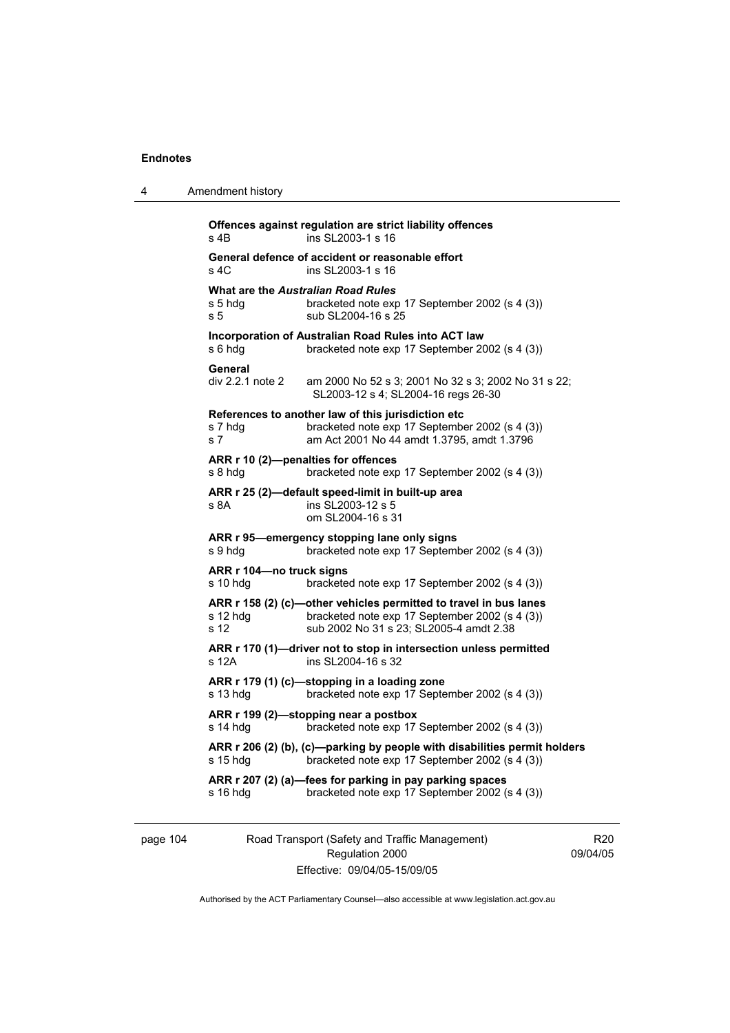**Offences against regulation are strict liability offences**
s 4B ins SL2003-1 s 16

**General defence of accident or reasonable effort**
s 4C ins SL2003-1 s 16

**What are the *Australian Road Rules***
s 5 hdg bracketed note exp 17 September 2002 (s 4 (3))
s 5 sub SL2004-16 s 25

**Incorporation of Australian Road Rules into ACT law**
s 6 hdg bracketed note exp 17 September 2002 (s 4 (3))

**General**
div 2.2.1 note 2 am 2000 No 52 s 3; 2001 No 32 s 3; 2002 No 31 s 22; SL2003-12 s 4; SL2004-16 regs 26-30

**References to another law of this jurisdiction etc**
s 7 hdg bracketed note exp 17 September 2002 (s 4 (3))
s 7 am Act 2001 No 44 amdt 1.3795, amdt 1.3796

**ARR r 10 (2)—penalties for offences**
s 8 hdg bracketed note exp 17 September 2002 (s 4 (3))

**ARR r 25 (2)—default speed-limit in built-up area**
s 8A ins SL2003-12 s 5
om SL2004-16 s 31

**ARR r 95—emergency stopping lane only signs**
s 9 hdg bracketed note exp 17 September 2002 (s 4 (3))

**ARR r 104—no truck signs**
s 10 hdg bracketed note exp 17 September 2002 (s 4 (3))

**ARR r 158 (2) (c)—other vehicles permitted to travel in bus lanes**
s 12 hdg bracketed note exp 17 September 2002 (s 4 (3))
s 12 sub 2002 No 31 s 23; SL2005-4 amdt 2.38

**ARR r 170 (1)—driver not to stop in intersection unless permitted**
s 12A ins SL2004-16 s 32

**ARR r 179 (1) (c)—stopping in a loading zone**
s 13 hdg bracketed note exp 17 September 2002 (s 4 (3))

**ARR r 199 (2)—stopping near a postbox**
s 14 hdg bracketed note exp 17 September 2002 (s 4 (3))

**ARR r 206 (2) (b), (c)—parking by people with disabilities permit holders**
s 15 hdg bracketed note exp 17 September 2002 (s 4 (3))

**ARR r 207 (2) (a)—fees for parking in pay parking spaces**
s 16 hdg bracketed note exp 17 September 2002 (s 4 (3))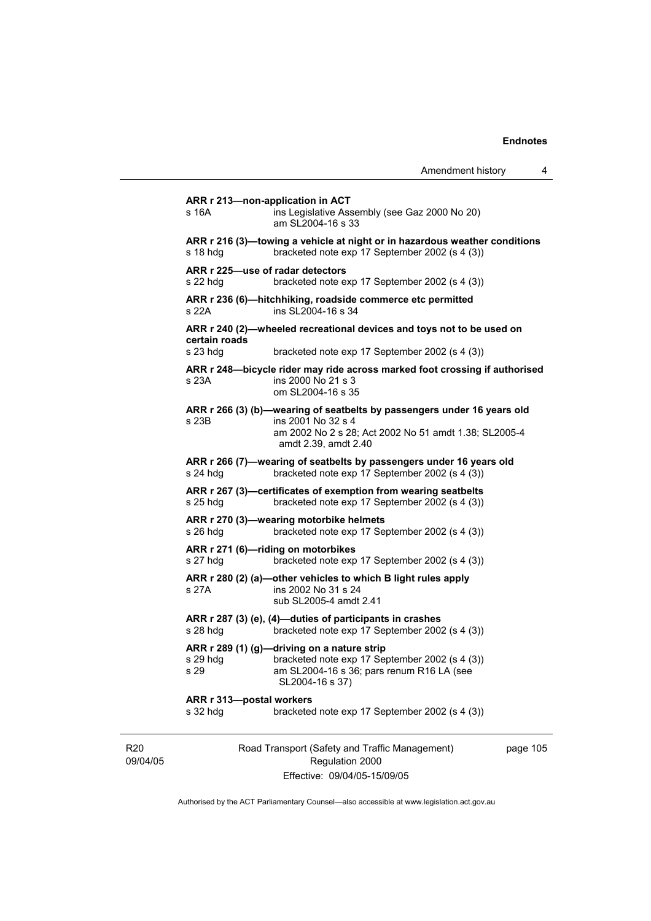**ARR r 213—non-application in ACT**

s 16A ins Legislative Assembly (see Gaz 2000 No 20)
am SL2004-16 s 33

**ARR r 216 (3)—towing a vehicle at night or in hazardous weather conditions**

s 18 hdg bracketed note exp 17 September 2002 (s 4 (3))

**ARR r 225—use of radar detectors**

s 22 hdg bracketed note exp 17 September 2002 (s 4 (3))

**ARR r 236 (6)—hitchhiking, roadside commerce etc permitted**

s 22A ins SL2004-16 s 34

**ARR r 240 (2)—wheeled recreational devices and toys not to be used on certain roads**

s 23 hdg bracketed note exp 17 September 2002 (s 4 (3))

**ARR r 248—bicycle rider may ride across marked foot crossing if authorised**

s 23A ins 2000 No 21 s 3
om SL2004-16 s 35

**ARR r 266 (3) (b)—wearing of seatbelts by passengers under 16 years old**

s 23B ins 2001 No 32 s 4
am 2002 No 2 s 28; Act 2002 No 51 amdt 1.38; SL2005-4 amdt 2.39, amdt 2.40

**ARR r 266 (7)—wearing of seatbelts by passengers under 16 years old**

s 24 hdg bracketed note exp 17 September 2002 (s 4 (3))

**ARR r 267 (3)—certificates of exemption from wearing seatbelts**

s 25 hdg bracketed note exp 17 September 2002 (s 4 (3))

**ARR r 270 (3)—wearing motorbike helmets**

s 26 hdg bracketed note exp 17 September 2002 (s 4 (3))

**ARR r 271 (6)—riding on motorbikes**

s 27 hdg bracketed note exp 17 September 2002 (s 4 (3))

**ARR r 280 (2) (a)—other vehicles to which B light rules apply**

s 27A ins 2002 No 31 s 24
sub SL2005-4 amdt 2.41

**ARR r 287 (3) (e), (4)—duties of participants in crashes**

s 28 hdg bracketed note exp 17 September 2002 (s 4 (3))

**ARR r 289 (1) (g)—driving on a nature strip**

s 29 hdg bracketed note exp 17 September 2002 (s 4 (3))
s 29 am SL2004-16 s 36; pars renum R16 LA (see SL2004-16 s 37)

**ARR r 313—postal workers**

s 32 hdg bracketed note exp 17 September 2002 (s 4 (3))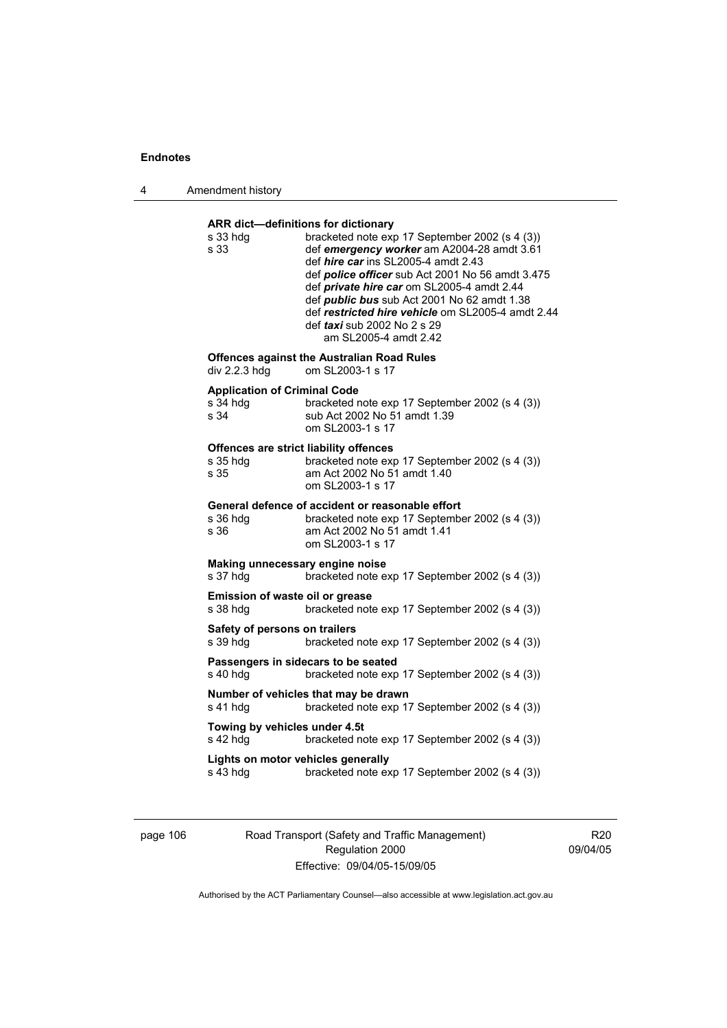**ARR dict—definitions for dictionary**

| | |
|---|---|
| s 33 hdg | bracketed note exp 17 September 2002 (s 4 (3)) |
| s 33 | def ***emergency worker*** am A2004-28 amdt 3.61 |
| | def ***hire car*** ins SL2005-4 amdt 2.43 |
| | def ***police officer*** sub Act 2001 No 56 amdt 3.475 |
| | def ***private hire car*** om SL2005-4 amdt 2.44 |
| | def ***public bus*** sub Act 2001 No 62 amdt 1.38 |
| | def ***restricted hire vehicle*** om SL2005-4 amdt 2.44 |
| | def ***taxi*** sub 2002 No 2 s 29 |
| | am SL2005-4 amdt 2.42 |

**Offences against the Australian Road Rules**

| | |
|---|---|
| div 2.2.3 hdg | om SL2003-1 s 17 |

**Application of Criminal Code**

| | |
|---|---|
| s 34 hdg | bracketed note exp 17 September 2002 (s 4 (3)) |
| s 34 | sub Act 2002 No 51 amdt 1.39 |
| | om SL2003-1 s 17 |

**Offences are strict liability offences**

| | |
|---|---|
| s 35 hdg | bracketed note exp 17 September 2002 (s 4 (3)) |
| s 35 | am Act 2002 No 51 amdt 1.40 |
| | om SL2003-1 s 17 |

**General defence of accident or reasonable effort**

| | |
|---|---|
| s 36 hdg | bracketed note exp 17 September 2002 (s 4 (3)) |
| s 36 | am Act 2002 No 51 amdt 1.41 |
| | om SL2003-1 s 17 |

**Making unnecessary engine noise**

| | |
|---|---|
| s 37 hdg | bracketed note exp 17 September 2002 (s 4 (3)) |

**Emission of waste oil or grease**

| | |
|---|---|
| s 38 hdg | bracketed note exp 17 September 2002 (s 4 (3)) |

**Safety of persons on trailers**

| | |
|---|---|
| s 39 hdg | bracketed note exp 17 September 2002 (s 4 (3)) |

**Passengers in sidecars to be seated**

| | |
|---|---|
| s 40 hdg | bracketed note exp 17 September 2002 (s 4 (3)) |

**Number of vehicles that may be drawn**

| | |
|---|---|
| s 41 hdg | bracketed note exp 17 September 2002 (s 4 (3)) |

**Towing by vehicles under 4.5t**

| | |
|---|---|
| s 42 hdg | bracketed note exp 17 September 2002 (s 4 (3)) |

**Lights on motor vehicles generally**

| | |
|---|---|
| s 43 hdg | bracketed note exp 17 September 2002 (s 4 (3)) |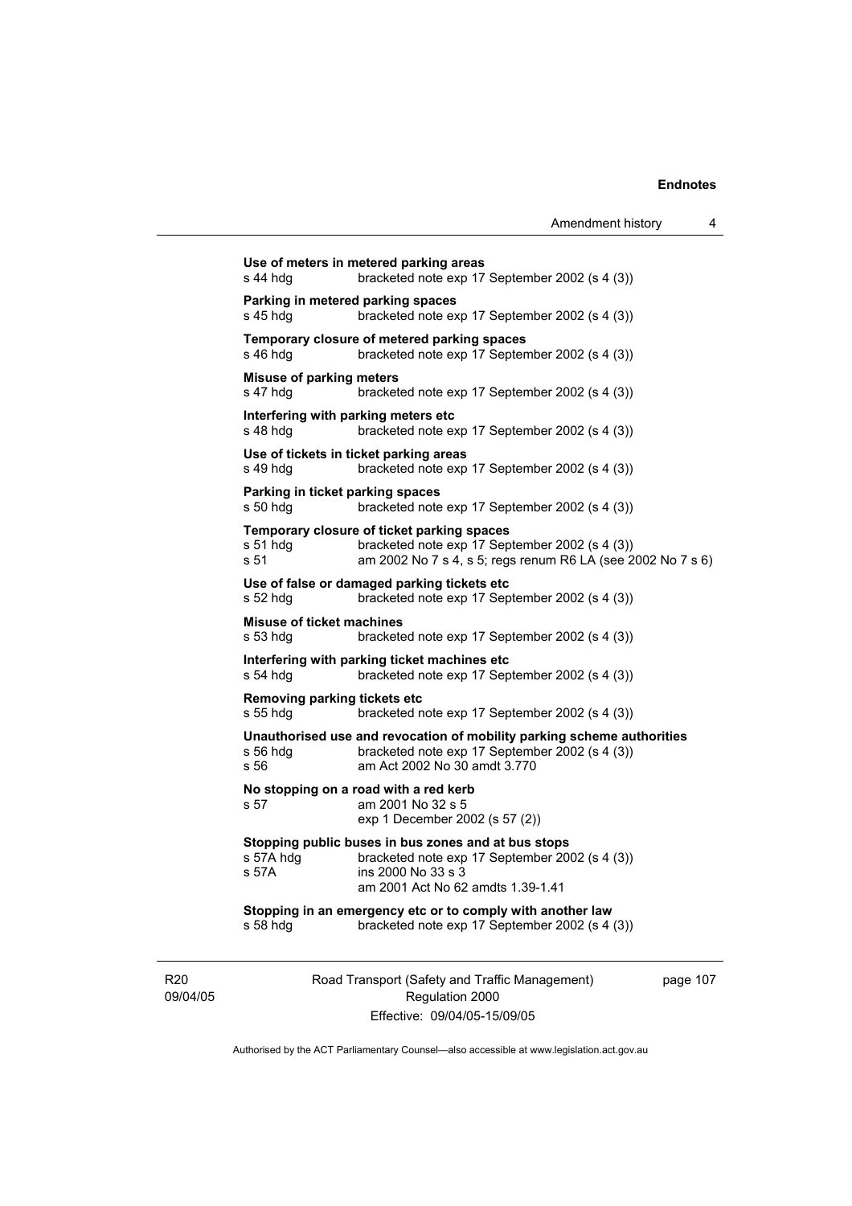**Use of meters in metered parking areas**
s 44 hdg bracketed note exp 17 September 2002 (s 4 (3))

**Parking in metered parking spaces**
s 45 hdg bracketed note exp 17 September 2002 (s 4 (3))

**Temporary closure of metered parking spaces**
s 46 hdg bracketed note exp 17 September 2002 (s 4 (3))

**Misuse of parking meters**
s 47 hdg bracketed note exp 17 September 2002 (s 4 (3))

**Interfering with parking meters etc**
s 48 hdg bracketed note exp 17 September 2002 (s 4 (3))

**Use of tickets in ticket parking areas**
s 49 hdg bracketed note exp 17 September 2002 (s 4 (3))

**Parking in ticket parking spaces**
s 50 hdg bracketed note exp 17 September 2002 (s 4 (3))

**Temporary closure of ticket parking spaces**
s 51 hdg bracketed note exp 17 September 2002 (s 4 (3))
s 51 am 2002 No 7 s 4, s 5; regs renum R6 LA (see 2002 No 7 s 6)

**Use of false or damaged parking tickets etc**
s 52 hdg bracketed note exp 17 September 2002 (s 4 (3))

**Misuse of ticket machines**
s 53 hdg bracketed note exp 17 September 2002 (s 4 (3))

**Interfering with parking ticket machines etc**
s 54 hdg bracketed note exp 17 September 2002 (s 4 (3))

**Removing parking tickets etc**
s 55 hdg bracketed note exp 17 September 2002 (s 4 (3))

**Unauthorised use and revocation of mobility parking scheme authorities**
s 56 hdg bracketed note exp 17 September 2002 (s 4 (3))
s 56 am Act 2002 No 30 amdt 3.770

**No stopping on a road with a red kerb**
s 57 am 2001 No 32 s 5
exp 1 December 2002 (s 57 (2))

**Stopping public buses in bus zones and at bus stops**
s 57A hdg bracketed note exp 17 September 2002 (s 4 (3))
s 57A ins 2000 No 33 s 3
am 2001 Act No 62 amdts 1.39-1.41

**Stopping in an emergency etc or to comply with another law**
s 58 hdg bracketed note exp 17 September 2002 (s 4 (3))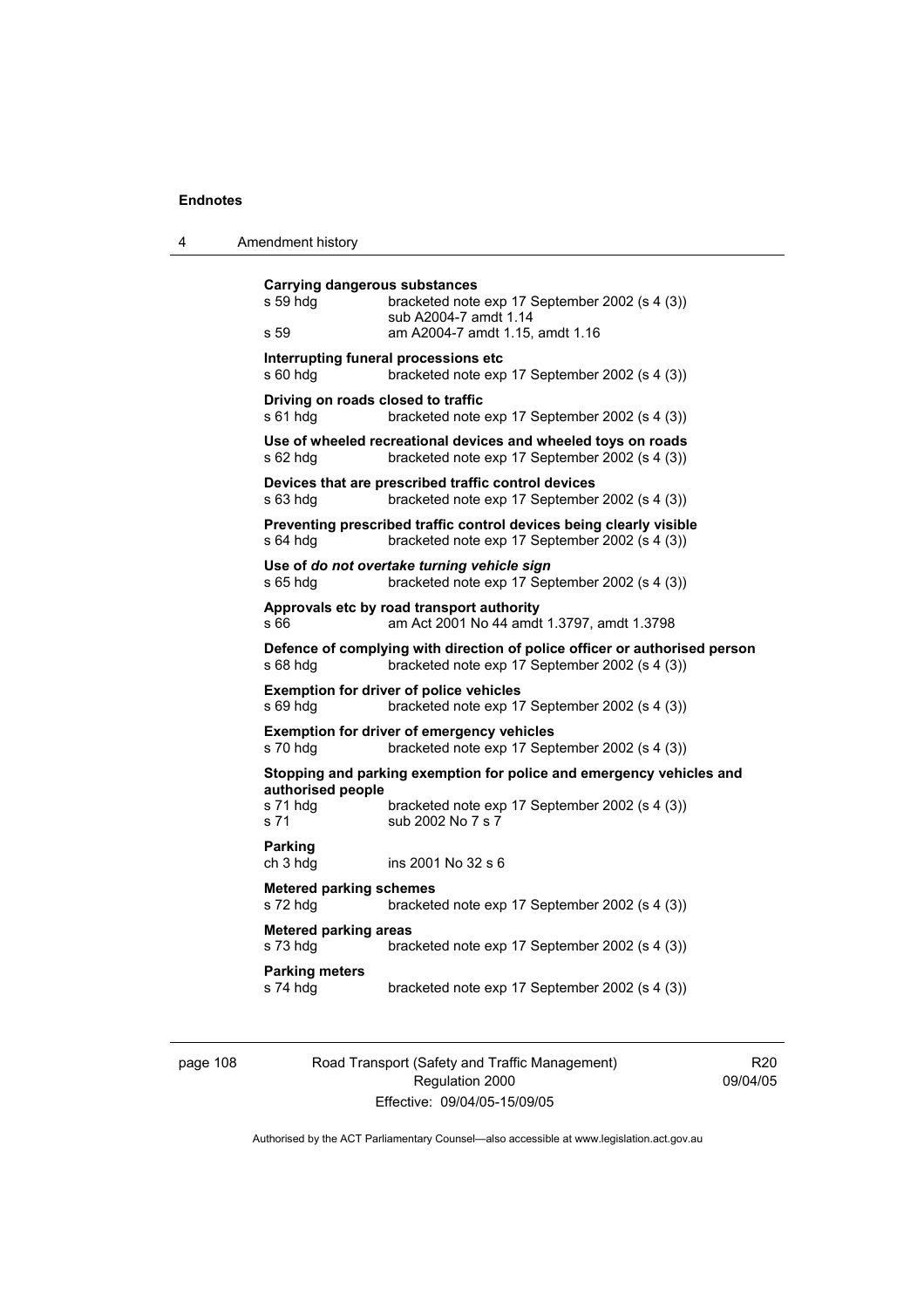**Carrying dangerous substances**
s 59 hdg bracketed note exp 17 September 2002 (s 4 (3))
sub A2004-7 amdt 1.14
s 59 am A2004-7 amdt 1.15, amdt 1.16

**Interrupting funeral processions etc**
s 60 hdg bracketed note exp 17 September 2002 (s 4 (3))

**Driving on roads closed to traffic**
s 61 hdg bracketed note exp 17 September 2002 (s 4 (3))

**Use of wheeled recreational devices and wheeled toys on roads**
s 62 hdg bracketed note exp 17 September 2002 (s 4 (3))

**Devices that are prescribed traffic control devices**
s 63 hdg bracketed note exp 17 September 2002 (s 4 (3))

**Preventing prescribed traffic control devices being clearly visible**
s 64 hdg bracketed note exp 17 September 2002 (s 4 (3))

**Use of *do not overtake turning vehicle sign***
s 65 hdg bracketed note exp 17 September 2002 (s 4 (3))

**Approvals etc by road transport authority**
s 66 am Act 2001 No 44 amdt 1.3797, amdt 1.3798

**Defence of complying with direction of police officer or authorised person**
s 68 hdg bracketed note exp 17 September 2002 (s 4 (3))

**Exemption for driver of police vehicles**
s 69 hdg bracketed note exp 17 September 2002 (s 4 (3))

**Exemption for driver of emergency vehicles**
s 70 hdg bracketed note exp 17 September 2002 (s 4 (3))

**Stopping and parking exemption for police and emergency vehicles and authorised people**
s 71 hdg bracketed note exp 17 September 2002 (s 4 (3))
s 71 sub 2002 No 7 s 7

**Parking**
ch 3 hdg ins 2001 No 32 s 6

**Metered parking schemes**
s 72 hdg bracketed note exp 17 September 2002 (s 4 (3))

**Metered parking areas**
s 73 hdg bracketed note exp 17 September 2002 (s 4 (3))

**Parking meters**
s 74 hdg bracketed note exp 17 September 2002 (s 4 (3))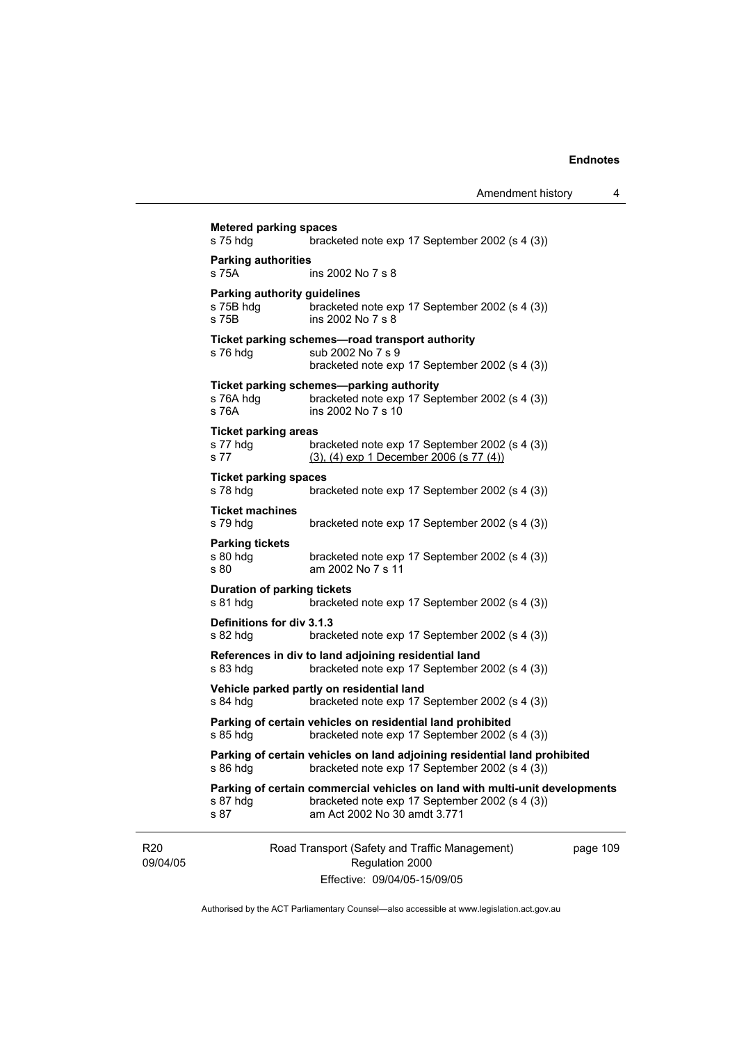**Metered parking spaces**
s 75 hdg bracketed note exp 17 September 2002 (s 4 (3))

**Parking authorities**
s 75A ins 2002 No 7 s 8

**Parking authority guidelines**
s 75B hdg bracketed note exp 17 September 2002 (s 4 (3))
s 75B ins 2002 No 7 s 8

**Ticket parking schemes—road transport authority**
s 76 hdg sub 2002 No 7 s 9
bracketed note exp 17 September 2002 (s 4 (3))

**Ticket parking schemes—parking authority**
s 76A hdg bracketed note exp 17 September 2002 (s 4 (3))
s 76A ins 2002 No 7 s 10

**Ticket parking areas**
s 77 hdg bracketed note exp 17 September 2002 (s 4 (3))
s 77 (3), (4) exp 1 December 2006 (s 77 (4))

**Ticket parking spaces**
s 78 hdg bracketed note exp 17 September 2002 (s 4 (3))

**Ticket machines**
s 79 hdg bracketed note exp 17 September 2002 (s 4 (3))

**Parking tickets**
s 80 hdg bracketed note exp 17 September 2002 (s 4 (3))
s 80 am 2002 No 7 s 11

**Duration of parking tickets**
s 81 hdg bracketed note exp 17 September 2002 (s 4 (3))

**Definitions for div 3.1.3**
s 82 hdg bracketed note exp 17 September 2002 (s 4 (3))

**References in div to land adjoining residential land**
s 83 hdg bracketed note exp 17 September 2002 (s 4 (3))

**Vehicle parked partly on residential land**
s 84 hdg bracketed note exp 17 September 2002 (s 4 (3))

**Parking of certain vehicles on residential land prohibited**
s 85 hdg bracketed note exp 17 September 2002 (s 4 (3))

**Parking of certain vehicles on land adjoining residential land prohibited**
s 86 hdg bracketed note exp 17 September 2002 (s 4 (3))

**Parking of certain commercial vehicles on land with multi-unit developments**
s 87 hdg bracketed note exp 17 September 2002 (s 4 (3))
s 87 am Act 2002 No 30 amdt 3.771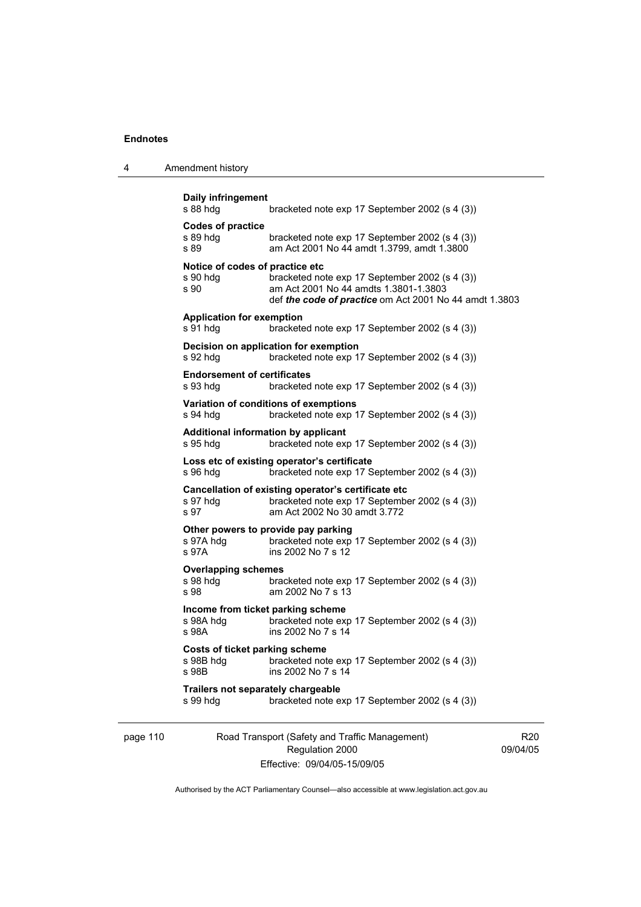**Daily infringement**

s 88 hdg bracketed note exp 17 September 2002 (s 4 (3))

**Codes of practice**

s 89 hdg bracketed note exp 17 September 2002 (s 4 (3))
s 89 am Act 2001 No 44 amdt 1.3799, amdt 1.3800

**Notice of codes of practice etc**

s 90 hdg bracketed note exp 17 September 2002 (s 4 (3))
s 90 am Act 2001 No 44 amdts 1.3801-1.3803
def ***the code of practice*** om Act 2001 No 44 amdt 1.3803

**Application for exemption**

s 91 hdg bracketed note exp 17 September 2002 (s 4 (3))

**Decision on application for exemption**

s 92 hdg bracketed note exp 17 September 2002 (s 4 (3))

**Endorsement of certificates**

s 93 hdg bracketed note exp 17 September 2002 (s 4 (3))

**Variation of conditions of exemptions**

s 94 hdg bracketed note exp 17 September 2002 (s 4 (3))

**Additional information by applicant**

s 95 hdg bracketed note exp 17 September 2002 (s 4 (3))

**Loss etc of existing operator's certificate**

s 96 hdg bracketed note exp 17 September 2002 (s 4 (3))

**Cancellation of existing operator's certificate etc**

s 97 hdg bracketed note exp 17 September 2002 (s 4 (3))
s 97 am Act 2002 No 30 amdt 3.772

**Other powers to provide pay parking**

s 97A hdg bracketed note exp 17 September 2002 (s 4 (3))
s 97A ins 2002 No 7 s 12

**Overlapping schemes**

s 98 hdg bracketed note exp 17 September 2002 (s 4 (3))
s 98 am 2002 No 7 s 13

**Income from ticket parking scheme**

s 98A hdg bracketed note exp 17 September 2002 (s 4 (3))
s 98A ins 2002 No 7 s 14

**Costs of ticket parking scheme**

s 98B hdg bracketed note exp 17 September 2002 (s 4 (3))
s 98B ins 2002 No 7 s 14

**Trailers not separately chargeable**

s 99 hdg bracketed note exp 17 September 2002 (s 4 (3))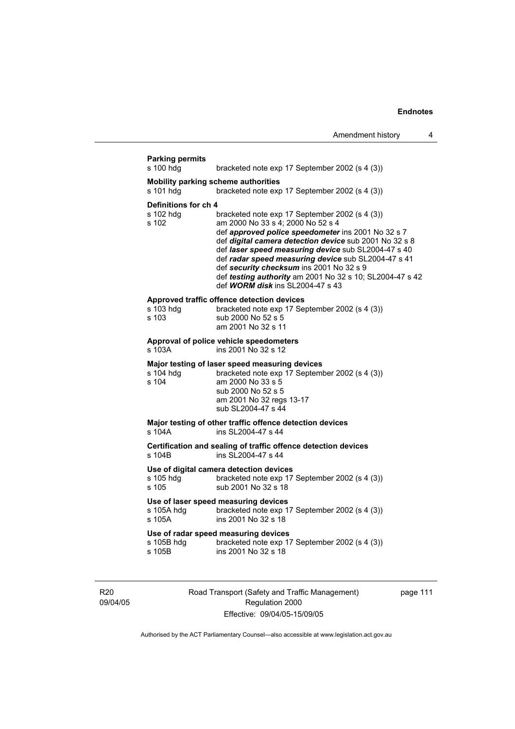**Parking permits**

s 100 hdg bracketed note exp 17 September 2002 (s 4 (3))

**Mobility parking scheme authorities**

s 101 hdg bracketed note exp 17 September 2002 (s 4 (3))

**Definitions for ch 4**

s 102 hdg bracketed note exp 17 September 2002 (s 4 (3))
s 102 am 2000 No 33 s 4; 2000 No 52 s 4
def ***approved police speedometer*** ins 2001 No 32 s 7
def ***digital camera detection device*** sub 2001 No 32 s 8
def ***laser speed measuring device*** sub SL2004-47 s 40
def ***radar speed measuring device*** sub SL2004-47 s 41
def ***security checksum*** ins 2001 No 32 s 9
def ***testing authority*** am 2001 No 32 s 10; SL2004-47 s 42
def ***WORM disk*** ins SL2004-47 s 43

**Approved traffic offence detection devices**

s 103 hdg bracketed note exp 17 September 2002 (s 4 (3))
s 103 sub 2000 No 52 s 5
am 2001 No 32 s 11

**Approval of police vehicle speedometers**

s 103A ins 2001 No 32 s 12

**Major testing of laser speed measuring devices**

s 104 hdg bracketed note exp 17 September 2002 (s 4 (3))
s 104 am 2000 No 33 s 5
sub 2000 No 52 s 5
am 2001 No 32 regs 13-17
sub SL2004-47 s 44

**Major testing of other traffic offence detection devices**

s 104A ins SL2004-47 s 44

**Certification and sealing of traffic offence detection devices**

s 104B ins SL2004-47 s 44

**Use of digital camera detection devices**

s 105 hdg bracketed note exp 17 September 2002 (s 4 (3))
s 105 sub 2001 No 32 s 18

**Use of laser speed measuring devices**

s 105A hdg bracketed note exp 17 September 2002 (s 4 (3))
s 105A ins 2001 No 32 s 18

**Use of radar speed measuring devices**

s 105B hdg bracketed note exp 17 September 2002 (s 4 (3))
s 105B ins 2001 No 32 s 18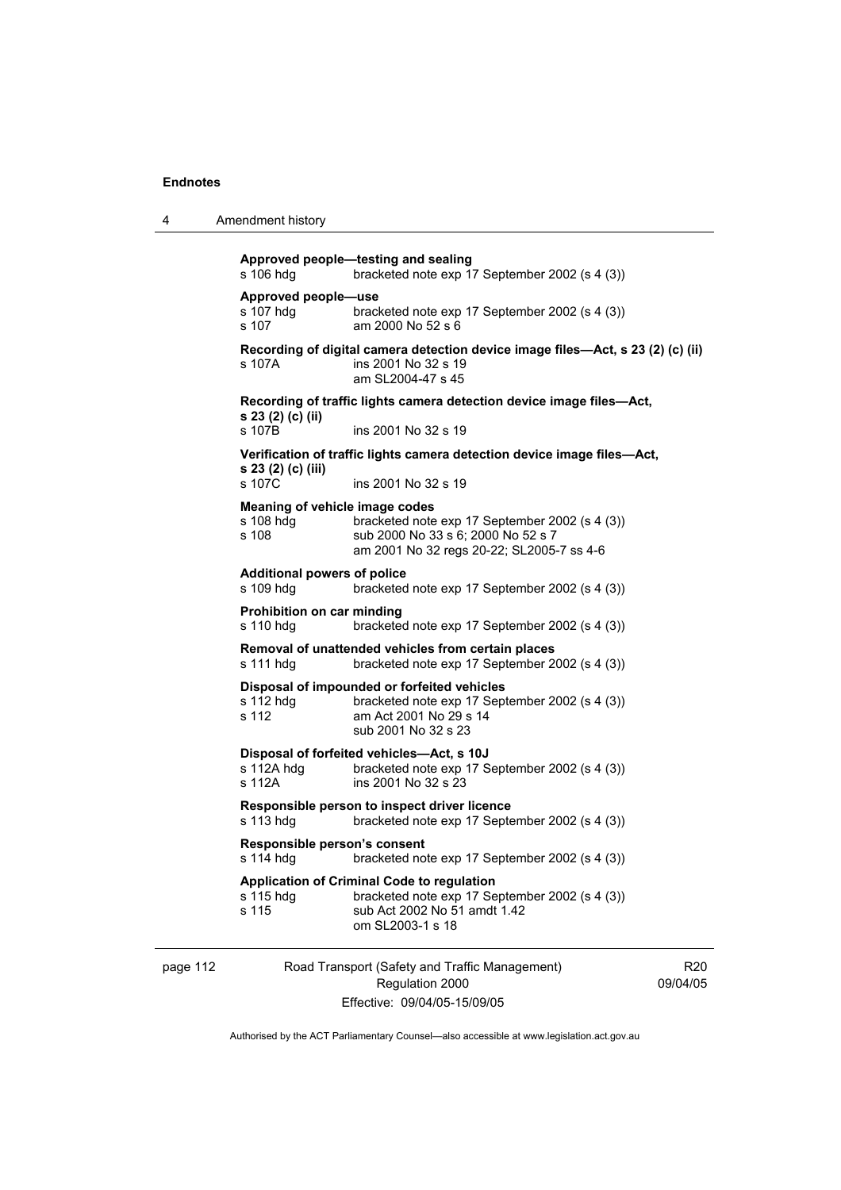**Approved people—testing and sealing**
s 106 hdg bracketed note exp 17 September 2002 (s 4 (3))

**Approved people—use**
s 107 hdg bracketed note exp 17 September 2002 (s 4 (3))
s 107 am 2000 No 52 s 6

**Recording of digital camera detection device image files—Act, s 23 (2) (c) (ii)**
s 107A ins 2001 No 32 s 19
am SL2004-47 s 45

**Recording of traffic lights camera detection device image files—Act, s 23 (2) (c) (ii)**
s 107B ins 2001 No 32 s 19

**Verification of traffic lights camera detection device image files—Act, s 23 (2) (c) (iii)**
s 107C ins 2001 No 32 s 19

**Meaning of vehicle image codes**
s 108 hdg bracketed note exp 17 September 2002 (s 4 (3))
s 108 sub 2000 No 33 s 6; 2000 No 52 s 7
am 2001 No 32 regs 20-22; SL2005-7 ss 4-6

**Additional powers of police**
s 109 hdg bracketed note exp 17 September 2002 (s 4 (3))

**Prohibition on car minding**
s 110 hdg bracketed note exp 17 September 2002 (s 4 (3))

**Removal of unattended vehicles from certain places**
s 111 hdg bracketed note exp 17 September 2002 (s 4 (3))

**Disposal of impounded or forfeited vehicles**
s 112 hdg bracketed note exp 17 September 2002 (s 4 (3))
s 112 am Act 2001 No 29 s 14
sub 2001 No 32 s 23

**Disposal of forfeited vehicles—Act, s 10J**
s 112A hdg bracketed note exp 17 September 2002 (s 4 (3))
s 112A ins 2001 No 32 s 23

**Responsible person to inspect driver licence**
s 113 hdg bracketed note exp 17 September 2002 (s 4 (3))

**Responsible person's consent**
s 114 hdg bracketed note exp 17 September 2002 (s 4 (3))

**Application of Criminal Code to regulation**
s 115 hdg bracketed note exp 17 September 2002 (s 4 (3))
s 115 sub Act 2002 No 51 amdt 1.42
om SL2003-1 s 18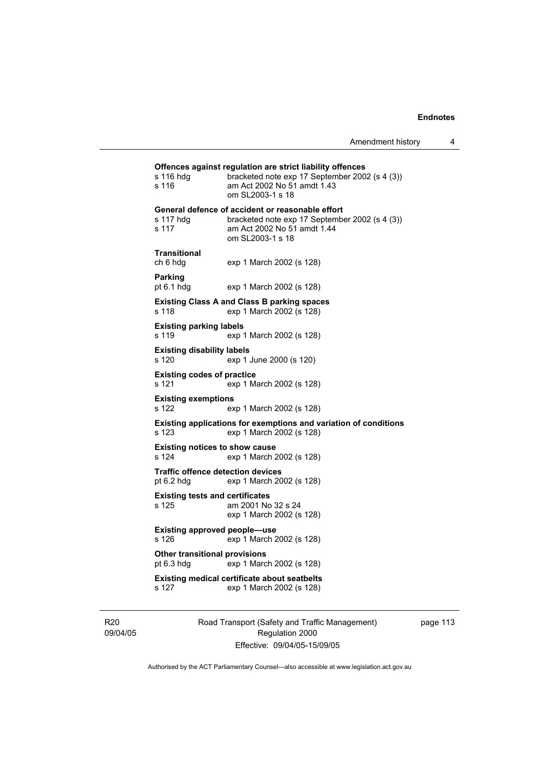**Offences against regulation are strict liability offences**

| | |
|---|---|
| s 116 hdg | bracketed note exp 17 September 2002 (s 4 (3)) |
| s 116 | am Act 2002 No 51 amdt 1.43<br>om SL2003-1 s 18 |

**General defence of accident or reasonable effort**

| | |
|---|---|
| s 117 hdg | bracketed note exp 17 September 2002 (s 4 (3)) |
| s 117 | am Act 2002 No 51 amdt 1.44<br>om SL2003-1 s 18 |

**Transitional**

| | |
|---|---|
| ch 6 hdg | exp 1 March 2002 (s 128) |

**Parking**

| | |
|---|---|
| pt 6.1 hdg | exp 1 March 2002 (s 128) |

**Existing Class A and Class B parking spaces**

| | |
|---|---|
| s 118 | exp 1 March 2002 (s 128) |

**Existing parking labels**

| | |
|---|---|
| s 119 | exp 1 March 2002 (s 128) |

**Existing disability labels**

| | |
|---|---|
| s 120 | exp 1 June 2000 (s 120) |

**Existing codes of practice**

| | |
|---|---|
| s 121 | exp 1 March 2002 (s 128) |

**Existing exemptions**

| | |
|---|---|
| s 122 | exp 1 March 2002 (s 128) |

**Existing applications for exemptions and variation of conditions**

| | |
|---|---|
| s 123 | exp 1 March 2002 (s 128) |

**Existing notices to show cause**

| | |
|---|---|
| s 124 | exp 1 March 2002 (s 128) |

**Traffic offence detection devices**

| | |
|---|---|
| pt 6.2 hdg | exp 1 March 2002 (s 128) |

**Existing tests and certificates**

| | |
|---|---|
| s 125 | am 2001 No 32 s 24<br>exp 1 March 2002 (s 128) |

**Existing approved people—use**

| | |
|---|---|
| s 126 | exp 1 March 2002 (s 128) |

**Other transitional provisions**

| | |
|---|---|
| pt 6.3 hdg | exp 1 March 2002 (s 128) |

**Existing medical certificate about seatbelts**

| | |
|---|---|
| s 127 | exp 1 March 2002 (s 128) |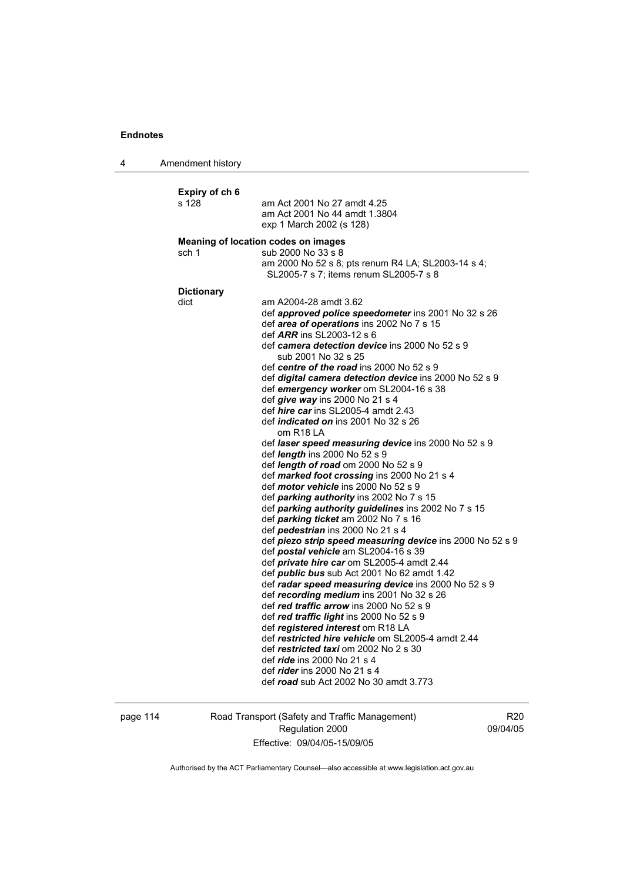**Expiry of ch 6**

s 128 am Act 2001 No 27 amdt 4.25
am Act 2001 No 44 amdt 1.3804
exp 1 March 2002 (s 128)

**Meaning of location codes on images**

sch 1 sub 2000 No 33 s 8
am 2000 No 52 s 8; pts renum R4 LA; SL2003-14 s 4; SL2005-7 s 7; items renum SL2005-7 s 8

**Dictionary**

dict am A2004-28 amdt 3.62
def ***approved police speedometer*** ins 2001 No 32 s 26
def ***area of operations*** ins 2002 No 7 s 15
def ***ARR*** ins SL2003-12 s 6
def ***camera detection device*** ins 2000 No 52 s 9
sub 2001 No 32 s 25
def ***centre of the road*** ins 2000 No 52 s 9
def ***digital camera detection device*** ins 2000 No 52 s 9
def ***emergency worker*** om SL2004-16 s 38
def ***give way*** ins 2000 No 21 s 4
def ***hire car*** ins SL2005-4 amdt 2.43
def ***indicated on*** ins 2001 No 32 s 26
om R18 LA
def ***laser speed measuring device*** ins 2000 No 52 s 9
def ***length*** ins 2000 No 52 s 9
def ***length of road*** om 2000 No 52 s 9
def ***marked foot crossing*** ins 2000 No 21 s 4
def ***motor vehicle*** ins 2000 No 52 s 9
def ***parking authority*** ins 2002 No 7 s 15
def ***parking authority guidelines*** ins 2002 No 7 s 15
def ***parking ticket*** am 2002 No 7 s 16
def ***pedestrian*** ins 2000 No 21 s 4
def ***piezo strip speed measuring device*** ins 2000 No 52 s 9
def ***postal vehicle*** am SL2004-16 s 39
def ***private hire car*** om SL2005-4 amdt 2.44
def ***public bus*** sub Act 2001 No 62 amdt 1.42
def ***radar speed measuring device*** ins 2000 No 52 s 9
def ***recording medium*** ins 2001 No 32 s 26
def ***red traffic arrow*** ins 2000 No 52 s 9
def ***red traffic light*** ins 2000 No 52 s 9
def ***registered interest*** om R18 LA
def ***restricted hire vehicle*** om SL2005-4 amdt 2.44
def ***restricted taxi*** om 2002 No 2 s 30
def ***ride*** ins 2000 No 21 s 4
def ***rider*** ins 2000 No 21 s 4
def ***road*** sub Act 2002 No 30 amdt 3.773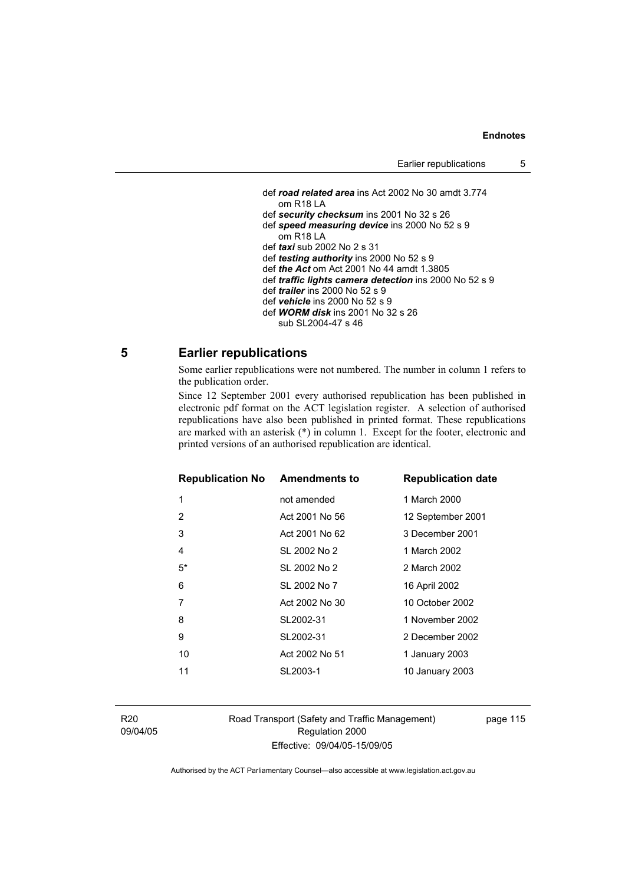def ***road related area*** ins Act 2002 No 30 amdt 3.774
om R18 LA
def ***security checksum*** ins 2001 No 32 s 26
def ***speed measuring device*** ins 2000 No 52 s 9
om R18 LA
def ***taxi*** sub 2002 No 2 s 31
def ***testing authority*** ins 2000 No 52 s 9
def ***the Act*** om Act 2001 No 44 amdt 1.3805
def ***traffic lights camera detection*** ins 2000 No 52 s 9
def ***trailer*** ins 2000 No 52 s 9
def ***vehicle*** ins 2000 No 52 s 9
def ***WORM disk*** ins 2001 No 32 s 26
sub SL2004-47 s 46

## 5 Earlier republications

Some earlier republications were not numbered. The number in column 1 refers to the publication order.

Since 12 September 2001 every authorised republication has been published in electronic pdf format on the ACT legislation register. A selection of authorised republications have also been published in printed format. These republications are marked with an asterisk (*) in column 1. Except for the footer, electronic and printed versions of an authorised republication are identical.

| Republication No | Amendments to | Republication date |
|---|---|---|
| 1 | not amended | 1 March 2000 |
| 2 | Act 2001 No 56 | 12 September 2001 |
| 3 | Act 2001 No 62 | 3 December 2001 |
| 4 | SL 2002 No 2 | 1 March 2002 |
| 5* | SL 2002 No 2 | 2 March 2002 |
| 6 | SL 2002 No 7 | 16 April 2002 |
| 7 | Act 2002 No 30 | 10 October 2002 |
| 8 | SL2002-31 | 1 November 2002 |
| 9 | SL2002-31 | 2 December 2002 |
| 10 | Act 2002 No 51 | 1 January 2003 |
| 11 | SL2003-1 | 10 January 2003 |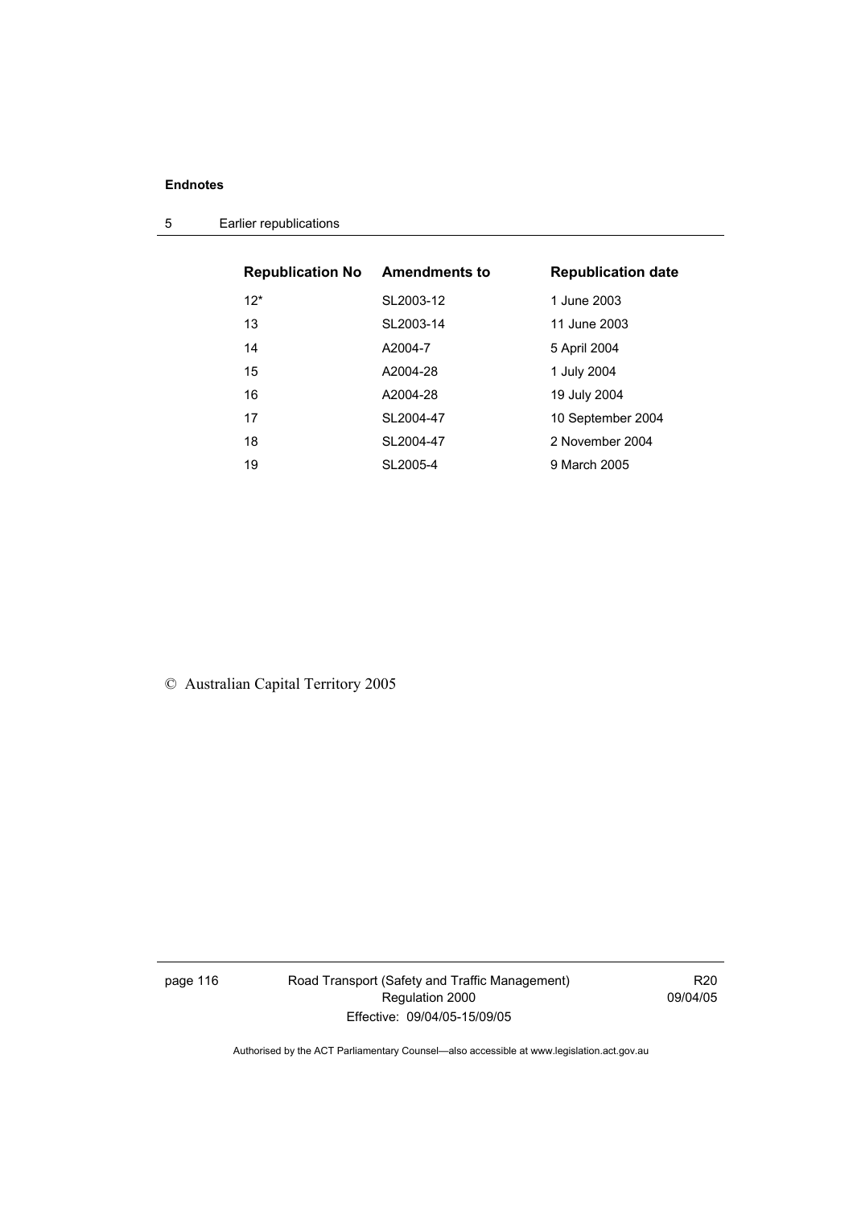| Republication No | Amendments to | Republication date |
|---|---|---|
| 12* | SL2003-12 | 1 June 2003 |
| 13 | SL2003-14 | 11 June 2003 |
| 14 | A2004-7 | 5 April 2004 |
| 15 | A2004-28 | 1 July 2004 |
| 16 | A2004-28 | 19 July 2004 |
| 17 | SL2004-47 | 10 September 2004 |
| 18 | SL2004-47 | 2 November 2004 |
| 19 | SL2005-4 | 9 March 2005 |

© Australian Capital Territory 2005